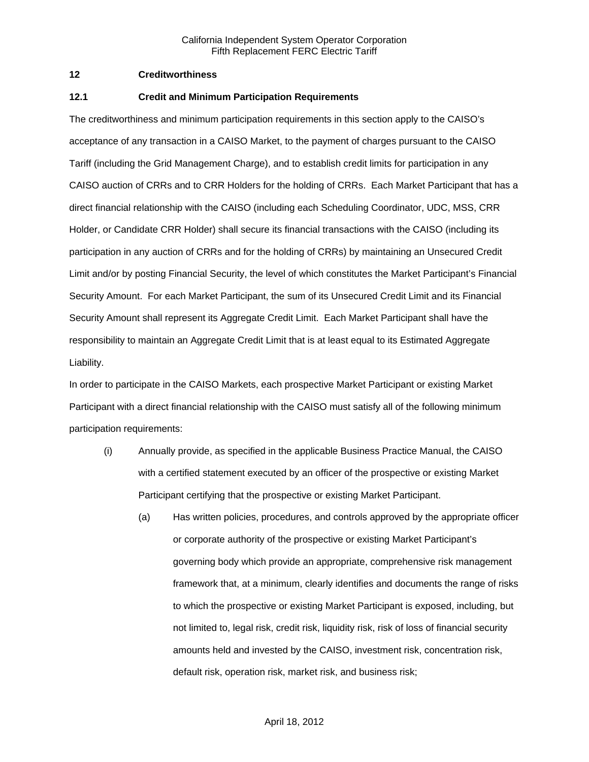## 12 Creditworthiness

### 12.1 Credit and Minimum Participation Requirements

The creditworthiness and minimum participation requirements in this section apply to the CAISO's acceptance of any transaction in a CAISO Market, to the payment of charges pursuant to the CAISO Tariff (including the Grid Management Charge), and to establish credit limits for participation in any CAISO auction of CRRs and to CRR Holders for the holding of CRRs. Each Market Participant that has a direct financial relationship with the CAISO (including each Scheduling Coordinator, UDC, MSS, CRR Holder, or Candidate CRR Holder) shall secure its financial transactions with the CAISO (including its participation in any auction of CRRs and for the holding of CRRs) by maintaining an Unsecured Credit Limit and/or by posting Financial Security, the level of which constitutes the Market Participant's Financial Security Amount. For each Market Participant, the sum of its Unsecured Credit Limit and its Financial Security Amount shall represent its Aggregate Credit Limit. Each Market Participant shall have the responsibility to maintain an Aggregate Credit Limit that is at least equal to its Estimated Aggregate Liability.

In order to participate in the CAISO Markets, each prospective Market Participant or existing Market Participant with a direct financial relationship with the CAISO must satisfy all of the following minimum participation requirements:

- (i) Annually provide, as specified in the applicable Business Practice Manual, the CAISO with a certified statement executed by an officer of the prospective or existing Market Participant certifying that the prospective or existing Market Participant.
  - (a) Has written policies, procedures, and controls approved by the appropriate officer or corporate authority of the prospective or existing Market Participant's governing body which provide an appropriate, comprehensive risk management framework that, at a minimum, clearly identifies and documents the range of risks to which the prospective or existing Market Participant is exposed, including, but not limited to, legal risk, credit risk, liquidity risk, risk of loss of financial security amounts held and invested by the CAISO, investment risk, concentration risk, default risk, operation risk, market risk, and business risk;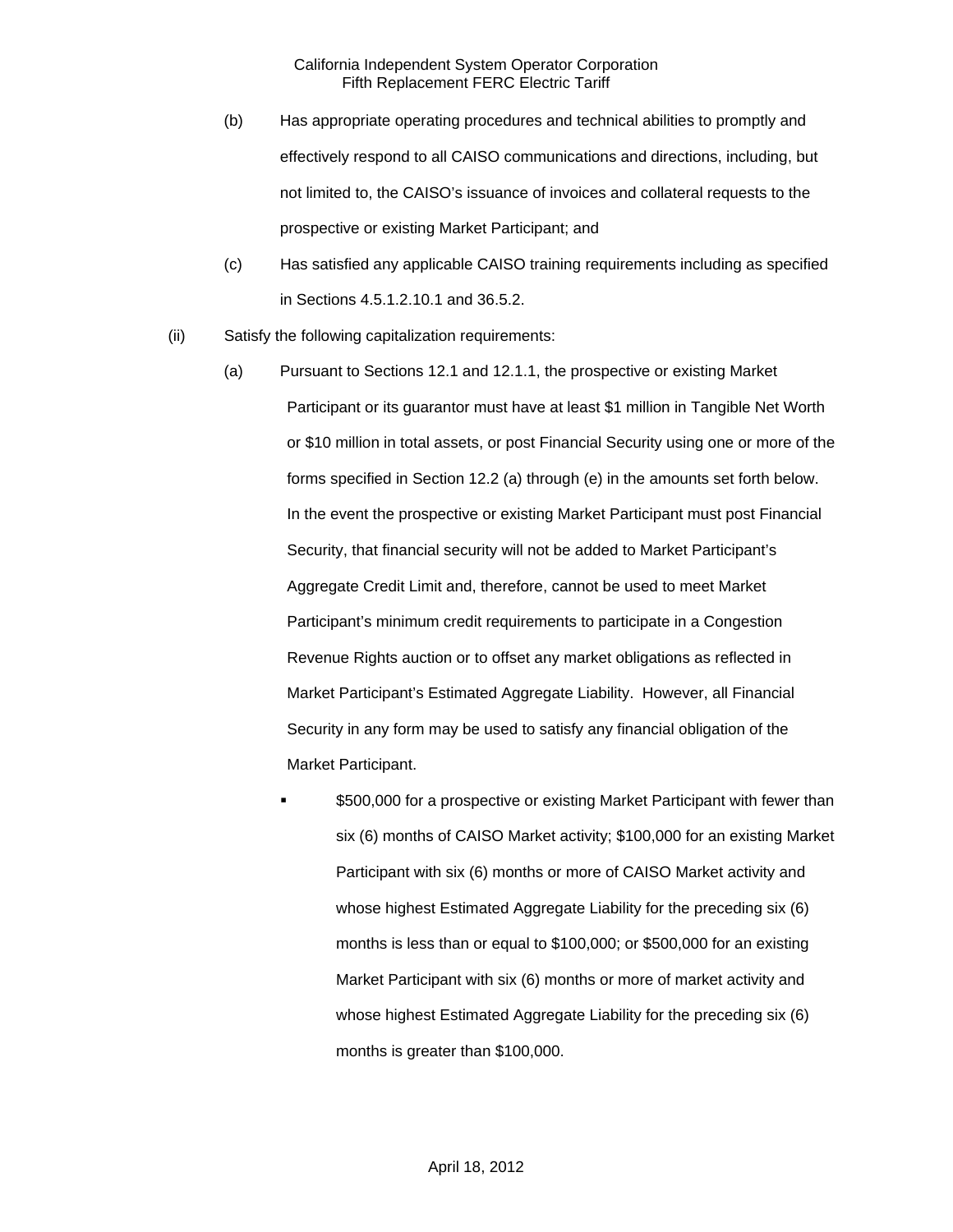(b) Has appropriate operating procedures and technical abilities to promptly and effectively respond to all CAISO communications and directions, including, but not limited to, the CAISO's issuance of invoices and collateral requests to the prospective or existing Market Participant; and

(c) Has satisfied any applicable CAISO training requirements including as specified in Sections 4.5.1.2.10.1 and 36.5.2.

(ii) Satisfy the following capitalization requirements:

(a) Pursuant to Sections 12.1 and 12.1.1, the prospective or existing Market Participant or its guarantor must have at least $1 million in Tangible Net Worth or $10 million in total assets, or post Financial Security using one or more of the forms specified in Section 12.2 (a) through (e) in the amounts set forth below. In the event the prospective or existing Market Participant must post Financial Security, that financial security will not be added to Market Participant's Aggregate Credit Limit and, therefore, cannot be used to meet Market Participant's minimum credit requirements to participate in a Congestion Revenue Rights auction or to offset any market obligations as reflected in Market Participant's Estimated Aggregate Liability. However, all Financial Security in any form may be used to satisfy any financial obligation of the Market Participant.

- $500,000 for a prospective or existing Market Participant with fewer than six (6) months of CAISO Market activity; $100,000 for an existing Market Participant with six (6) months or more of CAISO Market activity and whose highest Estimated Aggregate Liability for the preceding six (6) months is less than or equal to $100,000; or $500,000 for an existing Market Participant with six (6) months or more of market activity and whose highest Estimated Aggregate Liability for the preceding six (6) months is greater than $100,000.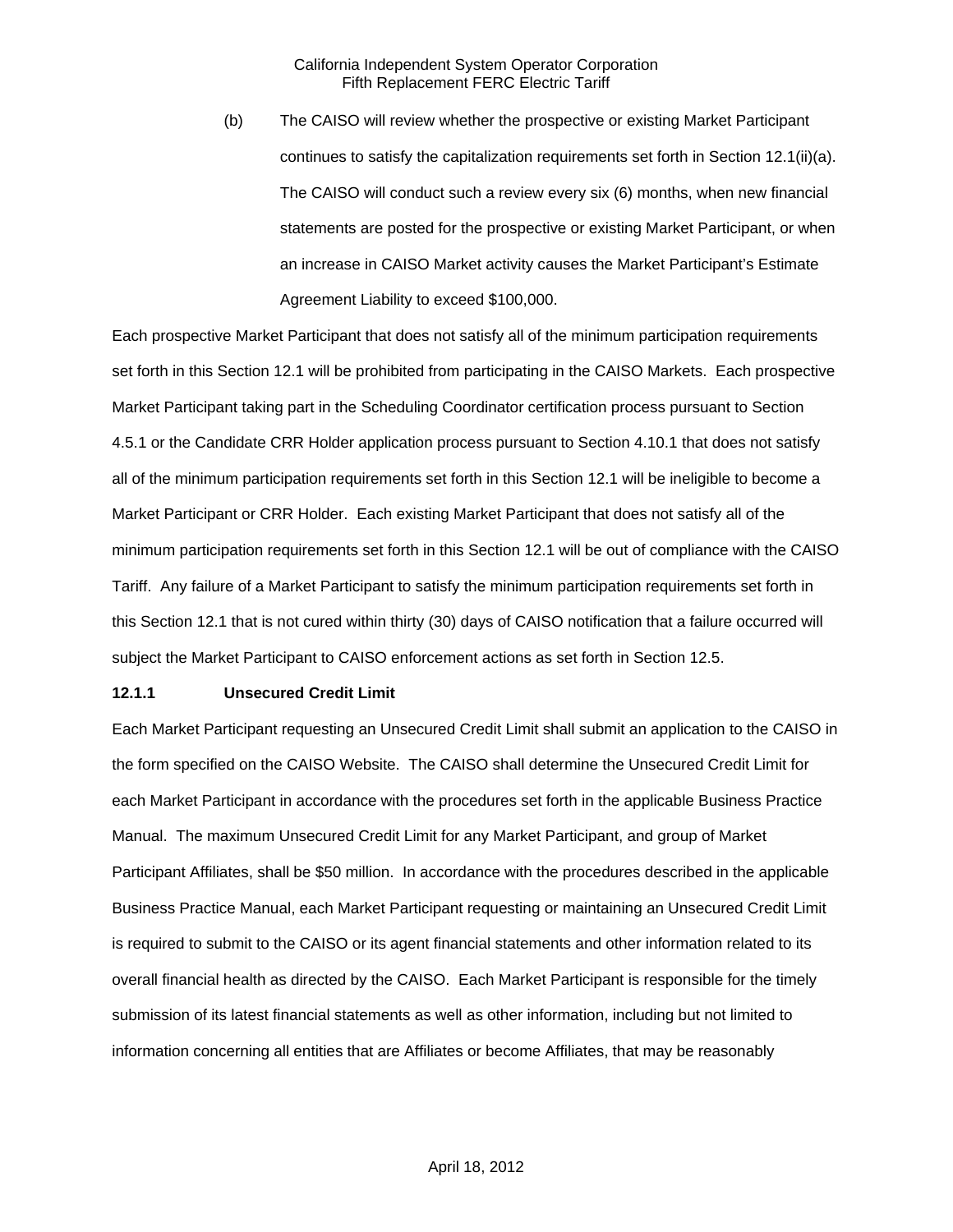(b) The CAISO will review whether the prospective or existing Market Participant continues to satisfy the capitalization requirements set forth in Section 12.1(ii)(a). The CAISO will conduct such a review every six (6) months, when new financial statements are posted for the prospective or existing Market Participant, or when an increase in CAISO Market activity causes the Market Participant's Estimate Agreement Liability to exceed $100,000.

Each prospective Market Participant that does not satisfy all of the minimum participation requirements set forth in this Section 12.1 will be prohibited from participating in the CAISO Markets. Each prospective Market Participant taking part in the Scheduling Coordinator certification process pursuant to Section 4.5.1 or the Candidate CRR Holder application process pursuant to Section 4.10.1 that does not satisfy all of the minimum participation requirements set forth in this Section 12.1 will be ineligible to become a Market Participant or CRR Holder. Each existing Market Participant that does not satisfy all of the minimum participation requirements set forth in this Section 12.1 will be out of compliance with the CAISO Tariff. Any failure of a Market Participant to satisfy the minimum participation requirements set forth in this Section 12.1 that is not cured within thirty (30) days of CAISO notification that a failure occurred will subject the Market Participant to CAISO enforcement actions as set forth in Section 12.5.

**12.1.1 Unsecured Credit Limit**

Each Market Participant requesting an Unsecured Credit Limit shall submit an application to the CAISO in the form specified on the CAISO Website. The CAISO shall determine the Unsecured Credit Limit for each Market Participant in accordance with the procedures set forth in the applicable Business Practice Manual. The maximum Unsecured Credit Limit for any Market Participant, and group of Market Participant Affiliates, shall be $50 million. In accordance with the procedures described in the applicable Business Practice Manual, each Market Participant requesting or maintaining an Unsecured Credit Limit is required to submit to the CAISO or its agent financial statements and other information related to its overall financial health as directed by the CAISO. Each Market Participant is responsible for the timely submission of its latest financial statements as well as other information, including but not limited to information concerning all entities that are Affiliates or become Affiliates, that may be reasonably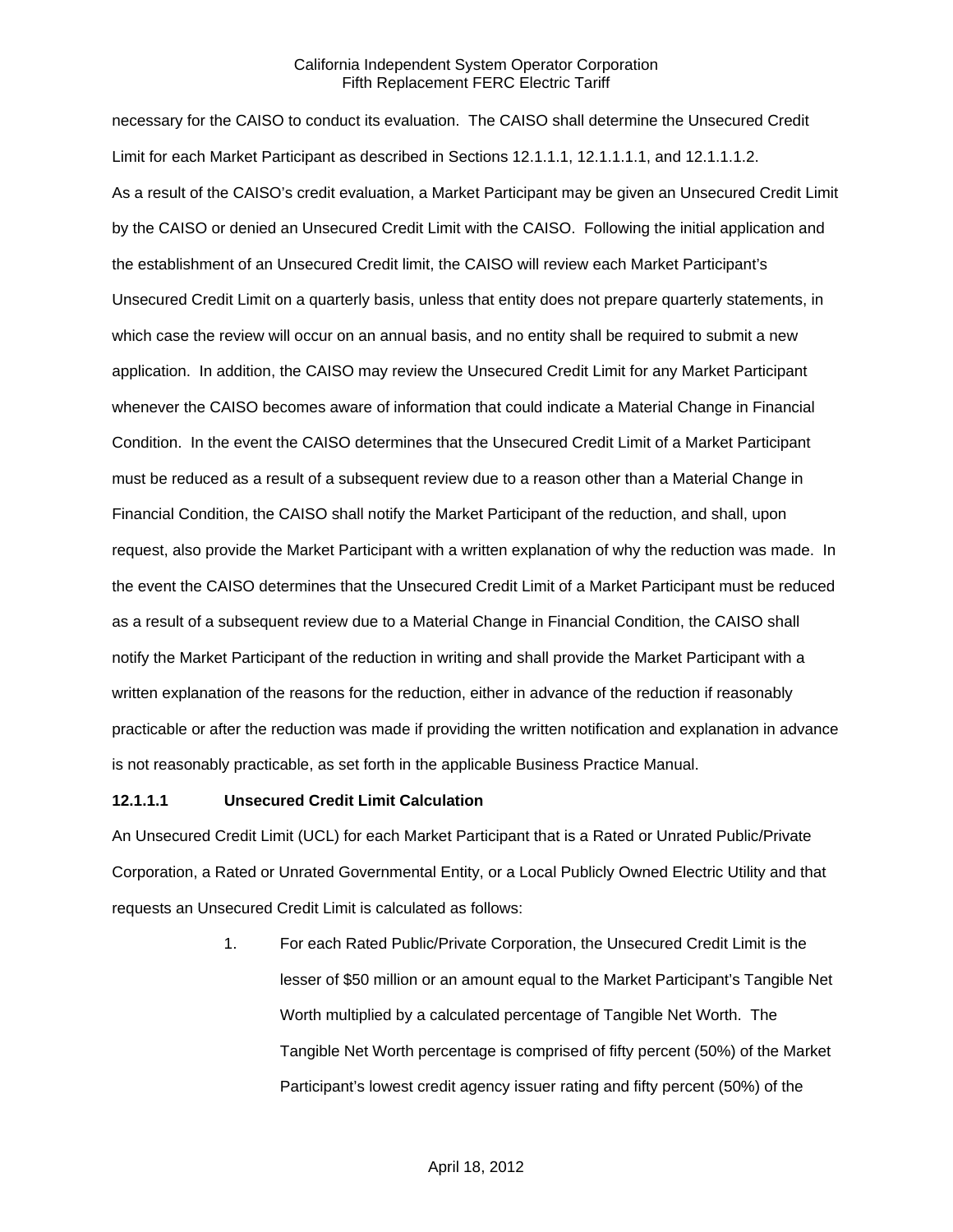necessary for the CAISO to conduct its evaluation. The CAISO shall determine the Unsecured Credit Limit for each Market Participant as described in Sections 12.1.1.1, 12.1.1.1.1, and 12.1.1.1.2.

As a result of the CAISO's credit evaluation, a Market Participant may be given an Unsecured Credit Limit by the CAISO or denied an Unsecured Credit Limit with the CAISO. Following the initial application and the establishment of an Unsecured Credit limit, the CAISO will review each Market Participant's Unsecured Credit Limit on a quarterly basis, unless that entity does not prepare quarterly statements, in which case the review will occur on an annual basis, and no entity shall be required to submit a new application. In addition, the CAISO may review the Unsecured Credit Limit for any Market Participant whenever the CAISO becomes aware of information that could indicate a Material Change in Financial Condition. In the event the CAISO determines that the Unsecured Credit Limit of a Market Participant must be reduced as a result of a subsequent review due to a reason other than a Material Change in Financial Condition, the CAISO shall notify the Market Participant of the reduction, and shall, upon request, also provide the Market Participant with a written explanation of why the reduction was made. In the event the CAISO determines that the Unsecured Credit Limit of a Market Participant must be reduced as a result of a subsequent review due to a Material Change in Financial Condition, the CAISO shall notify the Market Participant of the reduction in writing and shall provide the Market Participant with a written explanation of the reasons for the reduction, either in advance of the reduction if reasonably practicable or after the reduction was made if providing the written notification and explanation in advance is not reasonably practicable, as set forth in the applicable Business Practice Manual.

**12.1.1.1 Unsecured Credit Limit Calculation**

An Unsecured Credit Limit (UCL) for each Market Participant that is a Rated or Unrated Public/Private Corporation, a Rated or Unrated Governmental Entity, or a Local Publicly Owned Electric Utility and that requests an Unsecured Credit Limit is calculated as follows:

1. For each Rated Public/Private Corporation, the Unsecured Credit Limit is the lesser of \$50 million or an amount equal to the Market Participant's Tangible Net Worth multiplied by a calculated percentage of Tangible Net Worth. The Tangible Net Worth percentage is comprised of fifty percent (50%) of the Market Participant's lowest credit agency issuer rating and fifty percent (50%) of the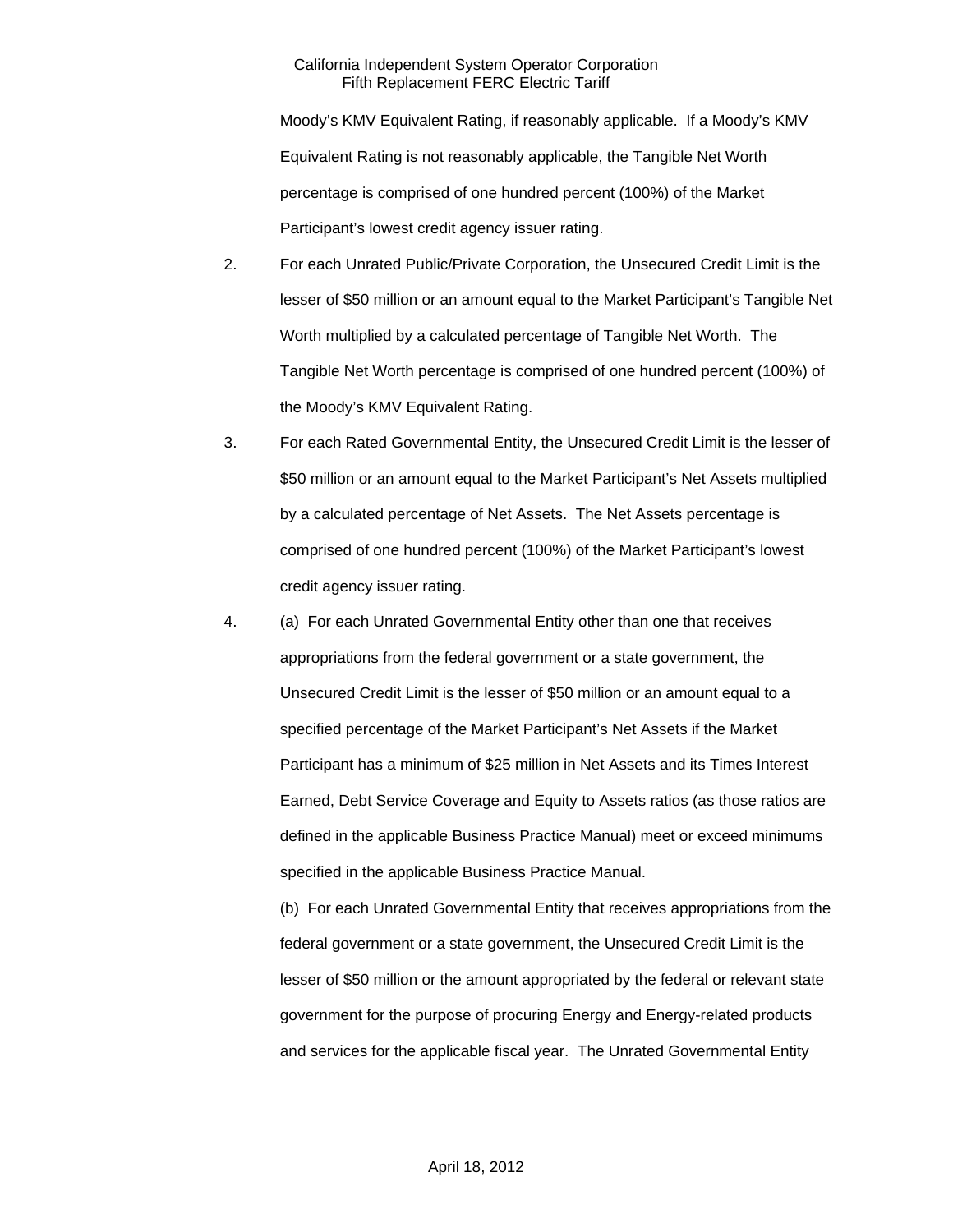Moody's KMV Equivalent Rating, if reasonably applicable. If a Moody's KMV Equivalent Rating is not reasonably applicable, the Tangible Net Worth percentage is comprised of one hundred percent (100%) of the Market Participant's lowest credit agency issuer rating.

2. For each Unrated Public/Private Corporation, the Unsecured Credit Limit is the lesser of $50 million or an amount equal to the Market Participant's Tangible Net Worth multiplied by a calculated percentage of Tangible Net Worth. The Tangible Net Worth percentage is comprised of one hundred percent (100%) of the Moody's KMV Equivalent Rating.

3. For each Rated Governmental Entity, the Unsecured Credit Limit is the lesser of $50 million or an amount equal to the Market Participant's Net Assets multiplied by a calculated percentage of Net Assets. The Net Assets percentage is comprised of one hundred percent (100%) of the Market Participant's lowest credit agency issuer rating.

4. (a) For each Unrated Governmental Entity other than one that receives appropriations from the federal government or a state government, the Unsecured Credit Limit is the lesser of $50 million or an amount equal to a specified percentage of the Market Participant's Net Assets if the Market Participant has a minimum of $25 million in Net Assets and its Times Interest Earned, Debt Service Coverage and Equity to Assets ratios (as those ratios are defined in the applicable Business Practice Manual) meet or exceed minimums specified in the applicable Business Practice Manual.

   (b) For each Unrated Governmental Entity that receives appropriations from the federal government or a state government, the Unsecured Credit Limit is the lesser of $50 million or the amount appropriated by the federal or relevant state government for the purpose of procuring Energy and Energy-related products and services for the applicable fiscal year. The Unrated Governmental Entity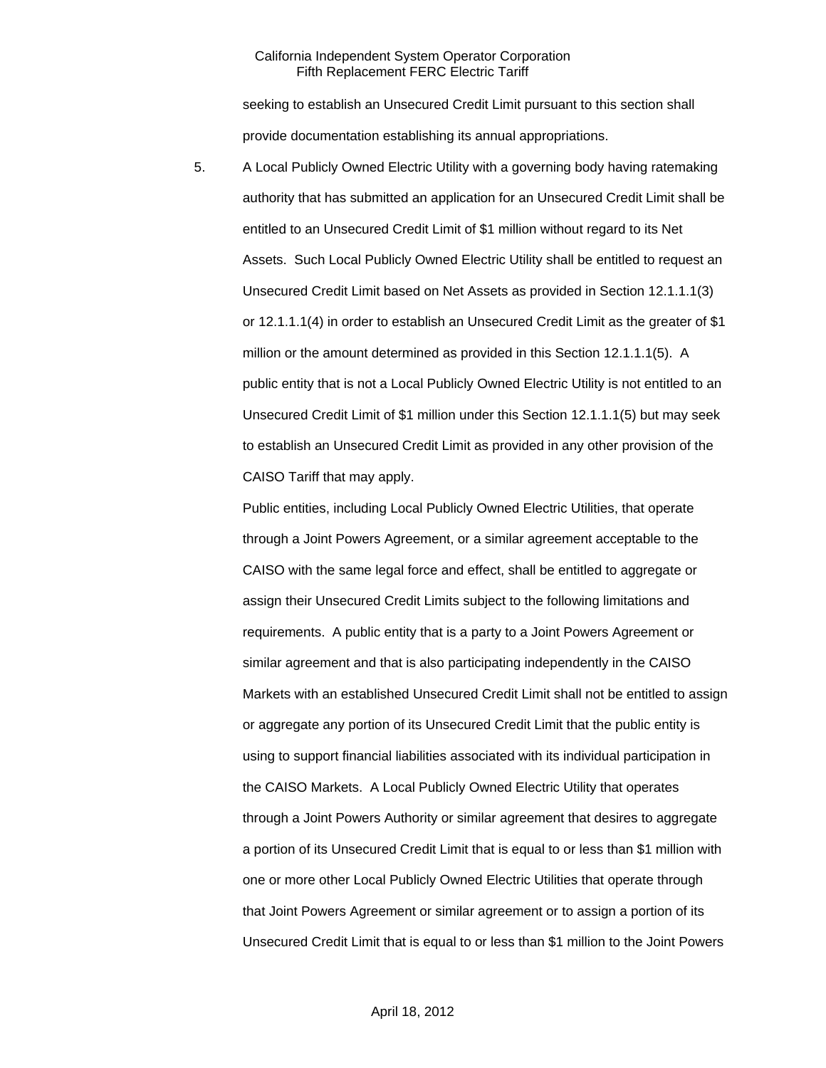seeking to establish an Unsecured Credit Limit pursuant to this section shall provide documentation establishing its annual appropriations.

5. A Local Publicly Owned Electric Utility with a governing body having ratemaking authority that has submitted an application for an Unsecured Credit Limit shall be entitled to an Unsecured Credit Limit of $1 million without regard to its Net Assets. Such Local Publicly Owned Electric Utility shall be entitled to request an Unsecured Credit Limit based on Net Assets as provided in Section 12.1.1.1(3) or 12.1.1.1(4) in order to establish an Unsecured Credit Limit as the greater of $1 million or the amount determined as provided in this Section 12.1.1.1(5). A public entity that is not a Local Publicly Owned Electric Utility is not entitled to an Unsecured Credit Limit of $1 million under this Section 12.1.1.1(5) but may seek to establish an Unsecured Credit Limit as provided in any other provision of the CAISO Tariff that may apply.

   Public entities, including Local Publicly Owned Electric Utilities, that operate through a Joint Powers Agreement, or a similar agreement acceptable to the CAISO with the same legal force and effect, shall be entitled to aggregate or assign their Unsecured Credit Limits subject to the following limitations and requirements. A public entity that is a party to a Joint Powers Agreement or similar agreement and that is also participating independently in the CAISO Markets with an established Unsecured Credit Limit shall not be entitled to assign or aggregate any portion of its Unsecured Credit Limit that the public entity is using to support financial liabilities associated with its individual participation in the CAISO Markets. A Local Publicly Owned Electric Utility that operates through a Joint Powers Authority or similar agreement that desires to aggregate a portion of its Unsecured Credit Limit that is equal to or less than $1 million with one or more other Local Publicly Owned Electric Utilities that operate through that Joint Powers Agreement or similar agreement or to assign a portion of its Unsecured Credit Limit that is equal to or less than $1 million to the Joint Powers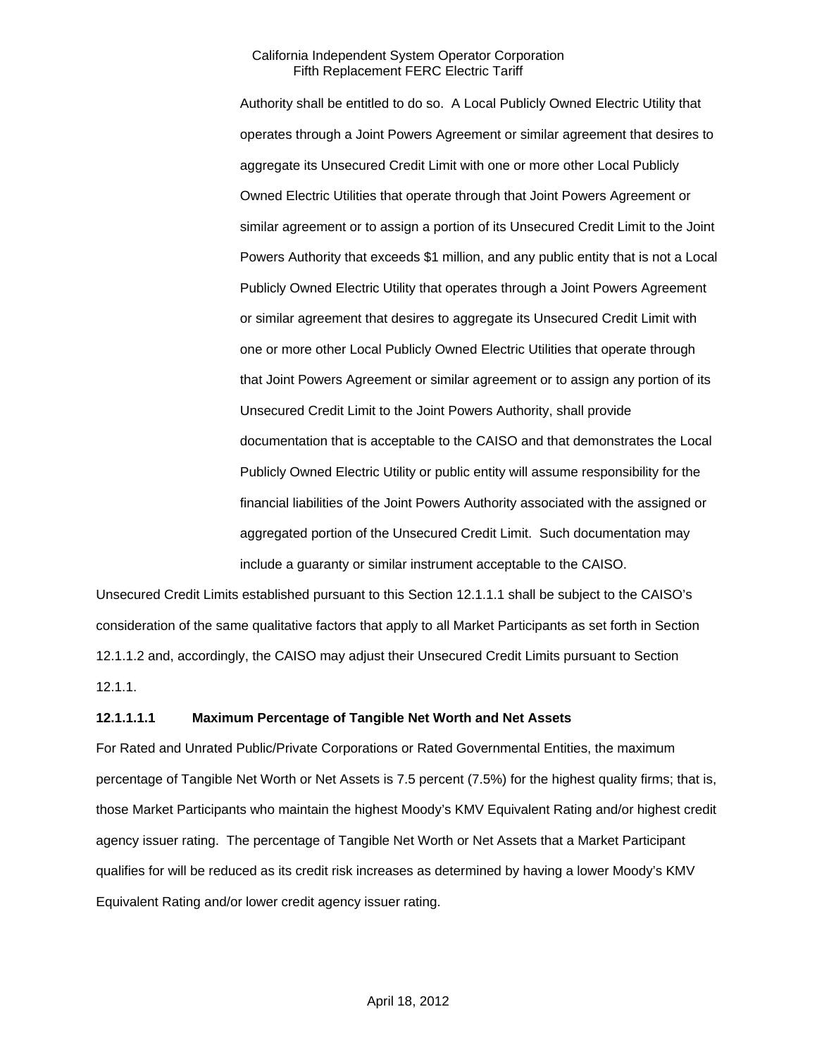Authority shall be entitled to do so. A Local Publicly Owned Electric Utility that operates through a Joint Powers Agreement or similar agreement that desires to aggregate its Unsecured Credit Limit with one or more other Local Publicly Owned Electric Utilities that operate through that Joint Powers Agreement or similar agreement or to assign a portion of its Unsecured Credit Limit to the Joint Powers Authority that exceeds $1 million, and any public entity that is not a Local Publicly Owned Electric Utility that operates through a Joint Powers Agreement or similar agreement that desires to aggregate its Unsecured Credit Limit with one or more other Local Publicly Owned Electric Utilities that operate through that Joint Powers Agreement or similar agreement or to assign any portion of its Unsecured Credit Limit to the Joint Powers Authority, shall provide documentation that is acceptable to the CAISO and that demonstrates the Local Publicly Owned Electric Utility or public entity will assume responsibility for the financial liabilities of the Joint Powers Authority associated with the assigned or aggregated portion of the Unsecured Credit Limit. Such documentation may include a guaranty or similar instrument acceptable to the CAISO.

Unsecured Credit Limits established pursuant to this Section 12.1.1.1 shall be subject to the CAISO's consideration of the same qualitative factors that apply to all Market Participants as set forth in Section 12.1.1.2 and, accordingly, the CAISO may adjust their Unsecured Credit Limits pursuant to Section 12.1.1.

**12.1.1.1.1 Maximum Percentage of Tangible Net Worth and Net Assets**

For Rated and Unrated Public/Private Corporations or Rated Governmental Entities, the maximum percentage of Tangible Net Worth or Net Assets is 7.5 percent (7.5%) for the highest quality firms; that is, those Market Participants who maintain the highest Moody's KMV Equivalent Rating and/or highest credit agency issuer rating. The percentage of Tangible Net Worth or Net Assets that a Market Participant qualifies for will be reduced as its credit risk increases as determined by having a lower Moody's KMV Equivalent Rating and/or lower credit agency issuer rating.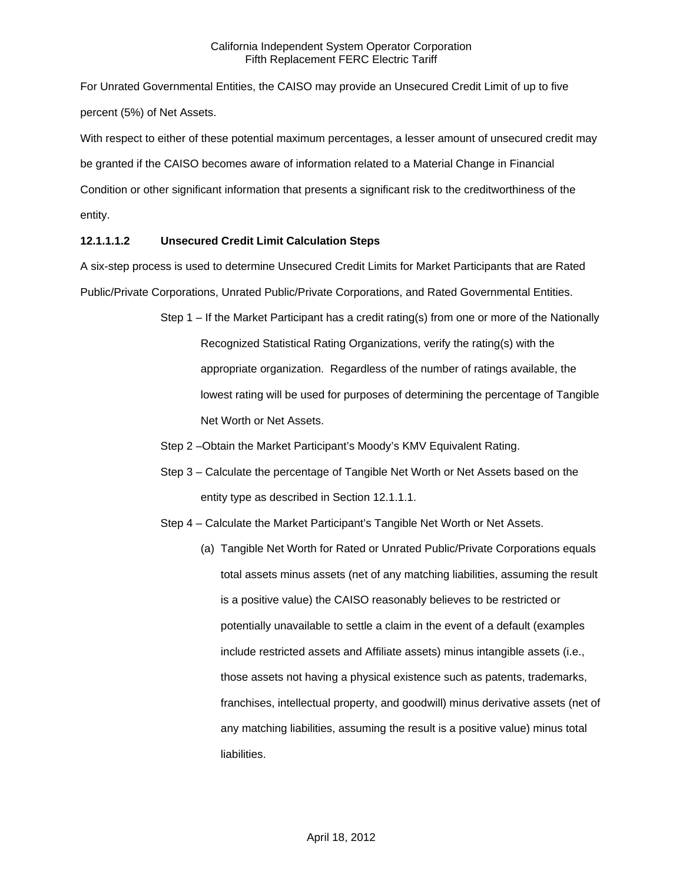For Unrated Governmental Entities, the CAISO may provide an Unsecured Credit Limit of up to five percent (5%) of Net Assets.

With respect to either of these potential maximum percentages, a lesser amount of unsecured credit may be granted if the CAISO becomes aware of information related to a Material Change in Financial Condition or other significant information that presents a significant risk to the creditworthiness of the entity.

**12.1.1.1.2 Unsecured Credit Limit Calculation Steps**

A six-step process is used to determine Unsecured Credit Limits for Market Participants that are Rated Public/Private Corporations, Unrated Public/Private Corporations, and Rated Governmental Entities.

Step 1 – If the Market Participant has a credit rating(s) from one or more of the Nationally Recognized Statistical Rating Organizations, verify the rating(s) with the appropriate organization. Regardless of the number of ratings available, the lowest rating will be used for purposes of determining the percentage of Tangible Net Worth or Net Assets.

Step 2 –Obtain the Market Participant's Moody's KMV Equivalent Rating.

Step 3 – Calculate the percentage of Tangible Net Worth or Net Assets based on the entity type as described in Section 12.1.1.1.

Step 4 – Calculate the Market Participant's Tangible Net Worth or Net Assets.

(a) Tangible Net Worth for Rated or Unrated Public/Private Corporations equals total assets minus assets (net of any matching liabilities, assuming the result is a positive value) the CAISO reasonably believes to be restricted or potentially unavailable to settle a claim in the event of a default (examples include restricted assets and Affiliate assets) minus intangible assets (i.e., those assets not having a physical existence such as patents, trademarks, franchises, intellectual property, and goodwill) minus derivative assets (net of any matching liabilities, assuming the result is a positive value) minus total liabilities.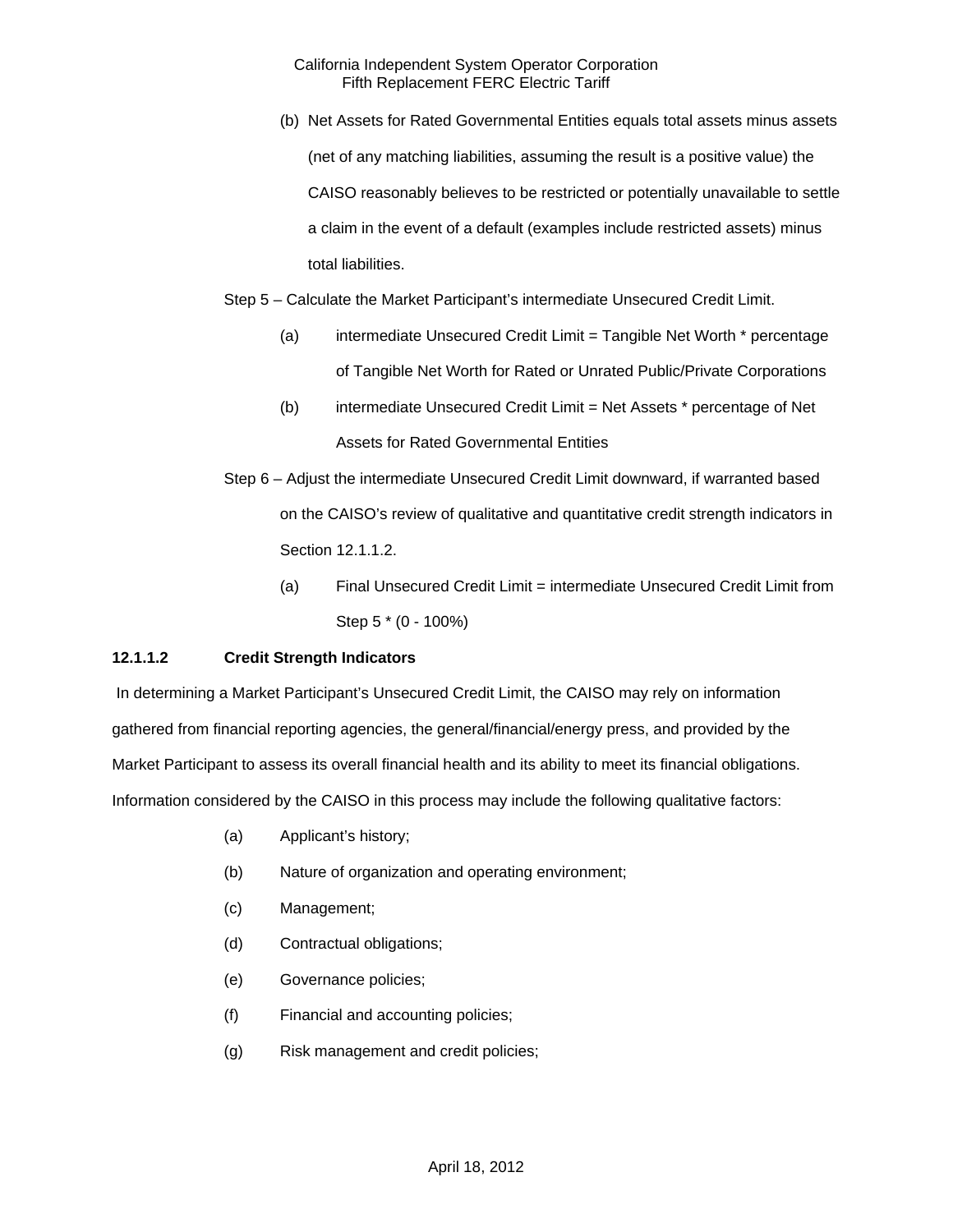(b) Net Assets for Rated Governmental Entities equals total assets minus assets (net of any matching liabilities, assuming the result is a positive value) the CAISO reasonably believes to be restricted or potentially unavailable to settle a claim in the event of a default (examples include restricted assets) minus total liabilities.

Step 5 – Calculate the Market Participant's intermediate Unsecured Credit Limit.

(a) intermediate Unsecured Credit Limit = Tangible Net Worth * percentage of Tangible Net Worth for Rated or Unrated Public/Private Corporations

(b) intermediate Unsecured Credit Limit = Net Assets * percentage of Net Assets for Rated Governmental Entities

Step 6 – Adjust the intermediate Unsecured Credit Limit downward, if warranted based on the CAISO's review of qualitative and quantitative credit strength indicators in Section 12.1.1.2.

(a) Final Unsecured Credit Limit = intermediate Unsecured Credit Limit from Step 5 * (0 - 100%)

**12.1.1.2 Credit Strength Indicators**

In determining a Market Participant's Unsecured Credit Limit, the CAISO may rely on information gathered from financial reporting agencies, the general/financial/energy press, and provided by the Market Participant to assess its overall financial health and its ability to meet its financial obligations. Information considered by the CAISO in this process may include the following qualitative factors:

(a) Applicant's history;

(b) Nature of organization and operating environment;

(c) Management;

(d) Contractual obligations;

(e) Governance policies;

(f) Financial and accounting policies;

(g) Risk management and credit policies;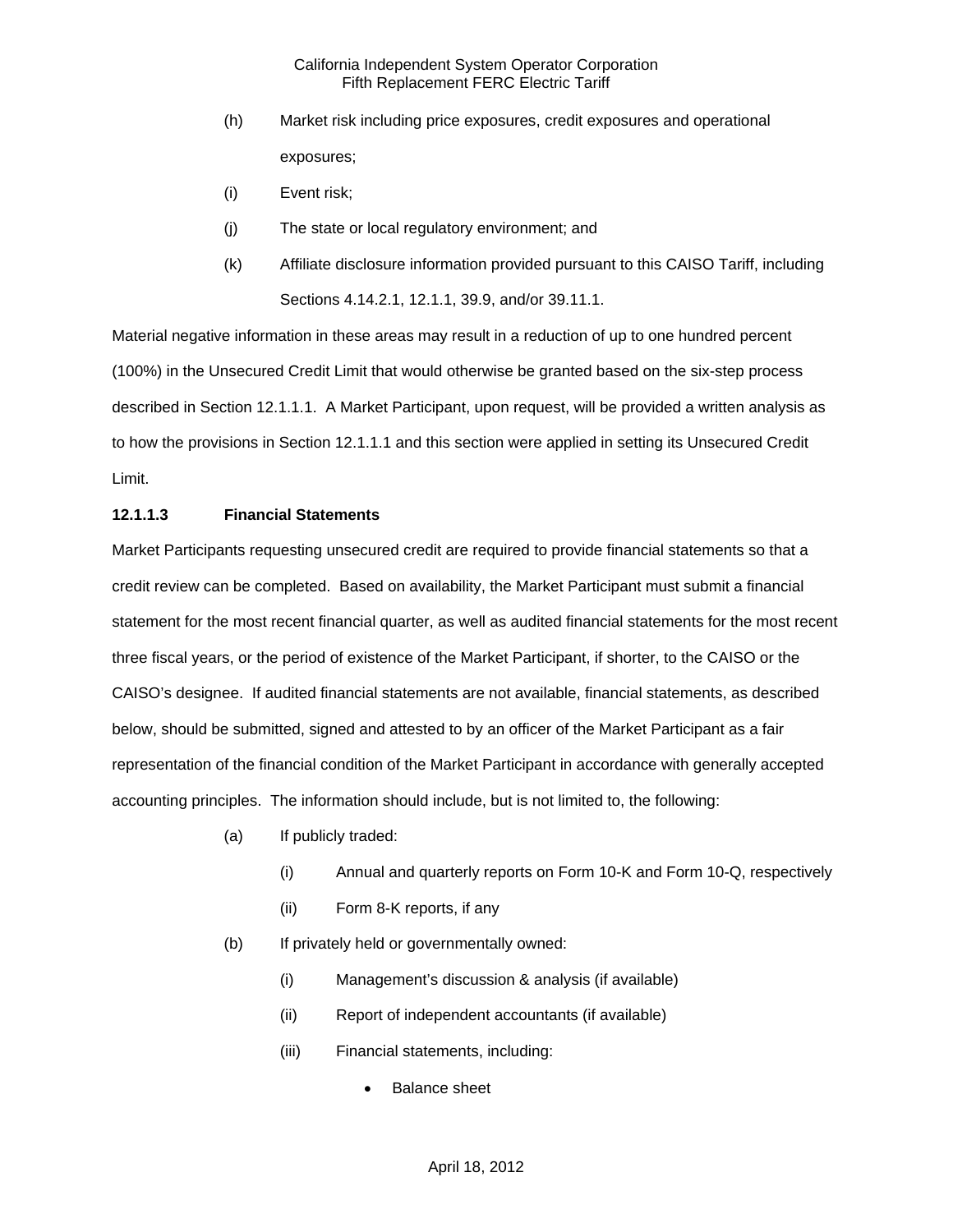(h) Market risk including price exposures, credit exposures and operational exposures;

(i) Event risk;

(j) The state or local regulatory environment; and

(k) Affiliate disclosure information provided pursuant to this CAISO Tariff, including Sections 4.14.2.1, 12.1.1, 39.9, and/or 39.11.1.

Material negative information in these areas may result in a reduction of up to one hundred percent (100%) in the Unsecured Credit Limit that would otherwise be granted based on the six-step process described in Section 12.1.1.1. A Market Participant, upon request, will be provided a written analysis as to how the provisions in Section 12.1.1.1 and this section were applied in setting its Unsecured Credit Limit.

**12.1.1.3 Financial Statements**

Market Participants requesting unsecured credit are required to provide financial statements so that a credit review can be completed. Based on availability, the Market Participant must submit a financial statement for the most recent financial quarter, as well as audited financial statements for the most recent three fiscal years, or the period of existence of the Market Participant, if shorter, to the CAISO or the CAISO's designee. If audited financial statements are not available, financial statements, as described below, should be submitted, signed and attested to by an officer of the Market Participant as a fair representation of the financial condition of the Market Participant in accordance with generally accepted accounting principles. The information should include, but is not limited to, the following:

(a) If publicly traded:

(i) Annual and quarterly reports on Form 10-K and Form 10-Q, respectively

(ii) Form 8-K reports, if any

(b) If privately held or governmentally owned:

(i) Management's discussion & analysis (if available)

(ii) Report of independent accountants (if available)

(iii) Financial statements, including:

- Balance sheet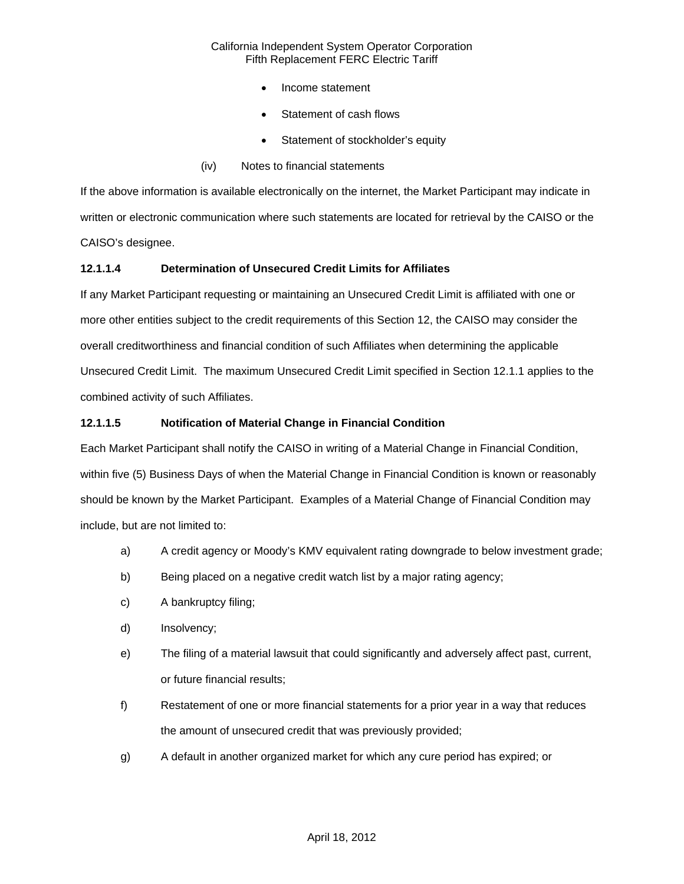- Income statement
- Statement of cash flows
- Statement of stockholder's equity

(iv) Notes to financial statements

If the above information is available electronically on the internet, the Market Participant may indicate in written or electronic communication where such statements are located for retrieval by the CAISO or the CAISO's designee.

**12.1.1.4 Determination of Unsecured Credit Limits for Affiliates**

If any Market Participant requesting or maintaining an Unsecured Credit Limit is affiliated with one or more other entities subject to the credit requirements of this Section 12, the CAISO may consider the overall creditworthiness and financial condition of such Affiliates when determining the applicable Unsecured Credit Limit. The maximum Unsecured Credit Limit specified in Section 12.1.1 applies to the combined activity of such Affiliates.

**12.1.1.5 Notification of Material Change in Financial Condition**

Each Market Participant shall notify the CAISO in writing of a Material Change in Financial Condition, within five (5) Business Days of when the Material Change in Financial Condition is known or reasonably should be known by the Market Participant. Examples of a Material Change of Financial Condition may include, but are not limited to:

a) A credit agency or Moody's KMV equivalent rating downgrade to below investment grade;

b) Being placed on a negative credit watch list by a major rating agency;

c) A bankruptcy filing;

d) Insolvency;

e) The filing of a material lawsuit that could significantly and adversely affect past, current, or future financial results;

f) Restatement of one or more financial statements for a prior year in a way that reduces the amount of unsecured credit that was previously provided;

g) A default in another organized market for which any cure period has expired; or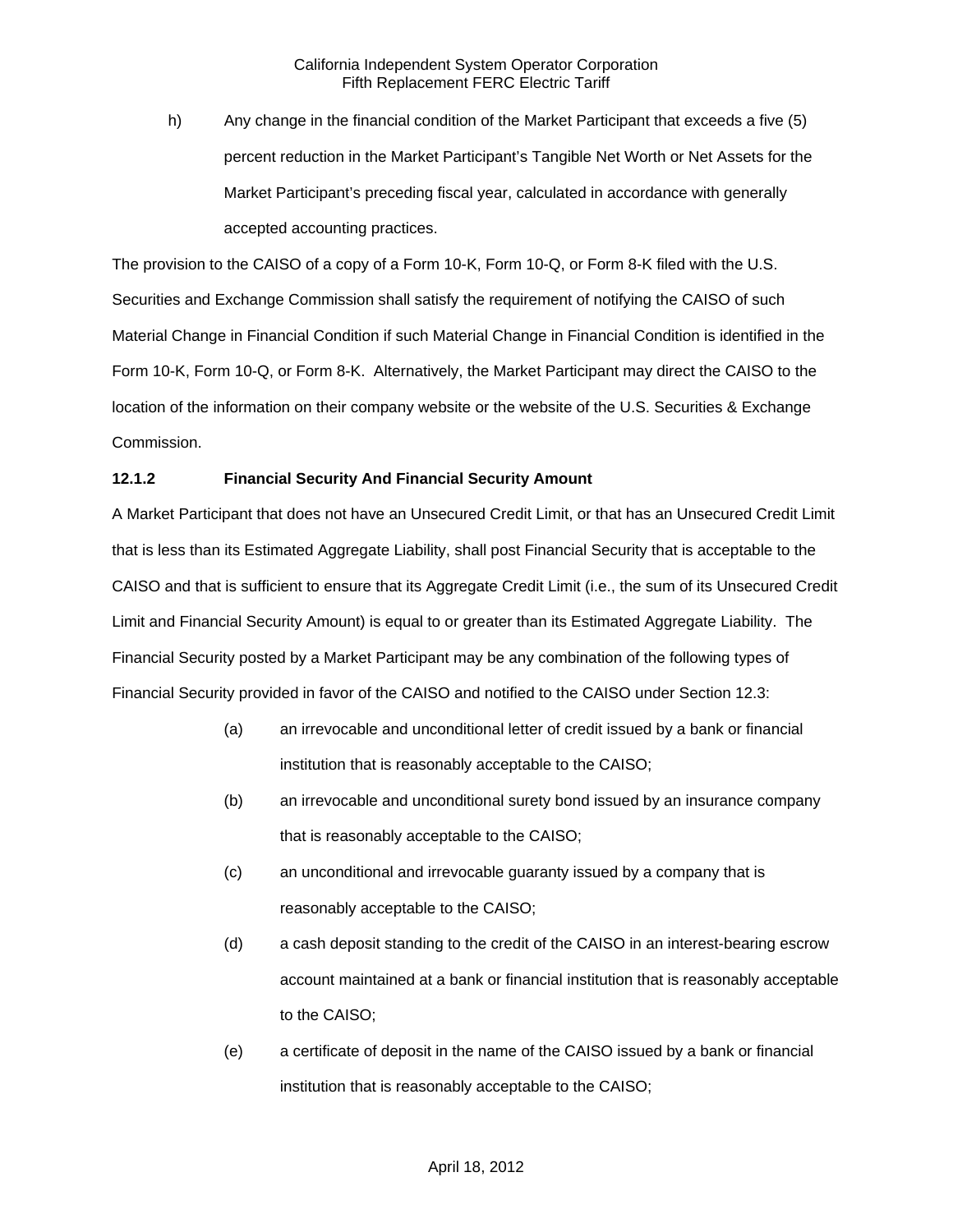h) Any change in the financial condition of the Market Participant that exceeds a five (5) percent reduction in the Market Participant's Tangible Net Worth or Net Assets for the Market Participant's preceding fiscal year, calculated in accordance with generally accepted accounting practices.

The provision to the CAISO of a copy of a Form 10-K, Form 10-Q, or Form 8-K filed with the U.S. Securities and Exchange Commission shall satisfy the requirement of notifying the CAISO of such Material Change in Financial Condition if such Material Change in Financial Condition is identified in the Form 10-K, Form 10-Q, or Form 8-K. Alternatively, the Market Participant may direct the CAISO to the location of the information on their company website or the website of the U.S. Securities & Exchange Commission.

**12.1.2 Financial Security And Financial Security Amount**

A Market Participant that does not have an Unsecured Credit Limit, or that has an Unsecured Credit Limit that is less than its Estimated Aggregate Liability, shall post Financial Security that is acceptable to the CAISO and that is sufficient to ensure that its Aggregate Credit Limit (i.e., the sum of its Unsecured Credit Limit and Financial Security Amount) is equal to or greater than its Estimated Aggregate Liability. The Financial Security posted by a Market Participant may be any combination of the following types of Financial Security provided in favor of the CAISO and notified to the CAISO under Section 12.3:

(a) an irrevocable and unconditional letter of credit issued by a bank or financial institution that is reasonably acceptable to the CAISO;

(b) an irrevocable and unconditional surety bond issued by an insurance company that is reasonably acceptable to the CAISO;

(c) an unconditional and irrevocable guaranty issued by a company that is reasonably acceptable to the CAISO;

(d) a cash deposit standing to the credit of the CAISO in an interest-bearing escrow account maintained at a bank or financial institution that is reasonably acceptable to the CAISO;

(e) a certificate of deposit in the name of the CAISO issued by a bank or financial institution that is reasonably acceptable to the CAISO;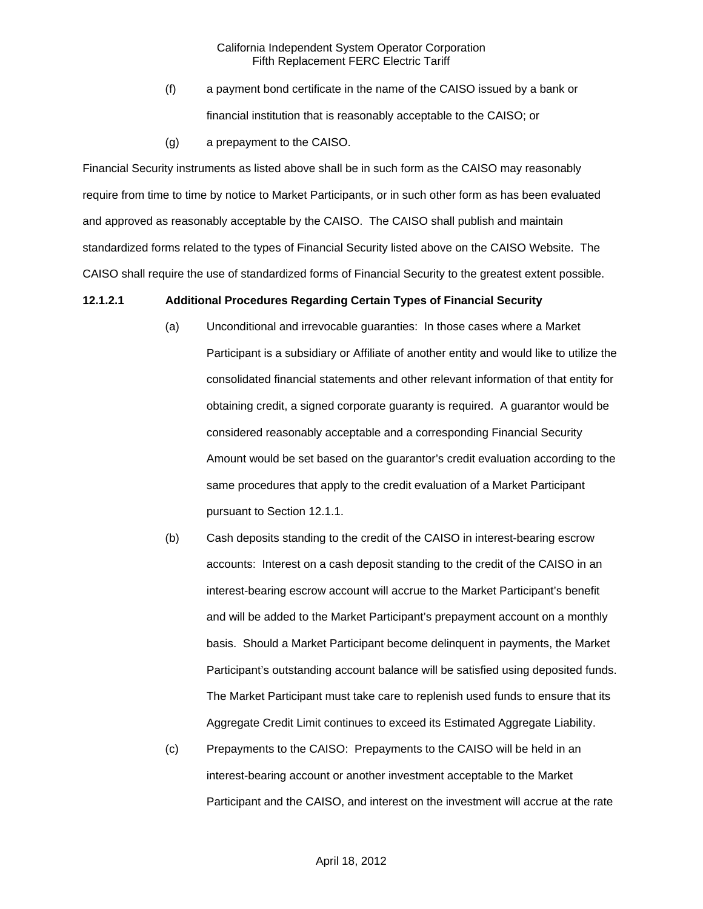(f) a payment bond certificate in the name of the CAISO issued by a bank or financial institution that is reasonably acceptable to the CAISO; or

(g) a prepayment to the CAISO.

Financial Security instruments as listed above shall be in such form as the CAISO may reasonably require from time to time by notice to Market Participants, or in such other form as has been evaluated and approved as reasonably acceptable by the CAISO. The CAISO shall publish and maintain standardized forms related to the types of Financial Security listed above on the CAISO Website. The CAISO shall require the use of standardized forms of Financial Security to the greatest extent possible.

**12.1.2.1 Additional Procedures Regarding Certain Types of Financial Security**

(a) Unconditional and irrevocable guaranties: In those cases where a Market Participant is a subsidiary or Affiliate of another entity and would like to utilize the consolidated financial statements and other relevant information of that entity for obtaining credit, a signed corporate guaranty is required. A guarantor would be considered reasonably acceptable and a corresponding Financial Security Amount would be set based on the guarantor's credit evaluation according to the same procedures that apply to the credit evaluation of a Market Participant pursuant to Section 12.1.1.

(b) Cash deposits standing to the credit of the CAISO in interest-bearing escrow accounts: Interest on a cash deposit standing to the credit of the CAISO in an interest-bearing escrow account will accrue to the Market Participant's benefit and will be added to the Market Participant's prepayment account on a monthly basis. Should a Market Participant become delinquent in payments, the Market Participant's outstanding account balance will be satisfied using deposited funds. The Market Participant must take care to replenish used funds to ensure that its Aggregate Credit Limit continues to exceed its Estimated Aggregate Liability.

(c) Prepayments to the CAISO: Prepayments to the CAISO will be held in an interest-bearing account or another investment acceptable to the Market Participant and the CAISO, and interest on the investment will accrue at the rate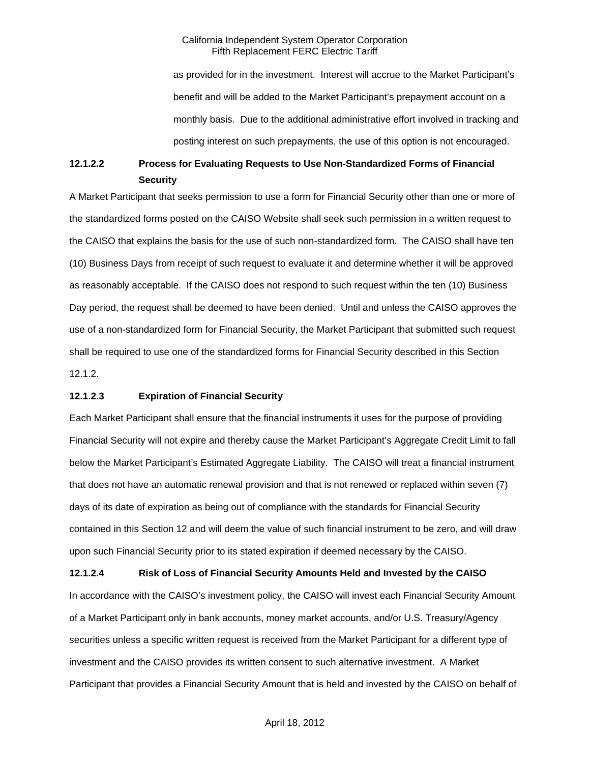as provided for in the investment. Interest will accrue to the Market Participant's benefit and will be added to the Market Participant's prepayment account on a monthly basis. Due to the additional administrative effort involved in tracking and posting interest on such prepayments, the use of this option is not encouraged.

**12.1.2.2 Process for Evaluating Requests to Use Non-Standardized Forms of Financial Security**

A Market Participant that seeks permission to use a form for Financial Security other than one or more of the standardized forms posted on the CAISO Website shall seek such permission in a written request to the CAISO that explains the basis for the use of such non-standardized form. The CAISO shall have ten (10) Business Days from receipt of such request to evaluate it and determine whether it will be approved as reasonably acceptable. If the CAISO does not respond to such request within the ten (10) Business Day period, the request shall be deemed to have been denied. Until and unless the CAISO approves the use of a non-standardized form for Financial Security, the Market Participant that submitted such request shall be required to use one of the standardized forms for Financial Security described in this Section 12.1.2.

**12.1.2.3 Expiration of Financial Security**

Each Market Participant shall ensure that the financial instruments it uses for the purpose of providing Financial Security will not expire and thereby cause the Market Participant's Aggregate Credit Limit to fall below the Market Participant's Estimated Aggregate Liability. The CAISO will treat a financial instrument that does not have an automatic renewal provision and that is not renewed or replaced within seven (7) days of its date of expiration as being out of compliance with the standards for Financial Security contained in this Section 12 and will deem the value of such financial instrument to be zero, and will draw upon such Financial Security prior to its stated expiration if deemed necessary by the CAISO.

**12.1.2.4 Risk of Loss of Financial Security Amounts Held and Invested by the CAISO**

In accordance with the CAISO's investment policy, the CAISO will invest each Financial Security Amount of a Market Participant only in bank accounts, money market accounts, and/or U.S. Treasury/Agency securities unless a specific written request is received from the Market Participant for a different type of investment and the CAISO provides its written consent to such alternative investment. A Market Participant that provides a Financial Security Amount that is held and invested by the CAISO on behalf of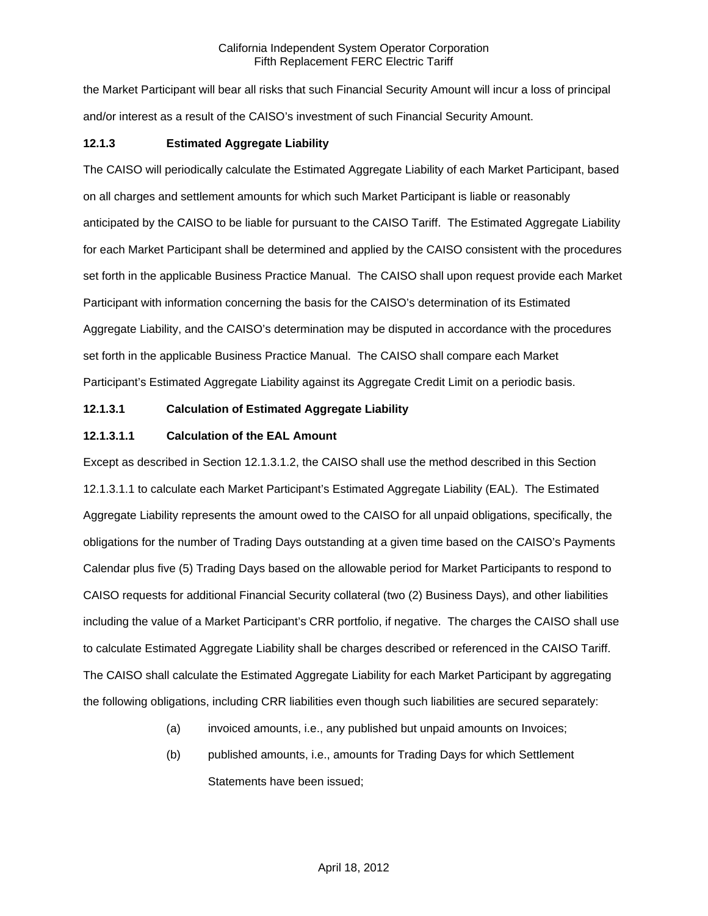the Market Participant will bear all risks that such Financial Security Amount will incur a loss of principal and/or interest as a result of the CAISO's investment of such Financial Security Amount.

**12.1.3 Estimated Aggregate Liability**

The CAISO will periodically calculate the Estimated Aggregate Liability of each Market Participant, based on all charges and settlement amounts for which such Market Participant is liable or reasonably anticipated by the CAISO to be liable for pursuant to the CAISO Tariff. The Estimated Aggregate Liability for each Market Participant shall be determined and applied by the CAISO consistent with the procedures set forth in the applicable Business Practice Manual. The CAISO shall upon request provide each Market Participant with information concerning the basis for the CAISO's determination of its Estimated Aggregate Liability, and the CAISO's determination may be disputed in accordance with the procedures set forth in the applicable Business Practice Manual. The CAISO shall compare each Market Participant's Estimated Aggregate Liability against its Aggregate Credit Limit on a periodic basis.

**12.1.3.1 Calculation of Estimated Aggregate Liability**

**12.1.3.1.1 Calculation of the EAL Amount**

Except as described in Section 12.1.3.1.2, the CAISO shall use the method described in this Section 12.1.3.1.1 to calculate each Market Participant's Estimated Aggregate Liability (EAL). The Estimated Aggregate Liability represents the amount owed to the CAISO for all unpaid obligations, specifically, the obligations for the number of Trading Days outstanding at a given time based on the CAISO's Payments Calendar plus five (5) Trading Days based on the allowable period for Market Participants to respond to CAISO requests for additional Financial Security collateral (two (2) Business Days), and other liabilities including the value of a Market Participant's CRR portfolio, if negative. The charges the CAISO shall use to calculate Estimated Aggregate Liability shall be charges described or referenced in the CAISO Tariff. The CAISO shall calculate the Estimated Aggregate Liability for each Market Participant by aggregating the following obligations, including CRR liabilities even though such liabilities are secured separately:

(a) invoiced amounts, i.e., any published but unpaid amounts on Invoices;

(b) published amounts, i.e., amounts for Trading Days for which Settlement Statements have been issued;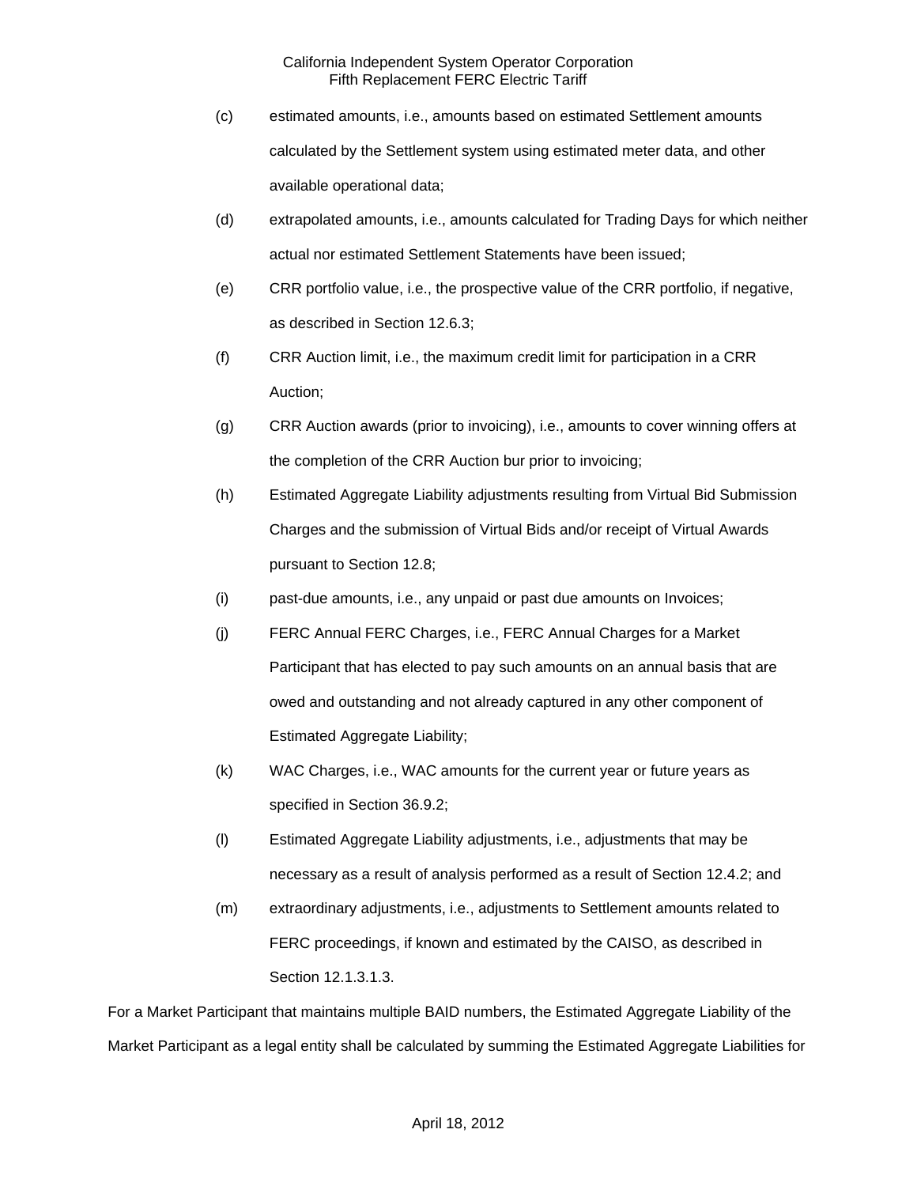(c) estimated amounts, i.e., amounts based on estimated Settlement amounts calculated by the Settlement system using estimated meter data, and other available operational data;

(d) extrapolated amounts, i.e., amounts calculated for Trading Days for which neither actual nor estimated Settlement Statements have been issued;

(e) CRR portfolio value, i.e., the prospective value of the CRR portfolio, if negative, as described in Section 12.6.3;

(f) CRR Auction limit, i.e., the maximum credit limit for participation in a CRR Auction;

(g) CRR Auction awards (prior to invoicing), i.e., amounts to cover winning offers at the completion of the CRR Auction bur prior to invoicing;

(h) Estimated Aggregate Liability adjustments resulting from Virtual Bid Submission Charges and the submission of Virtual Bids and/or receipt of Virtual Awards pursuant to Section 12.8;

(i) past-due amounts, i.e., any unpaid or past due amounts on Invoices;

(j) FERC Annual FERC Charges, i.e., FERC Annual Charges for a Market Participant that has elected to pay such amounts on an annual basis that are owed and outstanding and not already captured in any other component of Estimated Aggregate Liability;

(k) WAC Charges, i.e., WAC amounts for the current year or future years as specified in Section 36.9.2;

(l) Estimated Aggregate Liability adjustments, i.e., adjustments that may be necessary as a result of analysis performed as a result of Section 12.4.2; and

(m) extraordinary adjustments, i.e., adjustments to Settlement amounts related to FERC proceedings, if known and estimated by the CAISO, as described in Section 12.1.3.1.3.

For a Market Participant that maintains multiple BAID numbers, the Estimated Aggregate Liability of the Market Participant as a legal entity shall be calculated by summing the Estimated Aggregate Liabilities for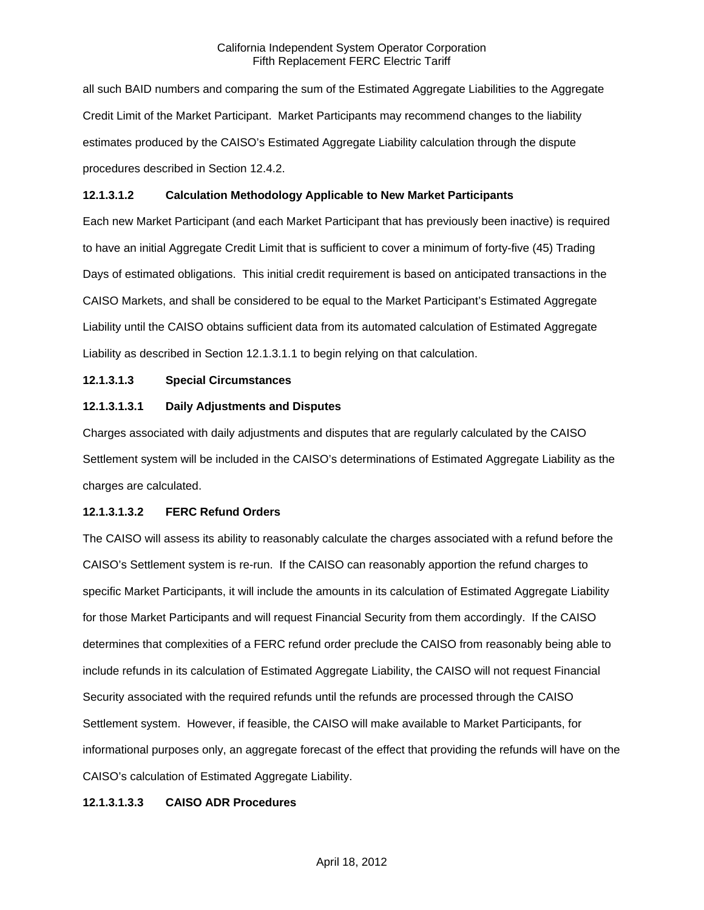all such BAID numbers and comparing the sum of the Estimated Aggregate Liabilities to the Aggregate Credit Limit of the Market Participant. Market Participants may recommend changes to the liability estimates produced by the CAISO's Estimated Aggregate Liability calculation through the dispute procedures described in Section 12.4.2.

**12.1.3.1.2 Calculation Methodology Applicable to New Market Participants**

Each new Market Participant (and each Market Participant that has previously been inactive) is required to have an initial Aggregate Credit Limit that is sufficient to cover a minimum of forty-five (45) Trading Days of estimated obligations. This initial credit requirement is based on anticipated transactions in the CAISO Markets, and shall be considered to be equal to the Market Participant's Estimated Aggregate Liability until the CAISO obtains sufficient data from its automated calculation of Estimated Aggregate Liability as described in Section 12.1.3.1.1 to begin relying on that calculation.

**12.1.3.1.3 Special Circumstances**

**12.1.3.1.3.1 Daily Adjustments and Disputes**

Charges associated with daily adjustments and disputes that are regularly calculated by the CAISO Settlement system will be included in the CAISO's determinations of Estimated Aggregate Liability as the charges are calculated.

**12.1.3.1.3.2 FERC Refund Orders**

The CAISO will assess its ability to reasonably calculate the charges associated with a refund before the CAISO's Settlement system is re-run. If the CAISO can reasonably apportion the refund charges to specific Market Participants, it will include the amounts in its calculation of Estimated Aggregate Liability for those Market Participants and will request Financial Security from them accordingly. If the CAISO determines that complexities of a FERC refund order preclude the CAISO from reasonably being able to include refunds in its calculation of Estimated Aggregate Liability, the CAISO will not request Financial Security associated with the required refunds until the refunds are processed through the CAISO Settlement system. However, if feasible, the CAISO will make available to Market Participants, for informational purposes only, an aggregate forecast of the effect that providing the refunds will have on the CAISO's calculation of Estimated Aggregate Liability.

**12.1.3.1.3.3 CAISO ADR Procedures**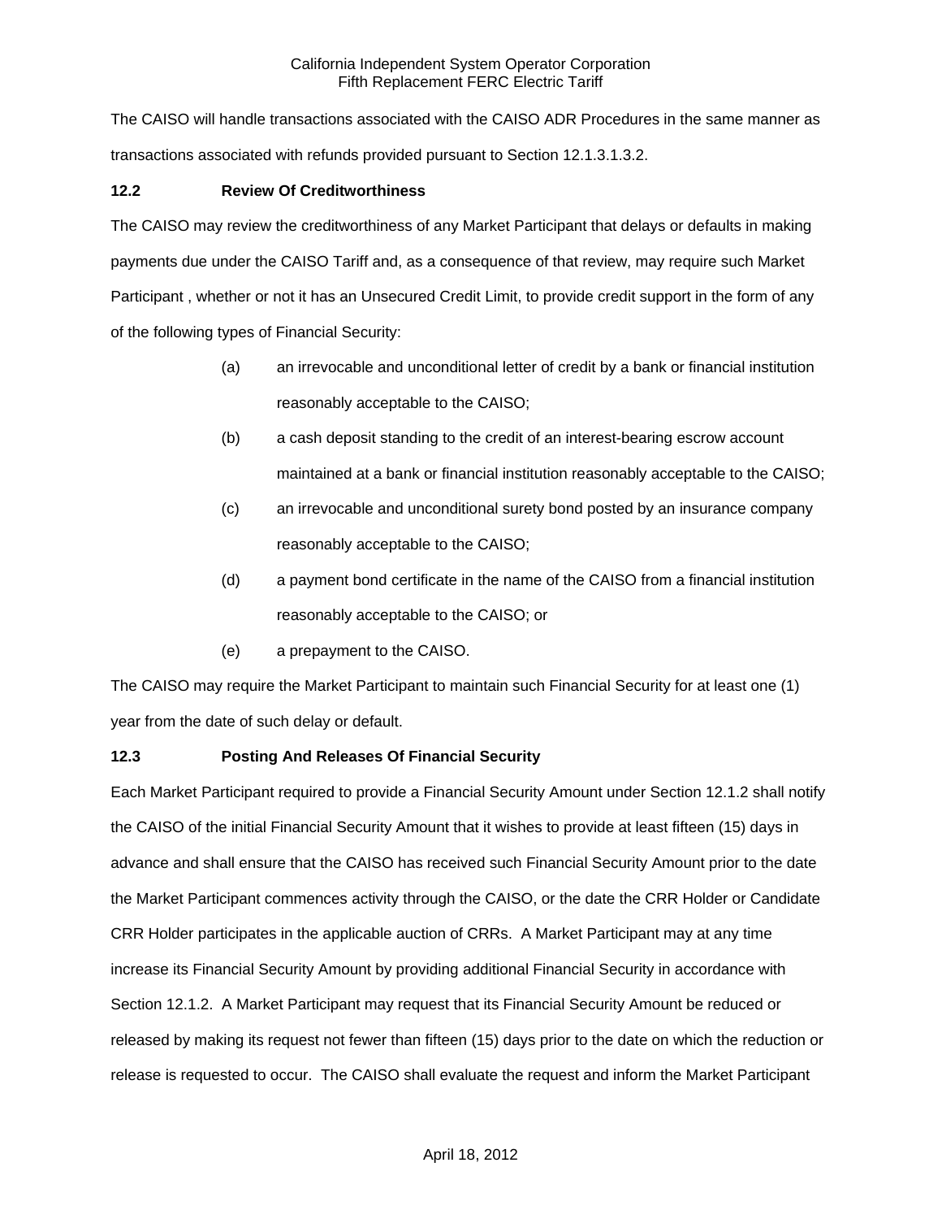The CAISO will handle transactions associated with the CAISO ADR Procedures in the same manner as transactions associated with refunds provided pursuant to Section 12.1.3.1.3.2.

**12.2 Review Of Creditworthiness**

The CAISO may review the creditworthiness of any Market Participant that delays or defaults in making payments due under the CAISO Tariff and, as a consequence of that review, may require such Market Participant , whether or not it has an Unsecured Credit Limit, to provide credit support in the form of any of the following types of Financial Security:

(a) an irrevocable and unconditional letter of credit by a bank or financial institution reasonably acceptable to the CAISO;

(b) a cash deposit standing to the credit of an interest-bearing escrow account maintained at a bank or financial institution reasonably acceptable to the CAISO;

(c) an irrevocable and unconditional surety bond posted by an insurance company reasonably acceptable to the CAISO;

(d) a payment bond certificate in the name of the CAISO from a financial institution reasonably acceptable to the CAISO; or

(e) a prepayment to the CAISO.

The CAISO may require the Market Participant to maintain such Financial Security for at least one (1) year from the date of such delay or default.

**12.3 Posting And Releases Of Financial Security**

Each Market Participant required to provide a Financial Security Amount under Section 12.1.2 shall notify the CAISO of the initial Financial Security Amount that it wishes to provide at least fifteen (15) days in advance and shall ensure that the CAISO has received such Financial Security Amount prior to the date the Market Participant commences activity through the CAISO, or the date the CRR Holder or Candidate CRR Holder participates in the applicable auction of CRRs. A Market Participant may at any time increase its Financial Security Amount by providing additional Financial Security in accordance with Section 12.1.2. A Market Participant may request that its Financial Security Amount be reduced or released by making its request not fewer than fifteen (15) days prior to the date on which the reduction or release is requested to occur. The CAISO shall evaluate the request and inform the Market Participant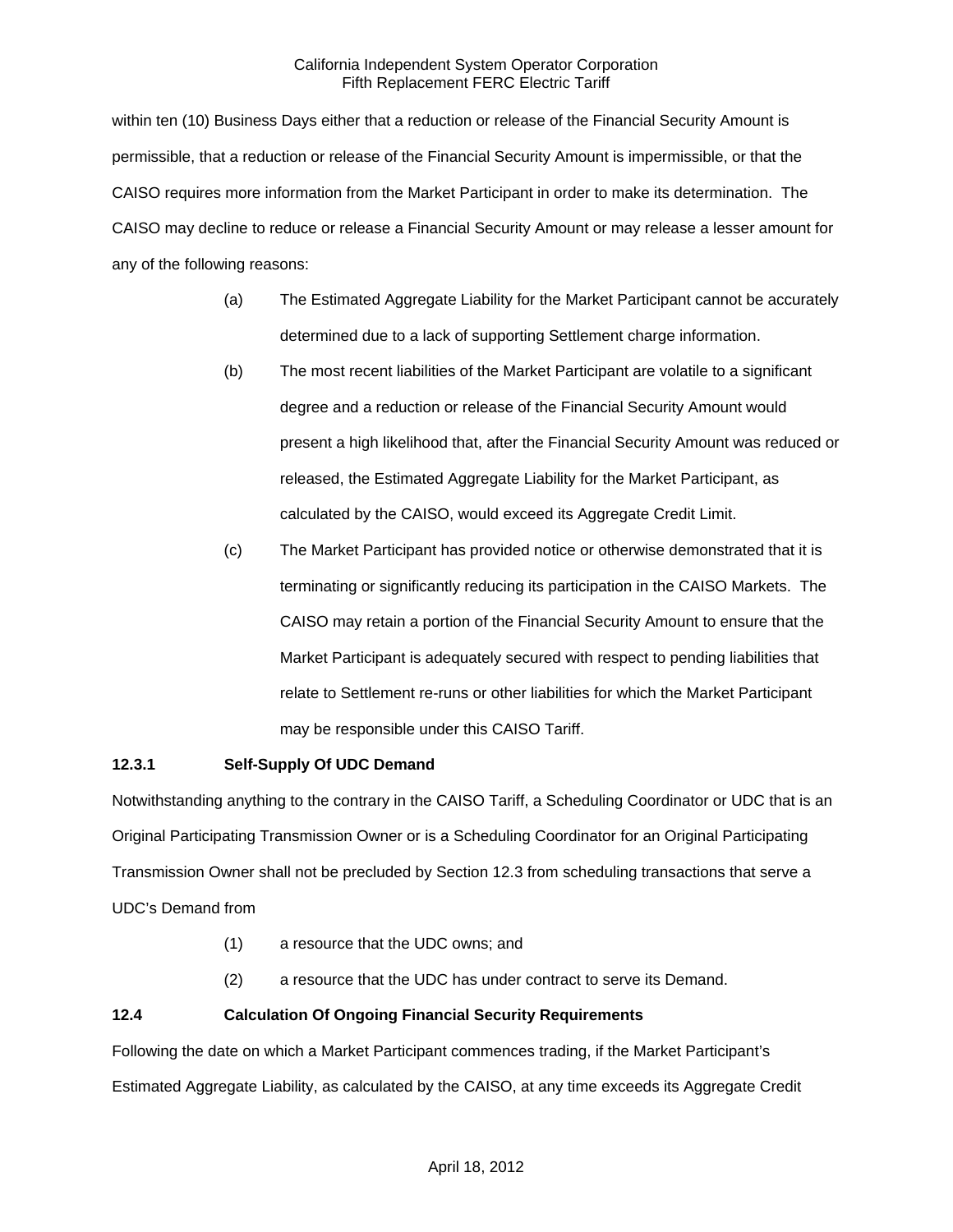within ten (10) Business Days either that a reduction or release of the Financial Security Amount is permissible, that a reduction or release of the Financial Security Amount is impermissible, or that the CAISO requires more information from the Market Participant in order to make its determination. The CAISO may decline to reduce or release a Financial Security Amount or may release a lesser amount for any of the following reasons:

(a) The Estimated Aggregate Liability for the Market Participant cannot be accurately determined due to a lack of supporting Settlement charge information.

(b) The most recent liabilities of the Market Participant are volatile to a significant degree and a reduction or release of the Financial Security Amount would present a high likelihood that, after the Financial Security Amount was reduced or released, the Estimated Aggregate Liability for the Market Participant, as calculated by the CAISO, would exceed its Aggregate Credit Limit.

(c) The Market Participant has provided notice or otherwise demonstrated that it is terminating or significantly reducing its participation in the CAISO Markets. The CAISO may retain a portion of the Financial Security Amount to ensure that the Market Participant is adequately secured with respect to pending liabilities that relate to Settlement re-runs or other liabilities for which the Market Participant may be responsible under this CAISO Tariff.

### 12.3.1 Self-Supply Of UDC Demand

Notwithstanding anything to the contrary in the CAISO Tariff, a Scheduling Coordinator or UDC that is an Original Participating Transmission Owner or is a Scheduling Coordinator for an Original Participating Transmission Owner shall not be precluded by Section 12.3 from scheduling transactions that serve a UDC's Demand from

(1) a resource that the UDC owns; and

(2) a resource that the UDC has under contract to serve its Demand.

### 12.4 Calculation Of Ongoing Financial Security Requirements

Following the date on which a Market Participant commences trading, if the Market Participant's Estimated Aggregate Liability, as calculated by the CAISO, at any time exceeds its Aggregate Credit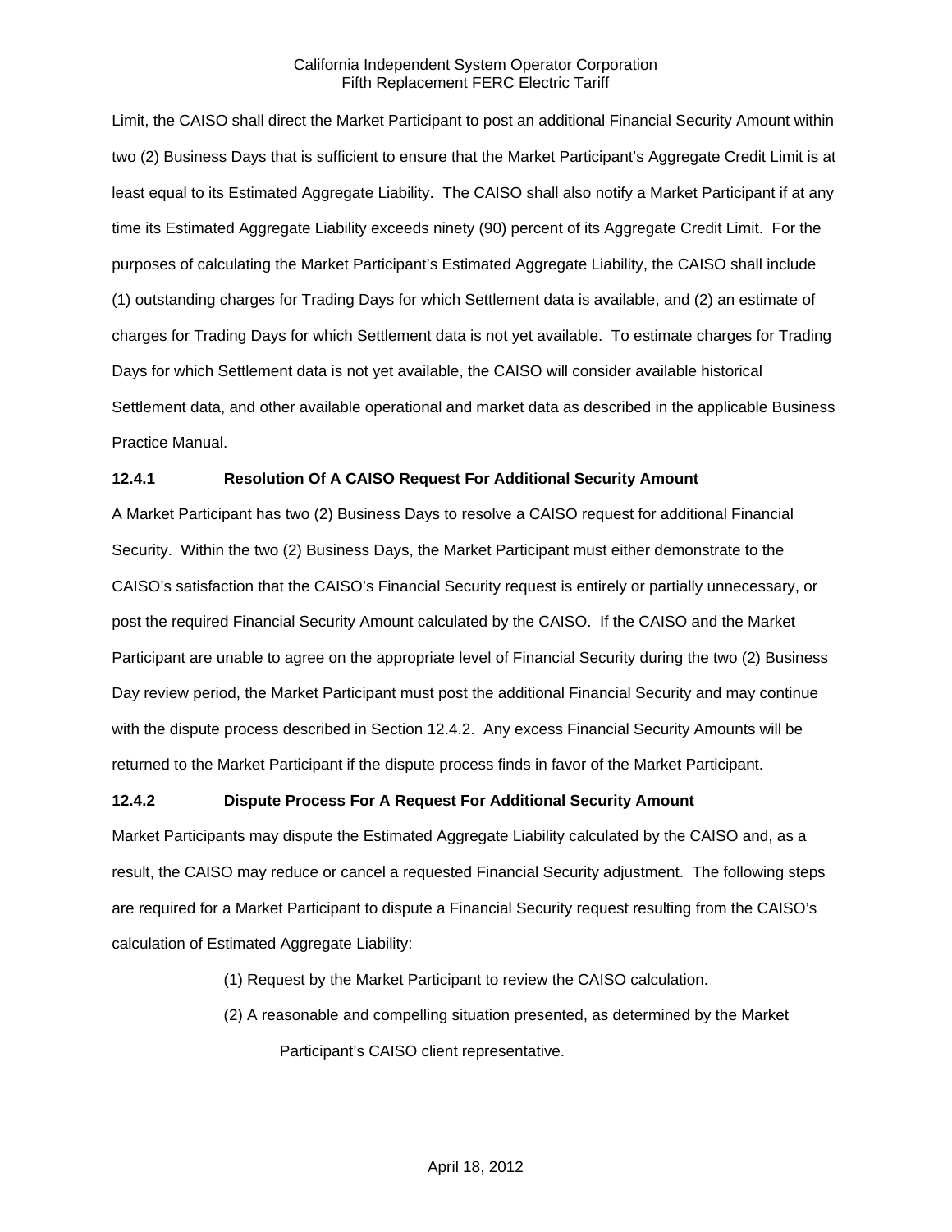Limit, the CAISO shall direct the Market Participant to post an additional Financial Security Amount within two (2) Business Days that is sufficient to ensure that the Market Participant's Aggregate Credit Limit is at least equal to its Estimated Aggregate Liability. The CAISO shall also notify a Market Participant if at any time its Estimated Aggregate Liability exceeds ninety (90) percent of its Aggregate Credit Limit. For the purposes of calculating the Market Participant's Estimated Aggregate Liability, the CAISO shall include (1) outstanding charges for Trading Days for which Settlement data is available, and (2) an estimate of charges for Trading Days for which Settlement data is not yet available. To estimate charges for Trading Days for which Settlement data is not yet available, the CAISO will consider available historical Settlement data, and other available operational and market data as described in the applicable Business Practice Manual.

**12.4.1 Resolution Of A CAISO Request For Additional Security Amount**

A Market Participant has two (2) Business Days to resolve a CAISO request for additional Financial Security. Within the two (2) Business Days, the Market Participant must either demonstrate to the CAISO's satisfaction that the CAISO's Financial Security request is entirely or partially unnecessary, or post the required Financial Security Amount calculated by the CAISO. If the CAISO and the Market Participant are unable to agree on the appropriate level of Financial Security during the two (2) Business Day review period, the Market Participant must post the additional Financial Security and may continue with the dispute process described in Section 12.4.2. Any excess Financial Security Amounts will be returned to the Market Participant if the dispute process finds in favor of the Market Participant.

**12.4.2 Dispute Process For A Request For Additional Security Amount**

Market Participants may dispute the Estimated Aggregate Liability calculated by the CAISO and, as a result, the CAISO may reduce or cancel a requested Financial Security adjustment. The following steps are required for a Market Participant to dispute a Financial Security request resulting from the CAISO's calculation of Estimated Aggregate Liability:

(1) Request by the Market Participant to review the CAISO calculation.

(2) A reasonable and compelling situation presented, as determined by the Market Participant's CAISO client representative.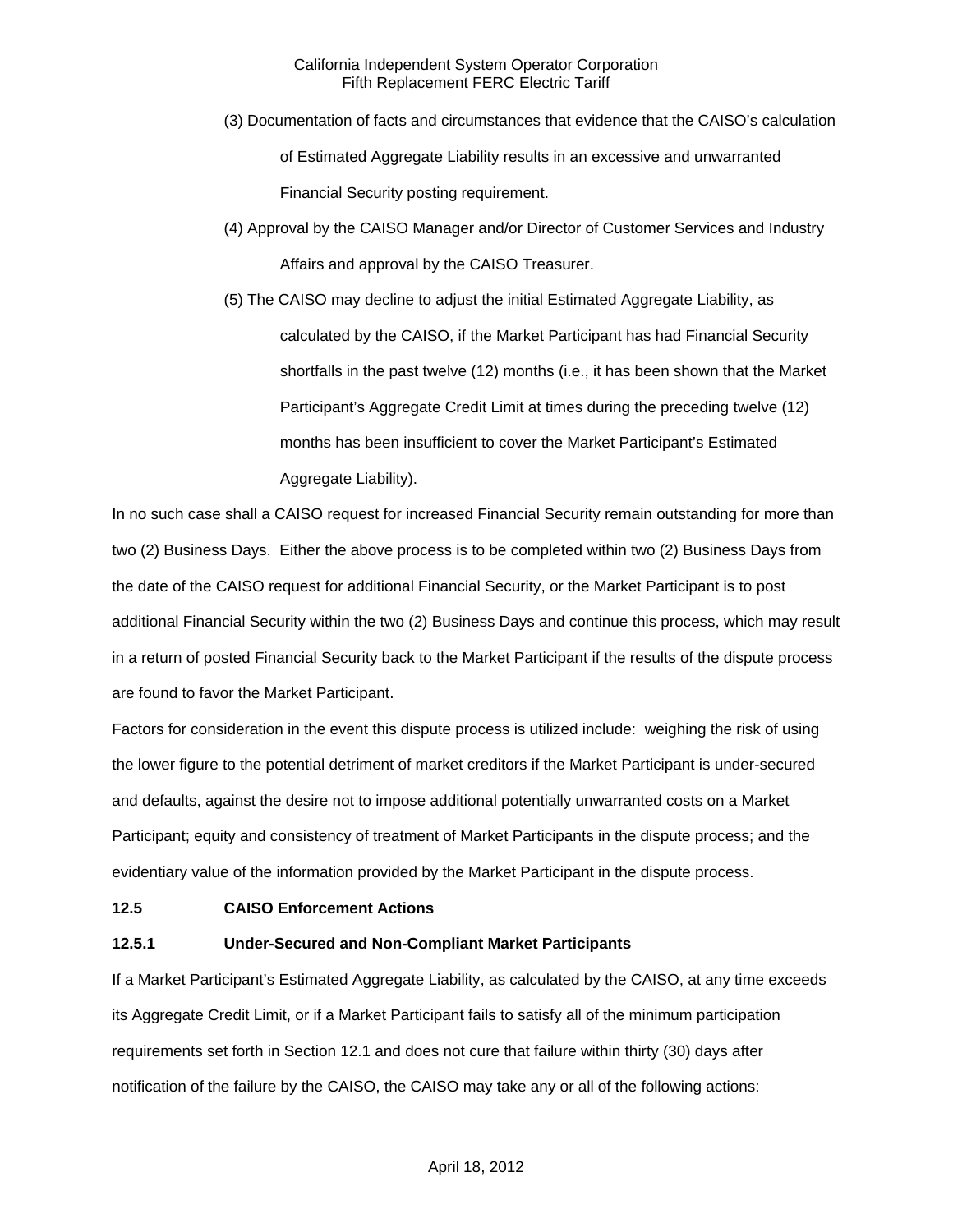(3) Documentation of facts and circumstances that evidence that the CAISO's calculation of Estimated Aggregate Liability results in an excessive and unwarranted Financial Security posting requirement.

(4) Approval by the CAISO Manager and/or Director of Customer Services and Industry Affairs and approval by the CAISO Treasurer.

(5) The CAISO may decline to adjust the initial Estimated Aggregate Liability, as calculated by the CAISO, if the Market Participant has had Financial Security shortfalls in the past twelve (12) months (i.e., it has been shown that the Market Participant's Aggregate Credit Limit at times during the preceding twelve (12) months has been insufficient to cover the Market Participant's Estimated Aggregate Liability).

In no such case shall a CAISO request for increased Financial Security remain outstanding for more than two (2) Business Days. Either the above process is to be completed within two (2) Business Days from the date of the CAISO request for additional Financial Security, or the Market Participant is to post additional Financial Security within the two (2) Business Days and continue this process, which may result in a return of posted Financial Security back to the Market Participant if the results of the dispute process are found to favor the Market Participant.

Factors for consideration in the event this dispute process is utilized include: weighing the risk of using the lower figure to the potential detriment of market creditors if the Market Participant is under-secured and defaults, against the desire not to impose additional potentially unwarranted costs on a Market Participant; equity and consistency of treatment of Market Participants in the dispute process; and the evidentiary value of the information provided by the Market Participant in the dispute process.

**12.5 CAISO Enforcement Actions**

**12.5.1 Under-Secured and Non-Compliant Market Participants**

If a Market Participant's Estimated Aggregate Liability, as calculated by the CAISO, at any time exceeds its Aggregate Credit Limit, or if a Market Participant fails to satisfy all of the minimum participation requirements set forth in Section 12.1 and does not cure that failure within thirty (30) days after notification of the failure by the CAISO, the CAISO may take any or all of the following actions: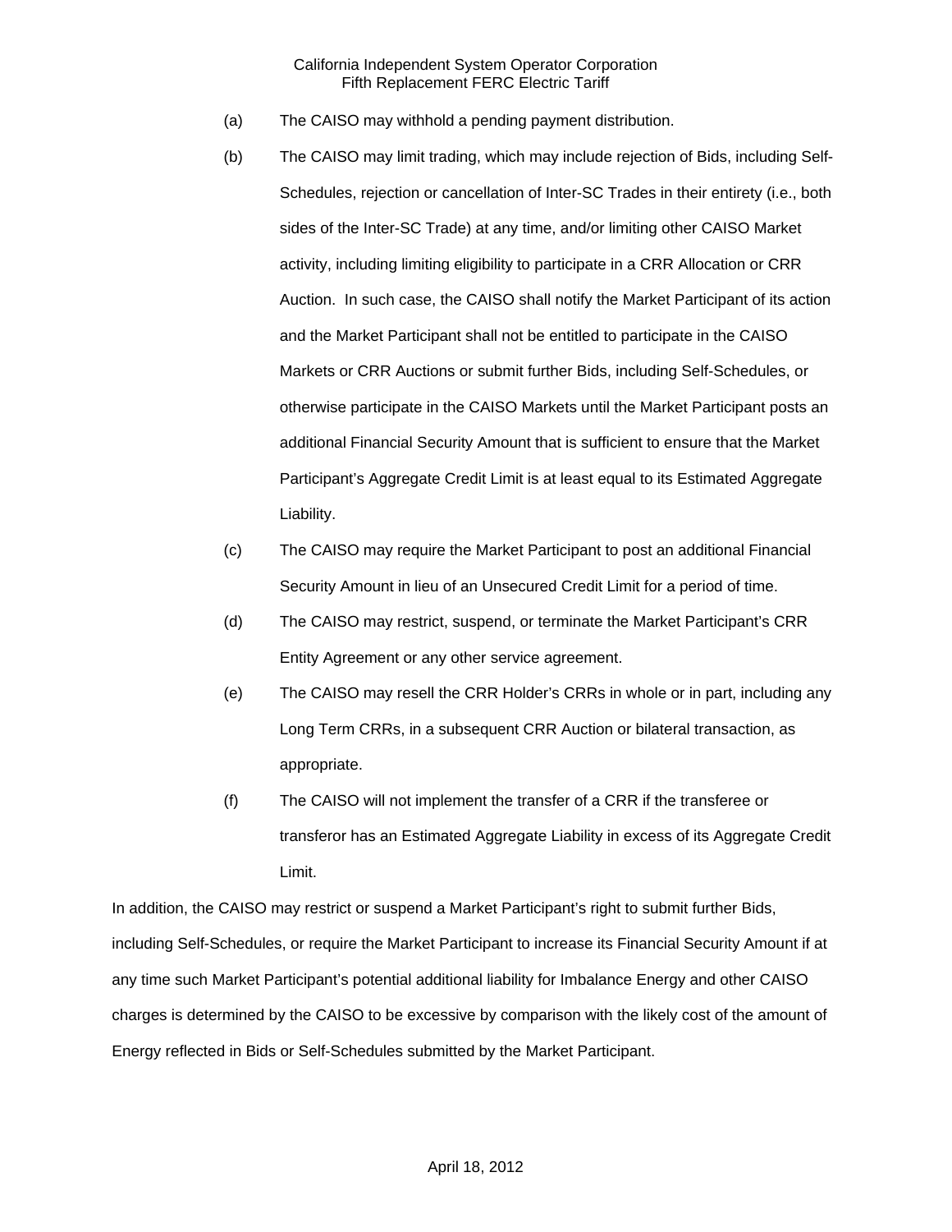(a) The CAISO may withhold a pending payment distribution.

(b) The CAISO may limit trading, which may include rejection of Bids, including Self-Schedules, rejection or cancellation of Inter-SC Trades in their entirety (i.e., both sides of the Inter-SC Trade) at any time, and/or limiting other CAISO Market activity, including limiting eligibility to participate in a CRR Allocation or CRR Auction. In such case, the CAISO shall notify the Market Participant of its action and the Market Participant shall not be entitled to participate in the CAISO Markets or CRR Auctions or submit further Bids, including Self-Schedules, or otherwise participate in the CAISO Markets until the Market Participant posts an additional Financial Security Amount that is sufficient to ensure that the Market Participant's Aggregate Credit Limit is at least equal to its Estimated Aggregate Liability.

(c) The CAISO may require the Market Participant to post an additional Financial Security Amount in lieu of an Unsecured Credit Limit for a period of time.

(d) The CAISO may restrict, suspend, or terminate the Market Participant's CRR Entity Agreement or any other service agreement.

(e) The CAISO may resell the CRR Holder's CRRs in whole or in part, including any Long Term CRRs, in a subsequent CRR Auction or bilateral transaction, as appropriate.

(f) The CAISO will not implement the transfer of a CRR if the transferee or transferor has an Estimated Aggregate Liability in excess of its Aggregate Credit Limit.

In addition, the CAISO may restrict or suspend a Market Participant's right to submit further Bids, including Self-Schedules, or require the Market Participant to increase its Financial Security Amount if at any time such Market Participant's potential additional liability for Imbalance Energy and other CAISO charges is determined by the CAISO to be excessive by comparison with the likely cost of the amount of Energy reflected in Bids or Self-Schedules submitted by the Market Participant.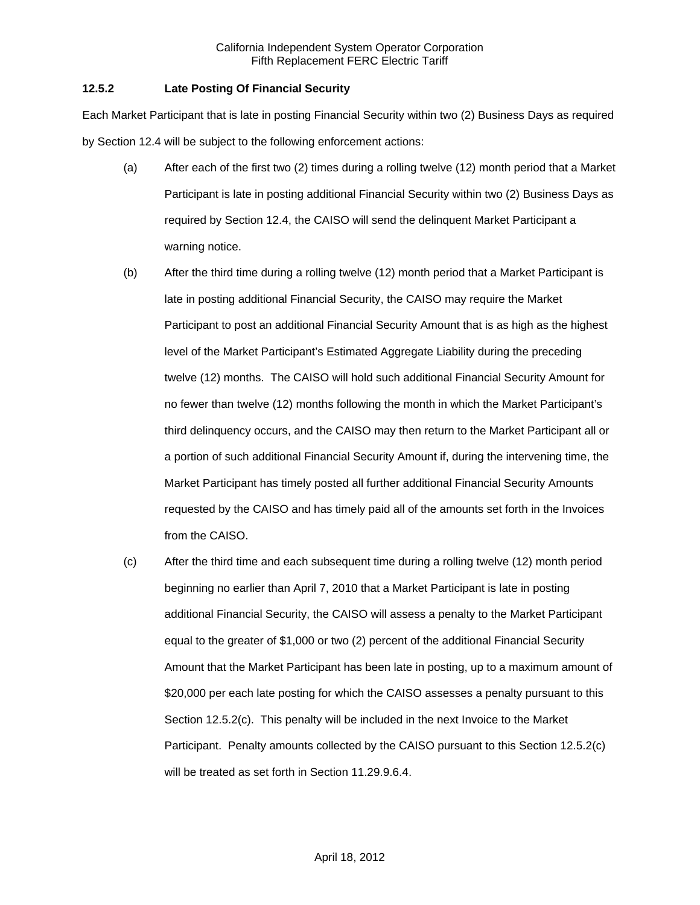### 12.5.2 Late Posting Of Financial Security

Each Market Participant that is late in posting Financial Security within two (2) Business Days as required by Section 12.4 will be subject to the following enforcement actions:

(a) After each of the first two (2) times during a rolling twelve (12) month period that a Market Participant is late in posting additional Financial Security within two (2) Business Days as required by Section 12.4, the CAISO will send the delinquent Market Participant a warning notice.

(b) After the third time during a rolling twelve (12) month period that a Market Participant is late in posting additional Financial Security, the CAISO may require the Market Participant to post an additional Financial Security Amount that is as high as the highest level of the Market Participant's Estimated Aggregate Liability during the preceding twelve (12) months. The CAISO will hold such additional Financial Security Amount for no fewer than twelve (12) months following the month in which the Market Participant's third delinquency occurs, and the CAISO may then return to the Market Participant all or a portion of such additional Financial Security Amount if, during the intervening time, the Market Participant has timely posted all further additional Financial Security Amounts requested by the CAISO and has timely paid all of the amounts set forth in the Invoices from the CAISO.

(c) After the third time and each subsequent time during a rolling twelve (12) month period beginning no earlier than April 7, 2010 that a Market Participant is late in posting additional Financial Security, the CAISO will assess a penalty to the Market Participant equal to the greater of $1,000 or two (2) percent of the additional Financial Security Amount that the Market Participant has been late in posting, up to a maximum amount of $20,000 per each late posting for which the CAISO assesses a penalty pursuant to this Section 12.5.2(c). This penalty will be included in the next Invoice to the Market Participant. Penalty amounts collected by the CAISO pursuant to this Section 12.5.2(c) will be treated as set forth in Section 11.29.9.6.4.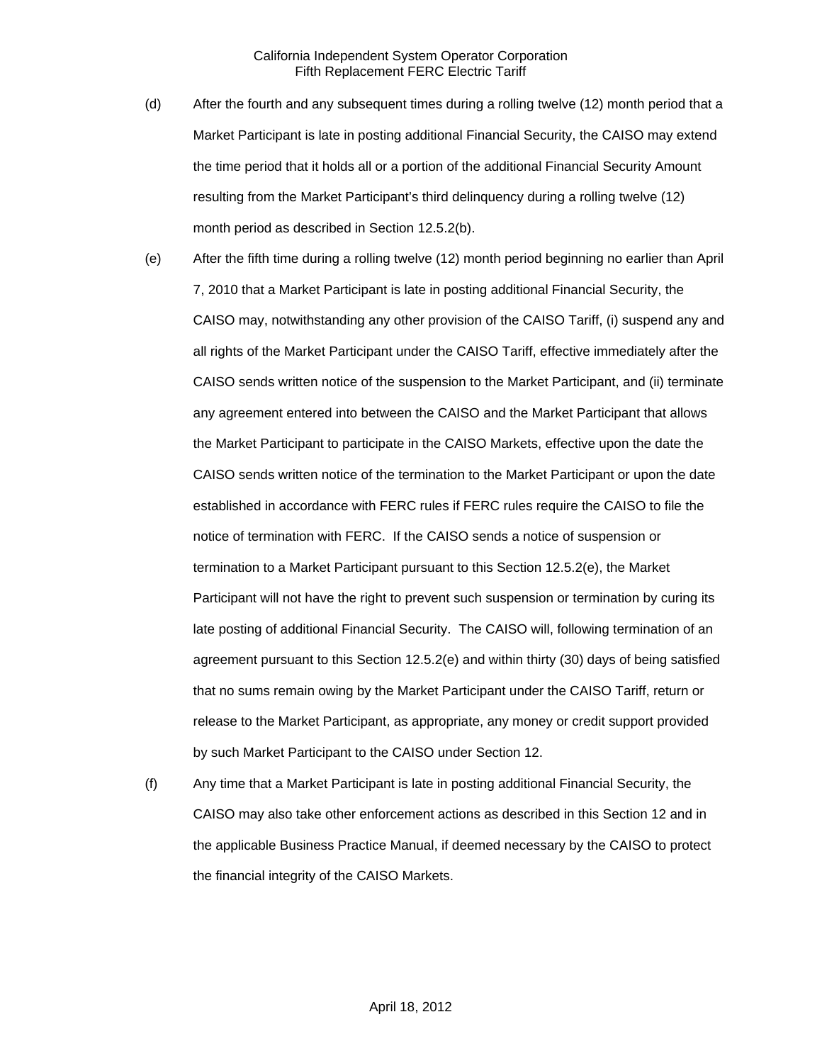(d) After the fourth and any subsequent times during a rolling twelve (12) month period that a Market Participant is late in posting additional Financial Security, the CAISO may extend the time period that it holds all or a portion of the additional Financial Security Amount resulting from the Market Participant's third delinquency during a rolling twelve (12) month period as described in Section 12.5.2(b).

(e) After the fifth time during a rolling twelve (12) month period beginning no earlier than April 7, 2010 that a Market Participant is late in posting additional Financial Security, the CAISO may, notwithstanding any other provision of the CAISO Tariff, (i) suspend any and all rights of the Market Participant under the CAISO Tariff, effective immediately after the CAISO sends written notice of the suspension to the Market Participant, and (ii) terminate any agreement entered into between the CAISO and the Market Participant that allows the Market Participant to participate in the CAISO Markets, effective upon the date the CAISO sends written notice of the termination to the Market Participant or upon the date established in accordance with FERC rules if FERC rules require the CAISO to file the notice of termination with FERC. If the CAISO sends a notice of suspension or termination to a Market Participant pursuant to this Section 12.5.2(e), the Market Participant will not have the right to prevent such suspension or termination by curing its late posting of additional Financial Security. The CAISO will, following termination of an agreement pursuant to this Section 12.5.2(e) and within thirty (30) days of being satisfied that no sums remain owing by the Market Participant under the CAISO Tariff, return or release to the Market Participant, as appropriate, any money or credit support provided by such Market Participant to the CAISO under Section 12.

(f) Any time that a Market Participant is late in posting additional Financial Security, the CAISO may also take other enforcement actions as described in this Section 12 and in the applicable Business Practice Manual, if deemed necessary by the CAISO to protect the financial integrity of the CAISO Markets.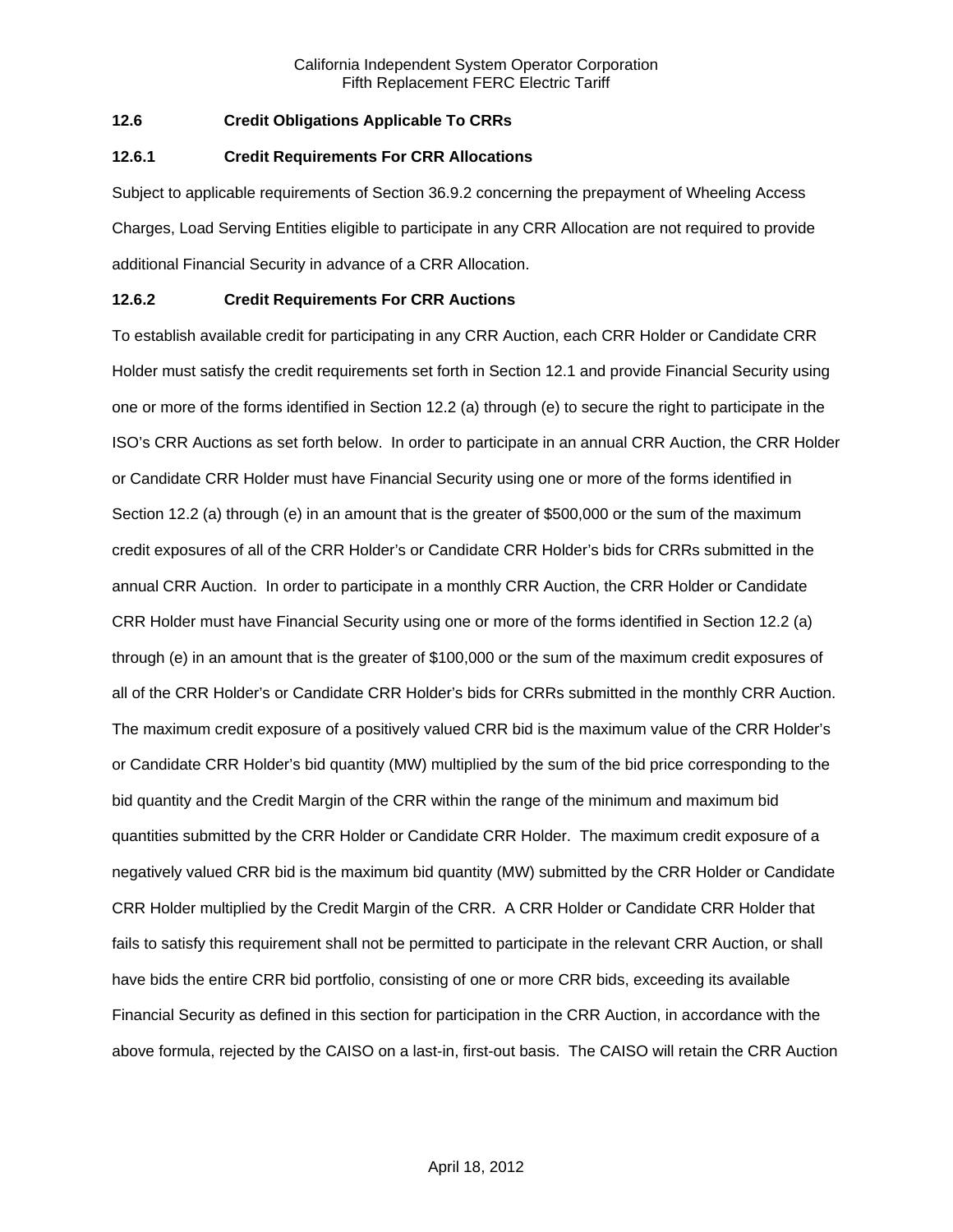### 12.6 Credit Obligations Applicable To CRRs

#### 12.6.1 Credit Requirements For CRR Allocations

Subject to applicable requirements of Section 36.9.2 concerning the prepayment of Wheeling Access Charges, Load Serving Entities eligible to participate in any CRR Allocation are not required to provide additional Financial Security in advance of a CRR Allocation.

#### 12.6.2 Credit Requirements For CRR Auctions

To establish available credit for participating in any CRR Auction, each CRR Holder or Candidate CRR Holder must satisfy the credit requirements set forth in Section 12.1 and provide Financial Security using one or more of the forms identified in Section 12.2 (a) through (e) to secure the right to participate in the ISO's CRR Auctions as set forth below. In order to participate in an annual CRR Auction, the CRR Holder or Candidate CRR Holder must have Financial Security using one or more of the forms identified in Section 12.2 (a) through (e) in an amount that is the greater of $500,000 or the sum of the maximum credit exposures of all of the CRR Holder's or Candidate CRR Holder's bids for CRRs submitted in the annual CRR Auction. In order to participate in a monthly CRR Auction, the CRR Holder or Candidate CRR Holder must have Financial Security using one or more of the forms identified in Section 12.2 (a) through (e) in an amount that is the greater of $100,000 or the sum of the maximum credit exposures of all of the CRR Holder's or Candidate CRR Holder's bids for CRRs submitted in the monthly CRR Auction. The maximum credit exposure of a positively valued CRR bid is the maximum value of the CRR Holder's or Candidate CRR Holder's bid quantity (MW) multiplied by the sum of the bid price corresponding to the bid quantity and the Credit Margin of the CRR within the range of the minimum and maximum bid quantities submitted by the CRR Holder or Candidate CRR Holder. The maximum credit exposure of a negatively valued CRR bid is the maximum bid quantity (MW) submitted by the CRR Holder or Candidate CRR Holder multiplied by the Credit Margin of the CRR. A CRR Holder or Candidate CRR Holder that fails to satisfy this requirement shall not be permitted to participate in the relevant CRR Auction, or shall have bids the entire CRR bid portfolio, consisting of one or more CRR bids, exceeding its available Financial Security as defined in this section for participation in the CRR Auction, in accordance with the above formula, rejected by the CAISO on a last-in, first-out basis. The CAISO will retain the CRR Auction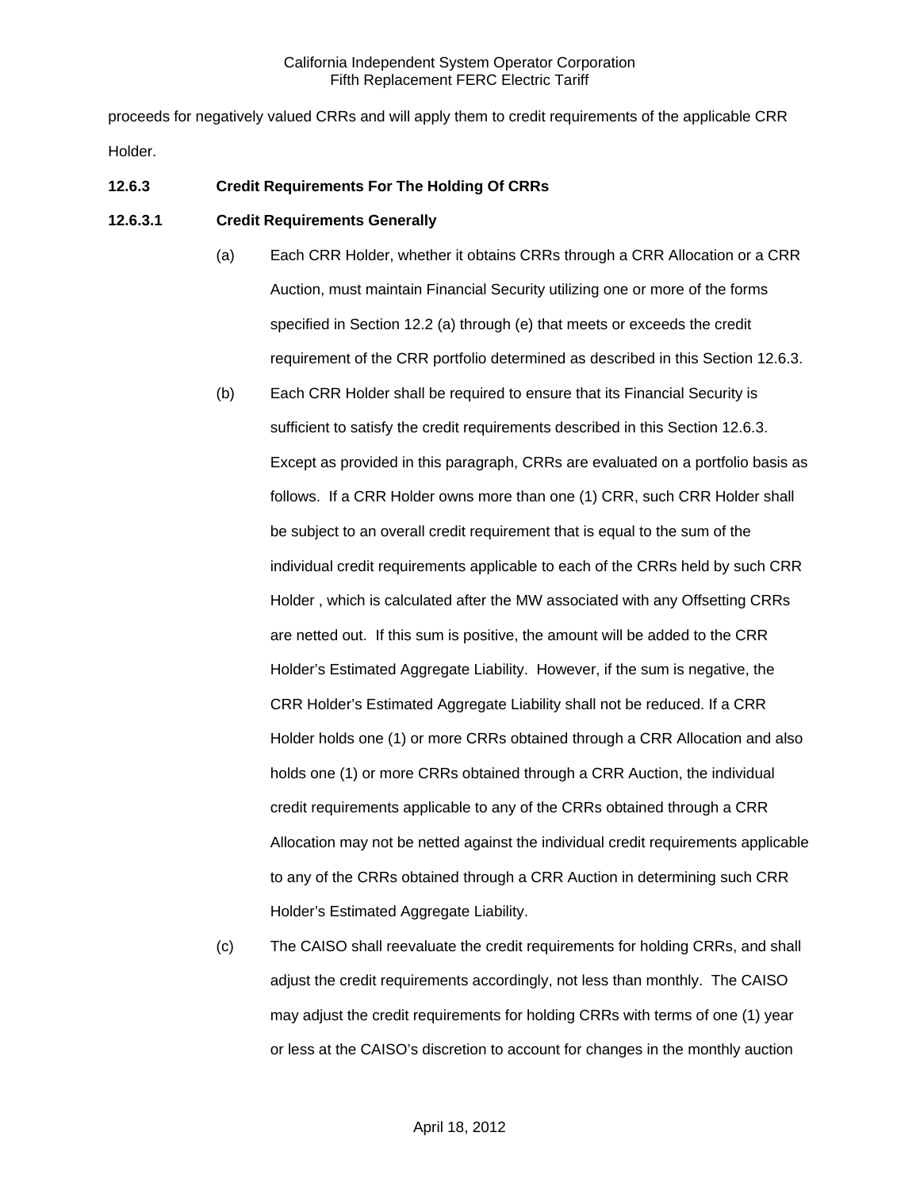proceeds for negatively valued CRRs and will apply them to credit requirements of the applicable CRR Holder.

**12.6.3 Credit Requirements For The Holding Of CRRs**

**12.6.3.1 Credit Requirements Generally**

(a) Each CRR Holder, whether it obtains CRRs through a CRR Allocation or a CRR Auction, must maintain Financial Security utilizing one or more of the forms specified in Section 12.2 (a) through (e) that meets or exceeds the credit requirement of the CRR portfolio determined as described in this Section 12.6.3.

(b) Each CRR Holder shall be required to ensure that its Financial Security is sufficient to satisfy the credit requirements described in this Section 12.6.3. Except as provided in this paragraph, CRRs are evaluated on a portfolio basis as follows. If a CRR Holder owns more than one (1) CRR, such CRR Holder shall be subject to an overall credit requirement that is equal to the sum of the individual credit requirements applicable to each of the CRRs held by such CRR Holder , which is calculated after the MW associated with any Offsetting CRRs are netted out. If this sum is positive, the amount will be added to the CRR Holder's Estimated Aggregate Liability. However, if the sum is negative, the CRR Holder's Estimated Aggregate Liability shall not be reduced. If a CRR Holder holds one (1) or more CRRs obtained through a CRR Allocation and also holds one (1) or more CRRs obtained through a CRR Auction, the individual credit requirements applicable to any of the CRRs obtained through a CRR Allocation may not be netted against the individual credit requirements applicable to any of the CRRs obtained through a CRR Auction in determining such CRR Holder's Estimated Aggregate Liability.

(c) The CAISO shall reevaluate the credit requirements for holding CRRs, and shall adjust the credit requirements accordingly, not less than monthly. The CAISO may adjust the credit requirements for holding CRRs with terms of one (1) year or less at the CAISO's discretion to account for changes in the monthly auction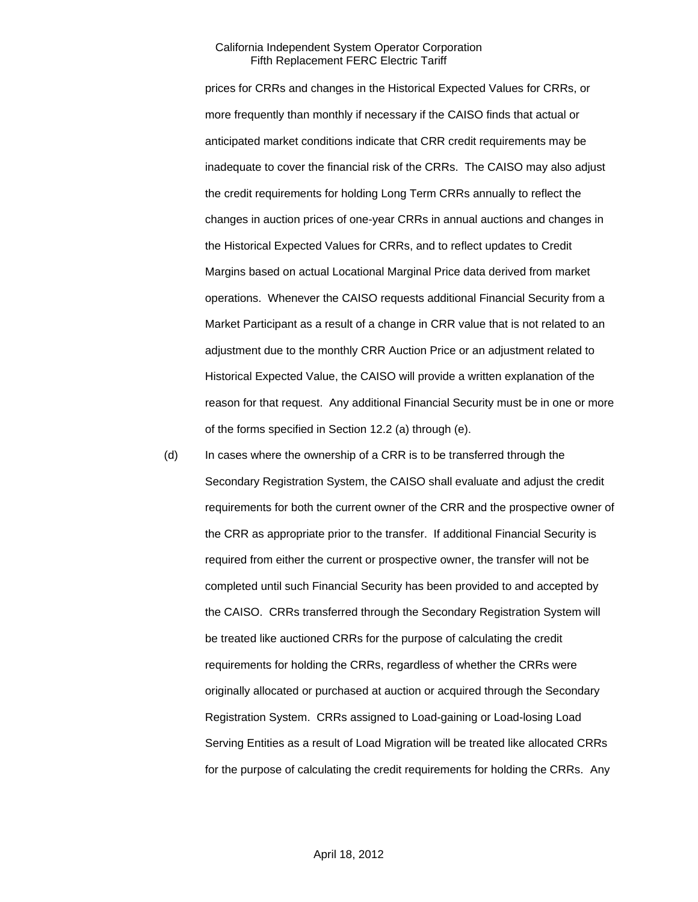prices for CRRs and changes in the Historical Expected Values for CRRs, or more frequently than monthly if necessary if the CAISO finds that actual or anticipated market conditions indicate that CRR credit requirements may be inadequate to cover the financial risk of the CRRs. The CAISO may also adjust the credit requirements for holding Long Term CRRs annually to reflect the changes in auction prices of one-year CRRs in annual auctions and changes in the Historical Expected Values for CRRs, and to reflect updates to Credit Margins based on actual Locational Marginal Price data derived from market operations. Whenever the CAISO requests additional Financial Security from a Market Participant as a result of a change in CRR value that is not related to an adjustment due to the monthly CRR Auction Price or an adjustment related to Historical Expected Value, the CAISO will provide a written explanation of the reason for that request. Any additional Financial Security must be in one or more of the forms specified in Section 12.2 (a) through (e).

(d) In cases where the ownership of a CRR is to be transferred through the Secondary Registration System, the CAISO shall evaluate and adjust the credit requirements for both the current owner of the CRR and the prospective owner of the CRR as appropriate prior to the transfer. If additional Financial Security is required from either the current or prospective owner, the transfer will not be completed until such Financial Security has been provided to and accepted by the CAISO. CRRs transferred through the Secondary Registration System will be treated like auctioned CRRs for the purpose of calculating the credit requirements for holding the CRRs, regardless of whether the CRRs were originally allocated or purchased at auction or acquired through the Secondary Registration System. CRRs assigned to Load-gaining or Load-losing Load Serving Entities as a result of Load Migration will be treated like allocated CRRs for the purpose of calculating the credit requirements for holding the CRRs. Any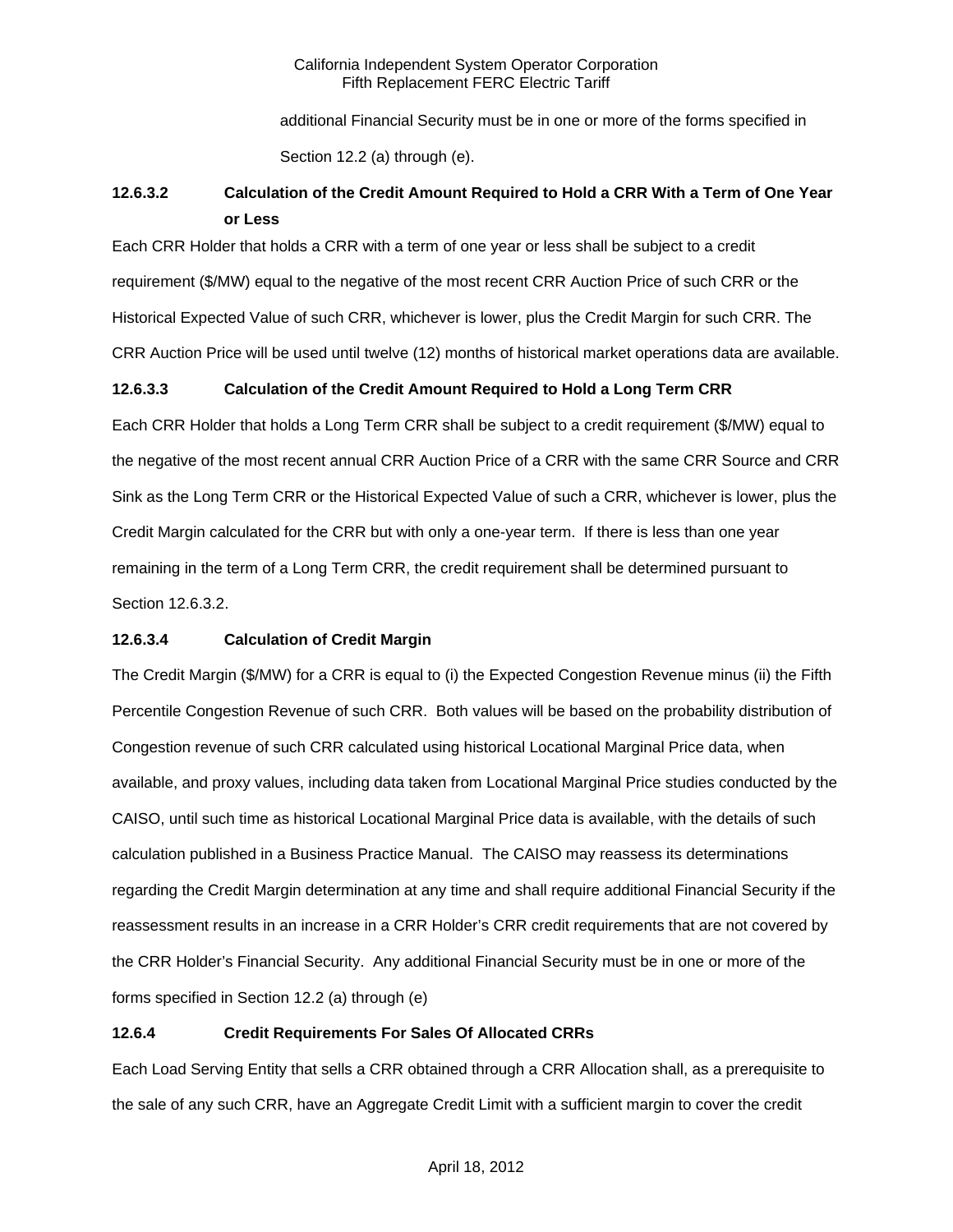additional Financial Security must be in one or more of the forms specified in Section 12.2 (a) through (e).

### 12.6.3.2 Calculation of the Credit Amount Required to Hold a CRR With a Term of One Year or Less

Each CRR Holder that holds a CRR with a term of one year or less shall be subject to a credit requirement ($/MW) equal to the negative of the most recent CRR Auction Price of such CRR or the Historical Expected Value of such CRR, whichever is lower, plus the Credit Margin for such CRR. The CRR Auction Price will be used until twelve (12) months of historical market operations data are available.

### 12.6.3.3 Calculation of the Credit Amount Required to Hold a Long Term CRR

Each CRR Holder that holds a Long Term CRR shall be subject to a credit requirement ($/MW) equal to the negative of the most recent annual CRR Auction Price of a CRR with the same CRR Source and CRR Sink as the Long Term CRR or the Historical Expected Value of such a CRR, whichever is lower, plus the Credit Margin calculated for the CRR but with only a one-year term. If there is less than one year remaining in the term of a Long Term CRR, the credit requirement shall be determined pursuant to Section 12.6.3.2.

### 12.6.3.4 Calculation of Credit Margin

The Credit Margin ($/MW) for a CRR is equal to (i) the Expected Congestion Revenue minus (ii) the Fifth Percentile Congestion Revenue of such CRR. Both values will be based on the probability distribution of Congestion revenue of such CRR calculated using historical Locational Marginal Price data, when available, and proxy values, including data taken from Locational Marginal Price studies conducted by the CAISO, until such time as historical Locational Marginal Price data is available, with the details of such calculation published in a Business Practice Manual. The CAISO may reassess its determinations regarding the Credit Margin determination at any time and shall require additional Financial Security if the reassessment results in an increase in a CRR Holder's CRR credit requirements that are not covered by the CRR Holder's Financial Security. Any additional Financial Security must be in one or more of the forms specified in Section 12.2 (a) through (e)

### 12.6.4 Credit Requirements For Sales Of Allocated CRRs

Each Load Serving Entity that sells a CRR obtained through a CRR Allocation shall, as a prerequisite to the sale of any such CRR, have an Aggregate Credit Limit with a sufficient margin to cover the credit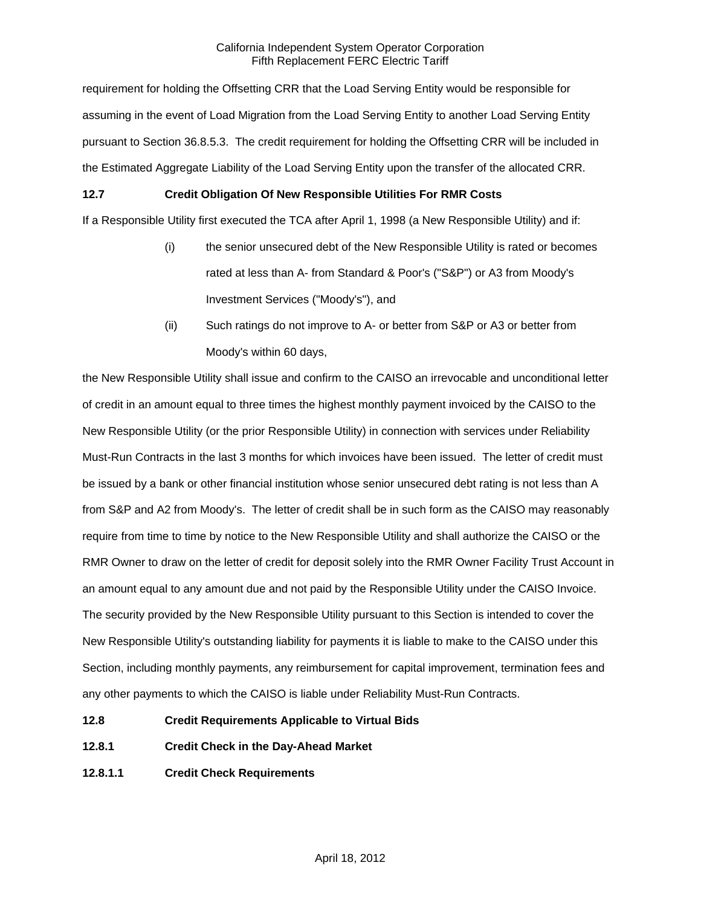requirement for holding the Offsetting CRR that the Load Serving Entity would be responsible for assuming in the event of Load Migration from the Load Serving Entity to another Load Serving Entity pursuant to Section 36.8.5.3. The credit requirement for holding the Offsetting CRR will be included in the Estimated Aggregate Liability of the Load Serving Entity upon the transfer of the allocated CRR.

**12.7 Credit Obligation Of New Responsible Utilities For RMR Costs**

If a Responsible Utility first executed the TCA after April 1, 1998 (a New Responsible Utility) and if:

(i) the senior unsecured debt of the New Responsible Utility is rated or becomes rated at less than A- from Standard & Poor's ("S&P") or A3 from Moody's Investment Services ("Moody's"), and

(ii) Such ratings do not improve to A- or better from S&P or A3 or better from Moody's within 60 days,

the New Responsible Utility shall issue and confirm to the CAISO an irrevocable and unconditional letter of credit in an amount equal to three times the highest monthly payment invoiced by the CAISO to the New Responsible Utility (or the prior Responsible Utility) in connection with services under Reliability Must-Run Contracts in the last 3 months for which invoices have been issued. The letter of credit must be issued by a bank or other financial institution whose senior unsecured debt rating is not less than A from S&P and A2 from Moody's. The letter of credit shall be in such form as the CAISO may reasonably require from time to time by notice to the New Responsible Utility and shall authorize the CAISO or the RMR Owner to draw on the letter of credit for deposit solely into the RMR Owner Facility Trust Account in an amount equal to any amount due and not paid by the Responsible Utility under the CAISO Invoice. The security provided by the New Responsible Utility pursuant to this Section is intended to cover the New Responsible Utility's outstanding liability for payments it is liable to make to the CAISO under this Section, including monthly payments, any reimbursement for capital improvement, termination fees and any other payments to which the CAISO is liable under Reliability Must-Run Contracts.

**12.8 Credit Requirements Applicable to Virtual Bids**

**12.8.1 Credit Check in the Day-Ahead Market**

**12.8.1.1 Credit Check Requirements**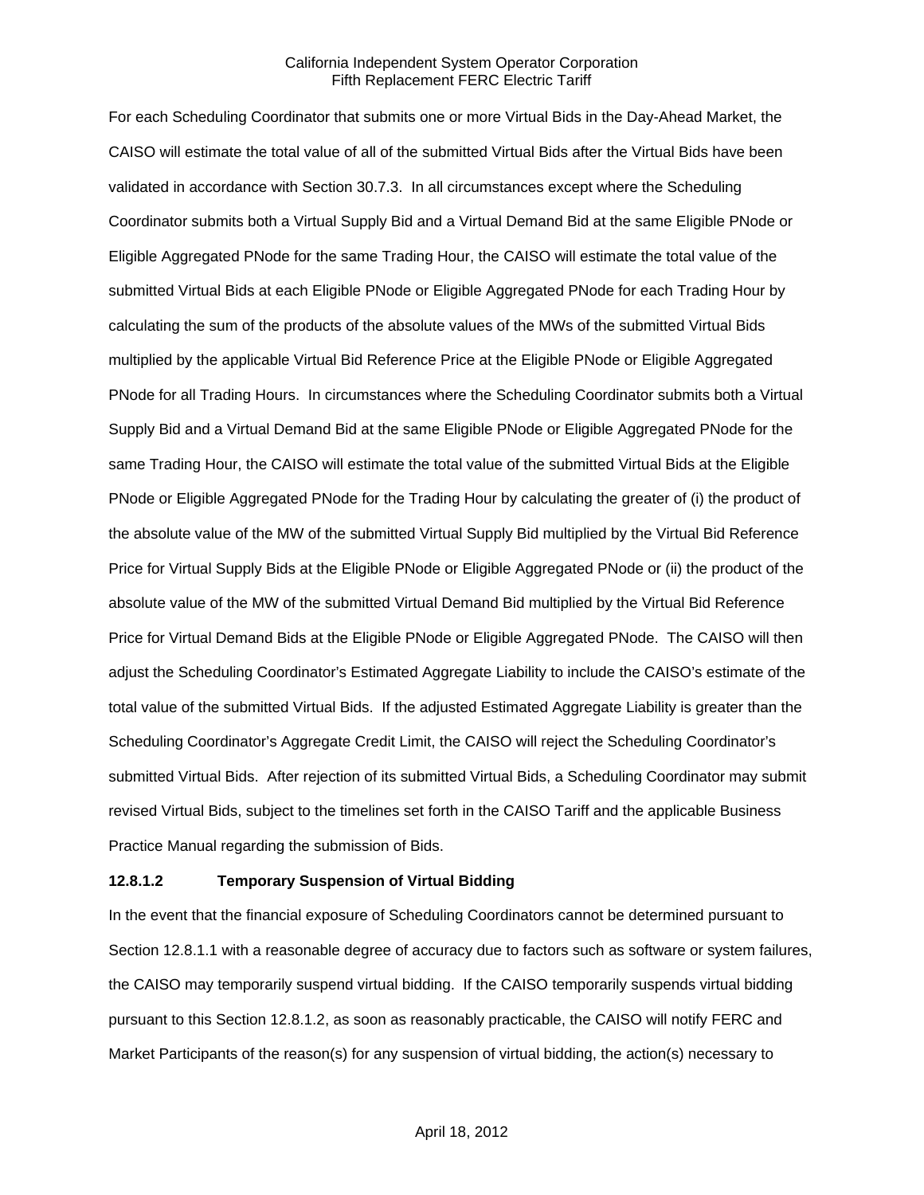For each Scheduling Coordinator that submits one or more Virtual Bids in the Day-Ahead Market, the CAISO will estimate the total value of all of the submitted Virtual Bids after the Virtual Bids have been validated in accordance with Section 30.7.3. In all circumstances except where the Scheduling Coordinator submits both a Virtual Supply Bid and a Virtual Demand Bid at the same Eligible PNode or Eligible Aggregated PNode for the same Trading Hour, the CAISO will estimate the total value of the submitted Virtual Bids at each Eligible PNode or Eligible Aggregated PNode for each Trading Hour by calculating the sum of the products of the absolute values of the MWs of the submitted Virtual Bids multiplied by the applicable Virtual Bid Reference Price at the Eligible PNode or Eligible Aggregated PNode for all Trading Hours. In circumstances where the Scheduling Coordinator submits both a Virtual Supply Bid and a Virtual Demand Bid at the same Eligible PNode or Eligible Aggregated PNode for the same Trading Hour, the CAISO will estimate the total value of the submitted Virtual Bids at the Eligible PNode or Eligible Aggregated PNode for the Trading Hour by calculating the greater of (i) the product of the absolute value of the MW of the submitted Virtual Supply Bid multiplied by the Virtual Bid Reference Price for Virtual Supply Bids at the Eligible PNode or Eligible Aggregated PNode or (ii) the product of the absolute value of the MW of the submitted Virtual Demand Bid multiplied by the Virtual Bid Reference Price for Virtual Demand Bids at the Eligible PNode or Eligible Aggregated PNode. The CAISO will then adjust the Scheduling Coordinator's Estimated Aggregate Liability to include the CAISO's estimate of the total value of the submitted Virtual Bids. If the adjusted Estimated Aggregate Liability is greater than the Scheduling Coordinator's Aggregate Credit Limit, the CAISO will reject the Scheduling Coordinator's submitted Virtual Bids. After rejection of its submitted Virtual Bids, a Scheduling Coordinator may submit revised Virtual Bids, subject to the timelines set forth in the CAISO Tariff and the applicable Business Practice Manual regarding the submission of Bids.

**12.8.1.2 Temporary Suspension of Virtual Bidding**

In the event that the financial exposure of Scheduling Coordinators cannot be determined pursuant to Section 12.8.1.1 with a reasonable degree of accuracy due to factors such as software or system failures, the CAISO may temporarily suspend virtual bidding. If the CAISO temporarily suspends virtual bidding pursuant to this Section 12.8.1.2, as soon as reasonably practicable, the CAISO will notify FERC and Market Participants of the reason(s) for any suspension of virtual bidding, the action(s) necessary to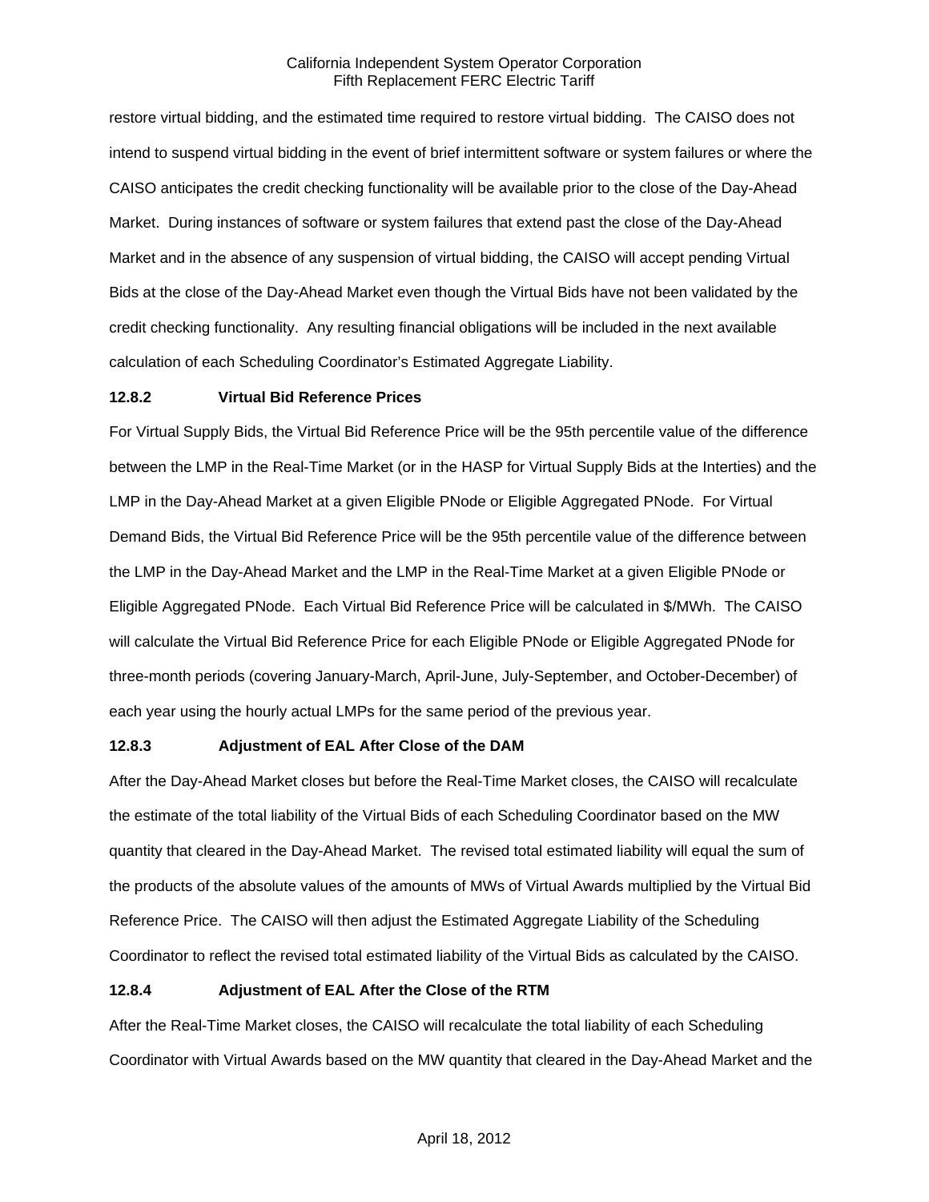restore virtual bidding, and the estimated time required to restore virtual bidding. The CAISO does not intend to suspend virtual bidding in the event of brief intermittent software or system failures or where the CAISO anticipates the credit checking functionality will be available prior to the close of the Day-Ahead Market. During instances of software or system failures that extend past the close of the Day-Ahead Market and in the absence of any suspension of virtual bidding, the CAISO will accept pending Virtual Bids at the close of the Day-Ahead Market even though the Virtual Bids have not been validated by the credit checking functionality. Any resulting financial obligations will be included in the next available calculation of each Scheduling Coordinator's Estimated Aggregate Liability.

### 12.8.2 Virtual Bid Reference Prices

For Virtual Supply Bids, the Virtual Bid Reference Price will be the 95th percentile value of the difference between the LMP in the Real-Time Market (or in the HASP for Virtual Supply Bids at the Interties) and the LMP in the Day-Ahead Market at a given Eligible PNode or Eligible Aggregated PNode. For Virtual Demand Bids, the Virtual Bid Reference Price will be the 95th percentile value of the difference between the LMP in the Day-Ahead Market and the LMP in the Real-Time Market at a given Eligible PNode or Eligible Aggregated PNode. Each Virtual Bid Reference Price will be calculated in $/MWh. The CAISO will calculate the Virtual Bid Reference Price for each Eligible PNode or Eligible Aggregated PNode for three-month periods (covering January-March, April-June, July-September, and October-December) of each year using the hourly actual LMPs for the same period of the previous year.

### 12.8.3 Adjustment of EAL After Close of the DAM

After the Day-Ahead Market closes but before the Real-Time Market closes, the CAISO will recalculate the estimate of the total liability of the Virtual Bids of each Scheduling Coordinator based on the MW quantity that cleared in the Day-Ahead Market. The revised total estimated liability will equal the sum of the products of the absolute values of the amounts of MWs of Virtual Awards multiplied by the Virtual Bid Reference Price. The CAISO will then adjust the Estimated Aggregate Liability of the Scheduling Coordinator to reflect the revised total estimated liability of the Virtual Bids as calculated by the CAISO.

### 12.8.4 Adjustment of EAL After the Close of the RTM

After the Real-Time Market closes, the CAISO will recalculate the total liability of each Scheduling Coordinator with Virtual Awards based on the MW quantity that cleared in the Day-Ahead Market and the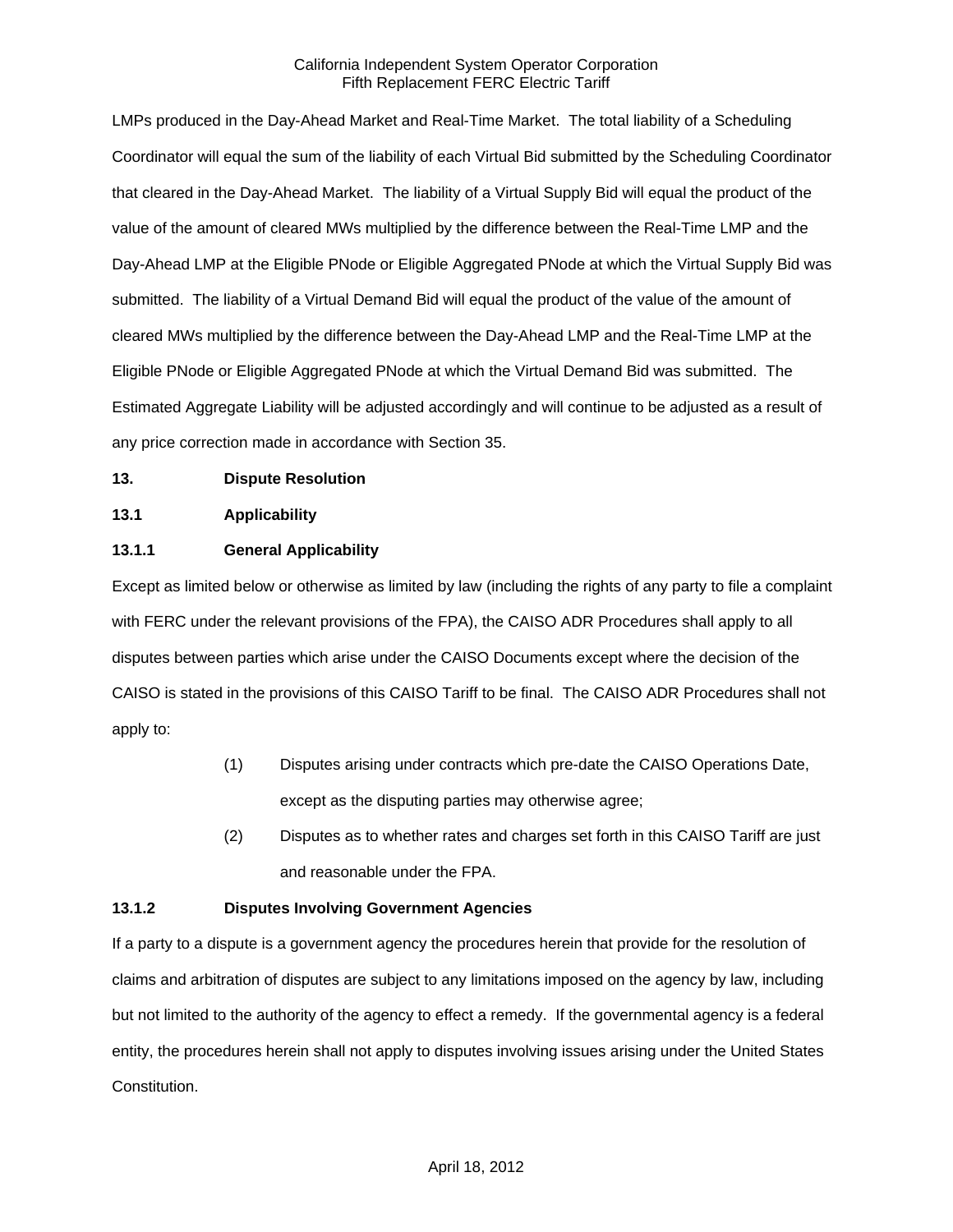LMPs produced in the Day-Ahead Market and Real-Time Market. The total liability of a Scheduling Coordinator will equal the sum of the liability of each Virtual Bid submitted by the Scheduling Coordinator that cleared in the Day-Ahead Market. The liability of a Virtual Supply Bid will equal the product of the value of the amount of cleared MWs multiplied by the difference between the Real-Time LMP and the Day-Ahead LMP at the Eligible PNode or Eligible Aggregated PNode at which the Virtual Supply Bid was submitted. The liability of a Virtual Demand Bid will equal the product of the value of the amount of cleared MWs multiplied by the difference between the Day-Ahead LMP and the Real-Time LMP at the Eligible PNode or Eligible Aggregated PNode at which the Virtual Demand Bid was submitted. The Estimated Aggregate Liability will be adjusted accordingly and will continue to be adjusted as a result of any price correction made in accordance with Section 35.

## 13. Dispute Resolution

### 13.1 Applicability

#### 13.1.1 General Applicability

Except as limited below or otherwise as limited by law (including the rights of any party to file a complaint with FERC under the relevant provisions of the FPA), the CAISO ADR Procedures shall apply to all disputes between parties which arise under the CAISO Documents except where the decision of the CAISO is stated in the provisions of this CAISO Tariff to be final. The CAISO ADR Procedures shall not apply to:

(1) Disputes arising under contracts which pre-date the CAISO Operations Date, except as the disputing parties may otherwise agree;

(2) Disputes as to whether rates and charges set forth in this CAISO Tariff are just and reasonable under the FPA.

#### 13.1.2 Disputes Involving Government Agencies

If a party to a dispute is a government agency the procedures herein that provide for the resolution of claims and arbitration of disputes are subject to any limitations imposed on the agency by law, including but not limited to the authority of the agency to effect a remedy. If the governmental agency is a federal entity, the procedures herein shall not apply to disputes involving issues arising under the United States Constitution.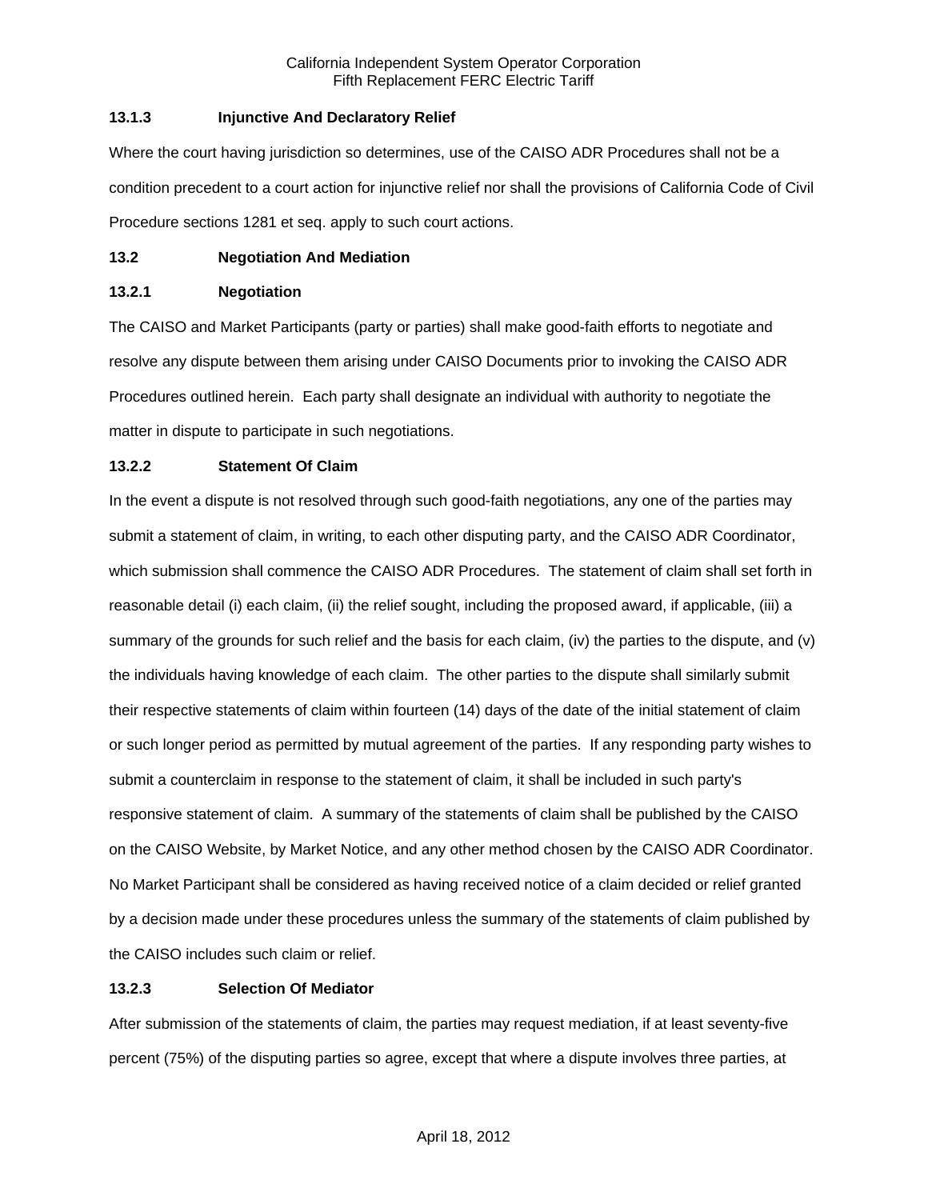### 13.1.3 Injunctive And Declaratory Relief

Where the court having jurisdiction so determines, use of the CAISO ADR Procedures shall not be a condition precedent to a court action for injunctive relief nor shall the provisions of California Code of Civil Procedure sections 1281 et seq. apply to such court actions.

## 13.2 Negotiation And Mediation

### 13.2.1 Negotiation

The CAISO and Market Participants (party or parties) shall make good-faith efforts to negotiate and resolve any dispute between them arising under CAISO Documents prior to invoking the CAISO ADR Procedures outlined herein. Each party shall designate an individual with authority to negotiate the matter in dispute to participate in such negotiations.

### 13.2.2 Statement Of Claim

In the event a dispute is not resolved through such good-faith negotiations, any one of the parties may submit a statement of claim, in writing, to each other disputing party, and the CAISO ADR Coordinator, which submission shall commence the CAISO ADR Procedures. The statement of claim shall set forth in reasonable detail (i) each claim, (ii) the relief sought, including the proposed award, if applicable, (iii) a summary of the grounds for such relief and the basis for each claim, (iv) the parties to the dispute, and (v) the individuals having knowledge of each claim. The other parties to the dispute shall similarly submit their respective statements of claim within fourteen (14) days of the date of the initial statement of claim or such longer period as permitted by mutual agreement of the parties. If any responding party wishes to submit a counterclaim in response to the statement of claim, it shall be included in such party's responsive statement of claim. A summary of the statements of claim shall be published by the CAISO on the CAISO Website, by Market Notice, and any other method chosen by the CAISO ADR Coordinator. No Market Participant shall be considered as having received notice of a claim decided or relief granted by a decision made under these procedures unless the summary of the statements of claim published by the CAISO includes such claim or relief.

### 13.2.3 Selection Of Mediator

After submission of the statements of claim, the parties may request mediation, if at least seventy-five percent (75%) of the disputing parties so agree, except that where a dispute involves three parties, at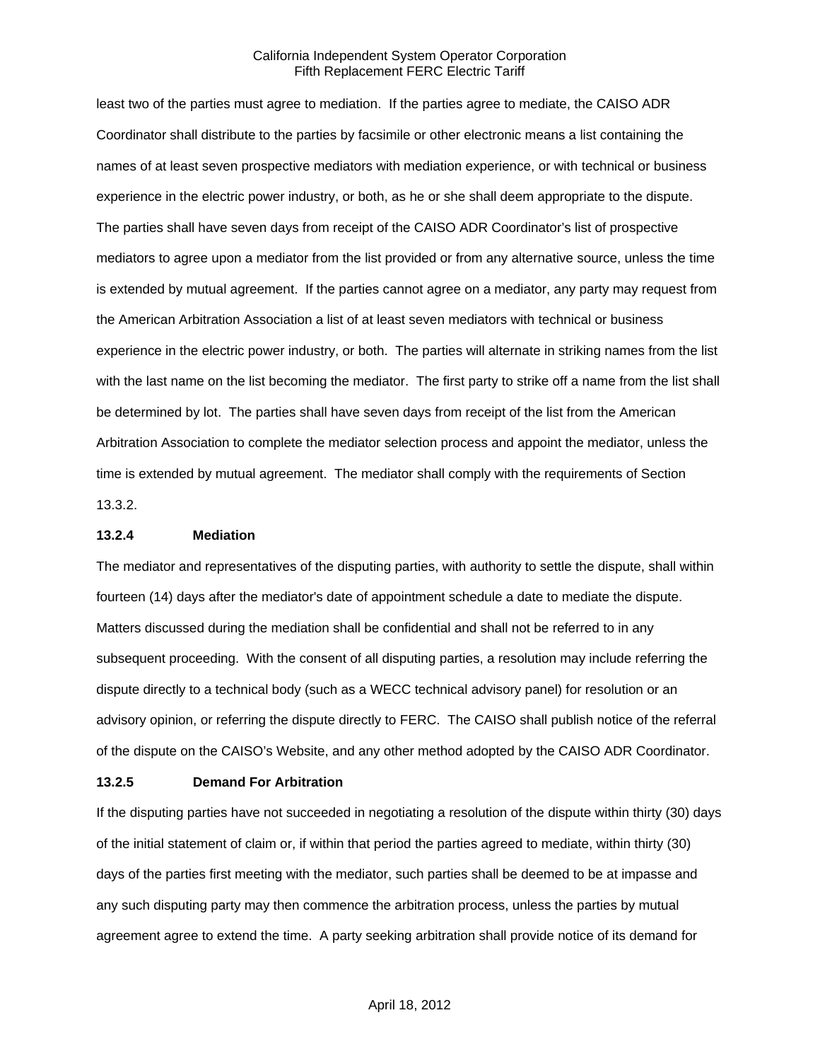least two of the parties must agree to mediation. If the parties agree to mediate, the CAISO ADR Coordinator shall distribute to the parties by facsimile or other electronic means a list containing the names of at least seven prospective mediators with mediation experience, or with technical or business experience in the electric power industry, or both, as he or she shall deem appropriate to the dispute. The parties shall have seven days from receipt of the CAISO ADR Coordinator's list of prospective mediators to agree upon a mediator from the list provided or from any alternative source, unless the time is extended by mutual agreement. If the parties cannot agree on a mediator, any party may request from the American Arbitration Association a list of at least seven mediators with technical or business experience in the electric power industry, or both. The parties will alternate in striking names from the list with the last name on the list becoming the mediator. The first party to strike off a name from the list shall be determined by lot. The parties shall have seven days from receipt of the list from the American Arbitration Association to complete the mediator selection process and appoint the mediator, unless the time is extended by mutual agreement. The mediator shall comply with the requirements of Section 13.3.2.

### 13.2.4 Mediation

The mediator and representatives of the disputing parties, with authority to settle the dispute, shall within fourteen (14) days after the mediator's date of appointment schedule a date to mediate the dispute. Matters discussed during the mediation shall be confidential and shall not be referred to in any subsequent proceeding. With the consent of all disputing parties, a resolution may include referring the dispute directly to a technical body (such as a WECC technical advisory panel) for resolution or an advisory opinion, or referring the dispute directly to FERC. The CAISO shall publish notice of the referral of the dispute on the CAISO's Website, and any other method adopted by the CAISO ADR Coordinator.

### 13.2.5 Demand For Arbitration

If the disputing parties have not succeeded in negotiating a resolution of the dispute within thirty (30) days of the initial statement of claim or, if within that period the parties agreed to mediate, within thirty (30) days of the parties first meeting with the mediator, such parties shall be deemed to be at impasse and any such disputing party may then commence the arbitration process, unless the parties by mutual agreement agree to extend the time. A party seeking arbitration shall provide notice of its demand for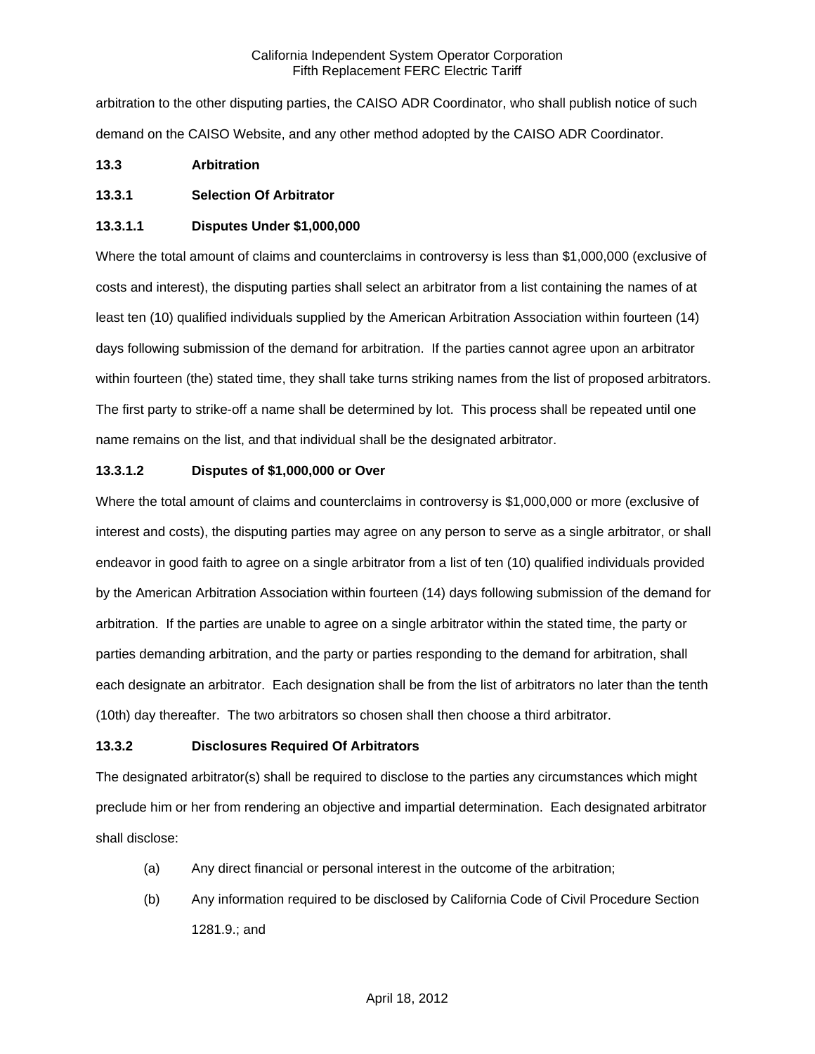arbitration to the other disputing parties, the CAISO ADR Coordinator, who shall publish notice of such demand on the CAISO Website, and any other method adopted by the CAISO ADR Coordinator.

**13.3 Arbitration**

**13.3.1 Selection Of Arbitrator**

**13.3.1.1 Disputes Under $1,000,000**

Where the total amount of claims and counterclaims in controversy is less than $1,000,000 (exclusive of costs and interest), the disputing parties shall select an arbitrator from a list containing the names of at least ten (10) qualified individuals supplied by the American Arbitration Association within fourteen (14) days following submission of the demand for arbitration. If the parties cannot agree upon an arbitrator within fourteen (the) stated time, they shall take turns striking names from the list of proposed arbitrators. The first party to strike-off a name shall be determined by lot. This process shall be repeated until one name remains on the list, and that individual shall be the designated arbitrator.

**13.3.1.2 Disputes of $1,000,000 or Over**

Where the total amount of claims and counterclaims in controversy is $1,000,000 or more (exclusive of interest and costs), the disputing parties may agree on any person to serve as a single arbitrator, or shall endeavor in good faith to agree on a single arbitrator from a list of ten (10) qualified individuals provided by the American Arbitration Association within fourteen (14) days following submission of the demand for arbitration. If the parties are unable to agree on a single arbitrator within the stated time, the party or parties demanding arbitration, and the party or parties responding to the demand for arbitration, shall each designate an arbitrator. Each designation shall be from the list of arbitrators no later than the tenth (10th) day thereafter. The two arbitrators so chosen shall then choose a third arbitrator.

**13.3.2 Disclosures Required Of Arbitrators**

The designated arbitrator(s) shall be required to disclose to the parties any circumstances which might preclude him or her from rendering an objective and impartial determination. Each designated arbitrator shall disclose:

(a) Any direct financial or personal interest in the outcome of the arbitration;

(b) Any information required to be disclosed by California Code of Civil Procedure Section 1281.9.; and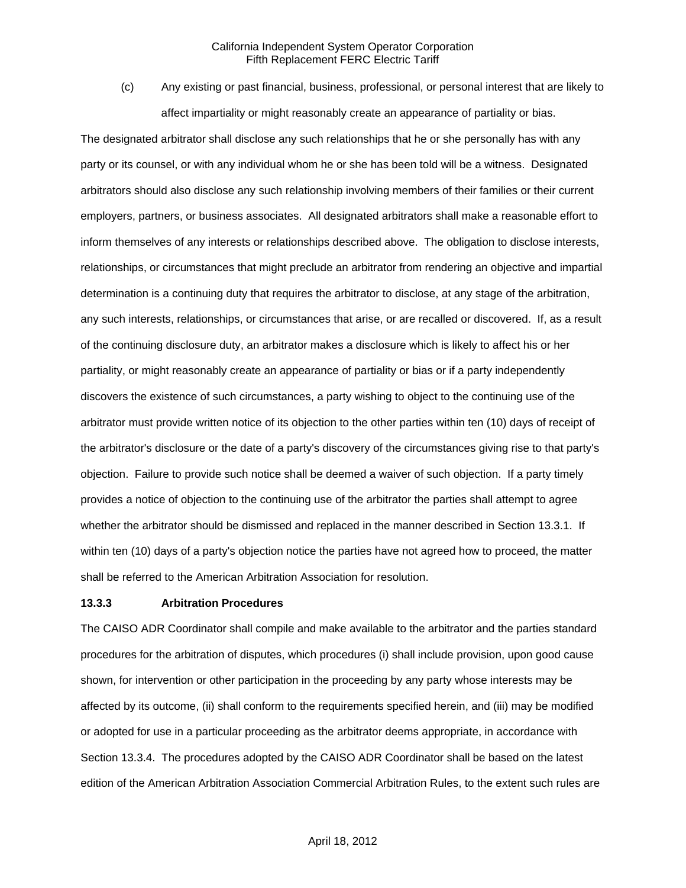(c) Any existing or past financial, business, professional, or personal interest that are likely to affect impartiality or might reasonably create an appearance of partiality or bias.

The designated arbitrator shall disclose any such relationships that he or she personally has with any party or its counsel, or with any individual whom he or she has been told will be a witness. Designated arbitrators should also disclose any such relationship involving members of their families or their current employers, partners, or business associates. All designated arbitrators shall make a reasonable effort to inform themselves of any interests or relationships described above. The obligation to disclose interests, relationships, or circumstances that might preclude an arbitrator from rendering an objective and impartial determination is a continuing duty that requires the arbitrator to disclose, at any stage of the arbitration, any such interests, relationships, or circumstances that arise, or are recalled or discovered. If, as a result of the continuing disclosure duty, an arbitrator makes a disclosure which is likely to affect his or her partiality, or might reasonably create an appearance of partiality or bias or if a party independently discovers the existence of such circumstances, a party wishing to object to the continuing use of the arbitrator must provide written notice of its objection to the other parties within ten (10) days of receipt of the arbitrator's disclosure or the date of a party's discovery of the circumstances giving rise to that party's objection. Failure to provide such notice shall be deemed a waiver of such objection. If a party timely provides a notice of objection to the continuing use of the arbitrator the parties shall attempt to agree whether the arbitrator should be dismissed and replaced in the manner described in Section 13.3.1. If within ten (10) days of a party's objection notice the parties have not agreed how to proceed, the matter shall be referred to the American Arbitration Association for resolution.

### 13.3.3 Arbitration Procedures

The CAISO ADR Coordinator shall compile and make available to the arbitrator and the parties standard procedures for the arbitration of disputes, which procedures (i) shall include provision, upon good cause shown, for intervention or other participation in the proceeding by any party whose interests may be affected by its outcome, (ii) shall conform to the requirements specified herein, and (iii) may be modified or adopted for use in a particular proceeding as the arbitrator deems appropriate, in accordance with Section 13.3.4. The procedures adopted by the CAISO ADR Coordinator shall be based on the latest edition of the American Arbitration Association Commercial Arbitration Rules, to the extent such rules are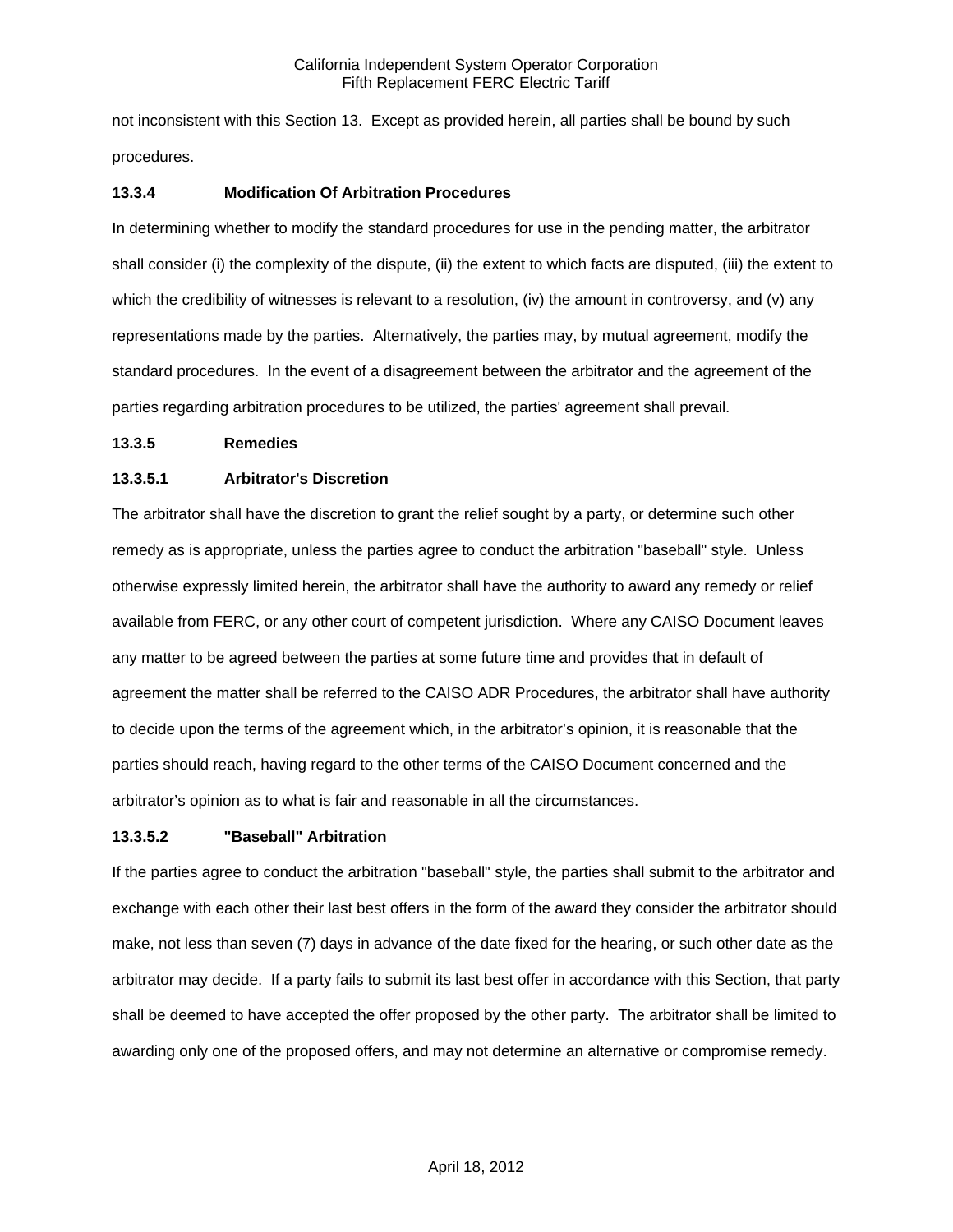not inconsistent with this Section 13. Except as provided herein, all parties shall be bound by such procedures.

### 13.3.4 Modification Of Arbitration Procedures

In determining whether to modify the standard procedures for use in the pending matter, the arbitrator shall consider (i) the complexity of the dispute, (ii) the extent to which facts are disputed, (iii) the extent to which the credibility of witnesses is relevant to a resolution, (iv) the amount in controversy, and (v) any representations made by the parties. Alternatively, the parties may, by mutual agreement, modify the standard procedures. In the event of a disagreement between the arbitrator and the agreement of the parties regarding arbitration procedures to be utilized, the parties' agreement shall prevail.

### 13.3.5 Remedies

#### 13.3.5.1 Arbitrator's Discretion

The arbitrator shall have the discretion to grant the relief sought by a party, or determine such other remedy as is appropriate, unless the parties agree to conduct the arbitration "baseball" style. Unless otherwise expressly limited herein, the arbitrator shall have the authority to award any remedy or relief available from FERC, or any other court of competent jurisdiction. Where any CAISO Document leaves any matter to be agreed between the parties at some future time and provides that in default of agreement the matter shall be referred to the CAISO ADR Procedures, the arbitrator shall have authority to decide upon the terms of the agreement which, in the arbitrator's opinion, it is reasonable that the parties should reach, having regard to the other terms of the CAISO Document concerned and the arbitrator's opinion as to what is fair and reasonable in all the circumstances.

#### 13.3.5.2 "Baseball" Arbitration

If the parties agree to conduct the arbitration "baseball" style, the parties shall submit to the arbitrator and exchange with each other their last best offers in the form of the award they consider the arbitrator should make, not less than seven (7) days in advance of the date fixed for the hearing, or such other date as the arbitrator may decide. If a party fails to submit its last best offer in accordance with this Section, that party shall be deemed to have accepted the offer proposed by the other party. The arbitrator shall be limited to awarding only one of the proposed offers, and may not determine an alternative or compromise remedy.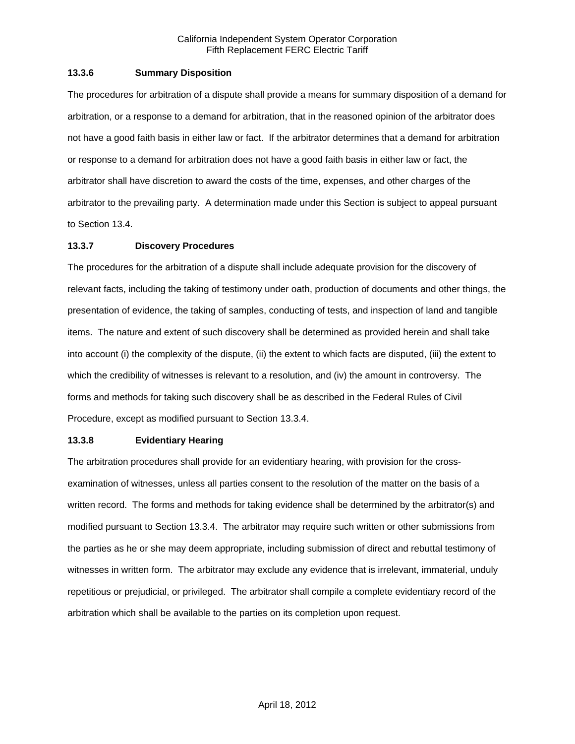### 13.3.6 Summary Disposition

The procedures for arbitration of a dispute shall provide a means for summary disposition of a demand for arbitration, or a response to a demand for arbitration, that in the reasoned opinion of the arbitrator does not have a good faith basis in either law or fact. If the arbitrator determines that a demand for arbitration or response to a demand for arbitration does not have a good faith basis in either law or fact, the arbitrator shall have discretion to award the costs of the time, expenses, and other charges of the arbitrator to the prevailing party. A determination made under this Section is subject to appeal pursuant to Section 13.4.

### 13.3.7 Discovery Procedures

The procedures for the arbitration of a dispute shall include adequate provision for the discovery of relevant facts, including the taking of testimony under oath, production of documents and other things, the presentation of evidence, the taking of samples, conducting of tests, and inspection of land and tangible items. The nature and extent of such discovery shall be determined as provided herein and shall take into account (i) the complexity of the dispute, (ii) the extent to which facts are disputed, (iii) the extent to which the credibility of witnesses is relevant to a resolution, and (iv) the amount in controversy. The forms and methods for taking such discovery shall be as described in the Federal Rules of Civil Procedure, except as modified pursuant to Section 13.3.4.

### 13.3.8 Evidentiary Hearing

The arbitration procedures shall provide for an evidentiary hearing, with provision for the cross-examination of witnesses, unless all parties consent to the resolution of the matter on the basis of a written record. The forms and methods for taking evidence shall be determined by the arbitrator(s) and modified pursuant to Section 13.3.4. The arbitrator may require such written or other submissions from the parties as he or she may deem appropriate, including submission of direct and rebuttal testimony of witnesses in written form. The arbitrator may exclude any evidence that is irrelevant, immaterial, unduly repetitious or prejudicial, or privileged. The arbitrator shall compile a complete evidentiary record of the arbitration which shall be available to the parties on its completion upon request.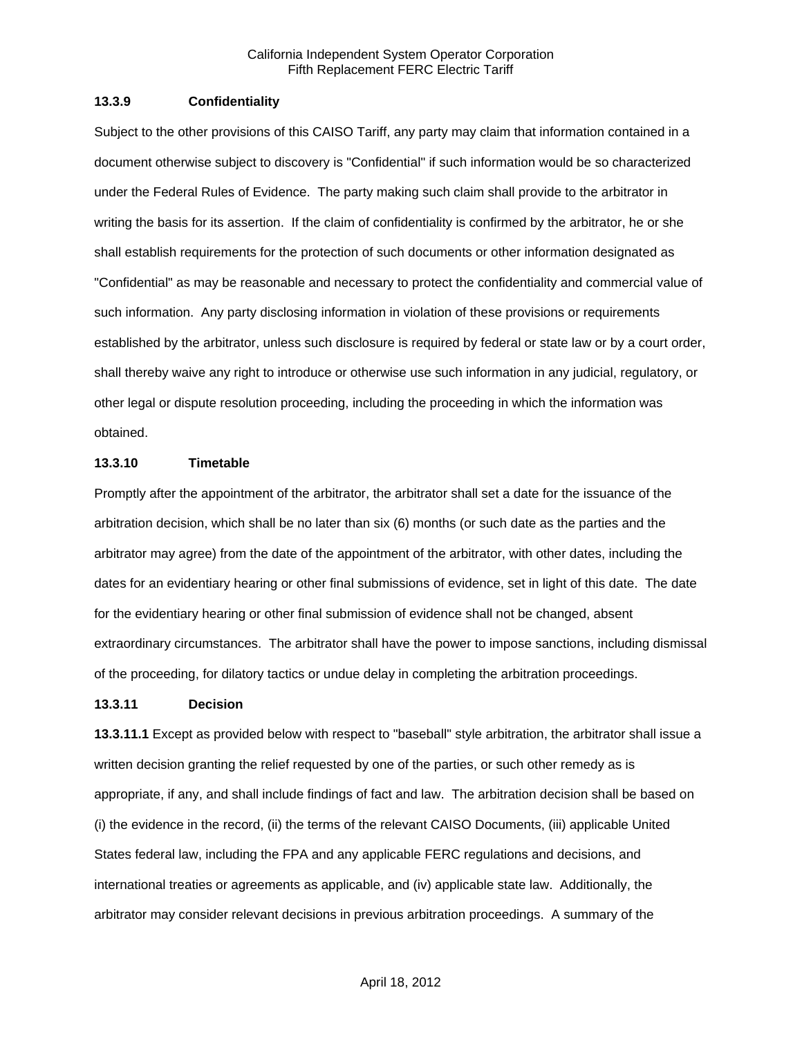### 13.3.9 Confidentiality

Subject to the other provisions of this CAISO Tariff, any party may claim that information contained in a document otherwise subject to discovery is "Confidential" if such information would be so characterized under the Federal Rules of Evidence. The party making such claim shall provide to the arbitrator in writing the basis for its assertion. If the claim of confidentiality is confirmed by the arbitrator, he or she shall establish requirements for the protection of such documents or other information designated as "Confidential" as may be reasonable and necessary to protect the confidentiality and commercial value of such information. Any party disclosing information in violation of these provisions or requirements established by the arbitrator, unless such disclosure is required by federal or state law or by a court order, shall thereby waive any right to introduce or otherwise use such information in any judicial, regulatory, or other legal or dispute resolution proceeding, including the proceeding in which the information was obtained.

### 13.3.10 Timetable

Promptly after the appointment of the arbitrator, the arbitrator shall set a date for the issuance of the arbitration decision, which shall be no later than six (6) months (or such date as the parties and the arbitrator may agree) from the date of the appointment of the arbitrator, with other dates, including the dates for an evidentiary hearing or other final submissions of evidence, set in light of this date. The date for the evidentiary hearing or other final submission of evidence shall not be changed, absent extraordinary circumstances. The arbitrator shall have the power to impose sanctions, including dismissal of the proceeding, for dilatory tactics or undue delay in completing the arbitration proceedings.

### 13.3.11 Decision

**13.3.11.1** Except as provided below with respect to "baseball" style arbitration, the arbitrator shall issue a written decision granting the relief requested by one of the parties, or such other remedy as is appropriate, if any, and shall include findings of fact and law. The arbitration decision shall be based on (i) the evidence in the record, (ii) the terms of the relevant CAISO Documents, (iii) applicable United States federal law, including the FPA and any applicable FERC regulations and decisions, and international treaties or agreements as applicable, and (iv) applicable state law. Additionally, the arbitrator may consider relevant decisions in previous arbitration proceedings. A summary of the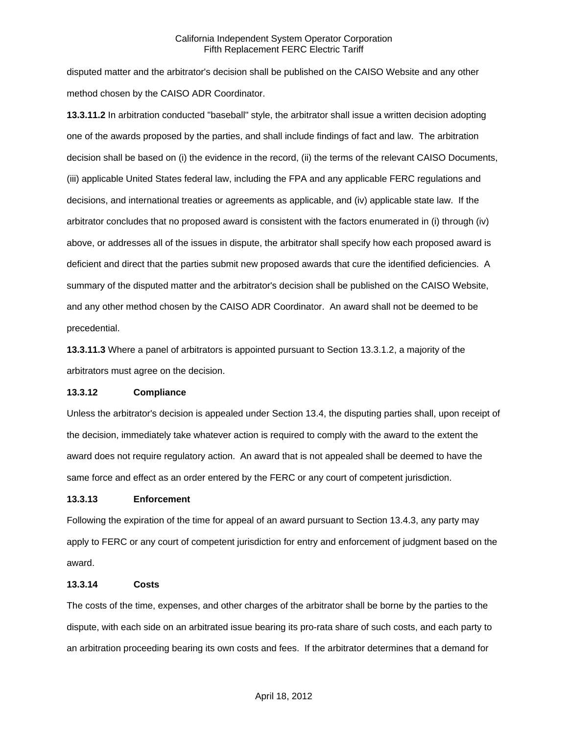disputed matter and the arbitrator's decision shall be published on the CAISO Website and any other method chosen by the CAISO ADR Coordinator.

**13.3.11.2** In arbitration conducted "baseball" style, the arbitrator shall issue a written decision adopting one of the awards proposed by the parties, and shall include findings of fact and law. The arbitration decision shall be based on (i) the evidence in the record, (ii) the terms of the relevant CAISO Documents, (iii) applicable United States federal law, including the FPA and any applicable FERC regulations and decisions, and international treaties or agreements as applicable, and (iv) applicable state law. If the arbitrator concludes that no proposed award is consistent with the factors enumerated in (i) through (iv) above, or addresses all of the issues in dispute, the arbitrator shall specify how each proposed award is deficient and direct that the parties submit new proposed awards that cure the identified deficiencies. A summary of the disputed matter and the arbitrator's decision shall be published on the CAISO Website, and any other method chosen by the CAISO ADR Coordinator. An award shall not be deemed to be precedential.

**13.3.11.3** Where a panel of arbitrators is appointed pursuant to Section 13.3.1.2, a majority of the arbitrators must agree on the decision.

**13.3.12 Compliance**

Unless the arbitrator's decision is appealed under Section 13.4, the disputing parties shall, upon receipt of the decision, immediately take whatever action is required to comply with the award to the extent the award does not require regulatory action. An award that is not appealed shall be deemed to have the same force and effect as an order entered by the FERC or any court of competent jurisdiction.

**13.3.13 Enforcement**

Following the expiration of the time for appeal of an award pursuant to Section 13.4.3, any party may apply to FERC or any court of competent jurisdiction for entry and enforcement of judgment based on the award.

**13.3.14 Costs**

The costs of the time, expenses, and other charges of the arbitrator shall be borne by the parties to the dispute, with each side on an arbitrated issue bearing its pro-rata share of such costs, and each party to an arbitration proceeding bearing its own costs and fees. If the arbitrator determines that a demand for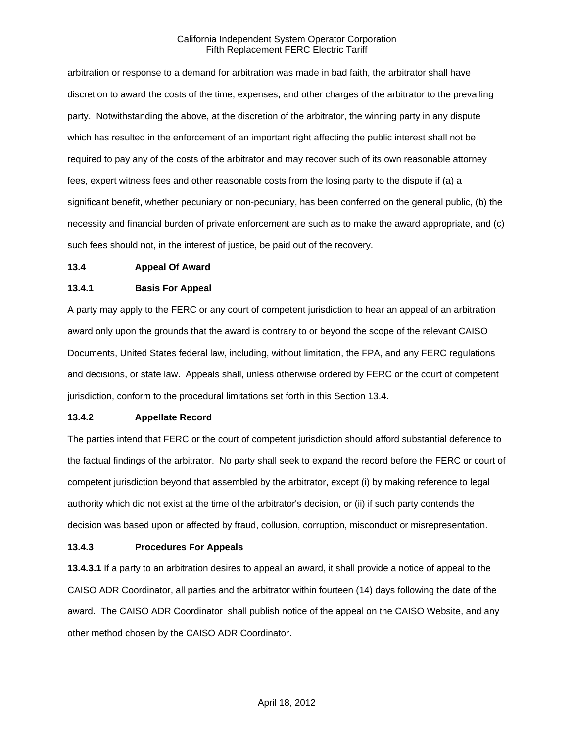arbitration or response to a demand for arbitration was made in bad faith, the arbitrator shall have discretion to award the costs of the time, expenses, and other charges of the arbitrator to the prevailing party. Notwithstanding the above, at the discretion of the arbitrator, the winning party in any dispute which has resulted in the enforcement of an important right affecting the public interest shall not be required to pay any of the costs of the arbitrator and may recover such of its own reasonable attorney fees, expert witness fees and other reasonable costs from the losing party to the dispute if (a) a significant benefit, whether pecuniary or non-pecuniary, has been conferred on the general public, (b) the necessity and financial burden of private enforcement are such as to make the award appropriate, and (c) such fees should not, in the interest of justice, be paid out of the recovery.

### 13.4 Appeal Of Award

### 13.4.1 Basis For Appeal

A party may apply to the FERC or any court of competent jurisdiction to hear an appeal of an arbitration award only upon the grounds that the award is contrary to or beyond the scope of the relevant CAISO Documents, United States federal law, including, without limitation, the FPA, and any FERC regulations and decisions, or state law. Appeals shall, unless otherwise ordered by FERC or the court of competent jurisdiction, conform to the procedural limitations set forth in this Section 13.4.

### 13.4.2 Appellate Record

The parties intend that FERC or the court of competent jurisdiction should afford substantial deference to the factual findings of the arbitrator. No party shall seek to expand the record before the FERC or court of competent jurisdiction beyond that assembled by the arbitrator, except (i) by making reference to legal authority which did not exist at the time of the arbitrator's decision, or (ii) if such party contends the decision was based upon or affected by fraud, collusion, corruption, misconduct or misrepresentation.

### 13.4.3 Procedures For Appeals

**13.4.3.1** If a party to an arbitration desires to appeal an award, it shall provide a notice of appeal to the CAISO ADR Coordinator, all parties and the arbitrator within fourteen (14) days following the date of the award. The CAISO ADR Coordinator shall publish notice of the appeal on the CAISO Website, and any other method chosen by the CAISO ADR Coordinator.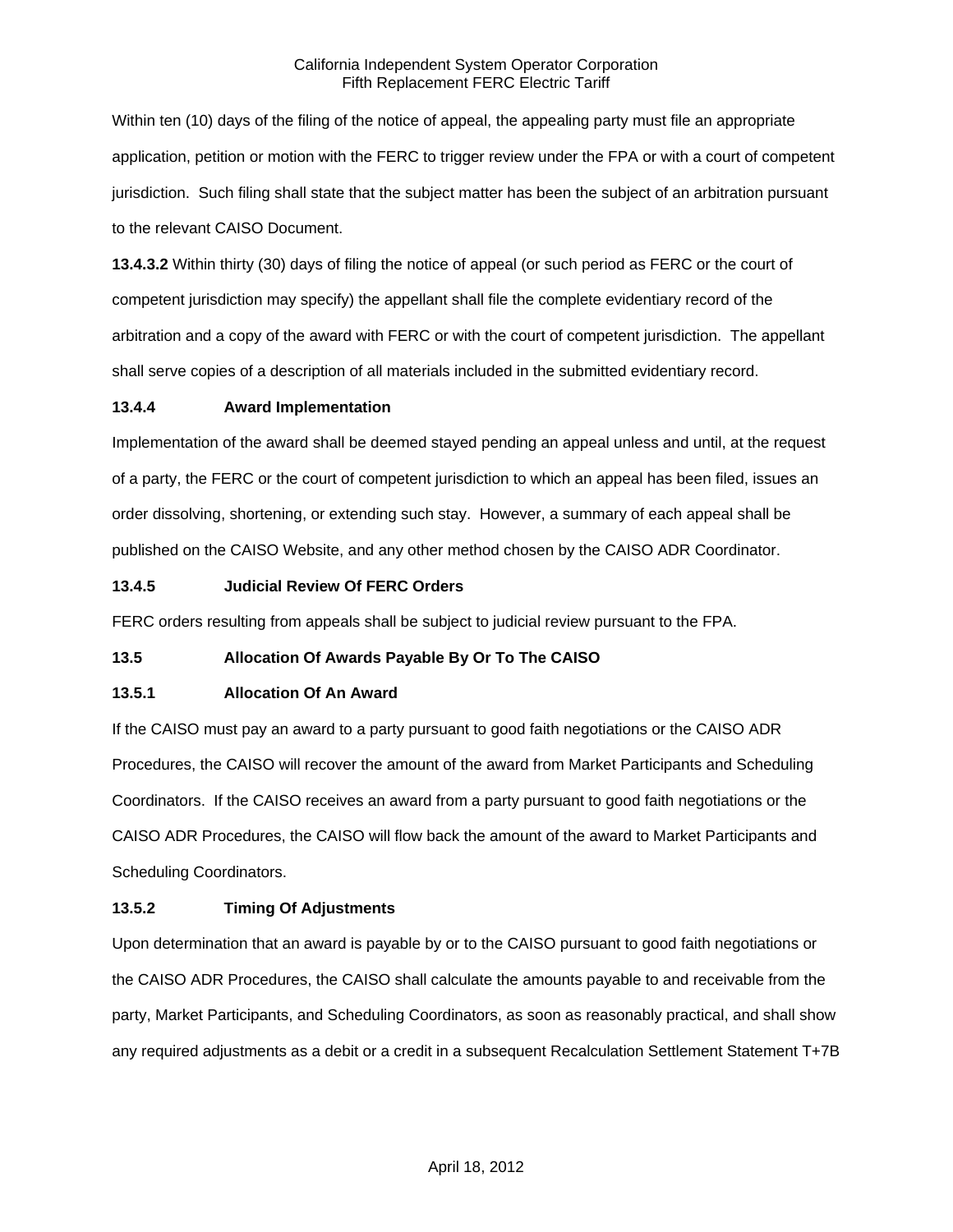Within ten (10) days of the filing of the notice of appeal, the appealing party must file an appropriate application, petition or motion with the FERC to trigger review under the FPA or with a court of competent jurisdiction. Such filing shall state that the subject matter has been the subject of an arbitration pursuant to the relevant CAISO Document.

**13.4.3.2** Within thirty (30) days of filing the notice of appeal (or such period as FERC or the court of competent jurisdiction may specify) the appellant shall file the complete evidentiary record of the arbitration and a copy of the award with FERC or with the court of competent jurisdiction. The appellant shall serve copies of a description of all materials included in the submitted evidentiary record.

### 13.4.4 Award Implementation

Implementation of the award shall be deemed stayed pending an appeal unless and until, at the request of a party, the FERC or the court of competent jurisdiction to which an appeal has been filed, issues an order dissolving, shortening, or extending such stay. However, a summary of each appeal shall be published on the CAISO Website, and any other method chosen by the CAISO ADR Coordinator.

### 13.4.5 Judicial Review Of FERC Orders

FERC orders resulting from appeals shall be subject to judicial review pursuant to the FPA.

## 13.5 Allocation Of Awards Payable By Or To The CAISO

### 13.5.1 Allocation Of An Award

If the CAISO must pay an award to a party pursuant to good faith negotiations or the CAISO ADR Procedures, the CAISO will recover the amount of the award from Market Participants and Scheduling Coordinators. If the CAISO receives an award from a party pursuant to good faith negotiations or the CAISO ADR Procedures, the CAISO will flow back the amount of the award to Market Participants and Scheduling Coordinators.

### 13.5.2 Timing Of Adjustments

Upon determination that an award is payable by or to the CAISO pursuant to good faith negotiations or the CAISO ADR Procedures, the CAISO shall calculate the amounts payable to and receivable from the party, Market Participants, and Scheduling Coordinators, as soon as reasonably practical, and shall show any required adjustments as a debit or a credit in a subsequent Recalculation Settlement Statement T+7B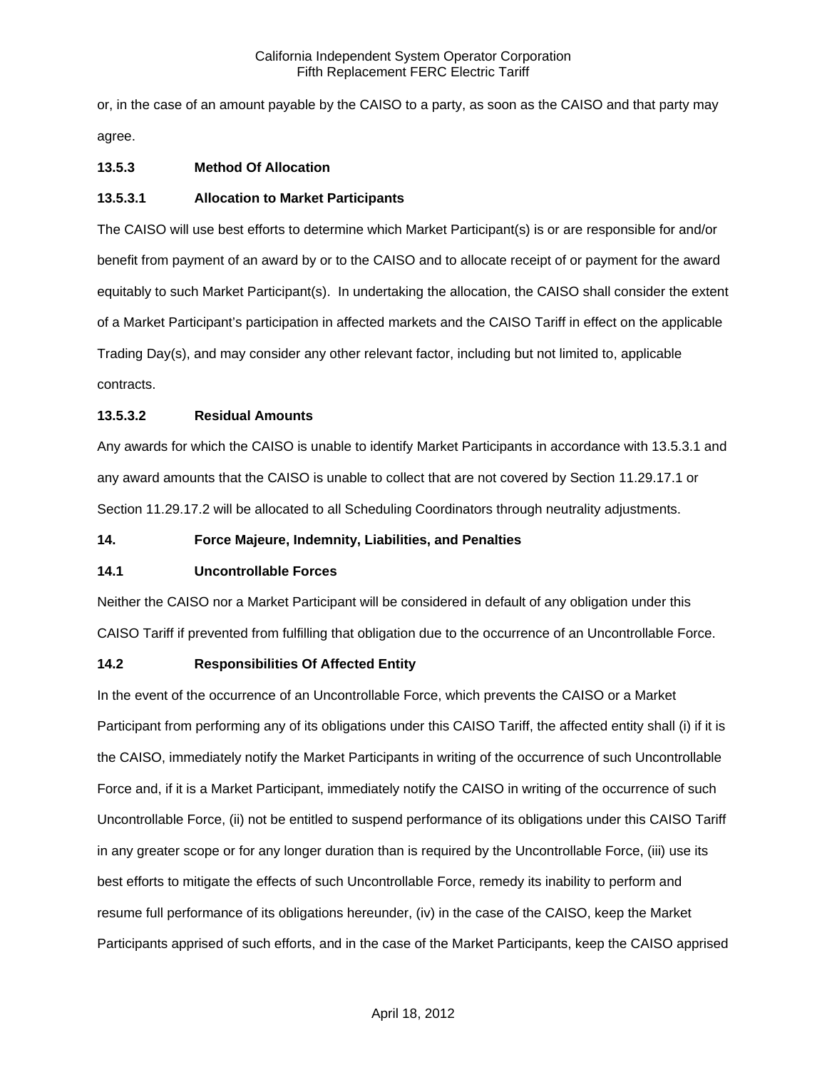or, in the case of an amount payable by the CAISO to a party, as soon as the CAISO and that party may agree.

**13.5.3 Method Of Allocation**

**13.5.3.1 Allocation to Market Participants**

The CAISO will use best efforts to determine which Market Participant(s) is or are responsible for and/or benefit from payment of an award by or to the CAISO and to allocate receipt of or payment for the award equitably to such Market Participant(s). In undertaking the allocation, the CAISO shall consider the extent of a Market Participant's participation in affected markets and the CAISO Tariff in effect on the applicable Trading Day(s), and may consider any other relevant factor, including but not limited to, applicable contracts.

**13.5.3.2 Residual Amounts**

Any awards for which the CAISO is unable to identify Market Participants in accordance with 13.5.3.1 and any award amounts that the CAISO is unable to collect that are not covered by Section 11.29.17.1 or Section 11.29.17.2 will be allocated to all Scheduling Coordinators through neutrality adjustments.

## 14. Force Majeure, Indemnity, Liabilities, and Penalties

**14.1 Uncontrollable Forces**

Neither the CAISO nor a Market Participant will be considered in default of any obligation under this CAISO Tariff if prevented from fulfilling that obligation due to the occurrence of an Uncontrollable Force.

**14.2 Responsibilities Of Affected Entity**

In the event of the occurrence of an Uncontrollable Force, which prevents the CAISO or a Market Participant from performing any of its obligations under this CAISO Tariff, the affected entity shall (i) if it is the CAISO, immediately notify the Market Participants in writing of the occurrence of such Uncontrollable Force and, if it is a Market Participant, immediately notify the CAISO in writing of the occurrence of such Uncontrollable Force, (ii) not be entitled to suspend performance of its obligations under this CAISO Tariff in any greater scope or for any longer duration than is required by the Uncontrollable Force, (iii) use its best efforts to mitigate the effects of such Uncontrollable Force, remedy its inability to perform and resume full performance of its obligations hereunder, (iv) in the case of the CAISO, keep the Market Participants apprised of such efforts, and in the case of the Market Participants, keep the CAISO apprised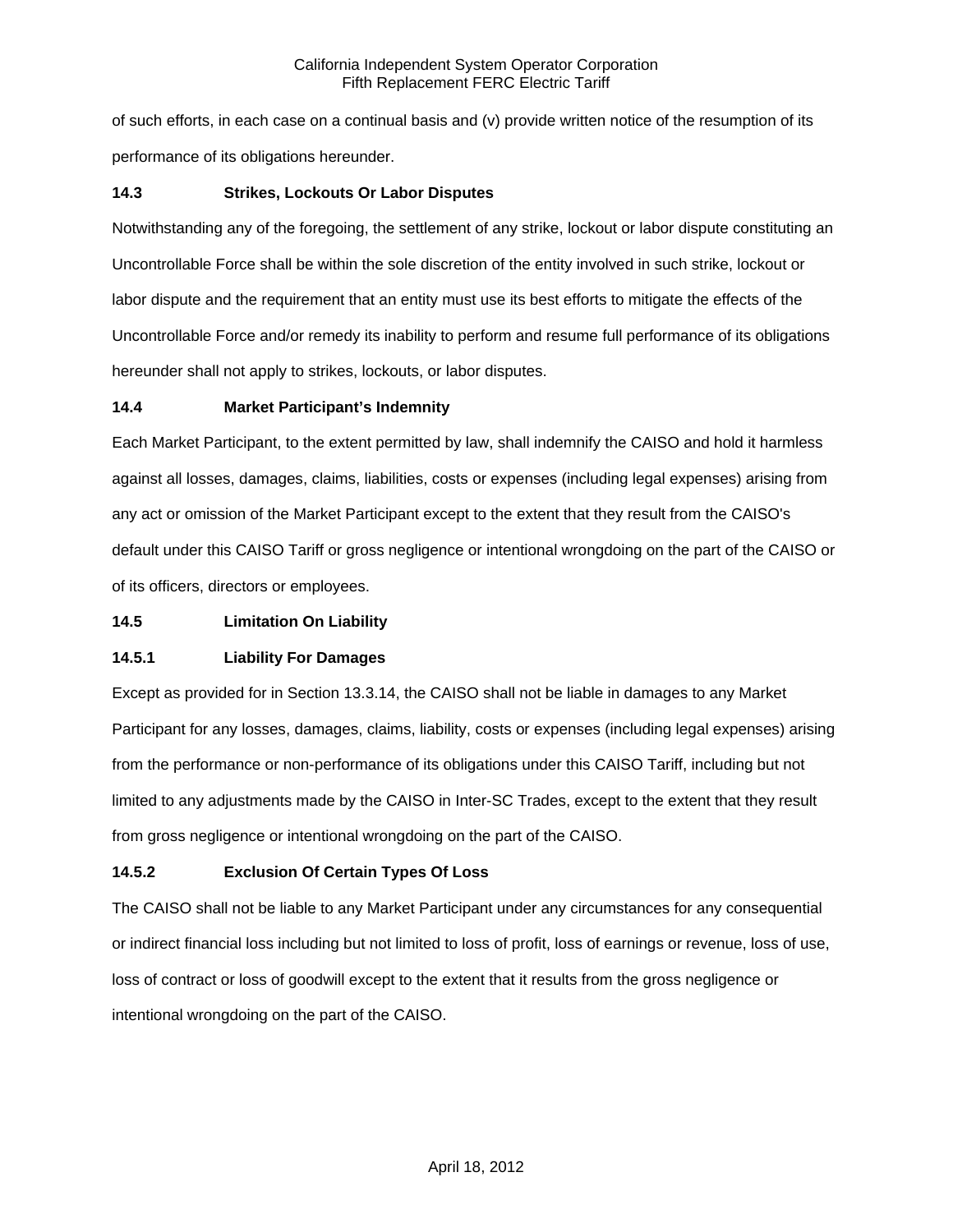of such efforts, in each case on a continual basis and (v) provide written notice of the resumption of its performance of its obligations hereunder.

### 14.3 Strikes, Lockouts Or Labor Disputes

Notwithstanding any of the foregoing, the settlement of any strike, lockout or labor dispute constituting an Uncontrollable Force shall be within the sole discretion of the entity involved in such strike, lockout or labor dispute and the requirement that an entity must use its best efforts to mitigate the effects of the Uncontrollable Force and/or remedy its inability to perform and resume full performance of its obligations hereunder shall not apply to strikes, lockouts, or labor disputes.

### 14.4 Market Participant's Indemnity

Each Market Participant, to the extent permitted by law, shall indemnify the CAISO and hold it harmless against all losses, damages, claims, liabilities, costs or expenses (including legal expenses) arising from any act or omission of the Market Participant except to the extent that they result from the CAISO's default under this CAISO Tariff or gross negligence or intentional wrongdoing on the part of the CAISO or of its officers, directors or employees.

### 14.5 Limitation On Liability

#### 14.5.1 Liability For Damages

Except as provided for in Section 13.3.14, the CAISO shall not be liable in damages to any Market Participant for any losses, damages, claims, liability, costs or expenses (including legal expenses) arising from the performance or non-performance of its obligations under this CAISO Tariff, including but not limited to any adjustments made by the CAISO in Inter-SC Trades, except to the extent that they result from gross negligence or intentional wrongdoing on the part of the CAISO.

#### 14.5.2 Exclusion Of Certain Types Of Loss

The CAISO shall not be liable to any Market Participant under any circumstances for any consequential or indirect financial loss including but not limited to loss of profit, loss of earnings or revenue, loss of use, loss of contract or loss of goodwill except to the extent that it results from the gross negligence or intentional wrongdoing on the part of the CAISO.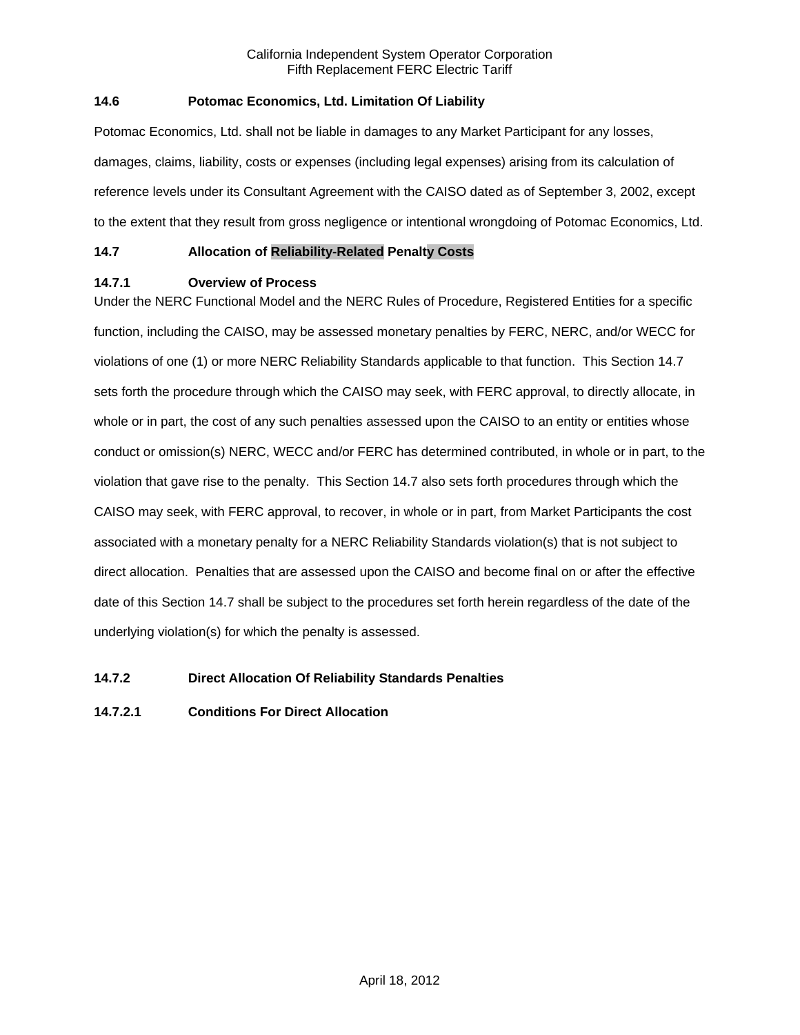### 14.6 Potomac Economics, Ltd. Limitation Of Liability

Potomac Economics, Ltd. shall not be liable in damages to any Market Participant for any losses, damages, claims, liability, costs or expenses (including legal expenses) arising from its calculation of reference levels under its Consultant Agreement with the CAISO dated as of September 3, 2002, except to the extent that they result from gross negligence or intentional wrongdoing of Potomac Economics, Ltd.

### 14.7 Allocation of Reliability-Related Penalty Costs

#### 14.7.1 Overview of Process

Under the NERC Functional Model and the NERC Rules of Procedure, Registered Entities for a specific function, including the CAISO, may be assessed monetary penalties by FERC, NERC, and/or WECC for violations of one (1) or more NERC Reliability Standards applicable to that function. This Section 14.7 sets forth the procedure through which the CAISO may seek, with FERC approval, to directly allocate, in whole or in part, the cost of any such penalties assessed upon the CAISO to an entity or entities whose conduct or omission(s) NERC, WECC and/or FERC has determined contributed, in whole or in part, to the violation that gave rise to the penalty. This Section 14.7 also sets forth procedures through which the CAISO may seek, with FERC approval, to recover, in whole or in part, from Market Participants the cost associated with a monetary penalty for a NERC Reliability Standards violation(s) that is not subject to direct allocation. Penalties that are assessed upon the CAISO and become final on or after the effective date of this Section 14.7 shall be subject to the procedures set forth herein regardless of the date of the underlying violation(s) for which the penalty is assessed.

#### 14.7.2 Direct Allocation Of Reliability Standards Penalties

##### 14.7.2.1 Conditions For Direct Allocation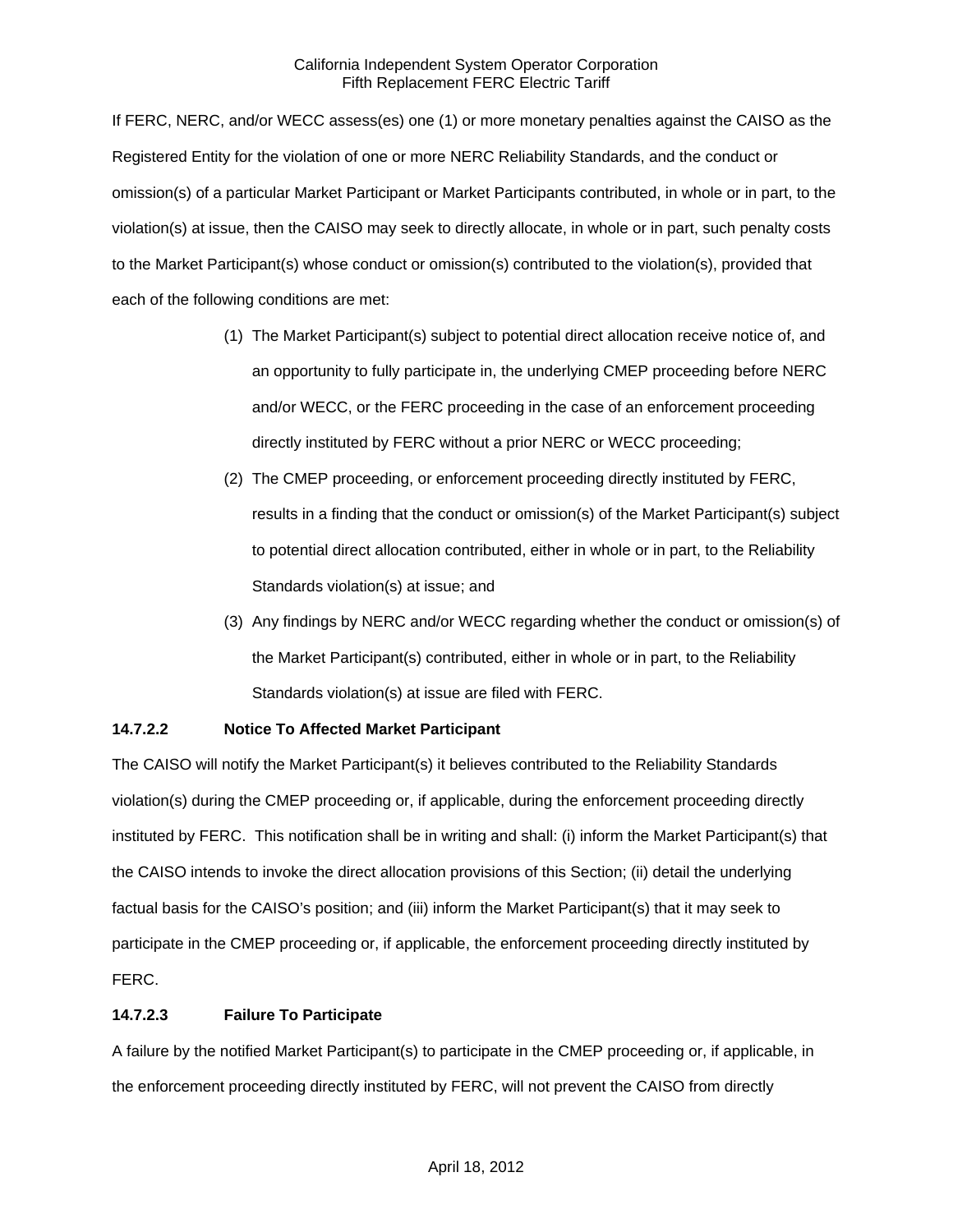If FERC, NERC, and/or WECC assess(es) one (1) or more monetary penalties against the CAISO as the Registered Entity for the violation of one or more NERC Reliability Standards, and the conduct or omission(s) of a particular Market Participant or Market Participants contributed, in whole or in part, to the violation(s) at issue, then the CAISO may seek to directly allocate, in whole or in part, such penalty costs to the Market Participant(s) whose conduct or omission(s) contributed to the violation(s), provided that each of the following conditions are met:

(1) The Market Participant(s) subject to potential direct allocation receive notice of, and an opportunity to fully participate in, the underlying CMEP proceeding before NERC and/or WECC, or the FERC proceeding in the case of an enforcement proceeding directly instituted by FERC without a prior NERC or WECC proceeding;

(2) The CMEP proceeding, or enforcement proceeding directly instituted by FERC, results in a finding that the conduct or omission(s) of the Market Participant(s) subject to potential direct allocation contributed, either in whole or in part, to the Reliability Standards violation(s) at issue; and

(3) Any findings by NERC and/or WECC regarding whether the conduct or omission(s) of the Market Participant(s) contributed, either in whole or in part, to the Reliability Standards violation(s) at issue are filed with FERC.

**14.7.2.2 Notice To Affected Market Participant**

The CAISO will notify the Market Participant(s) it believes contributed to the Reliability Standards violation(s) during the CMEP proceeding or, if applicable, during the enforcement proceeding directly instituted by FERC. This notification shall be in writing and shall: (i) inform the Market Participant(s) that the CAISO intends to invoke the direct allocation provisions of this Section; (ii) detail the underlying factual basis for the CAISO's position; and (iii) inform the Market Participant(s) that it may seek to participate in the CMEP proceeding or, if applicable, the enforcement proceeding directly instituted by FERC.

**14.7.2.3 Failure To Participate**

A failure by the notified Market Participant(s) to participate in the CMEP proceeding or, if applicable, in the enforcement proceeding directly instituted by FERC, will not prevent the CAISO from directly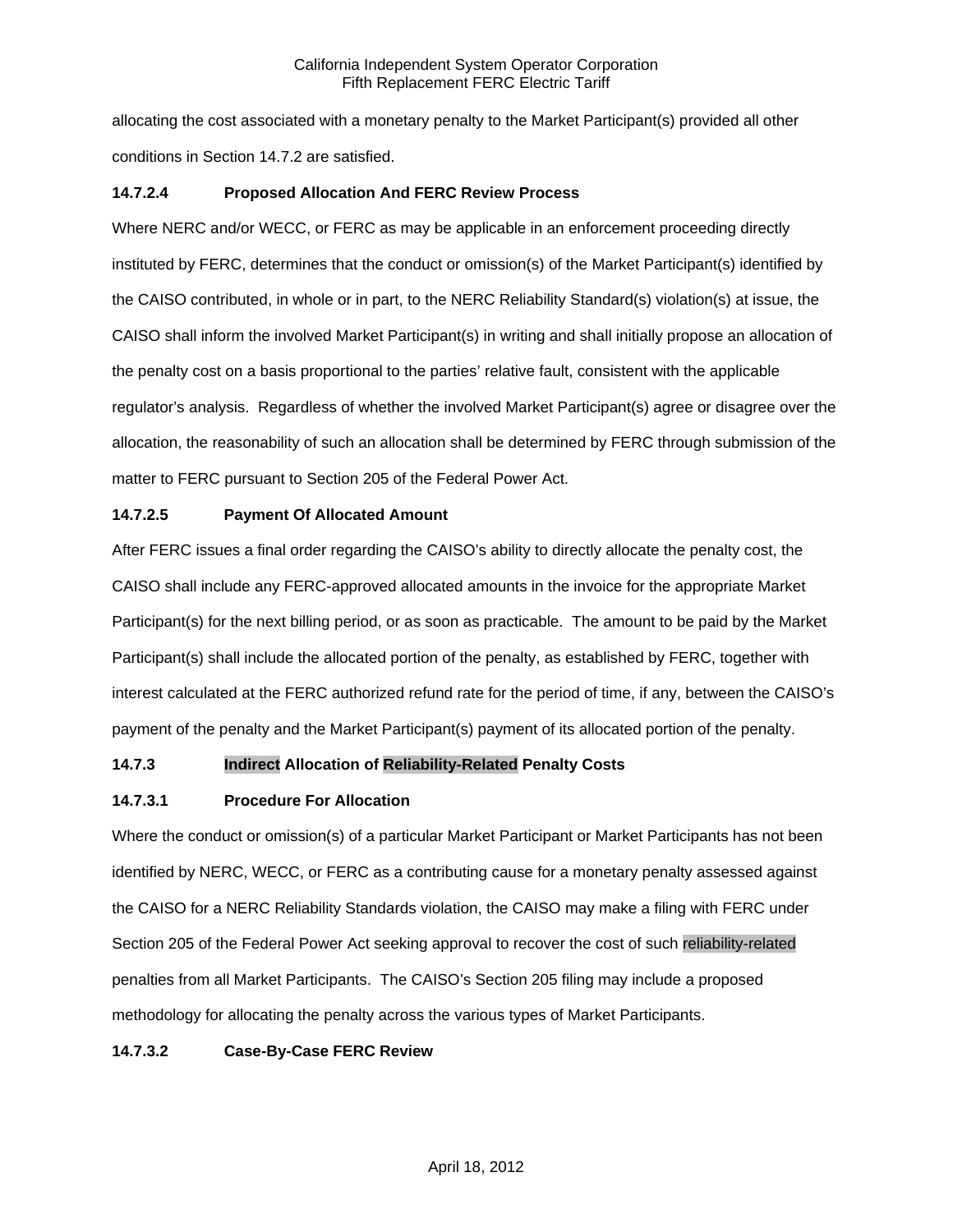allocating the cost associated with a monetary penalty to the Market Participant(s) provided all other conditions in Section 14.7.2 are satisfied.

#### 14.7.2.4 Proposed Allocation And FERC Review Process

Where NERC and/or WECC, or FERC as may be applicable in an enforcement proceeding directly instituted by FERC, determines that the conduct or omission(s) of the Market Participant(s) identified by the CAISO contributed, in whole or in part, to the NERC Reliability Standard(s) violation(s) at issue, the CAISO shall inform the involved Market Participant(s) in writing and shall initially propose an allocation of the penalty cost on a basis proportional to the parties' relative fault, consistent with the applicable regulator's analysis. Regardless of whether the involved Market Participant(s) agree or disagree over the allocation, the reasonability of such an allocation shall be determined by FERC through submission of the matter to FERC pursuant to Section 205 of the Federal Power Act.

#### 14.7.2.5 Payment Of Allocated Amount

After FERC issues a final order regarding the CAISO's ability to directly allocate the penalty cost, the CAISO shall include any FERC-approved allocated amounts in the invoice for the appropriate Market Participant(s) for the next billing period, or as soon as practicable. The amount to be paid by the Market Participant(s) shall include the allocated portion of the penalty, as established by FERC, together with interest calculated at the FERC authorized refund rate for the period of time, if any, between the CAISO's payment of the penalty and the Market Participant(s) payment of its allocated portion of the penalty.

### 14.7.3 Indirect Allocation of Reliability-Related Penalty Costs

#### 14.7.3.1 Procedure For Allocation

Where the conduct or omission(s) of a particular Market Participant or Market Participants has not been identified by NERC, WECC, or FERC as a contributing cause for a monetary penalty assessed against the CAISO for a NERC Reliability Standards violation, the CAISO may make a filing with FERC under Section 205 of the Federal Power Act seeking approval to recover the cost of such reliability-related penalties from all Market Participants. The CAISO's Section 205 filing may include a proposed methodology for allocating the penalty across the various types of Market Participants.

#### 14.7.3.2 Case-By-Case FERC Review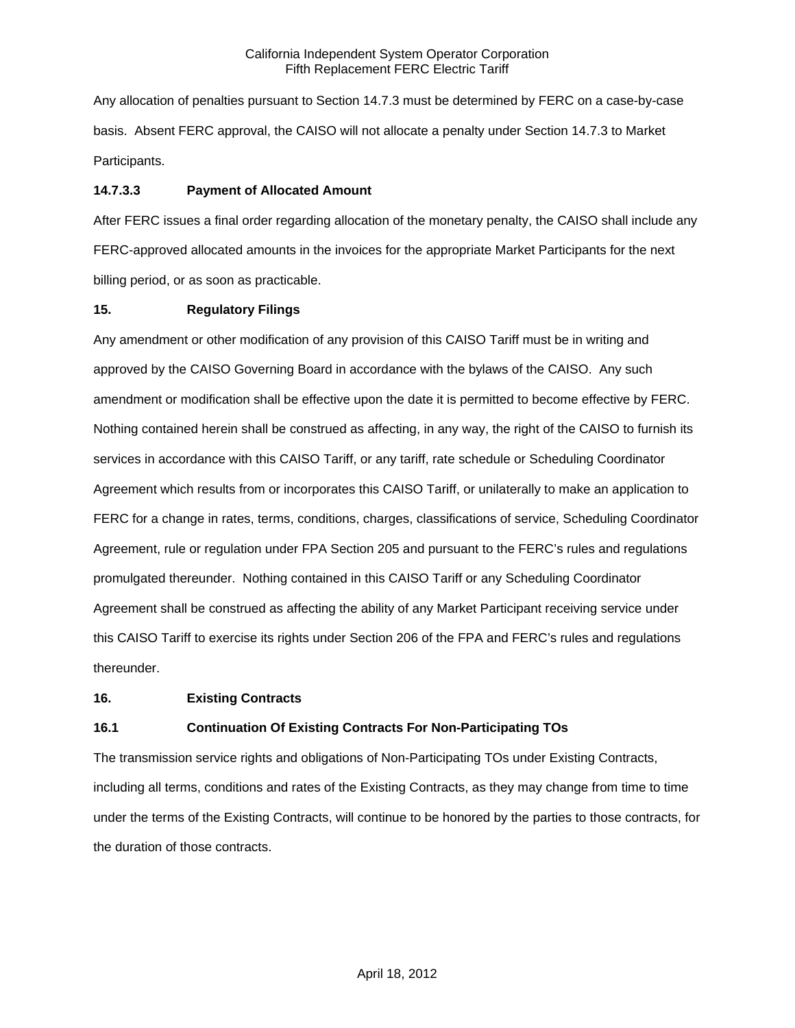Any allocation of penalties pursuant to Section 14.7.3 must be determined by FERC on a case-by-case basis. Absent FERC approval, the CAISO will not allocate a penalty under Section 14.7.3 to Market Participants.

#### 14.7.3.3 Payment of Allocated Amount

After FERC issues a final order regarding allocation of the monetary penalty, the CAISO shall include any FERC-approved allocated amounts in the invoices for the appropriate Market Participants for the next billing period, or as soon as practicable.

## 15. Regulatory Filings

Any amendment or other modification of any provision of this CAISO Tariff must be in writing and approved by the CAISO Governing Board in accordance with the bylaws of the CAISO. Any such amendment or modification shall be effective upon the date it is permitted to become effective by FERC. Nothing contained herein shall be construed as affecting, in any way, the right of the CAISO to furnish its services in accordance with this CAISO Tariff, or any tariff, rate schedule or Scheduling Coordinator Agreement which results from or incorporates this CAISO Tariff, or unilaterally to make an application to FERC for a change in rates, terms, conditions, charges, classifications of service, Scheduling Coordinator Agreement, rule or regulation under FPA Section 205 and pursuant to the FERC's rules and regulations promulgated thereunder. Nothing contained in this CAISO Tariff or any Scheduling Coordinator Agreement shall be construed as affecting the ability of any Market Participant receiving service under this CAISO Tariff to exercise its rights under Section 206 of the FPA and FERC's rules and regulations thereunder.

## 16. Existing Contracts

### 16.1 Continuation Of Existing Contracts For Non-Participating TOs

The transmission service rights and obligations of Non-Participating TOs under Existing Contracts, including all terms, conditions and rates of the Existing Contracts, as they may change from time to time under the terms of the Existing Contracts, will continue to be honored by the parties to those contracts, for the duration of those contracts.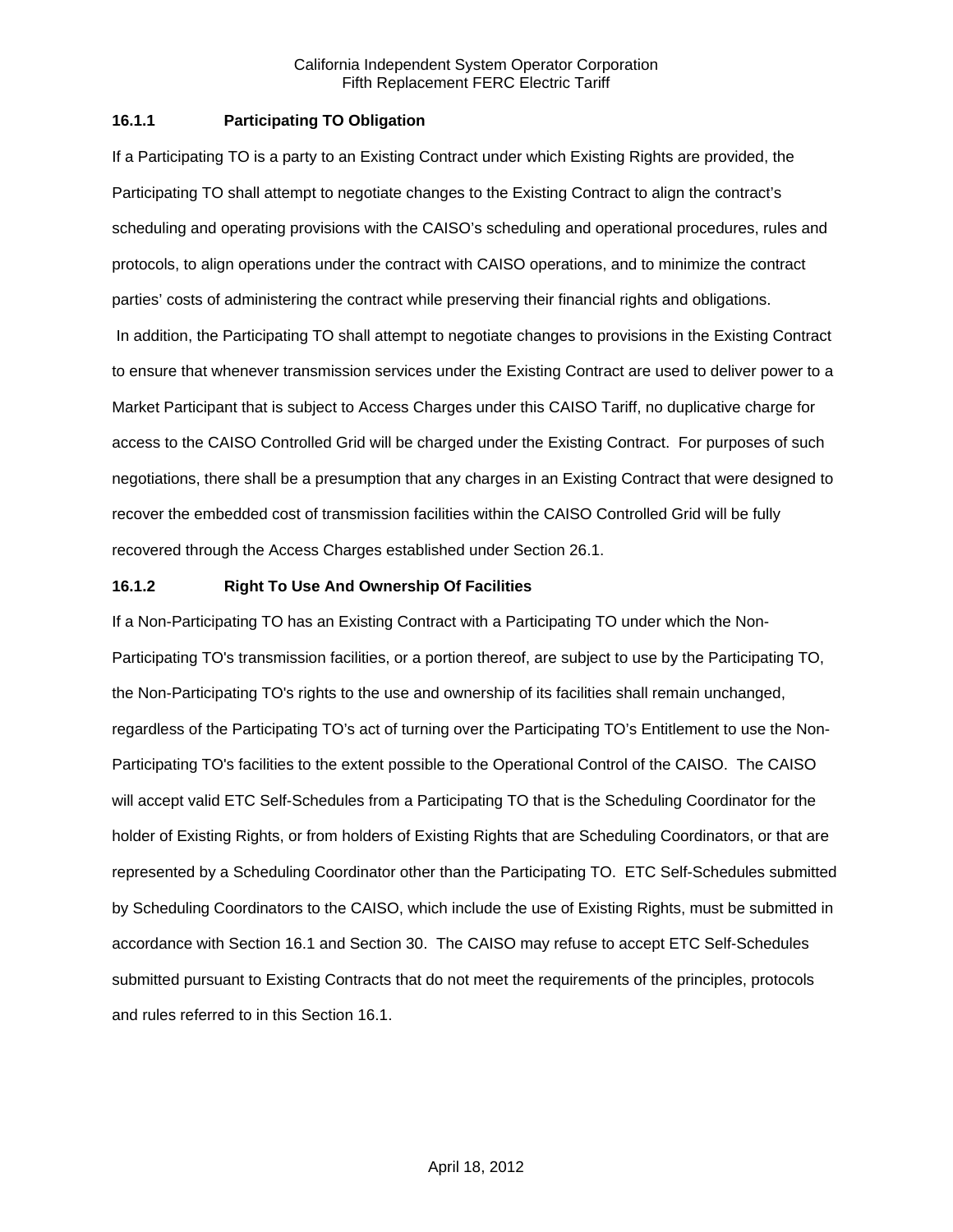### 16.1.1 Participating TO Obligation

If a Participating TO is a party to an Existing Contract under which Existing Rights are provided, the Participating TO shall attempt to negotiate changes to the Existing Contract to align the contract's scheduling and operating provisions with the CAISO's scheduling and operational procedures, rules and protocols, to align operations under the contract with CAISO operations, and to minimize the contract parties' costs of administering the contract while preserving their financial rights and obligations.

In addition, the Participating TO shall attempt to negotiate changes to provisions in the Existing Contract to ensure that whenever transmission services under the Existing Contract are used to deliver power to a Market Participant that is subject to Access Charges under this CAISO Tariff, no duplicative charge for access to the CAISO Controlled Grid will be charged under the Existing Contract. For purposes of such negotiations, there shall be a presumption that any charges in an Existing Contract that were designed to recover the embedded cost of transmission facilities within the CAISO Controlled Grid will be fully recovered through the Access Charges established under Section 26.1.

### 16.1.2 Right To Use And Ownership Of Facilities

If a Non-Participating TO has an Existing Contract with a Participating TO under which the Non-Participating TO's transmission facilities, or a portion thereof, are subject to use by the Participating TO, the Non-Participating TO's rights to the use and ownership of its facilities shall remain unchanged, regardless of the Participating TO's act of turning over the Participating TO's Entitlement to use the Non-Participating TO's facilities to the extent possible to the Operational Control of the CAISO. The CAISO will accept valid ETC Self-Schedules from a Participating TO that is the Scheduling Coordinator for the holder of Existing Rights, or from holders of Existing Rights that are Scheduling Coordinators, or that are represented by a Scheduling Coordinator other than the Participating TO. ETC Self-Schedules submitted by Scheduling Coordinators to the CAISO, which include the use of Existing Rights, must be submitted in accordance with Section 16.1 and Section 30. The CAISO may refuse to accept ETC Self-Schedules submitted pursuant to Existing Contracts that do not meet the requirements of the principles, protocols and rules referred to in this Section 16.1.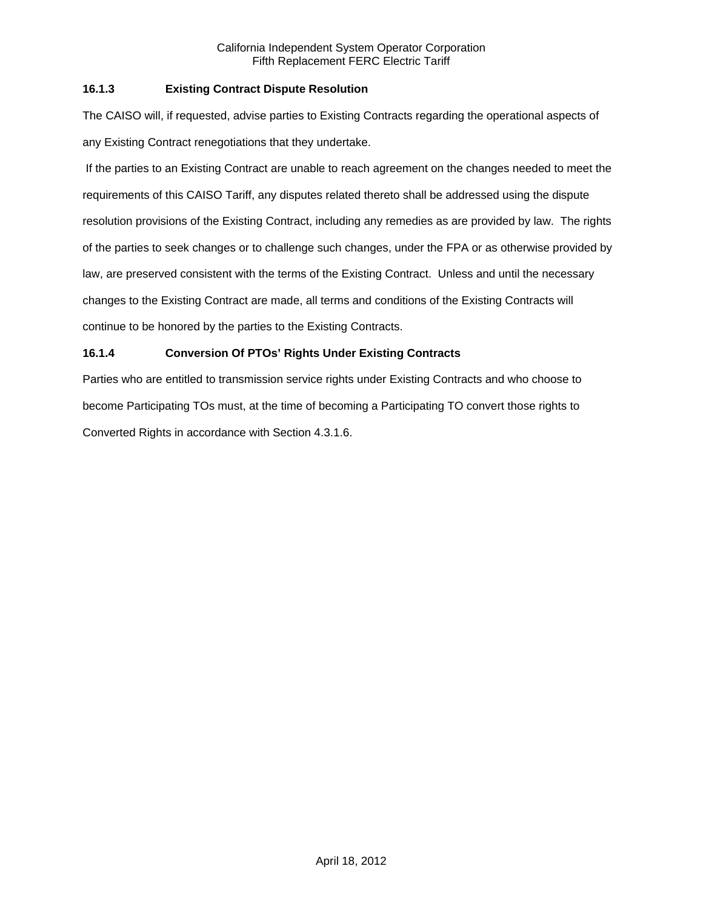### 16.1.3 Existing Contract Dispute Resolution

The CAISO will, if requested, advise parties to Existing Contracts regarding the operational aspects of any Existing Contract renegotiations that they undertake.

If the parties to an Existing Contract are unable to reach agreement on the changes needed to meet the requirements of this CAISO Tariff, any disputes related thereto shall be addressed using the dispute resolution provisions of the Existing Contract, including any remedies as are provided by law. The rights of the parties to seek changes or to challenge such changes, under the FPA or as otherwise provided by law, are preserved consistent with the terms of the Existing Contract. Unless and until the necessary changes to the Existing Contract are made, all terms and conditions of the Existing Contracts will continue to be honored by the parties to the Existing Contracts.

### 16.1.4 Conversion Of PTOs' Rights Under Existing Contracts

Parties who are entitled to transmission service rights under Existing Contracts and who choose to become Participating TOs must, at the time of becoming a Participating TO convert those rights to Converted Rights in accordance with Section 4.3.1.6.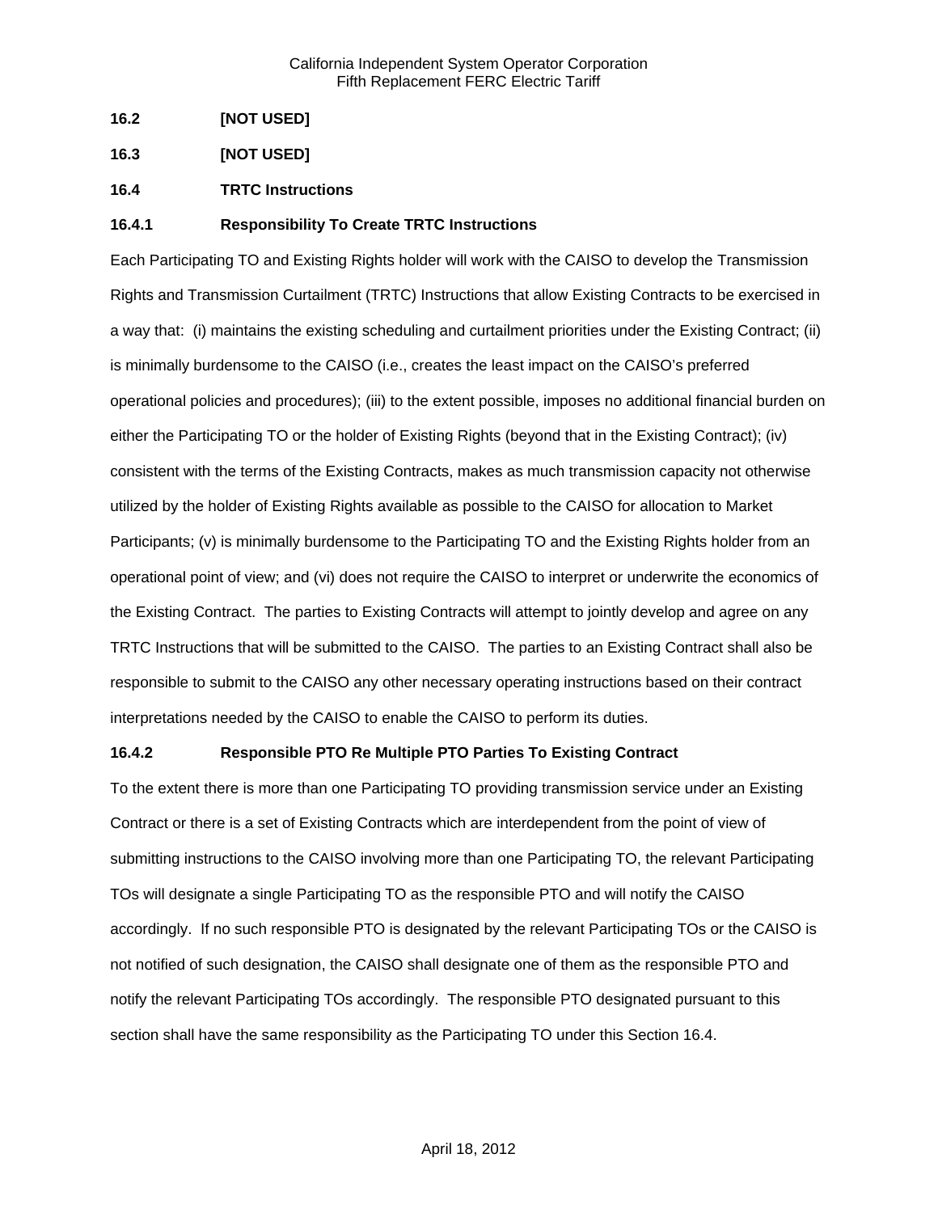### 16.2 [NOT USED]

### 16.3 [NOT USED]

### 16.4 TRTC Instructions

#### 16.4.1 Responsibility To Create TRTC Instructions

Each Participating TO and Existing Rights holder will work with the CAISO to develop the Transmission Rights and Transmission Curtailment (TRTC) Instructions that allow Existing Contracts to be exercised in a way that: (i) maintains the existing scheduling and curtailment priorities under the Existing Contract; (ii) is minimally burdensome to the CAISO (i.e., creates the least impact on the CAISO's preferred operational policies and procedures); (iii) to the extent possible, imposes no additional financial burden on either the Participating TO or the holder of Existing Rights (beyond that in the Existing Contract); (iv) consistent with the terms of the Existing Contracts, makes as much transmission capacity not otherwise utilized by the holder of Existing Rights available as possible to the CAISO for allocation to Market Participants; (v) is minimally burdensome to the Participating TO and the Existing Rights holder from an operational point of view; and (vi) does not require the CAISO to interpret or underwrite the economics of the Existing Contract. The parties to Existing Contracts will attempt to jointly develop and agree on any TRTC Instructions that will be submitted to the CAISO. The parties to an Existing Contract shall also be responsible to submit to the CAISO any other necessary operating instructions based on their contract interpretations needed by the CAISO to enable the CAISO to perform its duties.

#### 16.4.2 Responsible PTO Re Multiple PTO Parties To Existing Contract

To the extent there is more than one Participating TO providing transmission service under an Existing Contract or there is a set of Existing Contracts which are interdependent from the point of view of submitting instructions to the CAISO involving more than one Participating TO, the relevant Participating TOs will designate a single Participating TO as the responsible PTO and will notify the CAISO accordingly. If no such responsible PTO is designated by the relevant Participating TOs or the CAISO is not notified of such designation, the CAISO shall designate one of them as the responsible PTO and notify the relevant Participating TOs accordingly. The responsible PTO designated pursuant to this section shall have the same responsibility as the Participating TO under this Section 16.4.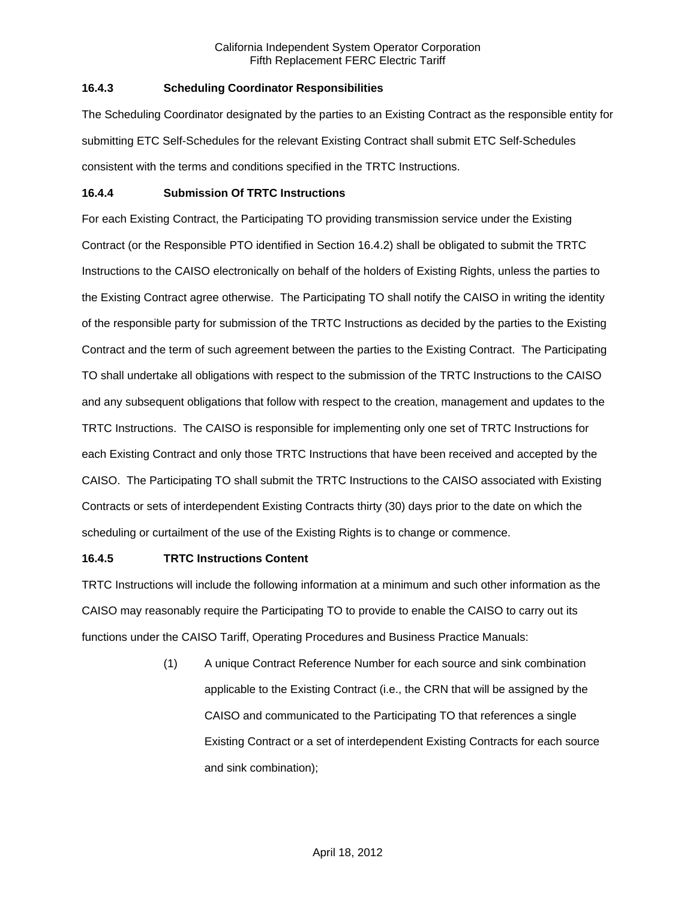### 16.4.3 Scheduling Coordinator Responsibilities

The Scheduling Coordinator designated by the parties to an Existing Contract as the responsible entity for submitting ETC Self-Schedules for the relevant Existing Contract shall submit ETC Self-Schedules consistent with the terms and conditions specified in the TRTC Instructions.

### 16.4.4 Submission Of TRTC Instructions

For each Existing Contract, the Participating TO providing transmission service under the Existing Contract (or the Responsible PTO identified in Section 16.4.2) shall be obligated to submit the TRTC Instructions to the CAISO electronically on behalf of the holders of Existing Rights, unless the parties to the Existing Contract agree otherwise. The Participating TO shall notify the CAISO in writing the identity of the responsible party for submission of the TRTC Instructions as decided by the parties to the Existing Contract and the term of such agreement between the parties to the Existing Contract. The Participating TO shall undertake all obligations with respect to the submission of the TRTC Instructions to the CAISO and any subsequent obligations that follow with respect to the creation, management and updates to the TRTC Instructions. The CAISO is responsible for implementing only one set of TRTC Instructions for each Existing Contract and only those TRTC Instructions that have been received and accepted by the CAISO. The Participating TO shall submit the TRTC Instructions to the CAISO associated with Existing Contracts or sets of interdependent Existing Contracts thirty (30) days prior to the date on which the scheduling or curtailment of the use of the Existing Rights is to change or commence.

### 16.4.5 TRTC Instructions Content

TRTC Instructions will include the following information at a minimum and such other information as the CAISO may reasonably require the Participating TO to provide to enable the CAISO to carry out its functions under the CAISO Tariff, Operating Procedures and Business Practice Manuals:

(1) A unique Contract Reference Number for each source and sink combination applicable to the Existing Contract (i.e., the CRN that will be assigned by the CAISO and communicated to the Participating TO that references a single Existing Contract or a set of interdependent Existing Contracts for each source and sink combination);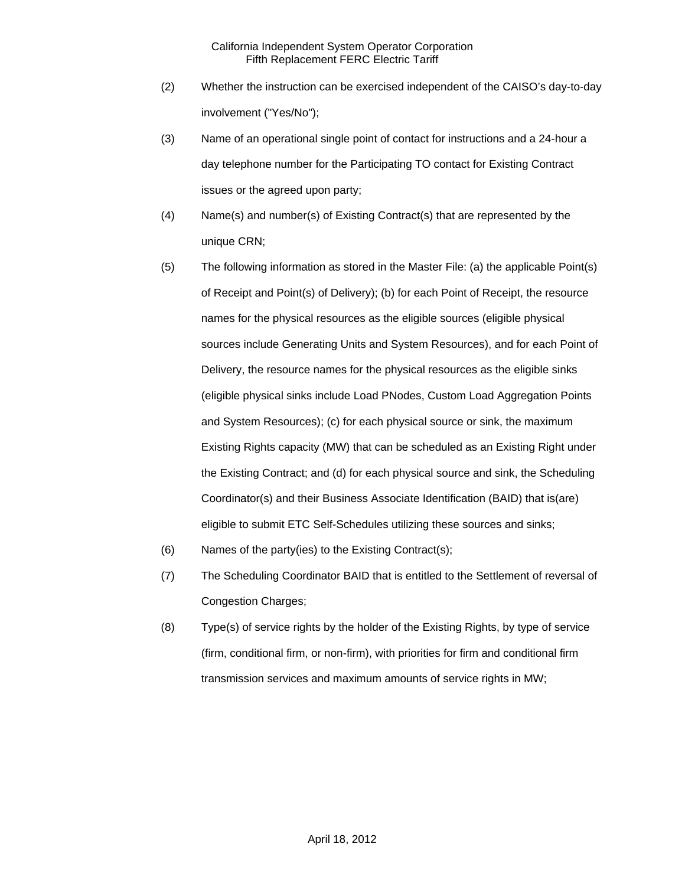(2) Whether the instruction can be exercised independent of the CAISO's day-to-day involvement ("Yes/No");

(3) Name of an operational single point of contact for instructions and a 24-hour a day telephone number for the Participating TO contact for Existing Contract issues or the agreed upon party;

(4) Name(s) and number(s) of Existing Contract(s) that are represented by the unique CRN;

(5) The following information as stored in the Master File: (a) the applicable Point(s) of Receipt and Point(s) of Delivery); (b) for each Point of Receipt, the resource names for the physical resources as the eligible sources (eligible physical sources include Generating Units and System Resources), and for each Point of Delivery, the resource names for the physical resources as the eligible sinks (eligible physical sinks include Load PNodes, Custom Load Aggregation Points and System Resources); (c) for each physical source or sink, the maximum Existing Rights capacity (MW) that can be scheduled as an Existing Right under the Existing Contract; and (d) for each physical source and sink, the Scheduling Coordinator(s) and their Business Associate Identification (BAID) that is(are) eligible to submit ETC Self-Schedules utilizing these sources and sinks;

(6) Names of the party(ies) to the Existing Contract(s);

(7) The Scheduling Coordinator BAID that is entitled to the Settlement of reversal of Congestion Charges;

(8) Type(s) of service rights by the holder of the Existing Rights, by type of service (firm, conditional firm, or non-firm), with priorities for firm and conditional firm transmission services and maximum amounts of service rights in MW;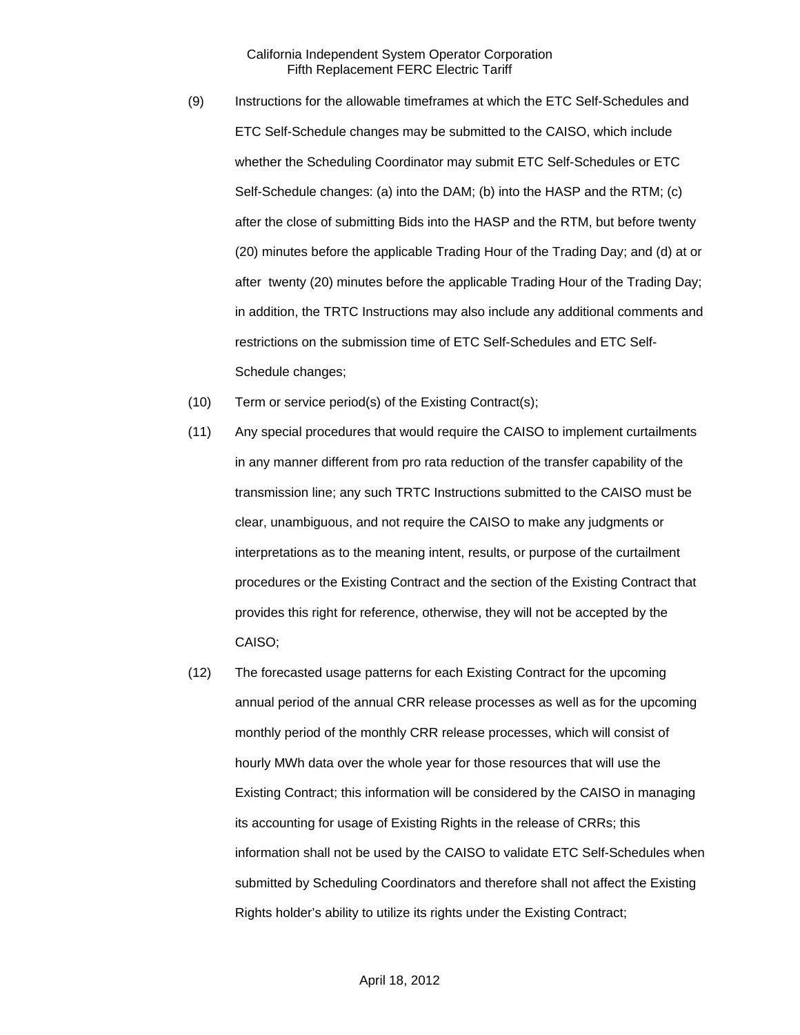(9) Instructions for the allowable timeframes at which the ETC Self-Schedules and ETC Self-Schedule changes may be submitted to the CAISO, which include whether the Scheduling Coordinator may submit ETC Self-Schedules or ETC Self-Schedule changes: (a) into the DAM; (b) into the HASP and the RTM; (c) after the close of submitting Bids into the HASP and the RTM, but before twenty (20) minutes before the applicable Trading Hour of the Trading Day; and (d) at or after twenty (20) minutes before the applicable Trading Hour of the Trading Day; in addition, the TRTC Instructions may also include any additional comments and restrictions on the submission time of ETC Self-Schedules and ETC Self-Schedule changes;

(10) Term or service period(s) of the Existing Contract(s);

(11) Any special procedures that would require the CAISO to implement curtailments in any manner different from pro rata reduction of the transfer capability of the transmission line; any such TRTC Instructions submitted to the CAISO must be clear, unambiguous, and not require the CAISO to make any judgments or interpretations as to the meaning intent, results, or purpose of the curtailment procedures or the Existing Contract and the section of the Existing Contract that provides this right for reference, otherwise, they will not be accepted by the CAISO;

(12) The forecasted usage patterns for each Existing Contract for the upcoming annual period of the annual CRR release processes as well as for the upcoming monthly period of the monthly CRR release processes, which will consist of hourly MWh data over the whole year for those resources that will use the Existing Contract; this information will be considered by the CAISO in managing its accounting for usage of Existing Rights in the release of CRRs; this information shall not be used by the CAISO to validate ETC Self-Schedules when submitted by Scheduling Coordinators and therefore shall not affect the Existing Rights holder's ability to utilize its rights under the Existing Contract;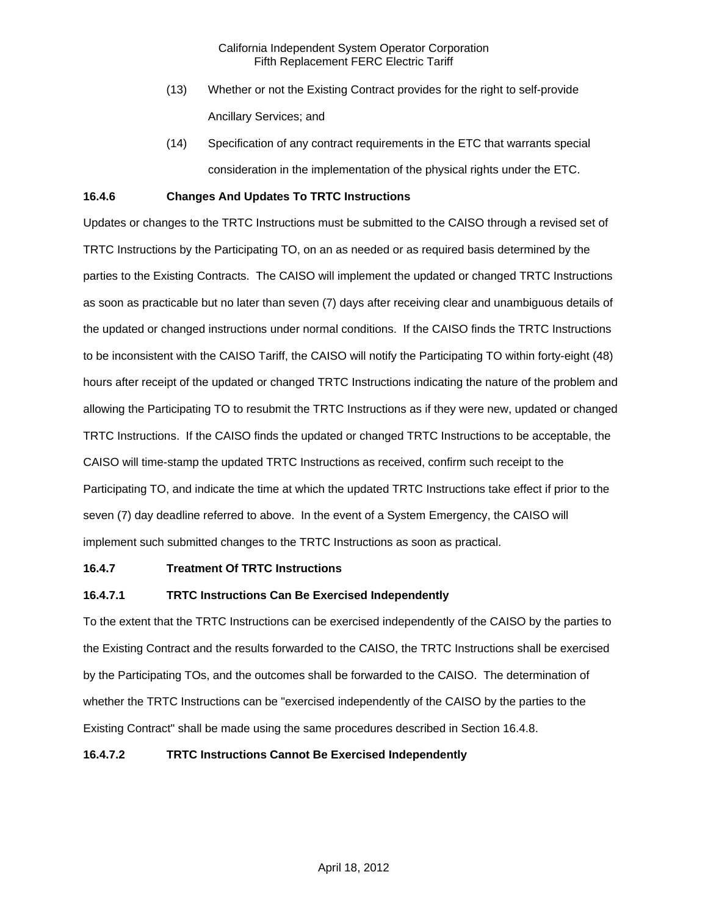(13) Whether or not the Existing Contract provides for the right to self-provide Ancillary Services; and

(14) Specification of any contract requirements in the ETC that warrants special consideration in the implementation of the physical rights under the ETC.

**16.4.6 Changes And Updates To TRTC Instructions**

Updates or changes to the TRTC Instructions must be submitted to the CAISO through a revised set of TRTC Instructions by the Participating TO, on an as needed or as required basis determined by the parties to the Existing Contracts. The CAISO will implement the updated or changed TRTC Instructions as soon as practicable but no later than seven (7) days after receiving clear and unambiguous details of the updated or changed instructions under normal conditions. If the CAISO finds the TRTC Instructions to be inconsistent with the CAISO Tariff, the CAISO will notify the Participating TO within forty-eight (48) hours after receipt of the updated or changed TRTC Instructions indicating the nature of the problem and allowing the Participating TO to resubmit the TRTC Instructions as if they were new, updated or changed TRTC Instructions. If the CAISO finds the updated or changed TRTC Instructions to be acceptable, the CAISO will time-stamp the updated TRTC Instructions as received, confirm such receipt to the Participating TO, and indicate the time at which the updated TRTC Instructions take effect if prior to the seven (7) day deadline referred to above. In the event of a System Emergency, the CAISO will implement such submitted changes to the TRTC Instructions as soon as practical.

**16.4.7 Treatment Of TRTC Instructions**

**16.4.7.1 TRTC Instructions Can Be Exercised Independently**

To the extent that the TRTC Instructions can be exercised independently of the CAISO by the parties to the Existing Contract and the results forwarded to the CAISO, the TRTC Instructions shall be exercised by the Participating TOs, and the outcomes shall be forwarded to the CAISO. The determination of whether the TRTC Instructions can be "exercised independently of the CAISO by the parties to the Existing Contract" shall be made using the same procedures described in Section 16.4.8.

**16.4.7.2 TRTC Instructions Cannot Be Exercised Independently**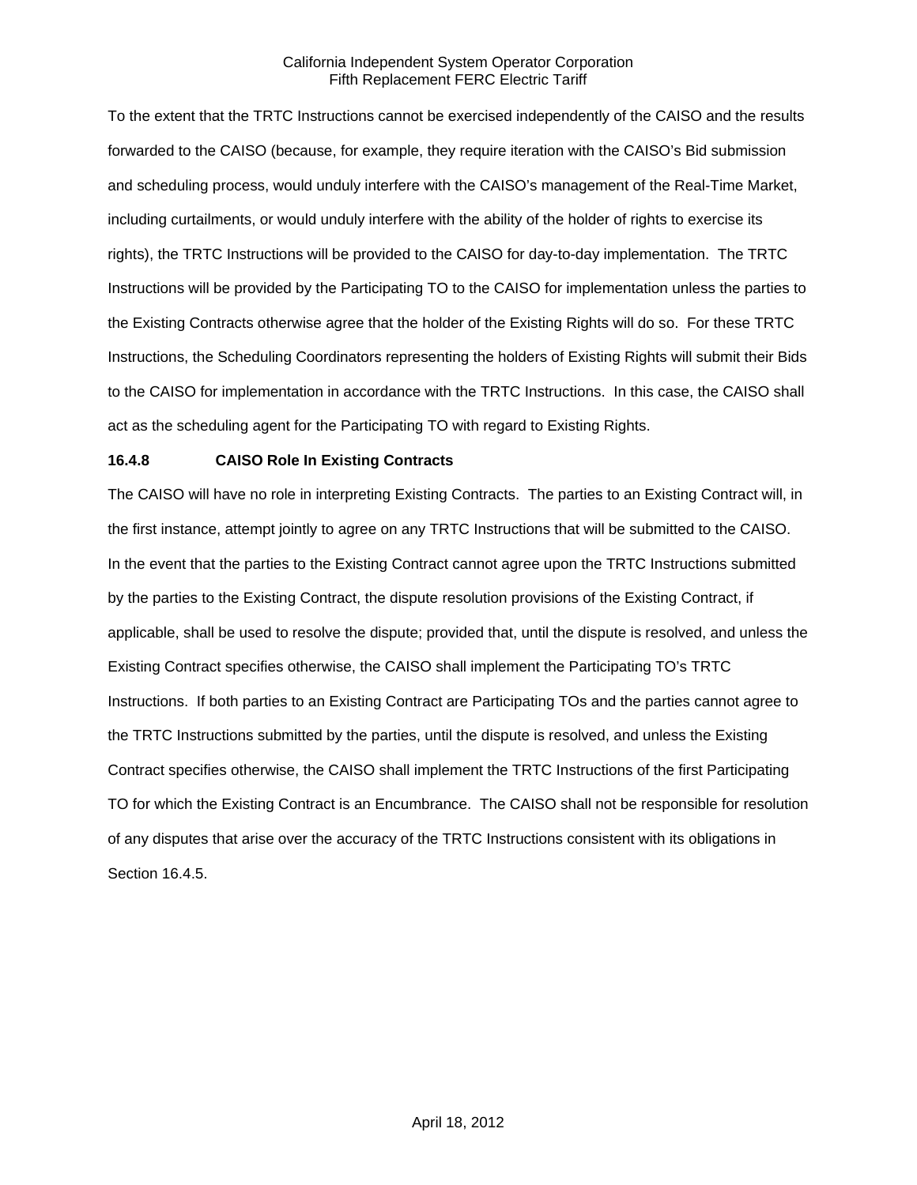To the extent that the TRTC Instructions cannot be exercised independently of the CAISO and the results forwarded to the CAISO (because, for example, they require iteration with the CAISO's Bid submission and scheduling process, would unduly interfere with the CAISO's management of the Real-Time Market, including curtailments, or would unduly interfere with the ability of the holder of rights to exercise its rights), the TRTC Instructions will be provided to the CAISO for day-to-day implementation. The TRTC Instructions will be provided by the Participating TO to the CAISO for implementation unless the parties to the Existing Contracts otherwise agree that the holder of the Existing Rights will do so. For these TRTC Instructions, the Scheduling Coordinators representing the holders of Existing Rights will submit their Bids to the CAISO for implementation in accordance with the TRTC Instructions. In this case, the CAISO shall act as the scheduling agent for the Participating TO with regard to Existing Rights.

### 16.4.8 CAISO Role In Existing Contracts

The CAISO will have no role in interpreting Existing Contracts. The parties to an Existing Contract will, in the first instance, attempt jointly to agree on any TRTC Instructions that will be submitted to the CAISO. In the event that the parties to the Existing Contract cannot agree upon the TRTC Instructions submitted by the parties to the Existing Contract, the dispute resolution provisions of the Existing Contract, if applicable, shall be used to resolve the dispute; provided that, until the dispute is resolved, and unless the Existing Contract specifies otherwise, the CAISO shall implement the Participating TO's TRTC Instructions. If both parties to an Existing Contract are Participating TOs and the parties cannot agree to the TRTC Instructions submitted by the parties, until the dispute is resolved, and unless the Existing Contract specifies otherwise, the CAISO shall implement the TRTC Instructions of the first Participating TO for which the Existing Contract is an Encumbrance. The CAISO shall not be responsible for resolution of any disputes that arise over the accuracy of the TRTC Instructions consistent with its obligations in Section 16.4.5.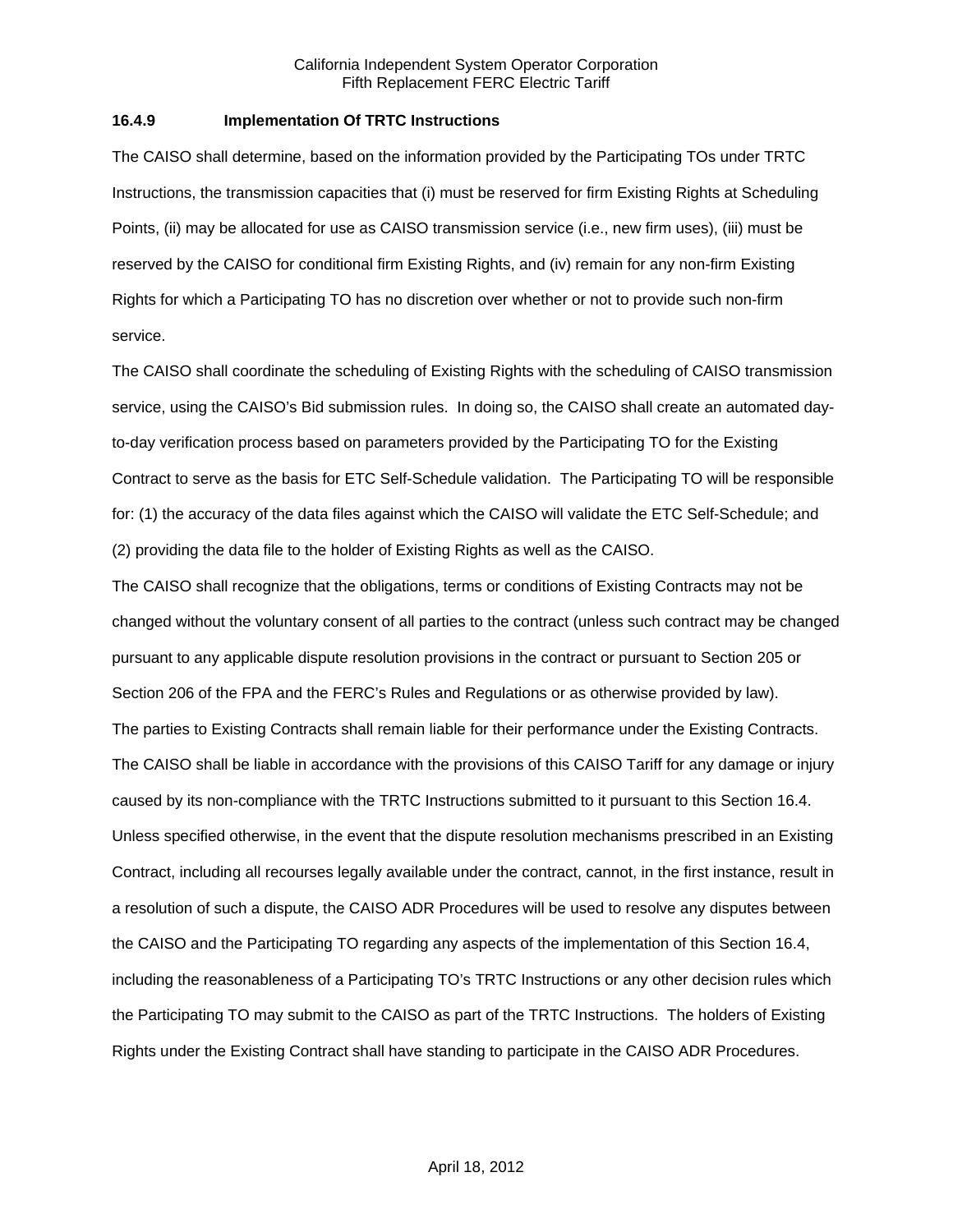### 16.4.9 Implementation Of TRTC Instructions

The CAISO shall determine, based on the information provided by the Participating TOs under TRTC Instructions, the transmission capacities that (i) must be reserved for firm Existing Rights at Scheduling Points, (ii) may be allocated for use as CAISO transmission service (i.e., new firm uses), (iii) must be reserved by the CAISO for conditional firm Existing Rights, and (iv) remain for any non-firm Existing Rights for which a Participating TO has no discretion over whether or not to provide such non-firm service.

The CAISO shall coordinate the scheduling of Existing Rights with the scheduling of CAISO transmission service, using the CAISO's Bid submission rules. In doing so, the CAISO shall create an automated day-to-day verification process based on parameters provided by the Participating TO for the Existing Contract to serve as the basis for ETC Self-Schedule validation. The Participating TO will be responsible for: (1) the accuracy of the data files against which the CAISO will validate the ETC Self-Schedule; and (2) providing the data file to the holder of Existing Rights as well as the CAISO.

The CAISO shall recognize that the obligations, terms or conditions of Existing Contracts may not be changed without the voluntary consent of all parties to the contract (unless such contract may be changed pursuant to any applicable dispute resolution provisions in the contract or pursuant to Section 205 or Section 206 of the FPA and the FERC's Rules and Regulations or as otherwise provided by law).

The parties to Existing Contracts shall remain liable for their performance under the Existing Contracts. The CAISO shall be liable in accordance with the provisions of this CAISO Tariff for any damage or injury caused by its non-compliance with the TRTC Instructions submitted to it pursuant to this Section 16.4. Unless specified otherwise, in the event that the dispute resolution mechanisms prescribed in an Existing Contract, including all recourses legally available under the contract, cannot, in the first instance, result in a resolution of such a dispute, the CAISO ADR Procedures will be used to resolve any disputes between the CAISO and the Participating TO regarding any aspects of the implementation of this Section 16.4, including the reasonableness of a Participating TO's TRTC Instructions or any other decision rules which the Participating TO may submit to the CAISO as part of the TRTC Instructions. The holders of Existing Rights under the Existing Contract shall have standing to participate in the CAISO ADR Procedures.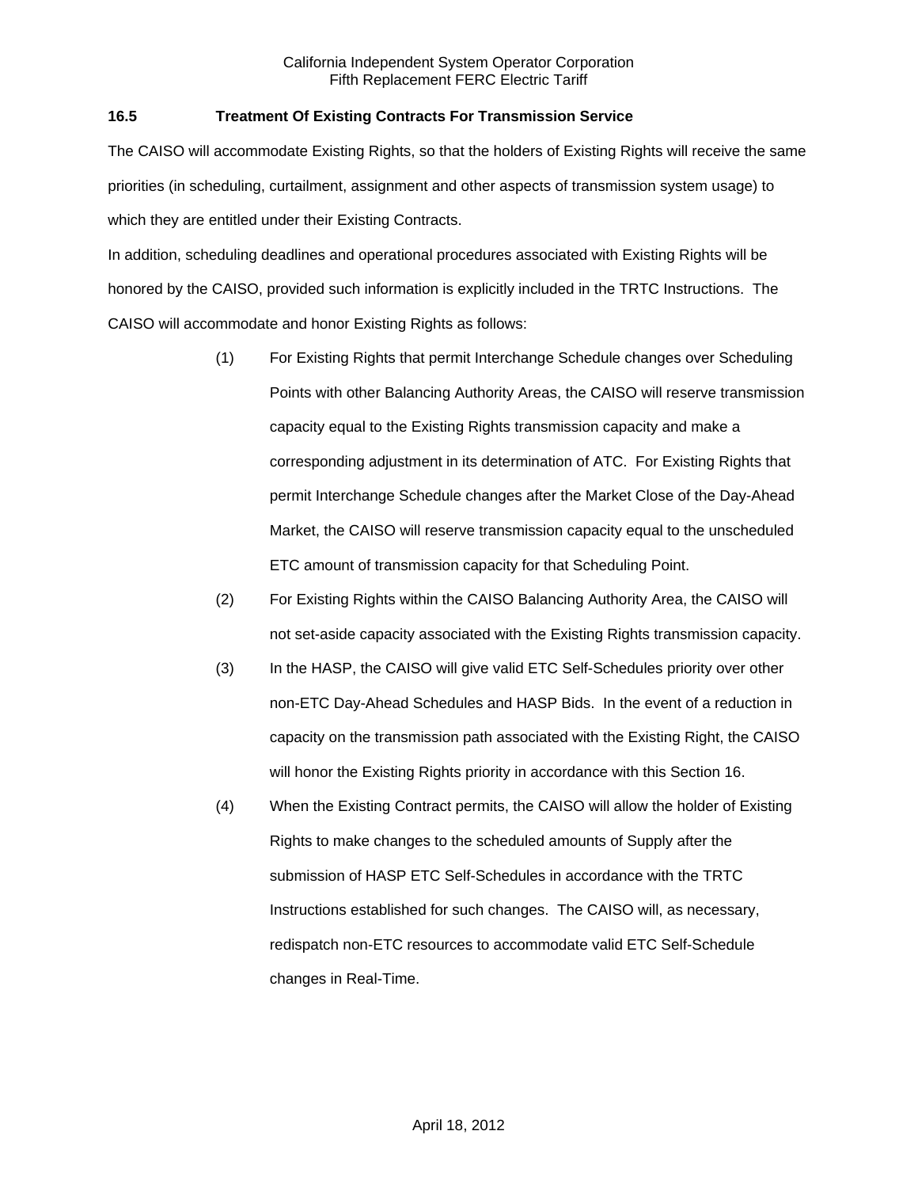### 16.5 Treatment Of Existing Contracts For Transmission Service

The CAISO will accommodate Existing Rights, so that the holders of Existing Rights will receive the same priorities (in scheduling, curtailment, assignment and other aspects of transmission system usage) to which they are entitled under their Existing Contracts.

In addition, scheduling deadlines and operational procedures associated with Existing Rights will be honored by the CAISO, provided such information is explicitly included in the TRTC Instructions. The CAISO will accommodate and honor Existing Rights as follows:

(1) For Existing Rights that permit Interchange Schedule changes over Scheduling Points with other Balancing Authority Areas, the CAISO will reserve transmission capacity equal to the Existing Rights transmission capacity and make a corresponding adjustment in its determination of ATC. For Existing Rights that permit Interchange Schedule changes after the Market Close of the Day-Ahead Market, the CAISO will reserve transmission capacity equal to the unscheduled ETC amount of transmission capacity for that Scheduling Point.

(2) For Existing Rights within the CAISO Balancing Authority Area, the CAISO will not set-aside capacity associated with the Existing Rights transmission capacity.

(3) In the HASP, the CAISO will give valid ETC Self-Schedules priority over other non-ETC Day-Ahead Schedules and HASP Bids. In the event of a reduction in capacity on the transmission path associated with the Existing Right, the CAISO will honor the Existing Rights priority in accordance with this Section 16.

(4) When the Existing Contract permits, the CAISO will allow the holder of Existing Rights to make changes to the scheduled amounts of Supply after the submission of HASP ETC Self-Schedules in accordance with the TRTC Instructions established for such changes. The CAISO will, as necessary, redispatch non-ETC resources to accommodate valid ETC Self-Schedule changes in Real-Time.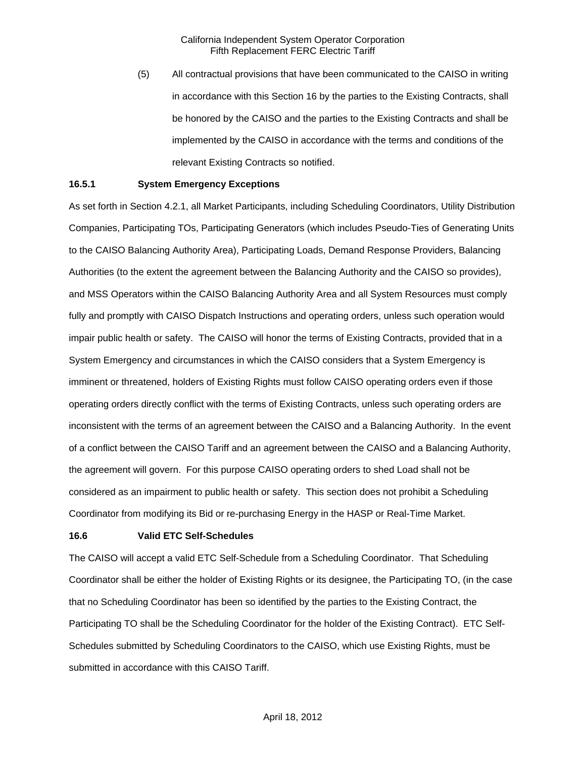(5) All contractual provisions that have been communicated to the CAISO in writing in accordance with this Section 16 by the parties to the Existing Contracts, shall be honored by the CAISO and the parties to the Existing Contracts and shall be implemented by the CAISO in accordance with the terms and conditions of the relevant Existing Contracts so notified.

**16.5.1 System Emergency Exceptions**

As set forth in Section 4.2.1, all Market Participants, including Scheduling Coordinators, Utility Distribution Companies, Participating TOs, Participating Generators (which includes Pseudo-Ties of Generating Units to the CAISO Balancing Authority Area), Participating Loads, Demand Response Providers, Balancing Authorities (to the extent the agreement between the Balancing Authority and the CAISO so provides), and MSS Operators within the CAISO Balancing Authority Area and all System Resources must comply fully and promptly with CAISO Dispatch Instructions and operating orders, unless such operation would impair public health or safety. The CAISO will honor the terms of Existing Contracts, provided that in a System Emergency and circumstances in which the CAISO considers that a System Emergency is imminent or threatened, holders of Existing Rights must follow CAISO operating orders even if those operating orders directly conflict with the terms of Existing Contracts, unless such operating orders are inconsistent with the terms of an agreement between the CAISO and a Balancing Authority. In the event of a conflict between the CAISO Tariff and an agreement between the CAISO and a Balancing Authority, the agreement will govern. For this purpose CAISO operating orders to shed Load shall not be considered as an impairment to public health or safety. This section does not prohibit a Scheduling Coordinator from modifying its Bid or re-purchasing Energy in the HASP or Real-Time Market.

**16.6 Valid ETC Self-Schedules**

The CAISO will accept a valid ETC Self-Schedule from a Scheduling Coordinator. That Scheduling Coordinator shall be either the holder of Existing Rights or its designee, the Participating TO, (in the case that no Scheduling Coordinator has been so identified by the parties to the Existing Contract, the Participating TO shall be the Scheduling Coordinator for the holder of the Existing Contract). ETC Self-Schedules submitted by Scheduling Coordinators to the CAISO, which use Existing Rights, must be submitted in accordance with this CAISO Tariff.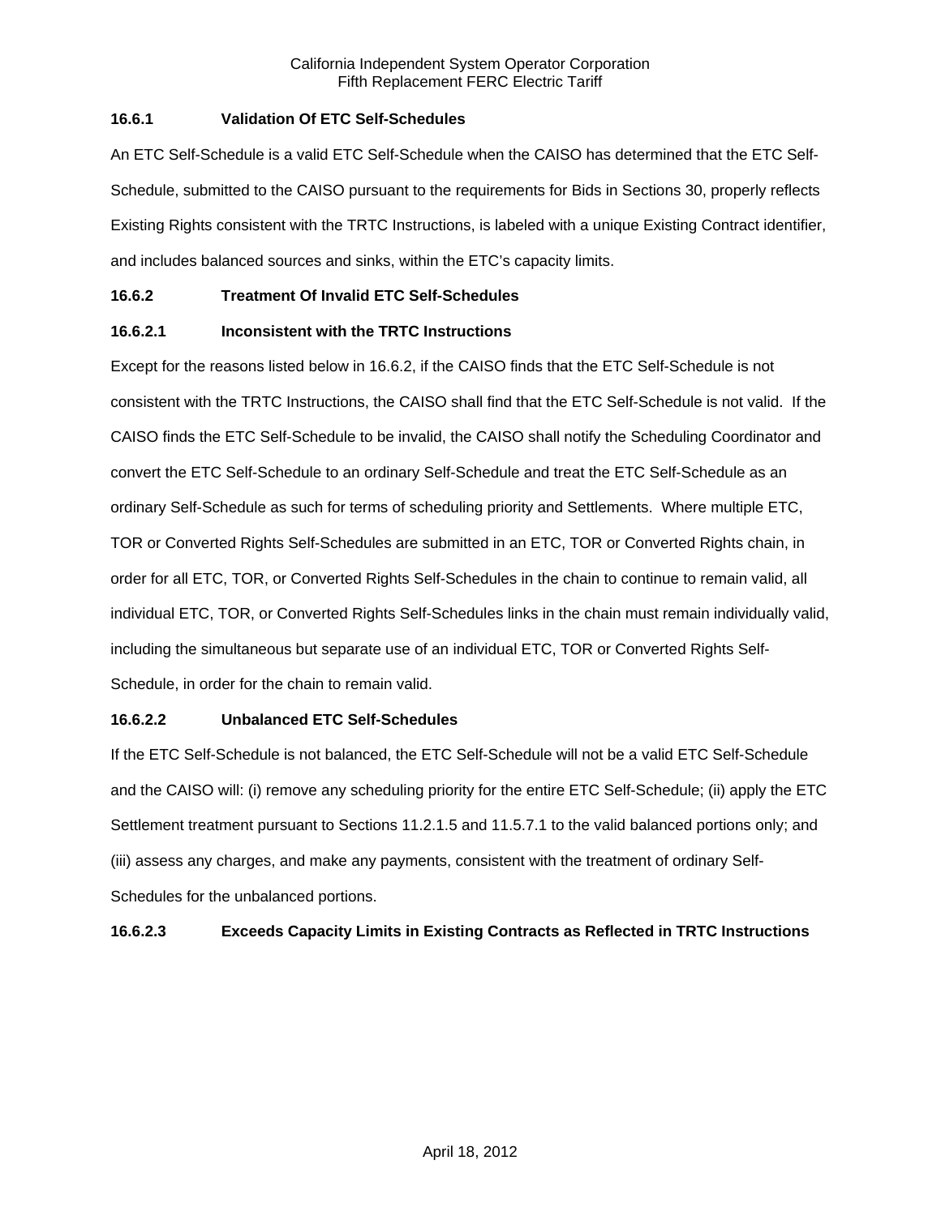### 16.6.1 Validation Of ETC Self-Schedules

An ETC Self-Schedule is a valid ETC Self-Schedule when the CAISO has determined that the ETC Self-Schedule, submitted to the CAISO pursuant to the requirements for Bids in Sections 30, properly reflects Existing Rights consistent with the TRTC Instructions, is labeled with a unique Existing Contract identifier, and includes balanced sources and sinks, within the ETC's capacity limits.

### 16.6.2 Treatment Of Invalid ETC Self-Schedules

#### 16.6.2.1 Inconsistent with the TRTC Instructions

Except for the reasons listed below in 16.6.2, if the CAISO finds that the ETC Self-Schedule is not consistent with the TRTC Instructions, the CAISO shall find that the ETC Self-Schedule is not valid. If the CAISO finds the ETC Self-Schedule to be invalid, the CAISO shall notify the Scheduling Coordinator and convert the ETC Self-Schedule to an ordinary Self-Schedule and treat the ETC Self-Schedule as an ordinary Self-Schedule as such for terms of scheduling priority and Settlements. Where multiple ETC, TOR or Converted Rights Self-Schedules are submitted in an ETC, TOR or Converted Rights chain, in order for all ETC, TOR, or Converted Rights Self-Schedules in the chain to continue to remain valid, all individual ETC, TOR, or Converted Rights Self-Schedules links in the chain must remain individually valid, including the simultaneous but separate use of an individual ETC, TOR or Converted Rights Self-Schedule, in order for the chain to remain valid.

#### 16.6.2.2 Unbalanced ETC Self-Schedules

If the ETC Self-Schedule is not balanced, the ETC Self-Schedule will not be a valid ETC Self-Schedule and the CAISO will: (i) remove any scheduling priority for the entire ETC Self-Schedule; (ii) apply the ETC Settlement treatment pursuant to Sections 11.2.1.5 and 11.5.7.1 to the valid balanced portions only; and (iii) assess any charges, and make any payments, consistent with the treatment of ordinary Self-Schedules for the unbalanced portions.

#### 16.6.2.3 Exceeds Capacity Limits in Existing Contracts as Reflected in TRTC Instructions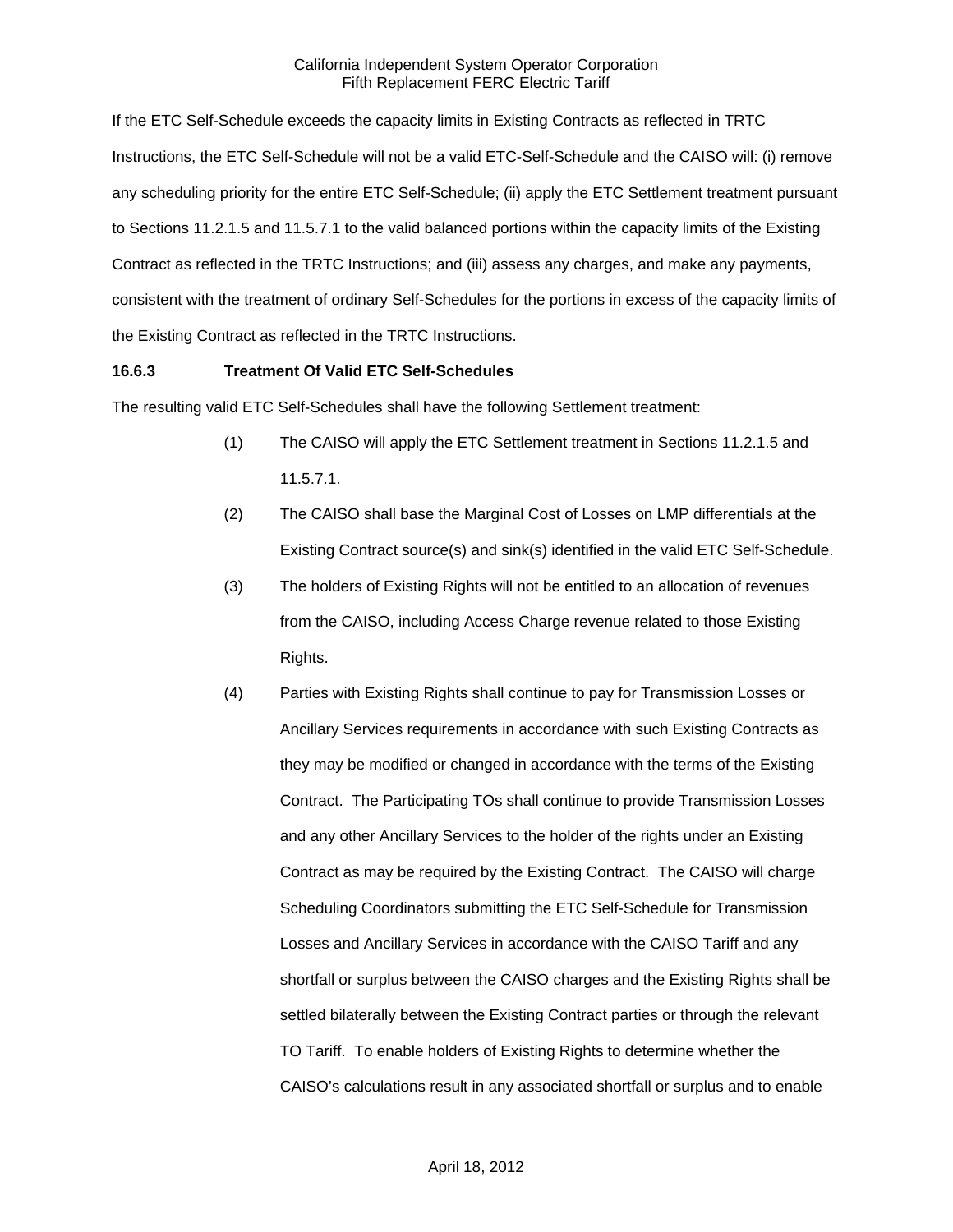If the ETC Self-Schedule exceeds the capacity limits in Existing Contracts as reflected in TRTC Instructions, the ETC Self-Schedule will not be a valid ETC-Self-Schedule and the CAISO will: (i) remove any scheduling priority for the entire ETC Self-Schedule; (ii) apply the ETC Settlement treatment pursuant to Sections 11.2.1.5 and 11.5.7.1 to the valid balanced portions within the capacity limits of the Existing Contract as reflected in the TRTC Instructions; and (iii) assess any charges, and make any payments, consistent with the treatment of ordinary Self-Schedules for the portions in excess of the capacity limits of the Existing Contract as reflected in the TRTC Instructions.

**16.6.3 Treatment Of Valid ETC Self-Schedules**

The resulting valid ETC Self-Schedules shall have the following Settlement treatment:

(1) The CAISO will apply the ETC Settlement treatment in Sections 11.2.1.5 and 11.5.7.1.

(2) The CAISO shall base the Marginal Cost of Losses on LMP differentials at the Existing Contract source(s) and sink(s) identified in the valid ETC Self-Schedule.

(3) The holders of Existing Rights will not be entitled to an allocation of revenues from the CAISO, including Access Charge revenue related to those Existing Rights.

(4) Parties with Existing Rights shall continue to pay for Transmission Losses or Ancillary Services requirements in accordance with such Existing Contracts as they may be modified or changed in accordance with the terms of the Existing Contract. The Participating TOs shall continue to provide Transmission Losses and any other Ancillary Services to the holder of the rights under an Existing Contract as may be required by the Existing Contract. The CAISO will charge Scheduling Coordinators submitting the ETC Self-Schedule for Transmission Losses and Ancillary Services in accordance with the CAISO Tariff and any shortfall or surplus between the CAISO charges and the Existing Rights shall be settled bilaterally between the Existing Contract parties or through the relevant TO Tariff. To enable holders of Existing Rights to determine whether the CAISO's calculations result in any associated shortfall or surplus and to enable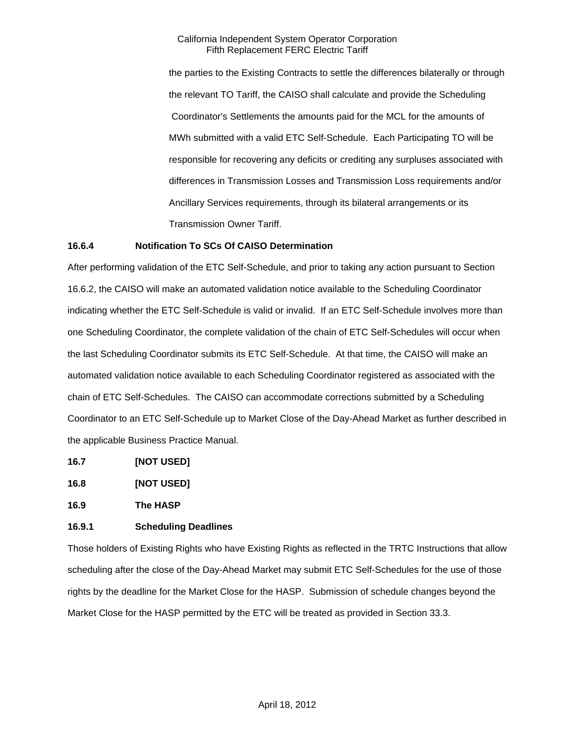the parties to the Existing Contracts to settle the differences bilaterally or through the relevant TO Tariff, the CAISO shall calculate and provide the Scheduling Coordinator's Settlements the amounts paid for the MCL for the amounts of MWh submitted with a valid ETC Self-Schedule. Each Participating TO will be responsible for recovering any deficits or crediting any surpluses associated with differences in Transmission Losses and Transmission Loss requirements and/or Ancillary Services requirements, through its bilateral arrangements or its Transmission Owner Tariff.

**16.6.4 Notification To SCs Of CAISO Determination**

After performing validation of the ETC Self-Schedule, and prior to taking any action pursuant to Section 16.6.2, the CAISO will make an automated validation notice available to the Scheduling Coordinator indicating whether the ETC Self-Schedule is valid or invalid. If an ETC Self-Schedule involves more than one Scheduling Coordinator, the complete validation of the chain of ETC Self-Schedules will occur when the last Scheduling Coordinator submits its ETC Self-Schedule. At that time, the CAISO will make an automated validation notice available to each Scheduling Coordinator registered as associated with the chain of ETC Self-Schedules. The CAISO can accommodate corrections submitted by a Scheduling Coordinator to an ETC Self-Schedule up to Market Close of the Day-Ahead Market as further described in the applicable Business Practice Manual.

**16.7 [NOT USED]**

**16.8 [NOT USED]**

**16.9 The HASP**

**16.9.1 Scheduling Deadlines**

Those holders of Existing Rights who have Existing Rights as reflected in the TRTC Instructions that allow scheduling after the close of the Day-Ahead Market may submit ETC Self-Schedules for the use of those rights by the deadline for the Market Close for the HASP. Submission of schedule changes beyond the Market Close for the HASP permitted by the ETC will be treated as provided in Section 33.3.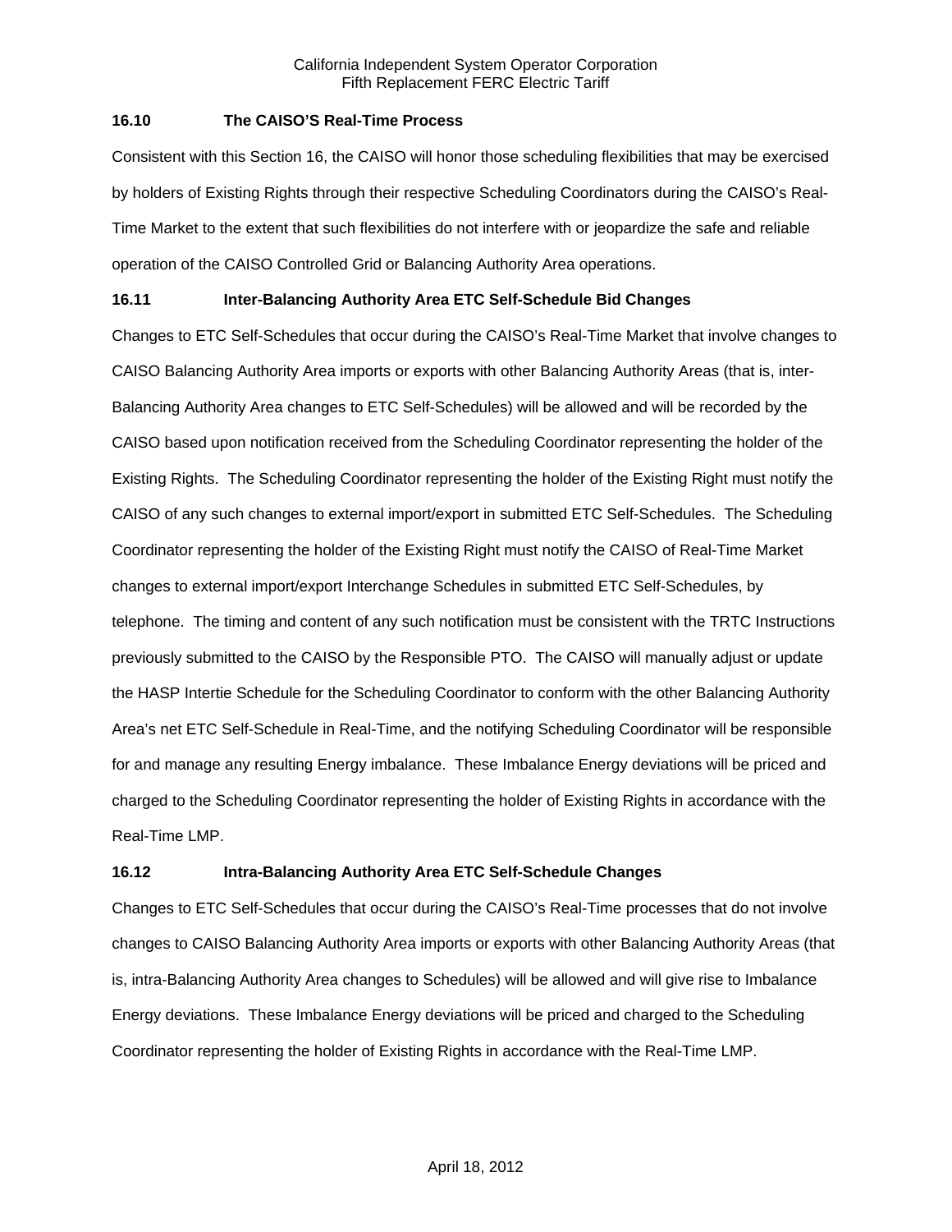### 16.10 The CAISO'S Real-Time Process

Consistent with this Section 16, the CAISO will honor those scheduling flexibilities that may be exercised by holders of Existing Rights through their respective Scheduling Coordinators during the CAISO's Real-Time Market to the extent that such flexibilities do not interfere with or jeopardize the safe and reliable operation of the CAISO Controlled Grid or Balancing Authority Area operations.

### 16.11 Inter-Balancing Authority Area ETC Self-Schedule Bid Changes

Changes to ETC Self-Schedules that occur during the CAISO's Real-Time Market that involve changes to CAISO Balancing Authority Area imports or exports with other Balancing Authority Areas (that is, inter-Balancing Authority Area changes to ETC Self-Schedules) will be allowed and will be recorded by the CAISO based upon notification received from the Scheduling Coordinator representing the holder of the Existing Rights. The Scheduling Coordinator representing the holder of the Existing Right must notify the CAISO of any such changes to external import/export in submitted ETC Self-Schedules. The Scheduling Coordinator representing the holder of the Existing Right must notify the CAISO of Real-Time Market changes to external import/export Interchange Schedules in submitted ETC Self-Schedules, by telephone. The timing and content of any such notification must be consistent with the TRTC Instructions previously submitted to the CAISO by the Responsible PTO. The CAISO will manually adjust or update the HASP Intertie Schedule for the Scheduling Coordinator to conform with the other Balancing Authority Area's net ETC Self-Schedule in Real-Time, and the notifying Scheduling Coordinator will be responsible for and manage any resulting Energy imbalance. These Imbalance Energy deviations will be priced and charged to the Scheduling Coordinator representing the holder of Existing Rights in accordance with the Real-Time LMP.

### 16.12 Intra-Balancing Authority Area ETC Self-Schedule Changes

Changes to ETC Self-Schedules that occur during the CAISO's Real-Time processes that do not involve changes to CAISO Balancing Authority Area imports or exports with other Balancing Authority Areas (that is, intra-Balancing Authority Area changes to Schedules) will be allowed and will give rise to Imbalance Energy deviations. These Imbalance Energy deviations will be priced and charged to the Scheduling Coordinator representing the holder of Existing Rights in accordance with the Real-Time LMP.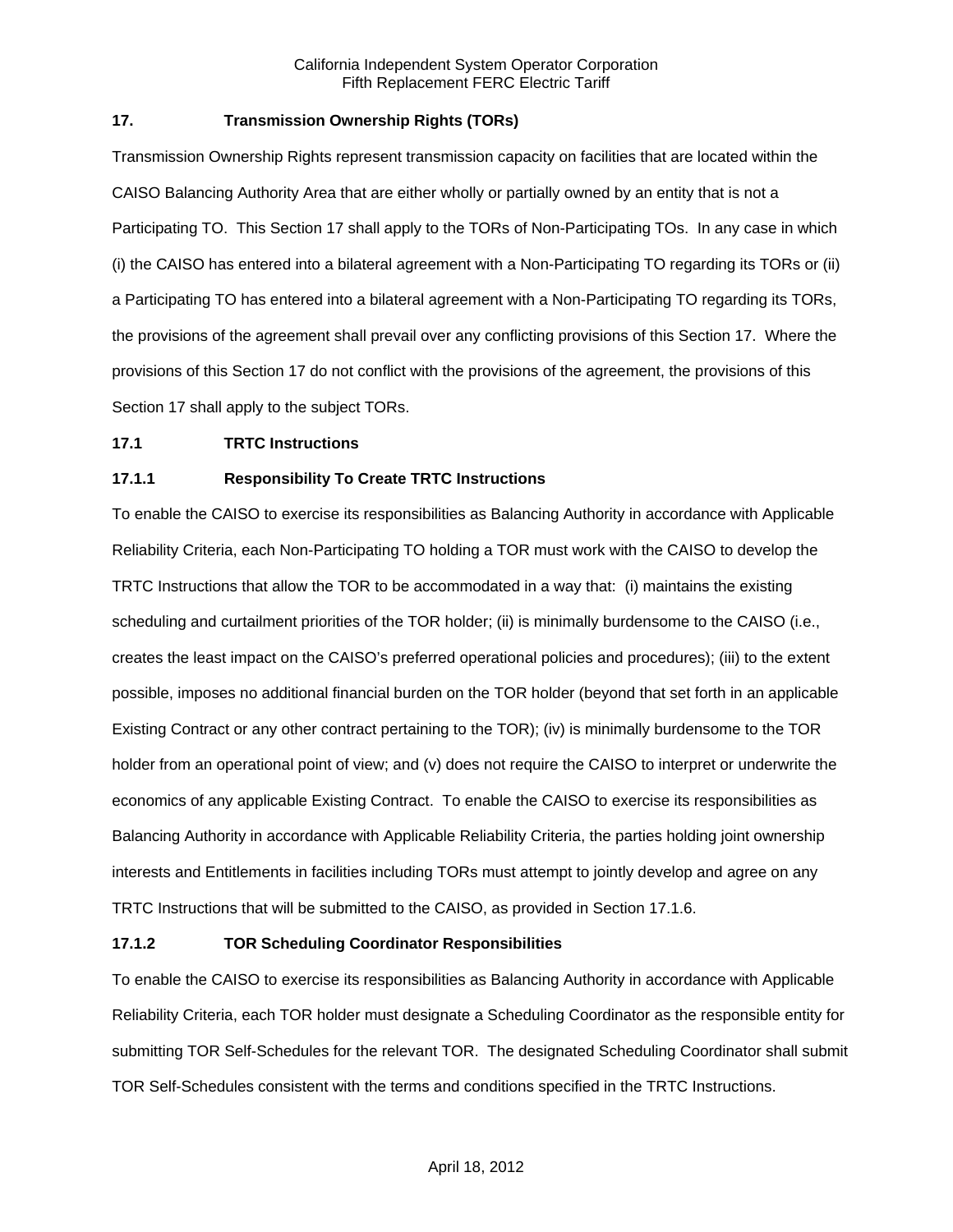## 17. Transmission Ownership Rights (TORs)

Transmission Ownership Rights represent transmission capacity on facilities that are located within the CAISO Balancing Authority Area that are either wholly or partially owned by an entity that is not a Participating TO. This Section 17 shall apply to the TORs of Non-Participating TOs. In any case in which (i) the CAISO has entered into a bilateral agreement with a Non-Participating TO regarding its TORs or (ii) a Participating TO has entered into a bilateral agreement with a Non-Participating TO regarding its TORs, the provisions of the agreement shall prevail over any conflicting provisions of this Section 17. Where the provisions of this Section 17 do not conflict with the provisions of the agreement, the provisions of this Section 17 shall apply to the subject TORs.

### 17.1 TRTC Instructions

#### 17.1.1 Responsibility To Create TRTC Instructions

To enable the CAISO to exercise its responsibilities as Balancing Authority in accordance with Applicable Reliability Criteria, each Non-Participating TO holding a TOR must work with the CAISO to develop the TRTC Instructions that allow the TOR to be accommodated in a way that: (i) maintains the existing scheduling and curtailment priorities of the TOR holder; (ii) is minimally burdensome to the CAISO (i.e., creates the least impact on the CAISO's preferred operational policies and procedures); (iii) to the extent possible, imposes no additional financial burden on the TOR holder (beyond that set forth in an applicable Existing Contract or any other contract pertaining to the TOR); (iv) is minimally burdensome to the TOR holder from an operational point of view; and (v) does not require the CAISO to interpret or underwrite the economics of any applicable Existing Contract. To enable the CAISO to exercise its responsibilities as Balancing Authority in accordance with Applicable Reliability Criteria, the parties holding joint ownership interests and Entitlements in facilities including TORs must attempt to jointly develop and agree on any TRTC Instructions that will be submitted to the CAISO, as provided in Section 17.1.6.

#### 17.1.2 TOR Scheduling Coordinator Responsibilities

To enable the CAISO to exercise its responsibilities as Balancing Authority in accordance with Applicable Reliability Criteria, each TOR holder must designate a Scheduling Coordinator as the responsible entity for submitting TOR Self-Schedules for the relevant TOR. The designated Scheduling Coordinator shall submit TOR Self-Schedules consistent with the terms and conditions specified in the TRTC Instructions.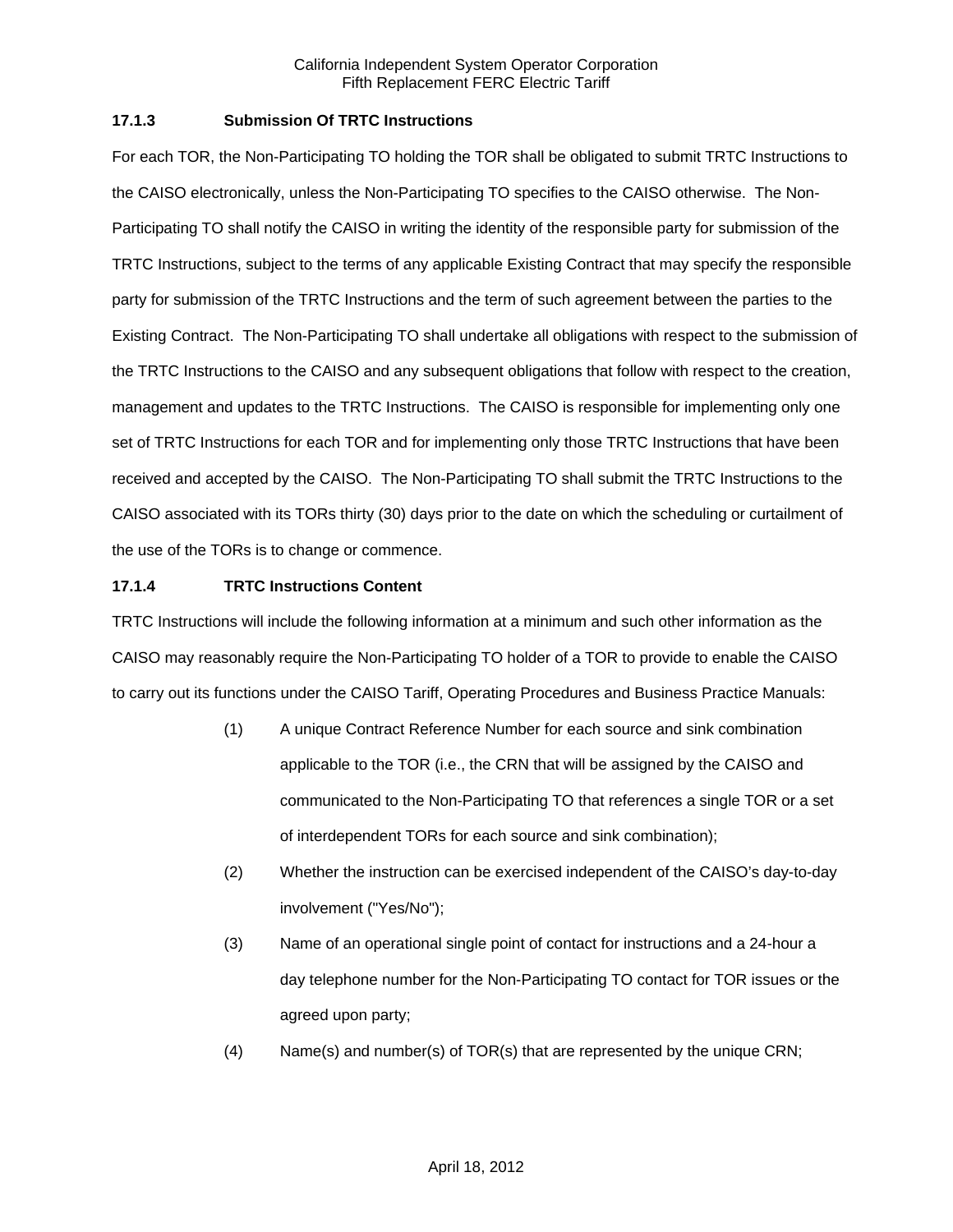### 17.1.3 Submission Of TRTC Instructions

For each TOR, the Non-Participating TO holding the TOR shall be obligated to submit TRTC Instructions to the CAISO electronically, unless the Non-Participating TO specifies to the CAISO otherwise. The Non-Participating TO shall notify the CAISO in writing the identity of the responsible party for submission of the TRTC Instructions, subject to the terms of any applicable Existing Contract that may specify the responsible party for submission of the TRTC Instructions and the term of such agreement between the parties to the Existing Contract. The Non-Participating TO shall undertake all obligations with respect to the submission of the TRTC Instructions to the CAISO and any subsequent obligations that follow with respect to the creation, management and updates to the TRTC Instructions. The CAISO is responsible for implementing only one set of TRTC Instructions for each TOR and for implementing only those TRTC Instructions that have been received and accepted by the CAISO. The Non-Participating TO shall submit the TRTC Instructions to the CAISO associated with its TORs thirty (30) days prior to the date on which the scheduling or curtailment of the use of the TORs is to change or commence.

### 17.1.4 TRTC Instructions Content

TRTC Instructions will include the following information at a minimum and such other information as the CAISO may reasonably require the Non-Participating TO holder of a TOR to provide to enable the CAISO to carry out its functions under the CAISO Tariff, Operating Procedures and Business Practice Manuals:

(1) A unique Contract Reference Number for each source and sink combination applicable to the TOR (i.e., the CRN that will be assigned by the CAISO and communicated to the Non-Participating TO that references a single TOR or a set of interdependent TORs for each source and sink combination);

(2) Whether the instruction can be exercised independent of the CAISO's day-to-day involvement ("Yes/No");

(3) Name of an operational single point of contact for instructions and a 24-hour a day telephone number for the Non-Participating TO contact for TOR issues or the agreed upon party;

(4) Name(s) and number(s) of TOR(s) that are represented by the unique CRN;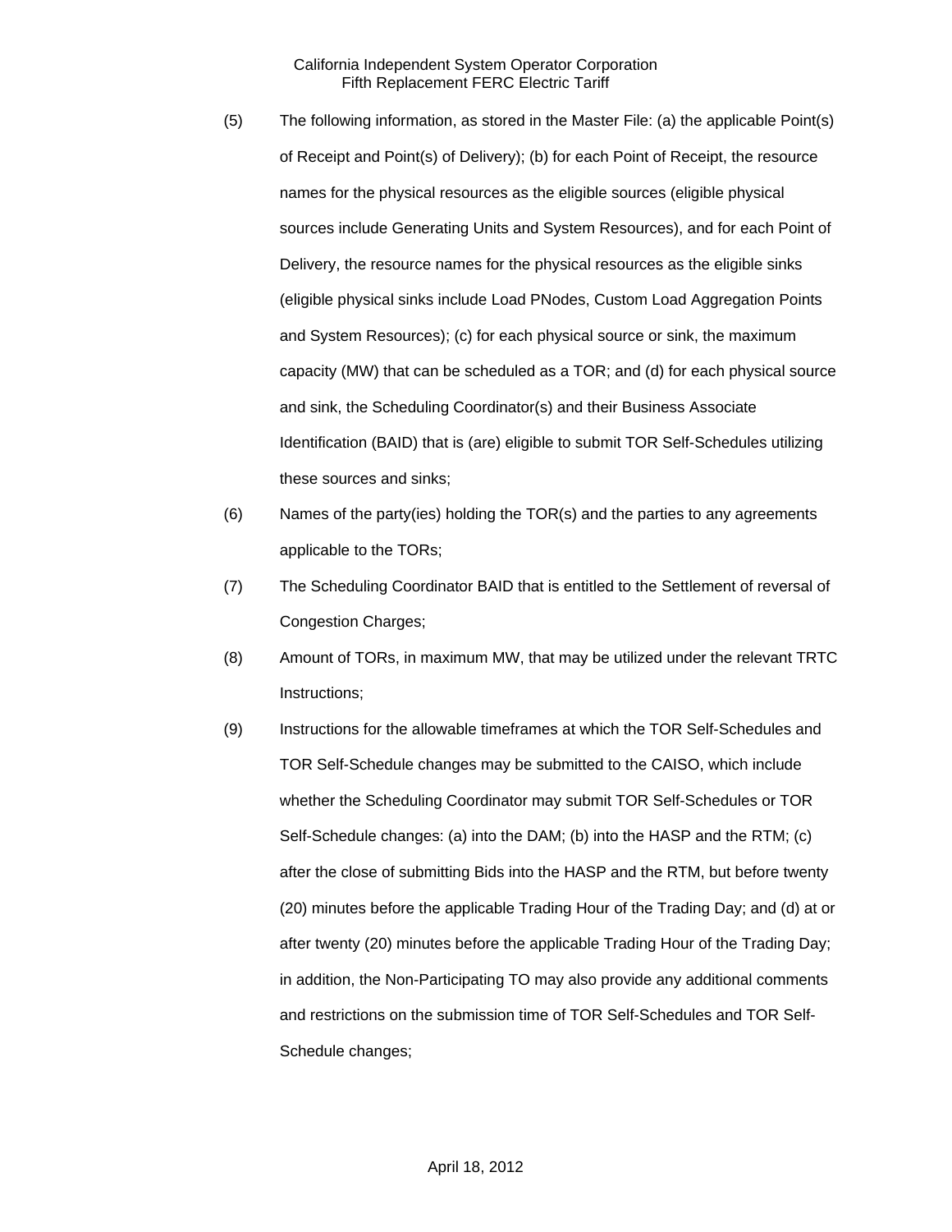(5) The following information, as stored in the Master File: (a) the applicable Point(s) of Receipt and Point(s) of Delivery); (b) for each Point of Receipt, the resource names for the physical resources as the eligible sources (eligible physical sources include Generating Units and System Resources), and for each Point of Delivery, the resource names for the physical resources as the eligible sinks (eligible physical sinks include Load PNodes, Custom Load Aggregation Points and System Resources); (c) for each physical source or sink, the maximum capacity (MW) that can be scheduled as a TOR; and (d) for each physical source and sink, the Scheduling Coordinator(s) and their Business Associate Identification (BAID) that is (are) eligible to submit TOR Self-Schedules utilizing these sources and sinks;

(6) Names of the party(ies) holding the TOR(s) and the parties to any agreements applicable to the TORs;

(7) The Scheduling Coordinator BAID that is entitled to the Settlement of reversal of Congestion Charges;

(8) Amount of TORs, in maximum MW, that may be utilized under the relevant TRTC Instructions;

(9) Instructions for the allowable timeframes at which the TOR Self-Schedules and TOR Self-Schedule changes may be submitted to the CAISO, which include whether the Scheduling Coordinator may submit TOR Self-Schedules or TOR Self-Schedule changes: (a) into the DAM; (b) into the HASP and the RTM; (c) after the close of submitting Bids into the HASP and the RTM, but before twenty (20) minutes before the applicable Trading Hour of the Trading Day; and (d) at or after twenty (20) minutes before the applicable Trading Hour of the Trading Day; in addition, the Non-Participating TO may also provide any additional comments and restrictions on the submission time of TOR Self-Schedules and TOR Self-Schedule changes;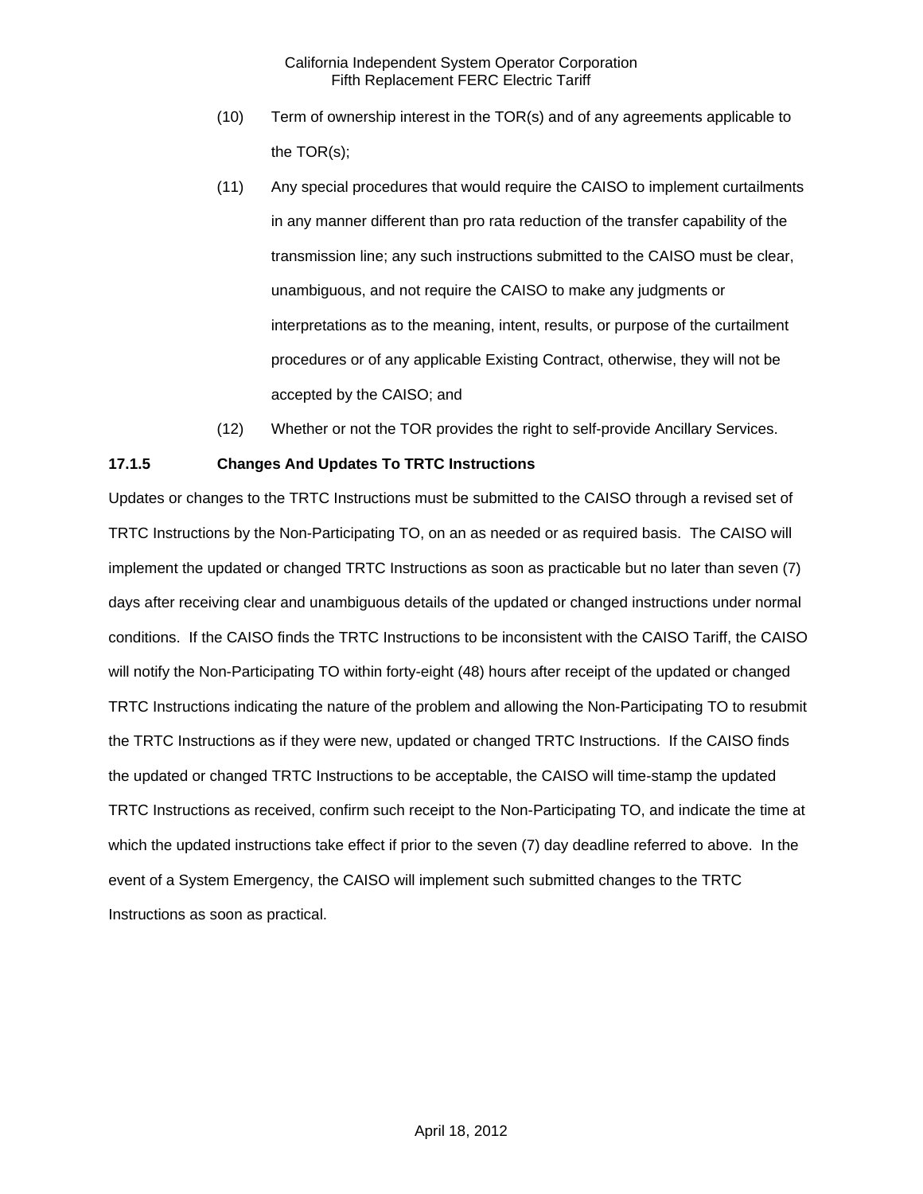(10) Term of ownership interest in the TOR(s) and of any agreements applicable to the TOR(s);

(11) Any special procedures that would require the CAISO to implement curtailments in any manner different than pro rata reduction of the transfer capability of the transmission line; any such instructions submitted to the CAISO must be clear, unambiguous, and not require the CAISO to make any judgments or interpretations as to the meaning, intent, results, or purpose of the curtailment procedures or of any applicable Existing Contract, otherwise, they will not be accepted by the CAISO; and

(12) Whether or not the TOR provides the right to self-provide Ancillary Services.

**17.1.5 Changes And Updates To TRTC Instructions**

Updates or changes to the TRTC Instructions must be submitted to the CAISO through a revised set of TRTC Instructions by the Non-Participating TO, on an as needed or as required basis. The CAISO will implement the updated or changed TRTC Instructions as soon as practicable but no later than seven (7) days after receiving clear and unambiguous details of the updated or changed instructions under normal conditions. If the CAISO finds the TRTC Instructions to be inconsistent with the CAISO Tariff, the CAISO will notify the Non-Participating TO within forty-eight (48) hours after receipt of the updated or changed TRTC Instructions indicating the nature of the problem and allowing the Non-Participating TO to resubmit the TRTC Instructions as if they were new, updated or changed TRTC Instructions. If the CAISO finds the updated or changed TRTC Instructions to be acceptable, the CAISO will time-stamp the updated TRTC Instructions as received, confirm such receipt to the Non-Participating TO, and indicate the time at which the updated instructions take effect if prior to the seven (7) day deadline referred to above. In the event of a System Emergency, the CAISO will implement such submitted changes to the TRTC Instructions as soon as practical.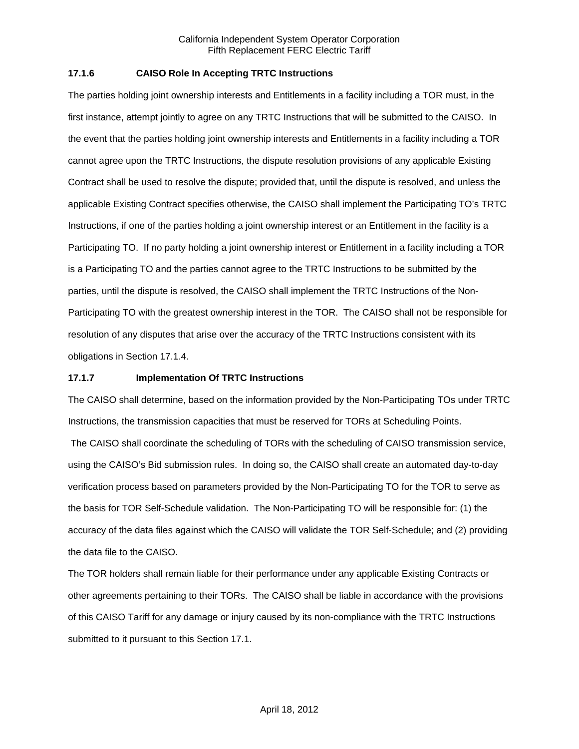### 17.1.6 CAISO Role In Accepting TRTC Instructions

The parties holding joint ownership interests and Entitlements in a facility including a TOR must, in the first instance, attempt jointly to agree on any TRTC Instructions that will be submitted to the CAISO. In the event that the parties holding joint ownership interests and Entitlements in a facility including a TOR cannot agree upon the TRTC Instructions, the dispute resolution provisions of any applicable Existing Contract shall be used to resolve the dispute; provided that, until the dispute is resolved, and unless the applicable Existing Contract specifies otherwise, the CAISO shall implement the Participating TO's TRTC Instructions, if one of the parties holding a joint ownership interest or an Entitlement in the facility is a Participating TO. If no party holding a joint ownership interest or Entitlement in a facility including a TOR is a Participating TO and the parties cannot agree to the TRTC Instructions to be submitted by the parties, until the dispute is resolved, the CAISO shall implement the TRTC Instructions of the Non-Participating TO with the greatest ownership interest in the TOR. The CAISO shall not be responsible for resolution of any disputes that arise over the accuracy of the TRTC Instructions consistent with its obligations in Section 17.1.4.

### 17.1.7 Implementation Of TRTC Instructions

The CAISO shall determine, based on the information provided by the Non-Participating TOs under TRTC Instructions, the transmission capacities that must be reserved for TORs at Scheduling Points.

The CAISO shall coordinate the scheduling of TORs with the scheduling of CAISO transmission service, using the CAISO's Bid submission rules. In doing so, the CAISO shall create an automated day-to-day verification process based on parameters provided by the Non-Participating TO for the TOR to serve as the basis for TOR Self-Schedule validation. The Non-Participating TO will be responsible for: (1) the accuracy of the data files against which the CAISO will validate the TOR Self-Schedule; and (2) providing the data file to the CAISO.

The TOR holders shall remain liable for their performance under any applicable Existing Contracts or other agreements pertaining to their TORs. The CAISO shall be liable in accordance with the provisions of this CAISO Tariff for any damage or injury caused by its non-compliance with the TRTC Instructions submitted to it pursuant to this Section 17.1.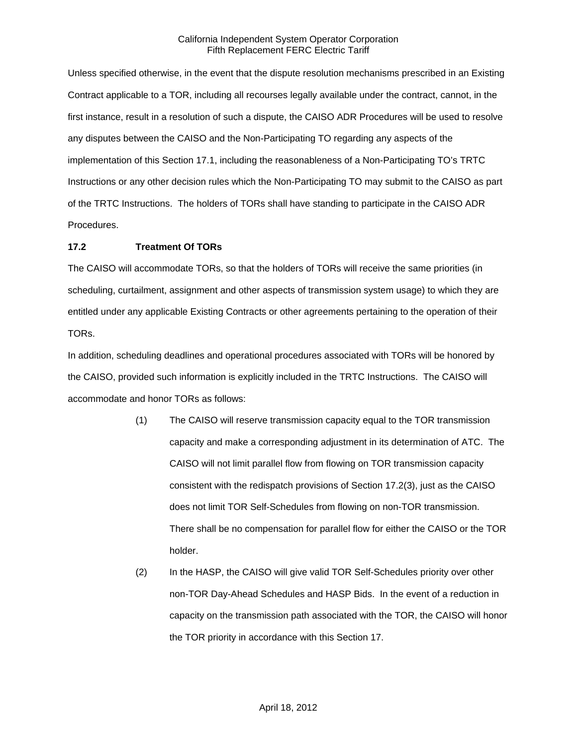Unless specified otherwise, in the event that the dispute resolution mechanisms prescribed in an Existing Contract applicable to a TOR, including all recourses legally available under the contract, cannot, in the first instance, result in a resolution of such a dispute, the CAISO ADR Procedures will be used to resolve any disputes between the CAISO and the Non-Participating TO regarding any aspects of the implementation of this Section 17.1, including the reasonableness of a Non-Participating TO's TRTC Instructions or any other decision rules which the Non-Participating TO may submit to the CAISO as part of the TRTC Instructions. The holders of TORs shall have standing to participate in the CAISO ADR Procedures.

### 17.2 Treatment Of TORs

The CAISO will accommodate TORs, so that the holders of TORs will receive the same priorities (in scheduling, curtailment, assignment and other aspects of transmission system usage) to which they are entitled under any applicable Existing Contracts or other agreements pertaining to the operation of their TORs.

In addition, scheduling deadlines and operational procedures associated with TORs will be honored by the CAISO, provided such information is explicitly included in the TRTC Instructions. The CAISO will accommodate and honor TORs as follows:

(1) The CAISO will reserve transmission capacity equal to the TOR transmission capacity and make a corresponding adjustment in its determination of ATC. The CAISO will not limit parallel flow from flowing on TOR transmission capacity consistent with the redispatch provisions of Section 17.2(3), just as the CAISO does not limit TOR Self-Schedules from flowing on non-TOR transmission. There shall be no compensation for parallel flow for either the CAISO or the TOR holder.

(2) In the HASP, the CAISO will give valid TOR Self-Schedules priority over other non-TOR Day-Ahead Schedules and HASP Bids. In the event of a reduction in capacity on the transmission path associated with the TOR, the CAISO will honor the TOR priority in accordance with this Section 17.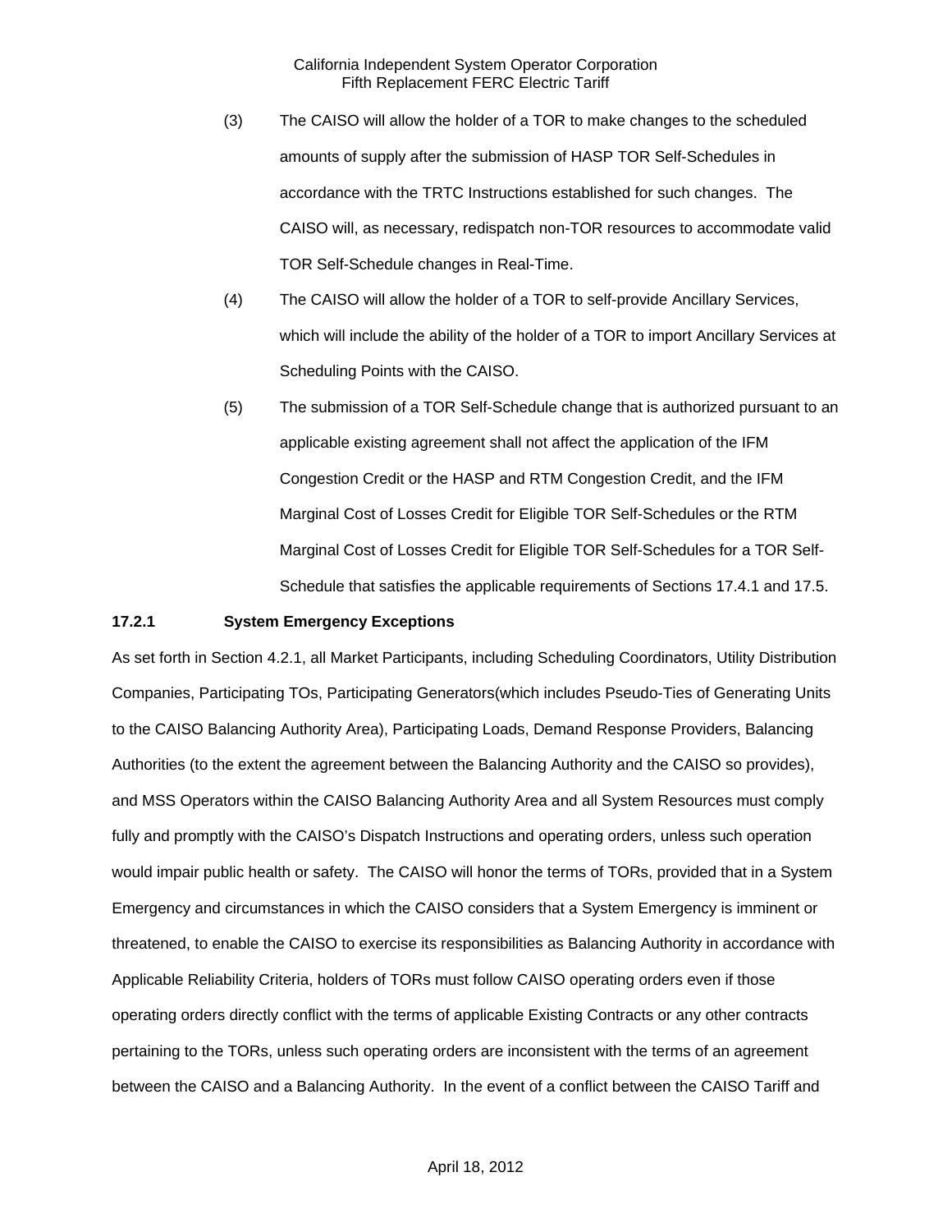(3) The CAISO will allow the holder of a TOR to make changes to the scheduled amounts of supply after the submission of HASP TOR Self-Schedules in accordance with the TRTC Instructions established for such changes. The CAISO will, as necessary, redispatch non-TOR resources to accommodate valid TOR Self-Schedule changes in Real-Time.

(4) The CAISO will allow the holder of a TOR to self-provide Ancillary Services, which will include the ability of the holder of a TOR to import Ancillary Services at Scheduling Points with the CAISO.

(5) The submission of a TOR Self-Schedule change that is authorized pursuant to an applicable existing agreement shall not affect the application of the IFM Congestion Credit or the HASP and RTM Congestion Credit, and the IFM Marginal Cost of Losses Credit for Eligible TOR Self-Schedules or the RTM Marginal Cost of Losses Credit for Eligible TOR Self-Schedules for a TOR Self-Schedule that satisfies the applicable requirements of Sections 17.4.1 and 17.5.

**17.2.1 System Emergency Exceptions**

As set forth in Section 4.2.1, all Market Participants, including Scheduling Coordinators, Utility Distribution Companies, Participating TOs, Participating Generators(which includes Pseudo-Ties of Generating Units to the CAISO Balancing Authority Area), Participating Loads, Demand Response Providers, Balancing Authorities (to the extent the agreement between the Balancing Authority and the CAISO so provides), and MSS Operators within the CAISO Balancing Authority Area and all System Resources must comply fully and promptly with the CAISO's Dispatch Instructions and operating orders, unless such operation would impair public health or safety. The CAISO will honor the terms of TORs, provided that in a System Emergency and circumstances in which the CAISO considers that a System Emergency is imminent or threatened, to enable the CAISO to exercise its responsibilities as Balancing Authority in accordance with Applicable Reliability Criteria, holders of TORs must follow CAISO operating orders even if those operating orders directly conflict with the terms of applicable Existing Contracts or any other contracts pertaining to the TORs, unless such operating orders are inconsistent with the terms of an agreement between the CAISO and a Balancing Authority. In the event of a conflict between the CAISO Tariff and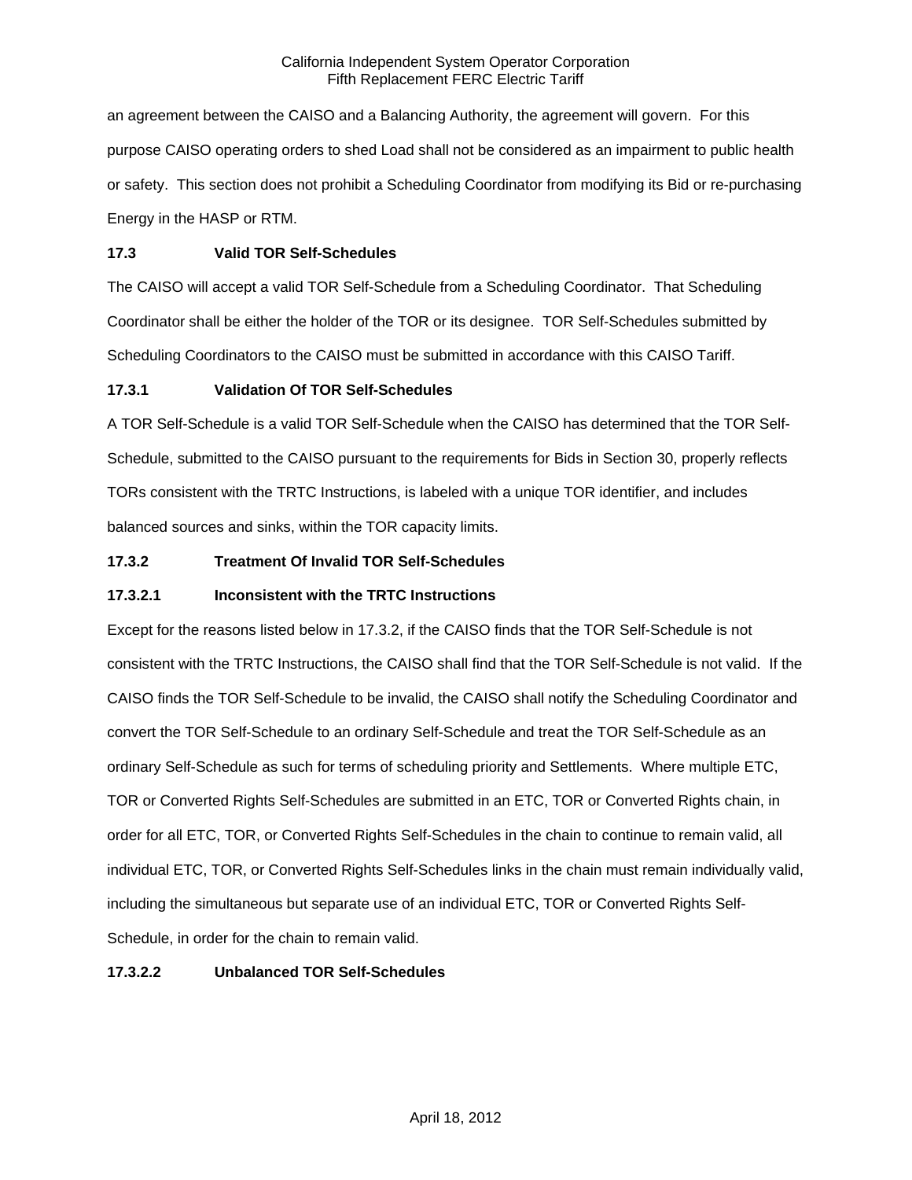an agreement between the CAISO and a Balancing Authority, the agreement will govern. For this purpose CAISO operating orders to shed Load shall not be considered as an impairment to public health or safety. This section does not prohibit a Scheduling Coordinator from modifying its Bid or re-purchasing Energy in the HASP or RTM.

### 17.3 Valid TOR Self-Schedules

The CAISO will accept a valid TOR Self-Schedule from a Scheduling Coordinator. That Scheduling Coordinator shall be either the holder of the TOR or its designee. TOR Self-Schedules submitted by Scheduling Coordinators to the CAISO must be submitted in accordance with this CAISO Tariff.

#### 17.3.1 Validation Of TOR Self-Schedules

A TOR Self-Schedule is a valid TOR Self-Schedule when the CAISO has determined that the TOR Self-Schedule, submitted to the CAISO pursuant to the requirements for Bids in Section 30, properly reflects TORs consistent with the TRTC Instructions, is labeled with a unique TOR identifier, and includes balanced sources and sinks, within the TOR capacity limits.

#### 17.3.2 Treatment Of Invalid TOR Self-Schedules

##### 17.3.2.1 Inconsistent with the TRTC Instructions

Except for the reasons listed below in 17.3.2, if the CAISO finds that the TOR Self-Schedule is not consistent with the TRTC Instructions, the CAISO shall find that the TOR Self-Schedule is not valid. If the CAISO finds the TOR Self-Schedule to be invalid, the CAISO shall notify the Scheduling Coordinator and convert the TOR Self-Schedule to an ordinary Self-Schedule and treat the TOR Self-Schedule as an ordinary Self-Schedule as such for terms of scheduling priority and Settlements. Where multiple ETC, TOR or Converted Rights Self-Schedules are submitted in an ETC, TOR or Converted Rights chain, in order for all ETC, TOR, or Converted Rights Self-Schedules in the chain to continue to remain valid, all individual ETC, TOR, or Converted Rights Self-Schedules links in the chain must remain individually valid, including the simultaneous but separate use of an individual ETC, TOR or Converted Rights Self-Schedule, in order for the chain to remain valid.

##### 17.3.2.2 Unbalanced TOR Self-Schedules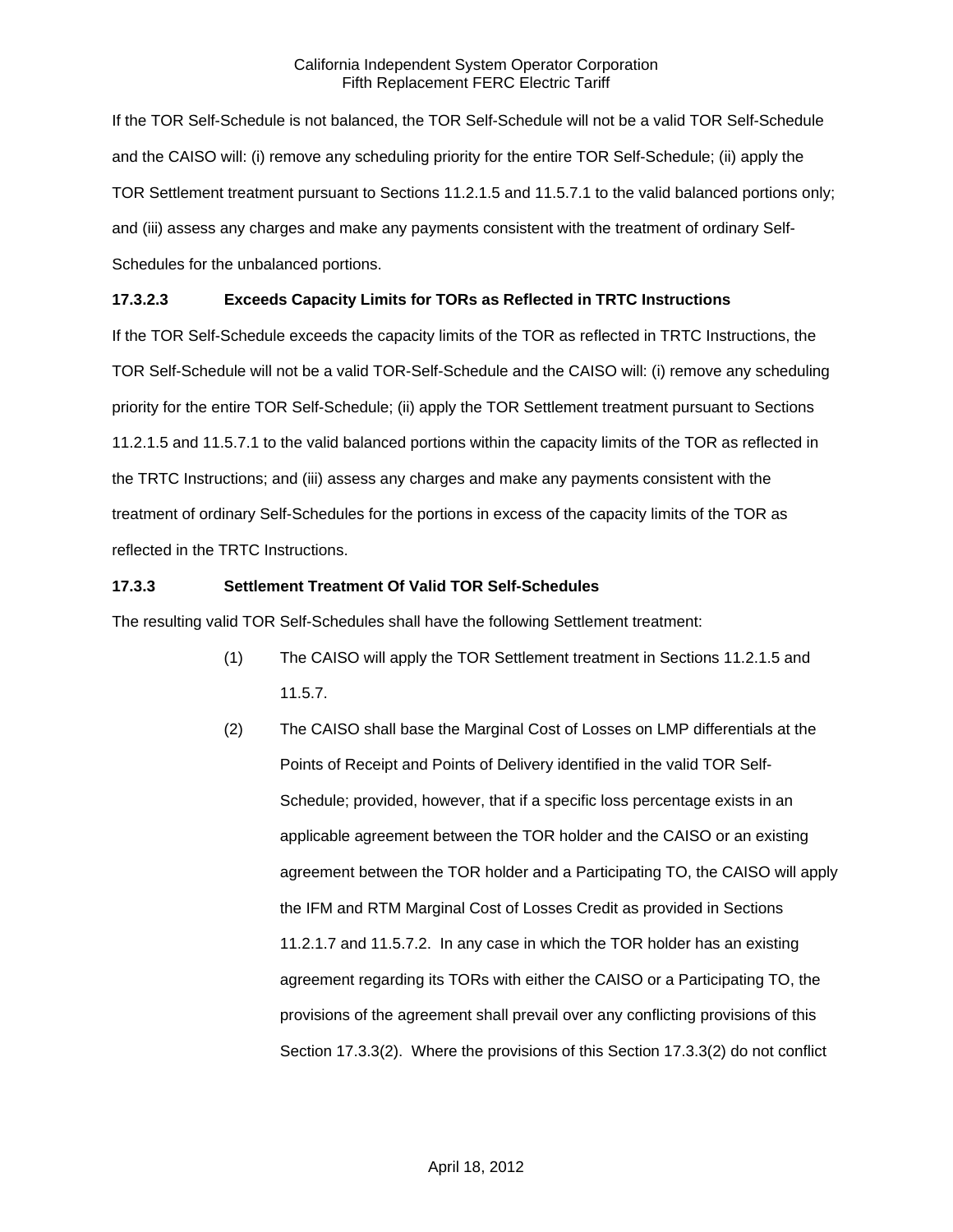If the TOR Self-Schedule is not balanced, the TOR Self-Schedule will not be a valid TOR Self-Schedule and the CAISO will: (i) remove any scheduling priority for the entire TOR Self-Schedule; (ii) apply the TOR Settlement treatment pursuant to Sections 11.2.1.5 and 11.5.7.1 to the valid balanced portions only; and (iii) assess any charges and make any payments consistent with the treatment of ordinary Self-Schedules for the unbalanced portions.

**17.3.2.3 Exceeds Capacity Limits for TORs as Reflected in TRTC Instructions**

If the TOR Self-Schedule exceeds the capacity limits of the TOR as reflected in TRTC Instructions, the TOR Self-Schedule will not be a valid TOR-Self-Schedule and the CAISO will: (i) remove any scheduling priority for the entire TOR Self-Schedule; (ii) apply the TOR Settlement treatment pursuant to Sections 11.2.1.5 and 11.5.7.1 to the valid balanced portions within the capacity limits of the TOR as reflected in the TRTC Instructions; and (iii) assess any charges and make any payments consistent with the treatment of ordinary Self-Schedules for the portions in excess of the capacity limits of the TOR as reflected in the TRTC Instructions.

**17.3.3 Settlement Treatment Of Valid TOR Self-Schedules**

The resulting valid TOR Self-Schedules shall have the following Settlement treatment:

(1) The CAISO will apply the TOR Settlement treatment in Sections 11.2.1.5 and 11.5.7.

(2) The CAISO shall base the Marginal Cost of Losses on LMP differentials at the Points of Receipt and Points of Delivery identified in the valid TOR Self-Schedule; provided, however, that if a specific loss percentage exists in an applicable agreement between the TOR holder and the CAISO or an existing agreement between the TOR holder and a Participating TO, the CAISO will apply the IFM and RTM Marginal Cost of Losses Credit as provided in Sections 11.2.1.7 and 11.5.7.2. In any case in which the TOR holder has an existing agreement regarding its TORs with either the CAISO or a Participating TO, the provisions of the agreement shall prevail over any conflicting provisions of this Section 17.3.3(2). Where the provisions of this Section 17.3.3(2) do not conflict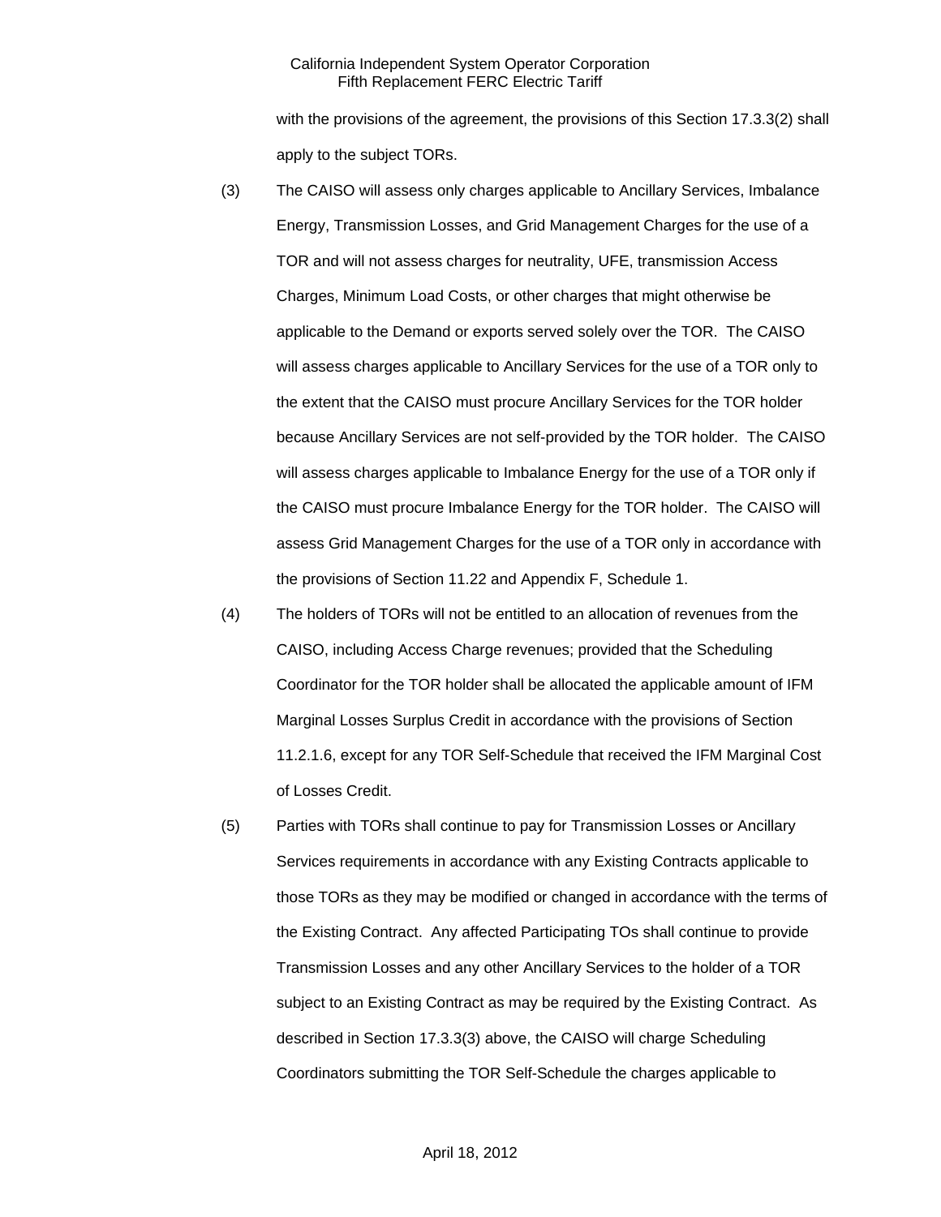with the provisions of the agreement, the provisions of this Section 17.3.3(2) shall apply to the subject TORs.

(3) The CAISO will assess only charges applicable to Ancillary Services, Imbalance Energy, Transmission Losses, and Grid Management Charges for the use of a TOR and will not assess charges for neutrality, UFE, transmission Access Charges, Minimum Load Costs, or other charges that might otherwise be applicable to the Demand or exports served solely over the TOR. The CAISO will assess charges applicable to Ancillary Services for the use of a TOR only to the extent that the CAISO must procure Ancillary Services for the TOR holder because Ancillary Services are not self-provided by the TOR holder. The CAISO will assess charges applicable to Imbalance Energy for the use of a TOR only if the CAISO must procure Imbalance Energy for the TOR holder. The CAISO will assess Grid Management Charges for the use of a TOR only in accordance with the provisions of Section 11.22 and Appendix F, Schedule 1.

(4) The holders of TORs will not be entitled to an allocation of revenues from the CAISO, including Access Charge revenues; provided that the Scheduling Coordinator for the TOR holder shall be allocated the applicable amount of IFM Marginal Losses Surplus Credit in accordance with the provisions of Section 11.2.1.6, except for any TOR Self-Schedule that received the IFM Marginal Cost of Losses Credit.

(5) Parties with TORs shall continue to pay for Transmission Losses or Ancillary Services requirements in accordance with any Existing Contracts applicable to those TORs as they may be modified or changed in accordance with the terms of the Existing Contract. Any affected Participating TOs shall continue to provide Transmission Losses and any other Ancillary Services to the holder of a TOR subject to an Existing Contract as may be required by the Existing Contract. As described in Section 17.3.3(3) above, the CAISO will charge Scheduling Coordinators submitting the TOR Self-Schedule the charges applicable to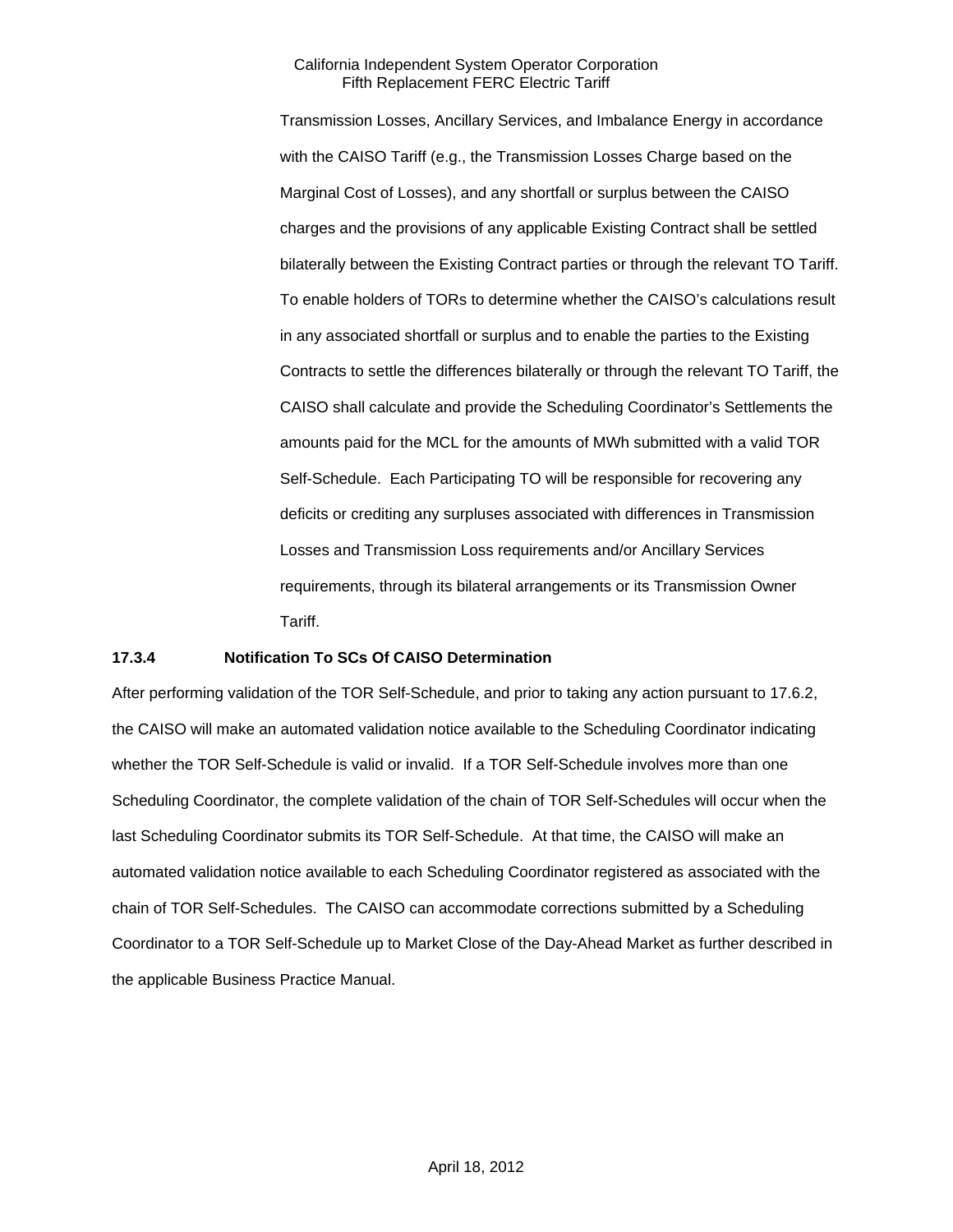Transmission Losses, Ancillary Services, and Imbalance Energy in accordance with the CAISO Tariff (e.g., the Transmission Losses Charge based on the Marginal Cost of Losses), and any shortfall or surplus between the CAISO charges and the provisions of any applicable Existing Contract shall be settled bilaterally between the Existing Contract parties or through the relevant TO Tariff. To enable holders of TORs to determine whether the CAISO's calculations result in any associated shortfall or surplus and to enable the parties to the Existing Contracts to settle the differences bilaterally or through the relevant TO Tariff, the CAISO shall calculate and provide the Scheduling Coordinator's Settlements the amounts paid for the MCL for the amounts of MWh submitted with a valid TOR Self-Schedule. Each Participating TO will be responsible for recovering any deficits or crediting any surpluses associated with differences in Transmission Losses and Transmission Loss requirements and/or Ancillary Services requirements, through its bilateral arrangements or its Transmission Owner Tariff.

### 17.3.4 Notification To SCs Of CAISO Determination

After performing validation of the TOR Self-Schedule, and prior to taking any action pursuant to 17.6.2, the CAISO will make an automated validation notice available to the Scheduling Coordinator indicating whether the TOR Self-Schedule is valid or invalid. If a TOR Self-Schedule involves more than one Scheduling Coordinator, the complete validation of the chain of TOR Self-Schedules will occur when the last Scheduling Coordinator submits its TOR Self-Schedule. At that time, the CAISO will make an automated validation notice available to each Scheduling Coordinator registered as associated with the chain of TOR Self-Schedules. The CAISO can accommodate corrections submitted by a Scheduling Coordinator to a TOR Self-Schedule up to Market Close of the Day-Ahead Market as further described in the applicable Business Practice Manual.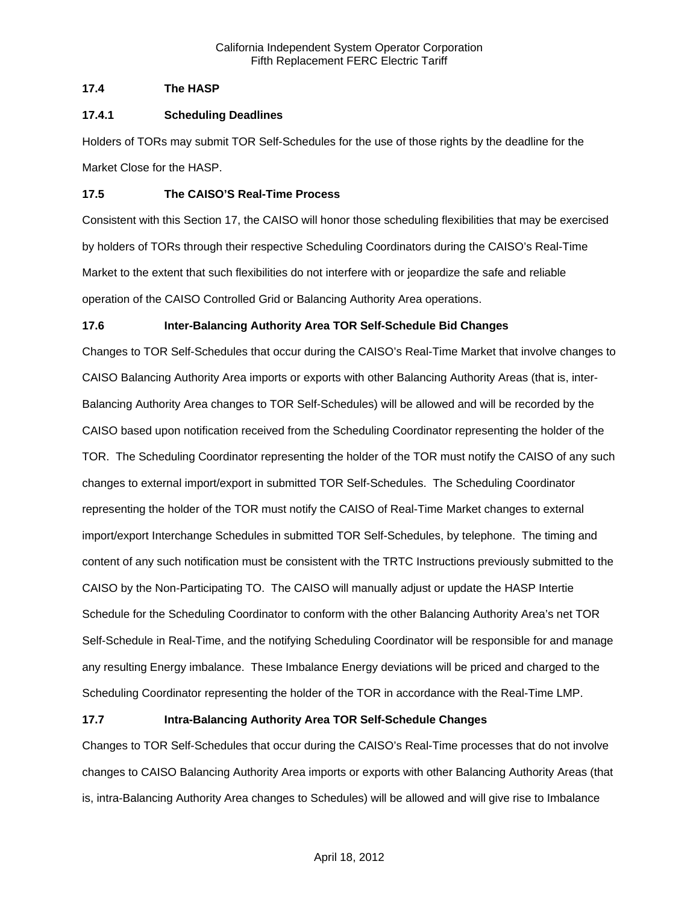### 17.4 The HASP

#### 17.4.1 Scheduling Deadlines

Holders of TORs may submit TOR Self-Schedules for the use of those rights by the deadline for the Market Close for the HASP.

### 17.5 The CAISO'S Real-Time Process

Consistent with this Section 17, the CAISO will honor those scheduling flexibilities that may be exercised by holders of TORs through their respective Scheduling Coordinators during the CAISO's Real-Time Market to the extent that such flexibilities do not interfere with or jeopardize the safe and reliable operation of the CAISO Controlled Grid or Balancing Authority Area operations.

### 17.6 Inter-Balancing Authority Area TOR Self-Schedule Bid Changes

Changes to TOR Self-Schedules that occur during the CAISO's Real-Time Market that involve changes to CAISO Balancing Authority Area imports or exports with other Balancing Authority Areas (that is, inter-Balancing Authority Area changes to TOR Self-Schedules) will be allowed and will be recorded by the CAISO based upon notification received from the Scheduling Coordinator representing the holder of the TOR. The Scheduling Coordinator representing the holder of the TOR must notify the CAISO of any such changes to external import/export in submitted TOR Self-Schedules. The Scheduling Coordinator representing the holder of the TOR must notify the CAISO of Real-Time Market changes to external import/export Interchange Schedules in submitted TOR Self-Schedules, by telephone. The timing and content of any such notification must be consistent with the TRTC Instructions previously submitted to the CAISO by the Non-Participating TO. The CAISO will manually adjust or update the HASP Intertie Schedule for the Scheduling Coordinator to conform with the other Balancing Authority Area's net TOR Self-Schedule in Real-Time, and the notifying Scheduling Coordinator will be responsible for and manage any resulting Energy imbalance. These Imbalance Energy deviations will be priced and charged to the Scheduling Coordinator representing the holder of the TOR in accordance with the Real-Time LMP.

### 17.7 Intra-Balancing Authority Area TOR Self-Schedule Changes

Changes to TOR Self-Schedules that occur during the CAISO's Real-Time processes that do not involve changes to CAISO Balancing Authority Area imports or exports with other Balancing Authority Areas (that is, intra-Balancing Authority Area changes to Schedules) will be allowed and will give rise to Imbalance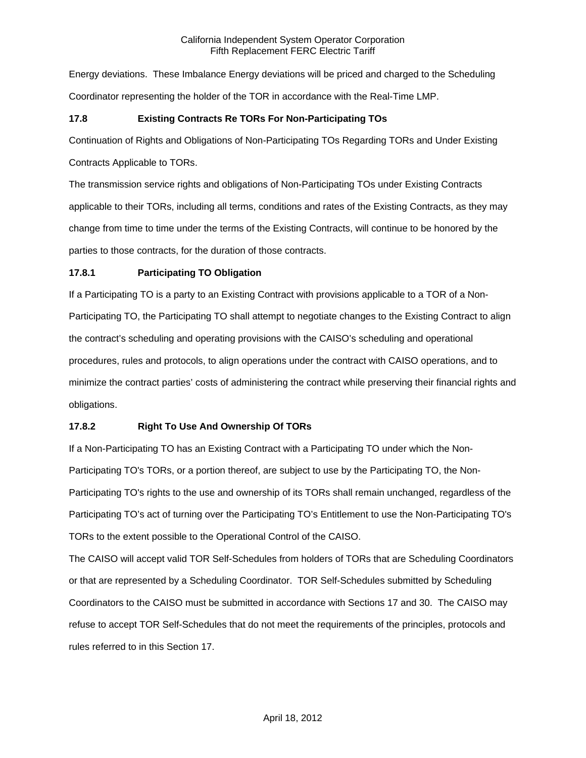Energy deviations. These Imbalance Energy deviations will be priced and charged to the Scheduling Coordinator representing the holder of the TOR in accordance with the Real-Time LMP.

### 17.8 Existing Contracts Re TORs For Non-Participating TOs

Continuation of Rights and Obligations of Non-Participating TOs Regarding TORs and Under Existing Contracts Applicable to TORs.

The transmission service rights and obligations of Non-Participating TOs under Existing Contracts applicable to their TORs, including all terms, conditions and rates of the Existing Contracts, as they may change from time to time under the terms of the Existing Contracts, will continue to be honored by the parties to those contracts, for the duration of those contracts.

### 17.8.1 Participating TO Obligation

If a Participating TO is a party to an Existing Contract with provisions applicable to a TOR of a Non-Participating TO, the Participating TO shall attempt to negotiate changes to the Existing Contract to align the contract's scheduling and operating provisions with the CAISO's scheduling and operational procedures, rules and protocols, to align operations under the contract with CAISO operations, and to minimize the contract parties' costs of administering the contract while preserving their financial rights and obligations.

### 17.8.2 Right To Use And Ownership Of TORs

If a Non-Participating TO has an Existing Contract with a Participating TO under which the Non-Participating TO's TORs, or a portion thereof, are subject to use by the Participating TO, the Non-Participating TO's rights to the use and ownership of its TORs shall remain unchanged, regardless of the Participating TO's act of turning over the Participating TO's Entitlement to use the Non-Participating TO's TORs to the extent possible to the Operational Control of the CAISO.

The CAISO will accept valid TOR Self-Schedules from holders of TORs that are Scheduling Coordinators or that are represented by a Scheduling Coordinator. TOR Self-Schedules submitted by Scheduling Coordinators to the CAISO must be submitted in accordance with Sections 17 and 30. The CAISO may refuse to accept TOR Self-Schedules that do not meet the requirements of the principles, protocols and rules referred to in this Section 17.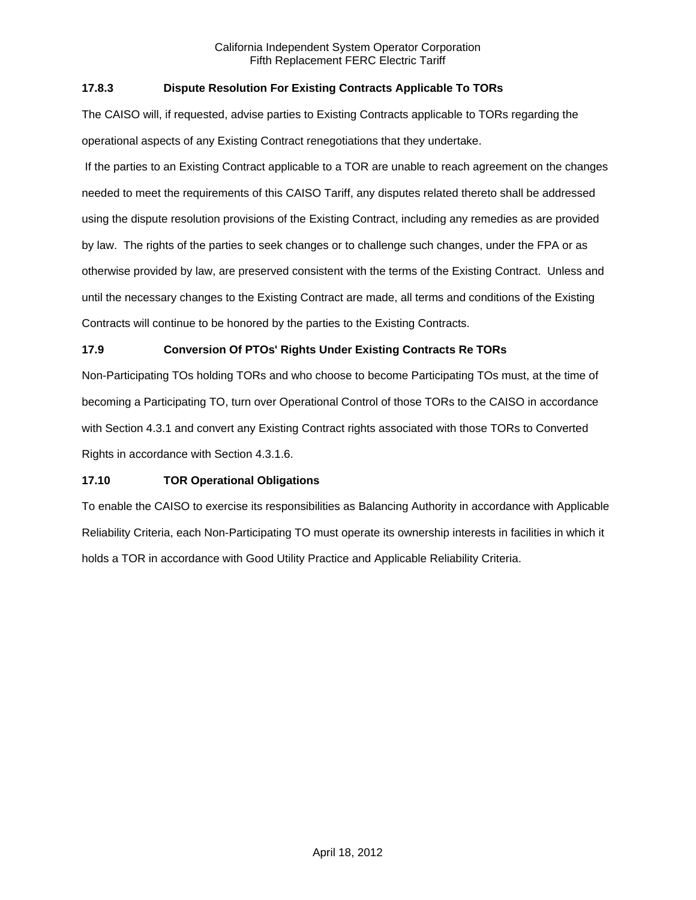### 17.8.3 Dispute Resolution For Existing Contracts Applicable To TORs

The CAISO will, if requested, advise parties to Existing Contracts applicable to TORs regarding the operational aspects of any Existing Contract renegotiations that they undertake.

If the parties to an Existing Contract applicable to a TOR are unable to reach agreement on the changes needed to meet the requirements of this CAISO Tariff, any disputes related thereto shall be addressed using the dispute resolution provisions of the Existing Contract, including any remedies as are provided by law. The rights of the parties to seek changes or to challenge such changes, under the FPA or as otherwise provided by law, are preserved consistent with the terms of the Existing Contract. Unless and until the necessary changes to the Existing Contract are made, all terms and conditions of the Existing Contracts will continue to be honored by the parties to the Existing Contracts.

### 17.9 Conversion Of PTOs' Rights Under Existing Contracts Re TORs

Non-Participating TOs holding TORs and who choose to become Participating TOs must, at the time of becoming a Participating TO, turn over Operational Control of those TORs to the CAISO in accordance with Section 4.3.1 and convert any Existing Contract rights associated with those TORs to Converted Rights in accordance with Section 4.3.1.6.

### 17.10 TOR Operational Obligations

To enable the CAISO to exercise its responsibilities as Balancing Authority in accordance with Applicable Reliability Criteria, each Non-Participating TO must operate its ownership interests in facilities in which it holds a TOR in accordance with Good Utility Practice and Applicable Reliability Criteria.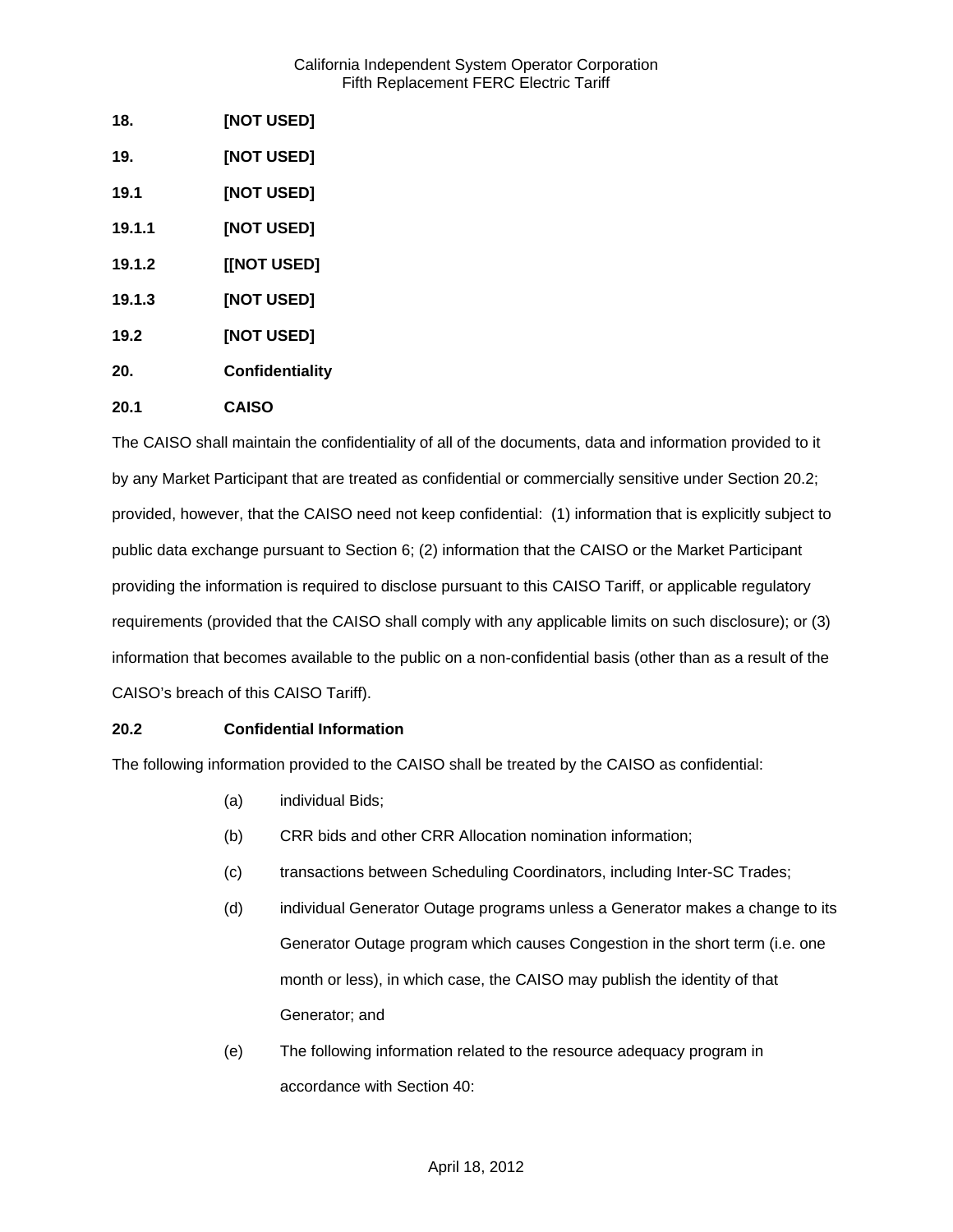**18. [NOT USED]**

**19. [NOT USED]**

**19.1 [NOT USED]**

**19.1.1 [NOT USED]**

**19.1.2 [[NOT USED]**

**19.1.3 [NOT USED]**

**19.2 [NOT USED]**

**20. Confidentiality**

**20.1 CAISO**

The CAISO shall maintain the confidentiality of all of the documents, data and information provided to it by any Market Participant that are treated as confidential or commercially sensitive under Section 20.2; provided, however, that the CAISO need not keep confidential: (1) information that is explicitly subject to public data exchange pursuant to Section 6; (2) information that the CAISO or the Market Participant providing the information is required to disclose pursuant to this CAISO Tariff, or applicable regulatory requirements (provided that the CAISO shall comply with any applicable limits on such disclosure); or (3) information that becomes available to the public on a non-confidential basis (other than as a result of the CAISO's breach of this CAISO Tariff).

**20.2 Confidential Information**

The following information provided to the CAISO shall be treated by the CAISO as confidential:

(a) individual Bids;

(b) CRR bids and other CRR Allocation nomination information;

(c) transactions between Scheduling Coordinators, including Inter-SC Trades;

(d) individual Generator Outage programs unless a Generator makes a change to its Generator Outage program which causes Congestion in the short term (i.e. one month or less), in which case, the CAISO may publish the identity of that Generator; and

(e) The following information related to the resource adequacy program in accordance with Section 40: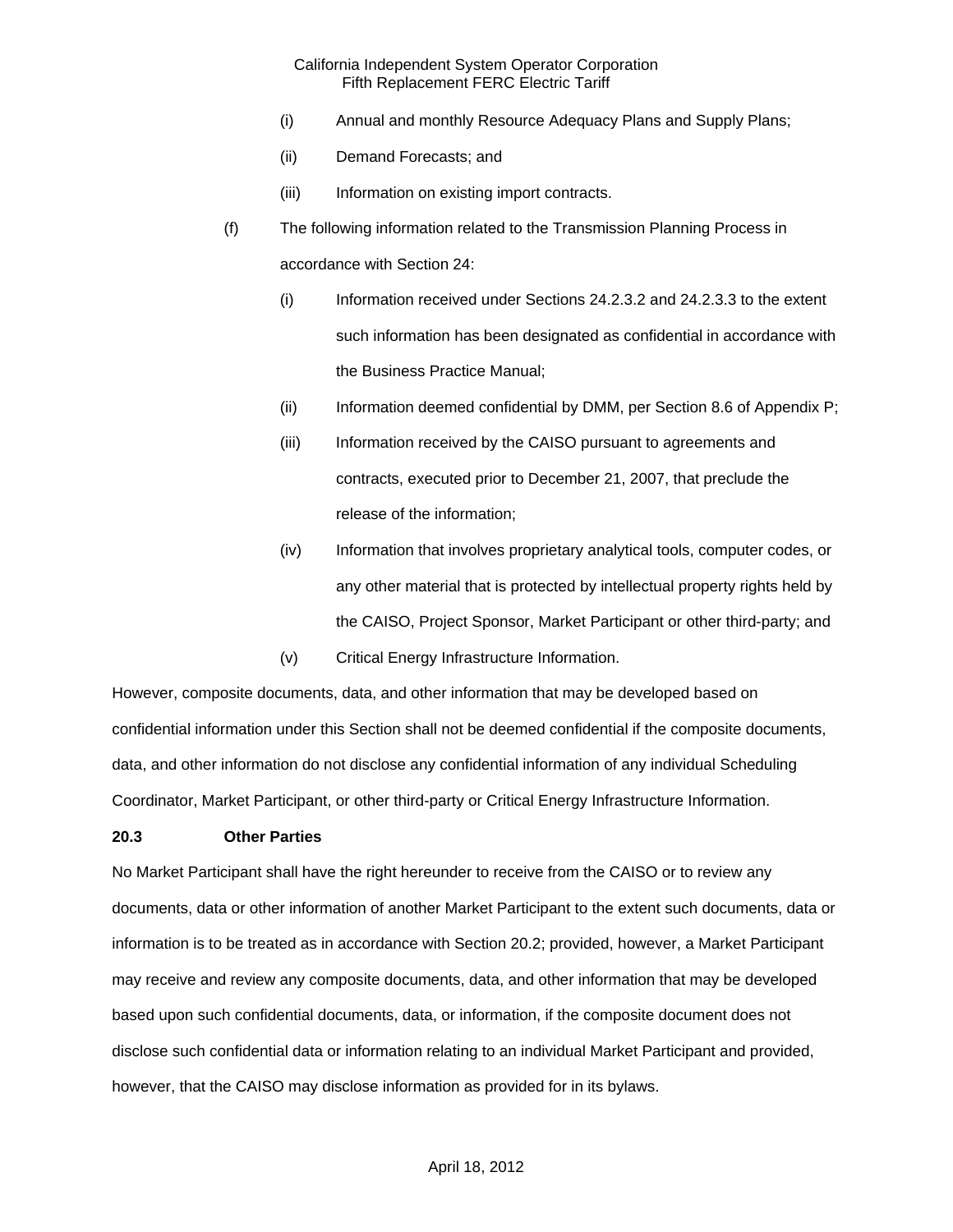(i) Annual and monthly Resource Adequacy Plans and Supply Plans;

(ii) Demand Forecasts; and

(iii) Information on existing import contracts.

(f) The following information related to the Transmission Planning Process in accordance with Section 24:

(i) Information received under Sections 24.2.3.2 and 24.2.3.3 to the extent such information has been designated as confidential in accordance with the Business Practice Manual;

(ii) Information deemed confidential by DMM, per Section 8.6 of Appendix P;

(iii) Information received by the CAISO pursuant to agreements and contracts, executed prior to December 21, 2007, that preclude the release of the information;

(iv) Information that involves proprietary analytical tools, computer codes, or any other material that is protected by intellectual property rights held by the CAISO, Project Sponsor, Market Participant or other third-party; and

(v) Critical Energy Infrastructure Information.

However, composite documents, data, and other information that may be developed based on confidential information under this Section shall not be deemed confidential if the composite documents, data, and other information do not disclose any confidential information of any individual Scheduling Coordinator, Market Participant, or other third-party or Critical Energy Infrastructure Information.

**20.3 Other Parties**

No Market Participant shall have the right hereunder to receive from the CAISO or to review any documents, data or other information of another Market Participant to the extent such documents, data or information is to be treated as in accordance with Section 20.2; provided, however, a Market Participant may receive and review any composite documents, data, and other information that may be developed based upon such confidential documents, data, or information, if the composite document does not disclose such confidential data or information relating to an individual Market Participant and provided, however, that the CAISO may disclose information as provided for in its bylaws.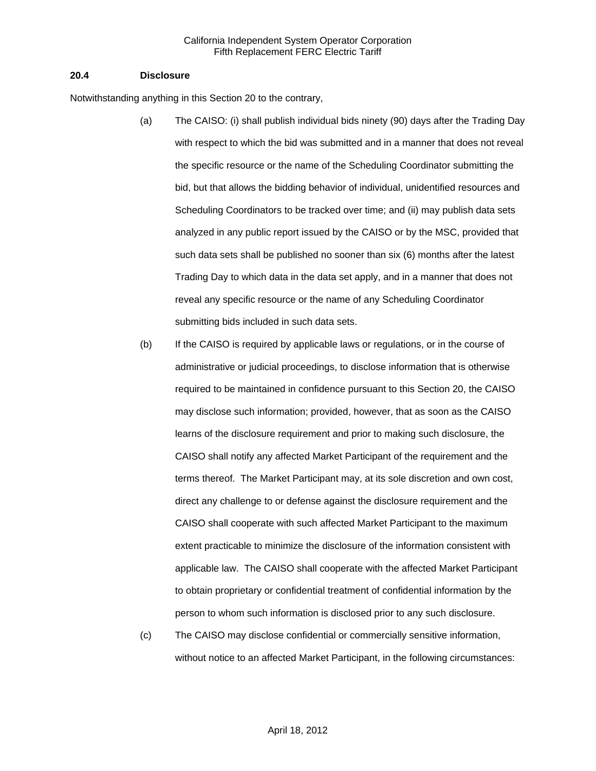### 20.4 Disclosure

Notwithstanding anything in this Section 20 to the contrary,

(a) The CAISO: (i) shall publish individual bids ninety (90) days after the Trading Day with respect to which the bid was submitted and in a manner that does not reveal the specific resource or the name of the Scheduling Coordinator submitting the bid, but that allows the bidding behavior of individual, unidentified resources and Scheduling Coordinators to be tracked over time; and (ii) may publish data sets analyzed in any public report issued by the CAISO or by the MSC, provided that such data sets shall be published no sooner than six (6) months after the latest Trading Day to which data in the data set apply, and in a manner that does not reveal any specific resource or the name of any Scheduling Coordinator submitting bids included in such data sets.

(b) If the CAISO is required by applicable laws or regulations, or in the course of administrative or judicial proceedings, to disclose information that is otherwise required to be maintained in confidence pursuant to this Section 20, the CAISO may disclose such information; provided, however, that as soon as the CAISO learns of the disclosure requirement and prior to making such disclosure, the CAISO shall notify any affected Market Participant of the requirement and the terms thereof. The Market Participant may, at its sole discretion and own cost, direct any challenge to or defense against the disclosure requirement and the CAISO shall cooperate with such affected Market Participant to the maximum extent practicable to minimize the disclosure of the information consistent with applicable law. The CAISO shall cooperate with the affected Market Participant to obtain proprietary or confidential treatment of confidential information by the person to whom such information is disclosed prior to any such disclosure.

(c) The CAISO may disclose confidential or commercially sensitive information, without notice to an affected Market Participant, in the following circumstances: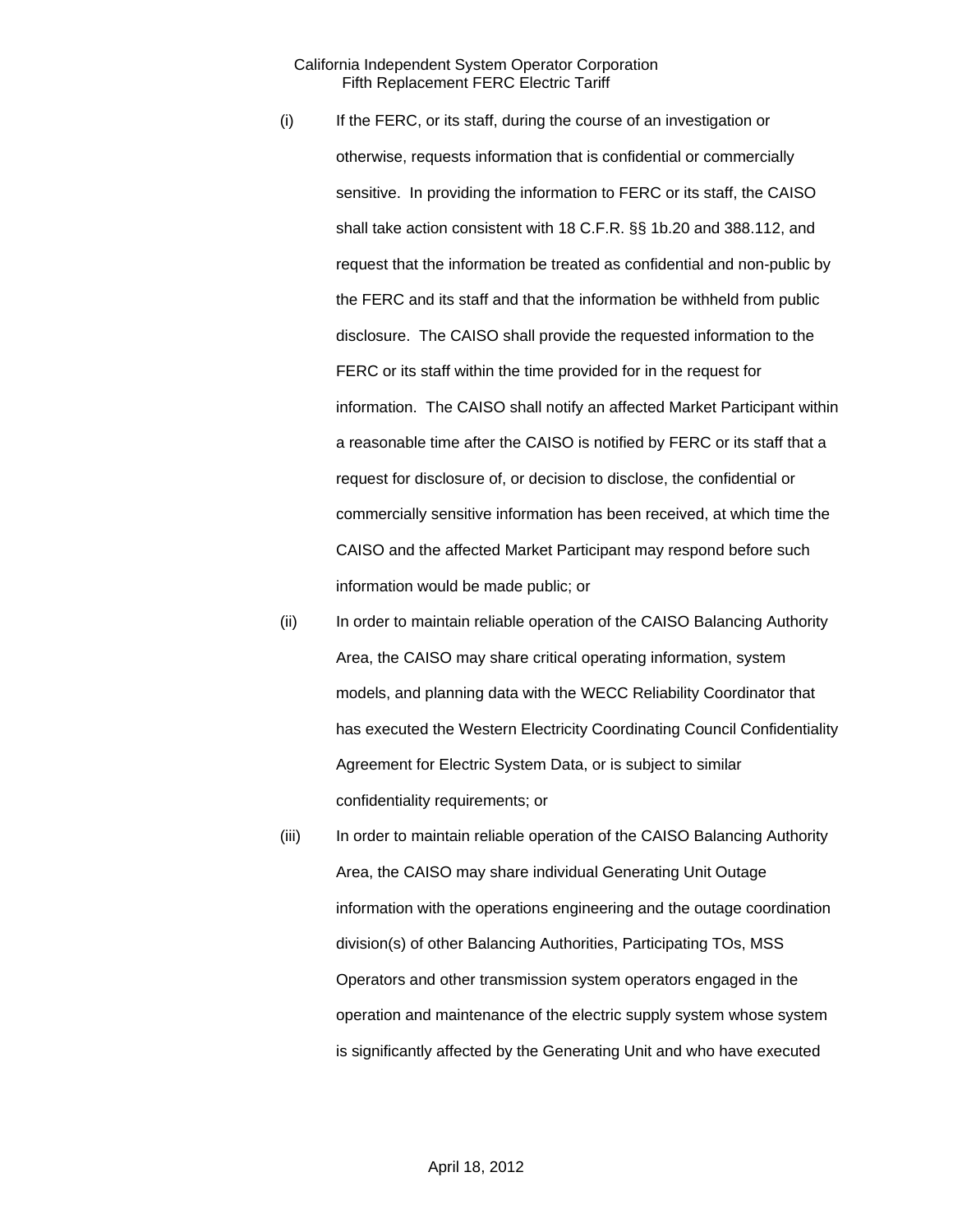(i) If the FERC, or its staff, during the course of an investigation or otherwise, requests information that is confidential or commercially sensitive. In providing the information to FERC or its staff, the CAISO shall take action consistent with 18 C.F.R. §§ 1b.20 and 388.112, and request that the information be treated as confidential and non-public by the FERC and its staff and that the information be withheld from public disclosure. The CAISO shall provide the requested information to the FERC or its staff within the time provided for in the request for information. The CAISO shall notify an affected Market Participant within a reasonable time after the CAISO is notified by FERC or its staff that a request for disclosure of, or decision to disclose, the confidential or commercially sensitive information has been received, at which time the CAISO and the affected Market Participant may respond before such information would be made public; or

(ii) In order to maintain reliable operation of the CAISO Balancing Authority Area, the CAISO may share critical operating information, system models, and planning data with the WECC Reliability Coordinator that has executed the Western Electricity Coordinating Council Confidentiality Agreement for Electric System Data, or is subject to similar confidentiality requirements; or

(iii) In order to maintain reliable operation of the CAISO Balancing Authority Area, the CAISO may share individual Generating Unit Outage information with the operations engineering and the outage coordination division(s) of other Balancing Authorities, Participating TOs, MSS Operators and other transmission system operators engaged in the operation and maintenance of the electric supply system whose system is significantly affected by the Generating Unit and who have executed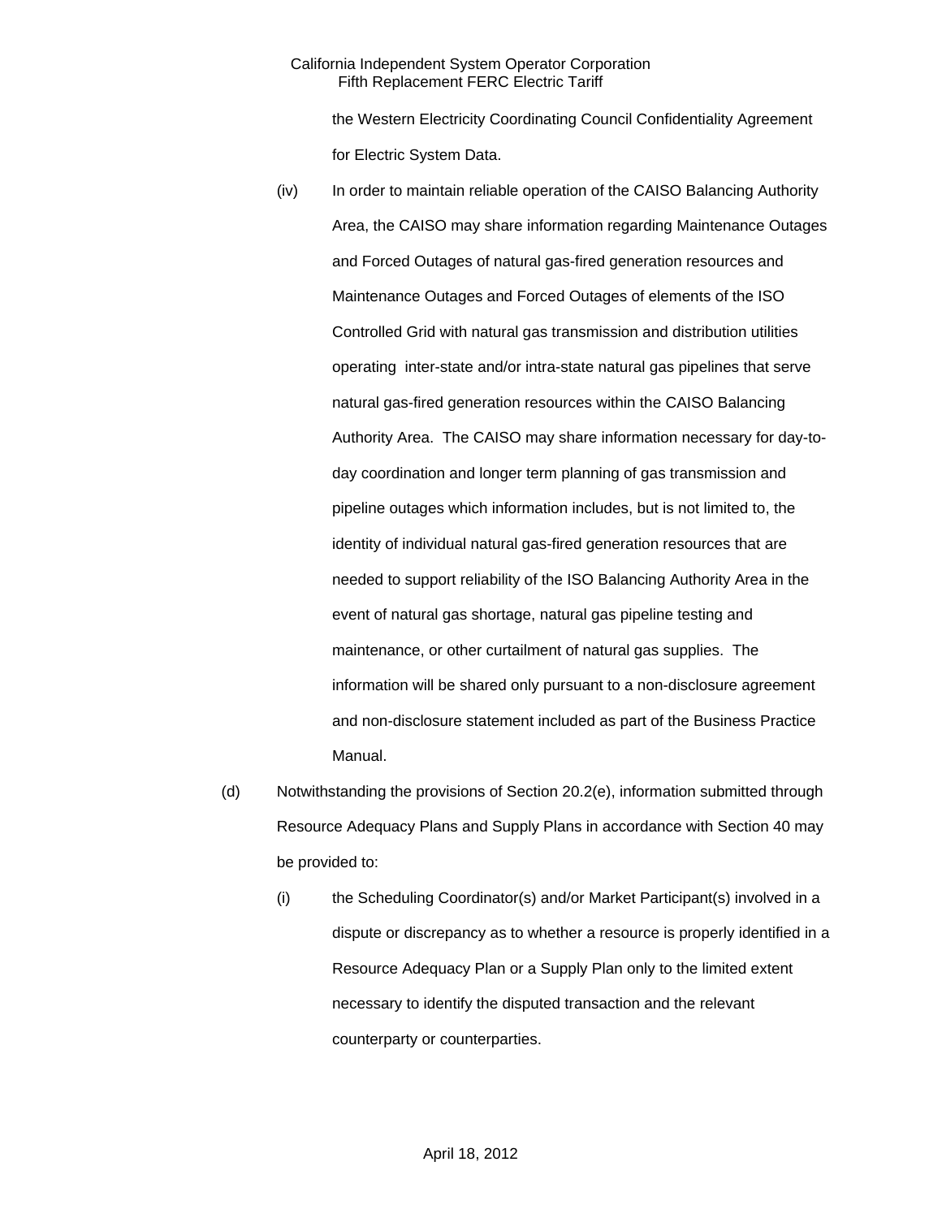the Western Electricity Coordinating Council Confidentiality Agreement for Electric System Data.

(iv) In order to maintain reliable operation of the CAISO Balancing Authority Area, the CAISO may share information regarding Maintenance Outages and Forced Outages of natural gas-fired generation resources and Maintenance Outages and Forced Outages of elements of the ISO Controlled Grid with natural gas transmission and distribution utilities operating inter-state and/or intra-state natural gas pipelines that serve natural gas-fired generation resources within the CAISO Balancing Authority Area. The CAISO may share information necessary for day-to-day coordination and longer term planning of gas transmission and pipeline outages which information includes, but is not limited to, the identity of individual natural gas-fired generation resources that are needed to support reliability of the ISO Balancing Authority Area in the event of natural gas shortage, natural gas pipeline testing and maintenance, or other curtailment of natural gas supplies. The information will be shared only pursuant to a non-disclosure agreement and non-disclosure statement included as part of the Business Practice Manual.

(d) Notwithstanding the provisions of Section 20.2(e), information submitted through Resource Adequacy Plans and Supply Plans in accordance with Section 40 may be provided to:

(i) the Scheduling Coordinator(s) and/or Market Participant(s) involved in a dispute or discrepancy as to whether a resource is properly identified in a Resource Adequacy Plan or a Supply Plan only to the limited extent necessary to identify the disputed transaction and the relevant counterparty or counterparties.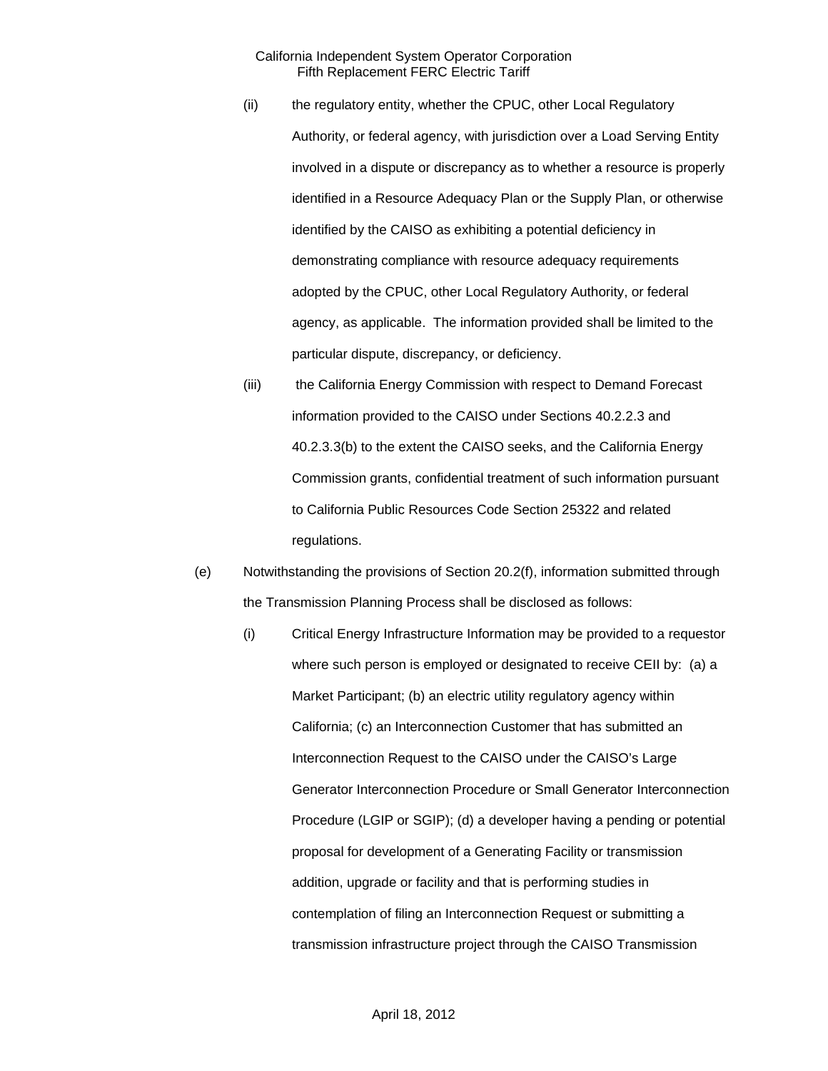(ii) the regulatory entity, whether the CPUC, other Local Regulatory Authority, or federal agency, with jurisdiction over a Load Serving Entity involved in a dispute or discrepancy as to whether a resource is properly identified in a Resource Adequacy Plan or the Supply Plan, or otherwise identified by the CAISO as exhibiting a potential deficiency in demonstrating compliance with resource adequacy requirements adopted by the CPUC, other Local Regulatory Authority, or federal agency, as applicable. The information provided shall be limited to the particular dispute, discrepancy, or deficiency.

(iii) the California Energy Commission with respect to Demand Forecast information provided to the CAISO under Sections 40.2.2.3 and 40.2.3.3(b) to the extent the CAISO seeks, and the California Energy Commission grants, confidential treatment of such information pursuant to California Public Resources Code Section 25322 and related regulations.

(e) Notwithstanding the provisions of Section 20.2(f), information submitted through the Transmission Planning Process shall be disclosed as follows:

(i) Critical Energy Infrastructure Information may be provided to a requestor where such person is employed or designated to receive CEII by: (a) a Market Participant; (b) an electric utility regulatory agency within California; (c) an Interconnection Customer that has submitted an Interconnection Request to the CAISO under the CAISO's Large Generator Interconnection Procedure or Small Generator Interconnection Procedure (LGIP or SGIP); (d) a developer having a pending or potential proposal for development of a Generating Facility or transmission addition, upgrade or facility and that is performing studies in contemplation of filing an Interconnection Request or submitting a transmission infrastructure project through the CAISO Transmission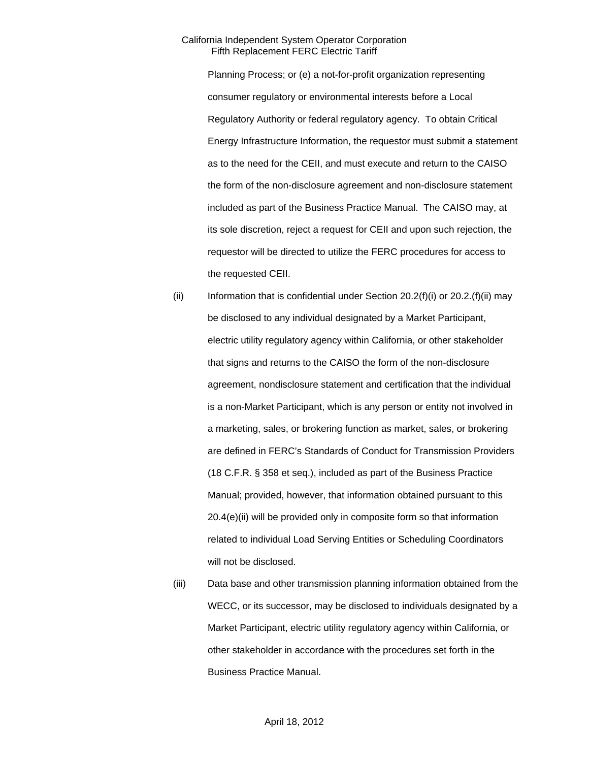Planning Process; or (e) a not-for-profit organization representing consumer regulatory or environmental interests before a Local Regulatory Authority or federal regulatory agency. To obtain Critical Energy Infrastructure Information, the requestor must submit a statement as to the need for the CEII, and must execute and return to the CAISO the form of the non-disclosure agreement and non-disclosure statement included as part of the Business Practice Manual. The CAISO may, at its sole discretion, reject a request for CEII and upon such rejection, the requestor will be directed to utilize the FERC procedures for access to the requested CEII.

(ii) Information that is confidential under Section 20.2(f)(i) or 20.2.(f)(ii) may be disclosed to any individual designated by a Market Participant, electric utility regulatory agency within California, or other stakeholder that signs and returns to the CAISO the form of the non-disclosure agreement, nondisclosure statement and certification that the individual is a non-Market Participant, which is any person or entity not involved in a marketing, sales, or brokering function as market, sales, or brokering are defined in FERC's Standards of Conduct for Transmission Providers (18 C.F.R. § 358 et seq.), included as part of the Business Practice Manual; provided, however, that information obtained pursuant to this 20.4(e)(ii) will be provided only in composite form so that information related to individual Load Serving Entities or Scheduling Coordinators will not be disclosed.

(iii) Data base and other transmission planning information obtained from the WECC, or its successor, may be disclosed to individuals designated by a Market Participant, electric utility regulatory agency within California, or other stakeholder in accordance with the procedures set forth in the Business Practice Manual.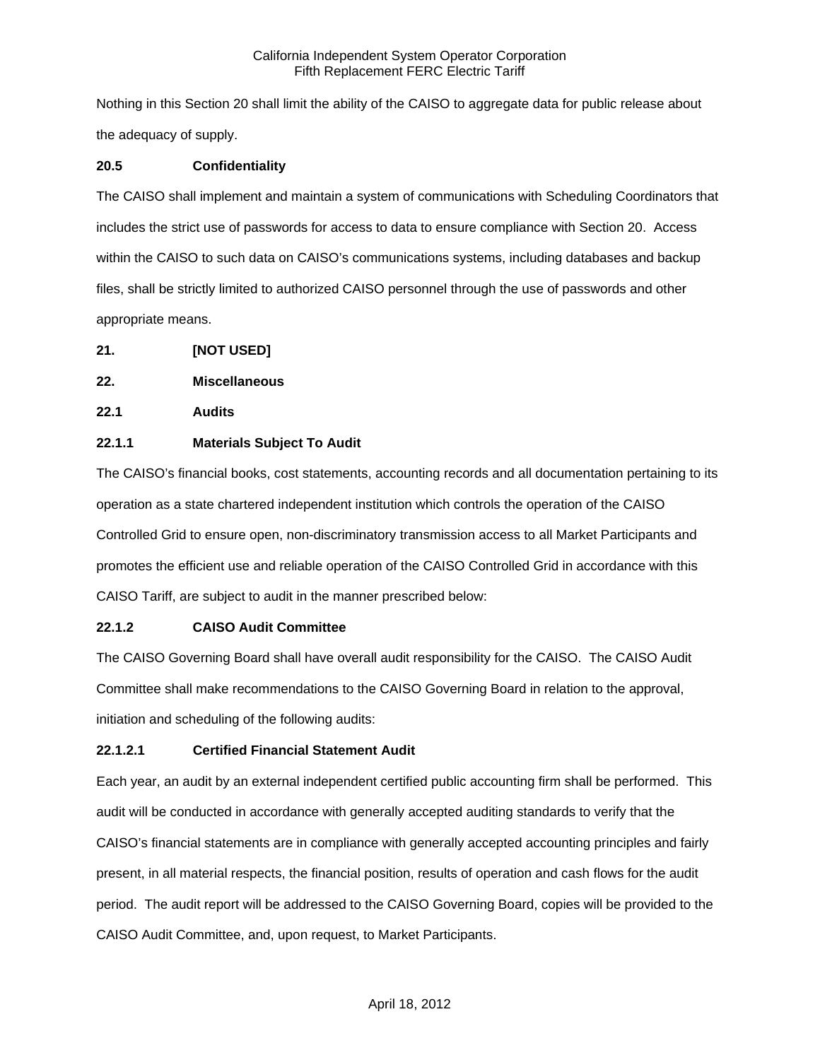Nothing in this Section 20 shall limit the ability of the CAISO to aggregate data for public release about the adequacy of supply.

**20.5 Confidentiality**

The CAISO shall implement and maintain a system of communications with Scheduling Coordinators that includes the strict use of passwords for access to data to ensure compliance with Section 20. Access within the CAISO to such data on CAISO's communications systems, including databases and backup files, shall be strictly limited to authorized CAISO personnel through the use of passwords and other appropriate means.

**21. [NOT USED]**

**22. Miscellaneous**

**22.1 Audits**

**22.1.1 Materials Subject To Audit**

The CAISO's financial books, cost statements, accounting records and all documentation pertaining to its operation as a state chartered independent institution which controls the operation of the CAISO Controlled Grid to ensure open, non-discriminatory transmission access to all Market Participants and promotes the efficient use and reliable operation of the CAISO Controlled Grid in accordance with this CAISO Tariff, are subject to audit in the manner prescribed below:

**22.1.2 CAISO Audit Committee**

The CAISO Governing Board shall have overall audit responsibility for the CAISO. The CAISO Audit Committee shall make recommendations to the CAISO Governing Board in relation to the approval, initiation and scheduling of the following audits:

**22.1.2.1 Certified Financial Statement Audit**

Each year, an audit by an external independent certified public accounting firm shall be performed. This audit will be conducted in accordance with generally accepted auditing standards to verify that the CAISO's financial statements are in compliance with generally accepted accounting principles and fairly present, in all material respects, the financial position, results of operation and cash flows for the audit period. The audit report will be addressed to the CAISO Governing Board, copies will be provided to the CAISO Audit Committee, and, upon request, to Market Participants.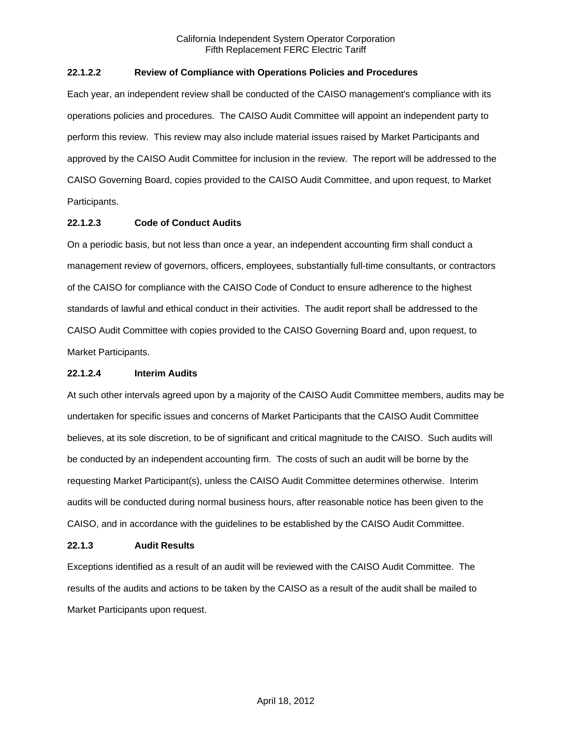#### 22.1.2.2 Review of Compliance with Operations Policies and Procedures

Each year, an independent review shall be conducted of the CAISO management's compliance with its operations policies and procedures. The CAISO Audit Committee will appoint an independent party to perform this review. This review may also include material issues raised by Market Participants and approved by the CAISO Audit Committee for inclusion in the review. The report will be addressed to the CAISO Governing Board, copies provided to the CAISO Audit Committee, and upon request, to Market Participants.

#### 22.1.2.3 Code of Conduct Audits

On a periodic basis, but not less than once a year, an independent accounting firm shall conduct a management review of governors, officers, employees, substantially full-time consultants, or contractors of the CAISO for compliance with the CAISO Code of Conduct to ensure adherence to the highest standards of lawful and ethical conduct in their activities. The audit report shall be addressed to the CAISO Audit Committee with copies provided to the CAISO Governing Board and, upon request, to Market Participants.

#### 22.1.2.4 Interim Audits

At such other intervals agreed upon by a majority of the CAISO Audit Committee members, audits may be undertaken for specific issues and concerns of Market Participants that the CAISO Audit Committee believes, at its sole discretion, to be of significant and critical magnitude to the CAISO. Such audits will be conducted by an independent accounting firm. The costs of such an audit will be borne by the requesting Market Participant(s), unless the CAISO Audit Committee determines otherwise. Interim audits will be conducted during normal business hours, after reasonable notice has been given to the CAISO, and in accordance with the guidelines to be established by the CAISO Audit Committee.

### 22.1.3 Audit Results

Exceptions identified as a result of an audit will be reviewed with the CAISO Audit Committee. The results of the audits and actions to be taken by the CAISO as a result of the audit shall be mailed to Market Participants upon request.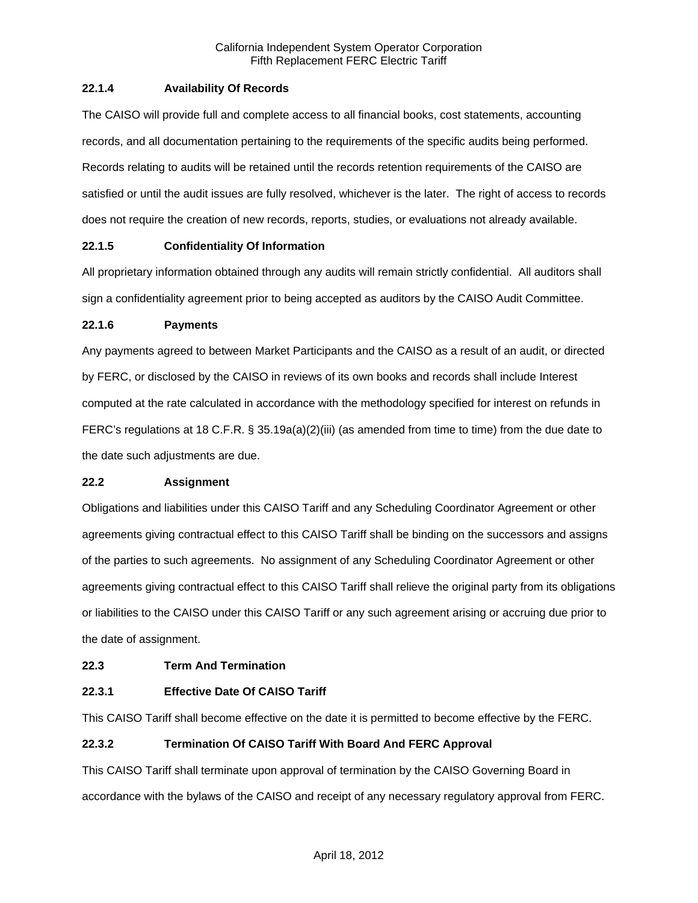### 22.1.4 Availability Of Records

The CAISO will provide full and complete access to all financial books, cost statements, accounting records, and all documentation pertaining to the requirements of the specific audits being performed. Records relating to audits will be retained until the records retention requirements of the CAISO are satisfied or until the audit issues are fully resolved, whichever is the later. The right of access to records does not require the creation of new records, reports, studies, or evaluations not already available.

### 22.1.5 Confidentiality Of Information

All proprietary information obtained through any audits will remain strictly confidential. All auditors shall sign a confidentiality agreement prior to being accepted as auditors by the CAISO Audit Committee.

### 22.1.6 Payments

Any payments agreed to between Market Participants and the CAISO as a result of an audit, or directed by FERC, or disclosed by the CAISO in reviews of its own books and records shall include Interest computed at the rate calculated in accordance with the methodology specified for interest on refunds in FERC's regulations at 18 C.F.R. § 35.19a(a)(2)(iii) (as amended from time to time) from the due date to the date such adjustments are due.

## 22.2 Assignment

Obligations and liabilities under this CAISO Tariff and any Scheduling Coordinator Agreement or other agreements giving contractual effect to this CAISO Tariff shall be binding on the successors and assigns of the parties to such agreements. No assignment of any Scheduling Coordinator Agreement or other agreements giving contractual effect to this CAISO Tariff shall relieve the original party from its obligations or liabilities to the CAISO under this CAISO Tariff or any such agreement arising or accruing due prior to the date of assignment.

## 22.3 Term And Termination

### 22.3.1 Effective Date Of CAISO Tariff

This CAISO Tariff shall become effective on the date it is permitted to become effective by the FERC.

### 22.3.2 Termination Of CAISO Tariff With Board And FERC Approval

This CAISO Tariff shall terminate upon approval of termination by the CAISO Governing Board in accordance with the bylaws of the CAISO and receipt of any necessary regulatory approval from FERC.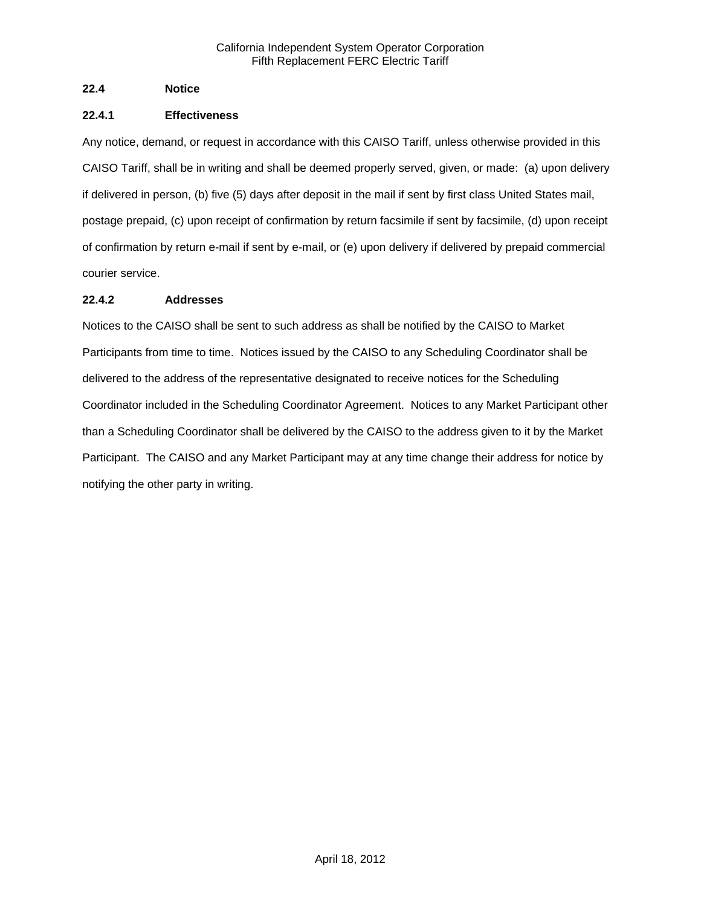### 22.4 Notice

#### 22.4.1 Effectiveness

Any notice, demand, or request in accordance with this CAISO Tariff, unless otherwise provided in this CAISO Tariff, shall be in writing and shall be deemed properly served, given, or made: (a) upon delivery if delivered in person, (b) five (5) days after deposit in the mail if sent by first class United States mail, postage prepaid, (c) upon receipt of confirmation by return facsimile if sent by facsimile, (d) upon receipt of confirmation by return e-mail if sent by e-mail, or (e) upon delivery if delivered by prepaid commercial courier service.

#### 22.4.2 Addresses

Notices to the CAISO shall be sent to such address as shall be notified by the CAISO to Market Participants from time to time. Notices issued by the CAISO to any Scheduling Coordinator shall be delivered to the address of the representative designated to receive notices for the Scheduling Coordinator included in the Scheduling Coordinator Agreement. Notices to any Market Participant other than a Scheduling Coordinator shall be delivered by the CAISO to the address given to it by the Market Participant. The CAISO and any Market Participant may at any time change their address for notice by notifying the other party in writing.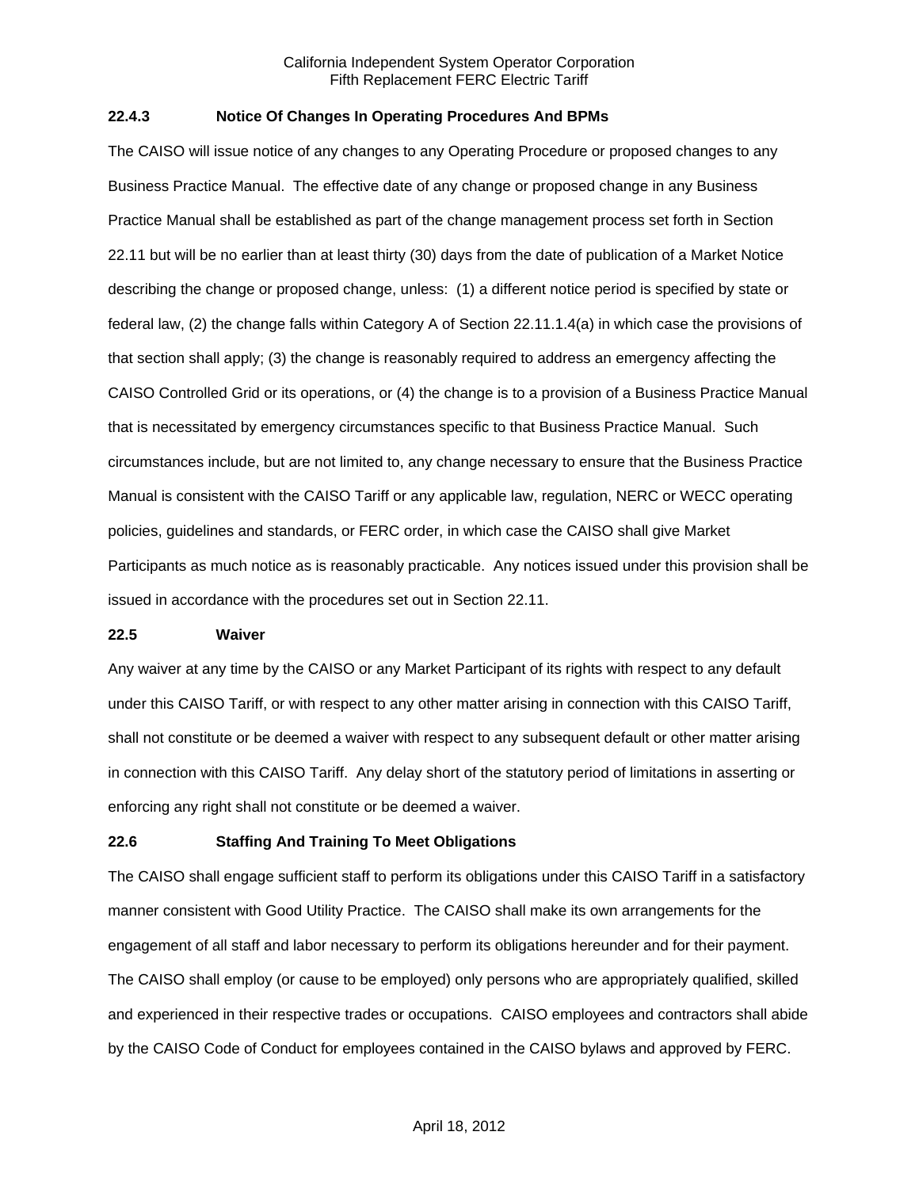### 22.4.3 Notice Of Changes In Operating Procedures And BPMs

The CAISO will issue notice of any changes to any Operating Procedure or proposed changes to any Business Practice Manual. The effective date of any change or proposed change in any Business Practice Manual shall be established as part of the change management process set forth in Section 22.11 but will be no earlier than at least thirty (30) days from the date of publication of a Market Notice describing the change or proposed change, unless: (1) a different notice period is specified by state or federal law, (2) the change falls within Category A of Section 22.11.1.4(a) in which case the provisions of that section shall apply; (3) the change is reasonably required to address an emergency affecting the CAISO Controlled Grid or its operations, or (4) the change is to a provision of a Business Practice Manual that is necessitated by emergency circumstances specific to that Business Practice Manual. Such circumstances include, but are not limited to, any change necessary to ensure that the Business Practice Manual is consistent with the CAISO Tariff or any applicable law, regulation, NERC or WECC operating policies, guidelines and standards, or FERC order, in which case the CAISO shall give Market Participants as much notice as is reasonably practicable. Any notices issued under this provision shall be issued in accordance with the procedures set out in Section 22.11.

## 22.5 Waiver

Any waiver at any time by the CAISO or any Market Participant of its rights with respect to any default under this CAISO Tariff, or with respect to any other matter arising in connection with this CAISO Tariff, shall not constitute or be deemed a waiver with respect to any subsequent default or other matter arising in connection with this CAISO Tariff. Any delay short of the statutory period of limitations in asserting or enforcing any right shall not constitute or be deemed a waiver.

## 22.6 Staffing And Training To Meet Obligations

The CAISO shall engage sufficient staff to perform its obligations under this CAISO Tariff in a satisfactory manner consistent with Good Utility Practice. The CAISO shall make its own arrangements for the engagement of all staff and labor necessary to perform its obligations hereunder and for their payment. The CAISO shall employ (or cause to be employed) only persons who are appropriately qualified, skilled and experienced in their respective trades or occupations. CAISO employees and contractors shall abide by the CAISO Code of Conduct for employees contained in the CAISO bylaws and approved by FERC.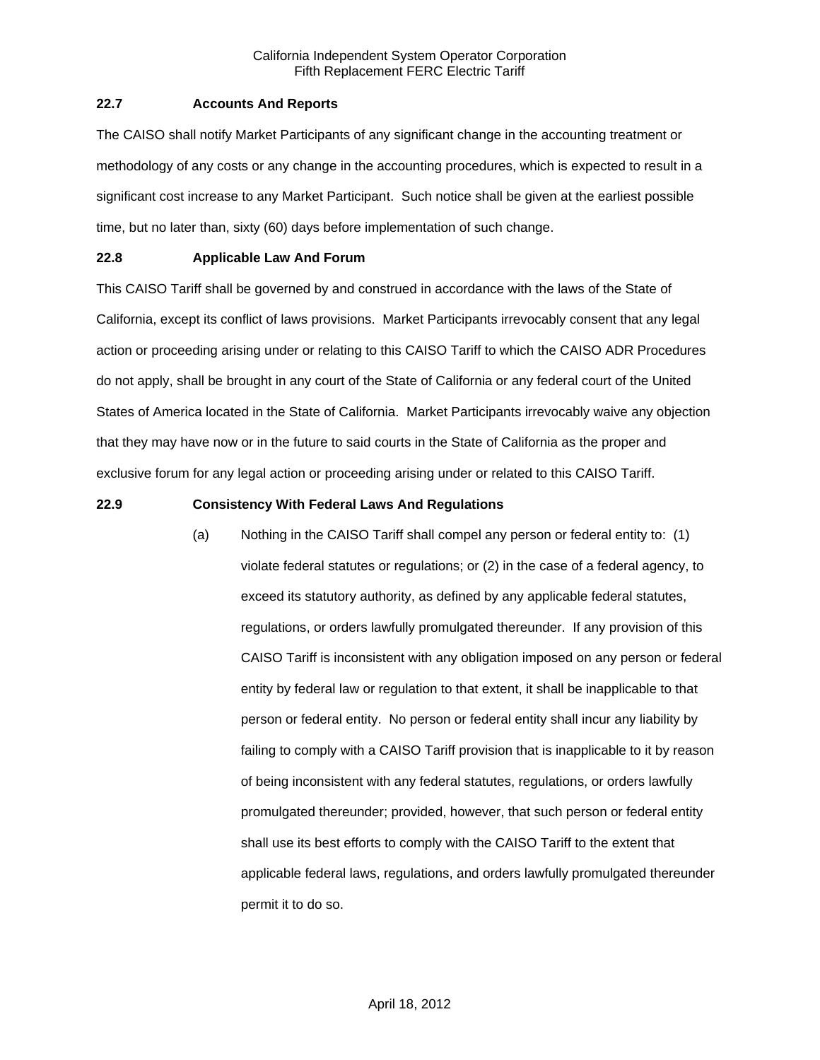### 22.7 Accounts And Reports

The CAISO shall notify Market Participants of any significant change in the accounting treatment or methodology of any costs or any change in the accounting procedures, which is expected to result in a significant cost increase to any Market Participant. Such notice shall be given at the earliest possible time, but no later than, sixty (60) days before implementation of such change.

### 22.8 Applicable Law And Forum

This CAISO Tariff shall be governed by and construed in accordance with the laws of the State of California, except its conflict of laws provisions. Market Participants irrevocably consent that any legal action or proceeding arising under or relating to this CAISO Tariff to which the CAISO ADR Procedures do not apply, shall be brought in any court of the State of California or any federal court of the United States of America located in the State of California. Market Participants irrevocably waive any objection that they may have now or in the future to said courts in the State of California as the proper and exclusive forum for any legal action or proceeding arising under or related to this CAISO Tariff.

### 22.9 Consistency With Federal Laws And Regulations

(a) Nothing in the CAISO Tariff shall compel any person or federal entity to: (1) violate federal statutes or regulations; or (2) in the case of a federal agency, to exceed its statutory authority, as defined by any applicable federal statutes, regulations, or orders lawfully promulgated thereunder. If any provision of this CAISO Tariff is inconsistent with any obligation imposed on any person or federal entity by federal law or regulation to that extent, it shall be inapplicable to that person or federal entity. No person or federal entity shall incur any liability by failing to comply with a CAISO Tariff provision that is inapplicable to it by reason of being inconsistent with any federal statutes, regulations, or orders lawfully promulgated thereunder; provided, however, that such person or federal entity shall use its best efforts to comply with the CAISO Tariff to the extent that applicable federal laws, regulations, and orders lawfully promulgated thereunder permit it to do so.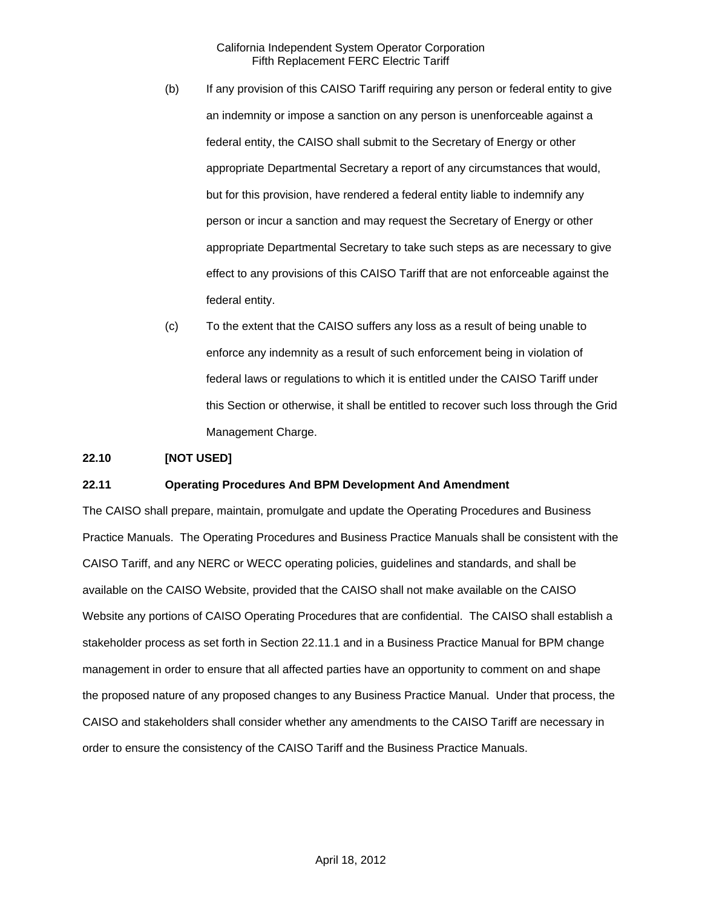(b) If any provision of this CAISO Tariff requiring any person or federal entity to give an indemnity or impose a sanction on any person is unenforceable against a federal entity, the CAISO shall submit to the Secretary of Energy or other appropriate Departmental Secretary a report of any circumstances that would, but for this provision, have rendered a federal entity liable to indemnify any person or incur a sanction and may request the Secretary of Energy or other appropriate Departmental Secretary to take such steps as are necessary to give effect to any provisions of this CAISO Tariff that are not enforceable against the federal entity.

(c) To the extent that the CAISO suffers any loss as a result of being unable to enforce any indemnity as a result of such enforcement being in violation of federal laws or regulations to which it is entitled under the CAISO Tariff under this Section or otherwise, it shall be entitled to recover such loss through the Grid Management Charge.

**22.10 [NOT USED]**

**22.11 Operating Procedures And BPM Development And Amendment**

The CAISO shall prepare, maintain, promulgate and update the Operating Procedures and Business Practice Manuals. The Operating Procedures and Business Practice Manuals shall be consistent with the CAISO Tariff, and any NERC or WECC operating policies, guidelines and standards, and shall be available on the CAISO Website, provided that the CAISO shall not make available on the CAISO Website any portions of CAISO Operating Procedures that are confidential. The CAISO shall establish a stakeholder process as set forth in Section 22.11.1 and in a Business Practice Manual for BPM change management in order to ensure that all affected parties have an opportunity to comment on and shape the proposed nature of any proposed changes to any Business Practice Manual. Under that process, the CAISO and stakeholders shall consider whether any amendments to the CAISO Tariff are necessary in order to ensure the consistency of the CAISO Tariff and the Business Practice Manuals.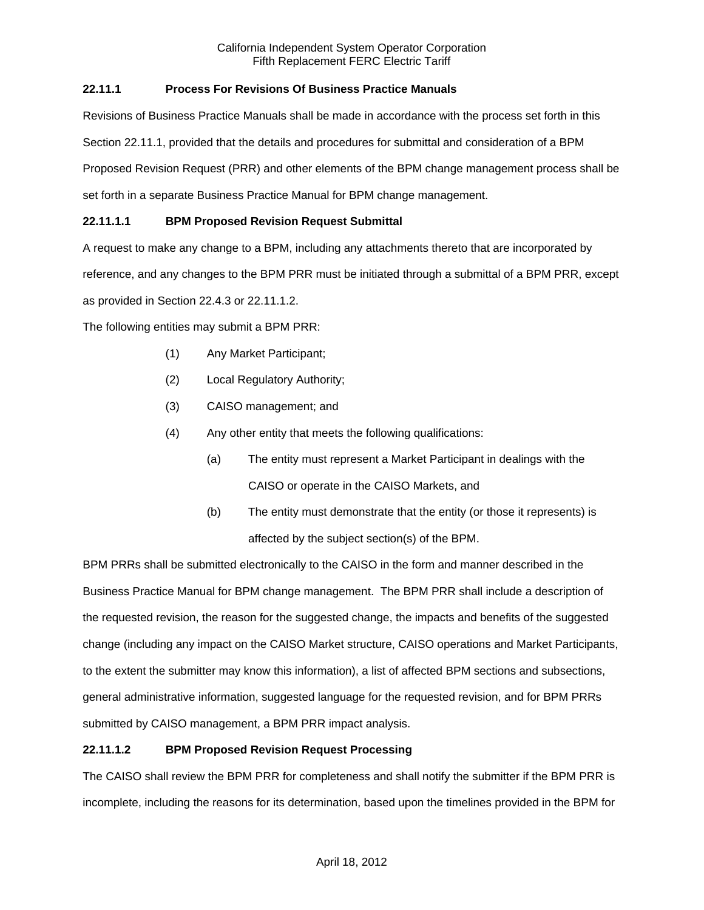### 22.11.1 Process For Revisions Of Business Practice Manuals

Revisions of Business Practice Manuals shall be made in accordance with the process set forth in this Section 22.11.1, provided that the details and procedures for submittal and consideration of a BPM Proposed Revision Request (PRR) and other elements of the BPM change management process shall be set forth in a separate Business Practice Manual for BPM change management.

#### 22.11.1.1 BPM Proposed Revision Request Submittal

A request to make any change to a BPM, including any attachments thereto that are incorporated by reference, and any changes to the BPM PRR must be initiated through a submittal of a BPM PRR, except as provided in Section 22.4.3 or 22.11.1.2.

The following entities may submit a BPM PRR:

(1) Any Market Participant;

(2) Local Regulatory Authority;

(3) CAISO management; and

(4) Any other entity that meets the following qualifications:

(a) The entity must represent a Market Participant in dealings with the CAISO or operate in the CAISO Markets, and

(b) The entity must demonstrate that the entity (or those it represents) is affected by the subject section(s) of the BPM.

BPM PRRs shall be submitted electronically to the CAISO in the form and manner described in the Business Practice Manual for BPM change management. The BPM PRR shall include a description of the requested revision, the reason for the suggested change, the impacts and benefits of the suggested change (including any impact on the CAISO Market structure, CAISO operations and Market Participants, to the extent the submitter may know this information), a list of affected BPM sections and subsections, general administrative information, suggested language for the requested revision, and for BPM PRRs submitted by CAISO management, a BPM PRR impact analysis.

#### 22.11.1.2 BPM Proposed Revision Request Processing

The CAISO shall review the BPM PRR for completeness and shall notify the submitter if the BPM PRR is incomplete, including the reasons for its determination, based upon the timelines provided in the BPM for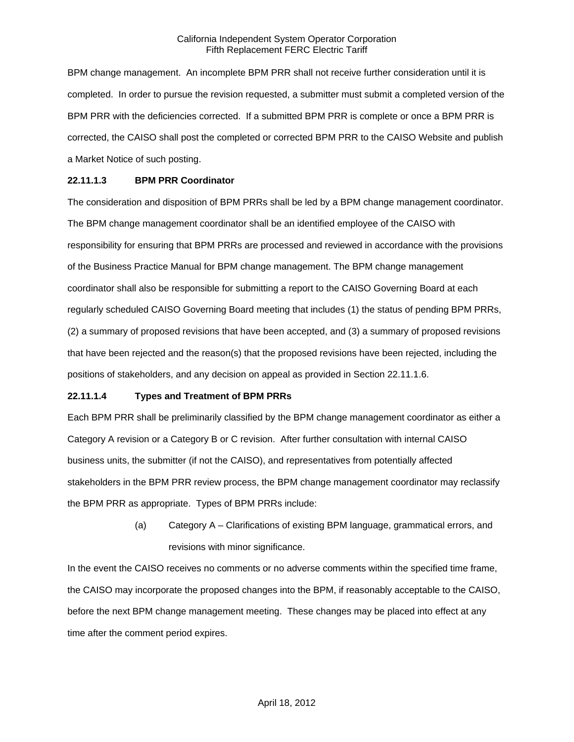BPM change management. An incomplete BPM PRR shall not receive further consideration until it is completed. In order to pursue the revision requested, a submitter must submit a completed version of the BPM PRR with the deficiencies corrected. If a submitted BPM PRR is complete or once a BPM PRR is corrected, the CAISO shall post the completed or corrected BPM PRR to the CAISO Website and publish a Market Notice of such posting.

**22.11.1.3 BPM PRR Coordinator**

The consideration and disposition of BPM PRRs shall be led by a BPM change management coordinator. The BPM change management coordinator shall be an identified employee of the CAISO with responsibility for ensuring that BPM PRRs are processed and reviewed in accordance with the provisions of the Business Practice Manual for BPM change management. The BPM change management coordinator shall also be responsible for submitting a report to the CAISO Governing Board at each regularly scheduled CAISO Governing Board meeting that includes (1) the status of pending BPM PRRs, (2) a summary of proposed revisions that have been accepted, and (3) a summary of proposed revisions that have been rejected and the reason(s) that the proposed revisions have been rejected, including the positions of stakeholders, and any decision on appeal as provided in Section 22.11.1.6.

**22.11.1.4 Types and Treatment of BPM PRRs**

Each BPM PRR shall be preliminarily classified by the BPM change management coordinator as either a Category A revision or a Category B or C revision. After further consultation with internal CAISO business units, the submitter (if not the CAISO), and representatives from potentially affected stakeholders in the BPM PRR review process, the BPM change management coordinator may reclassify the BPM PRR as appropriate. Types of BPM PRRs include:

(a) Category A – Clarifications of existing BPM language, grammatical errors, and revisions with minor significance.

In the event the CAISO receives no comments or no adverse comments within the specified time frame, the CAISO may incorporate the proposed changes into the BPM, if reasonably acceptable to the CAISO, before the next BPM change management meeting. These changes may be placed into effect at any time after the comment period expires.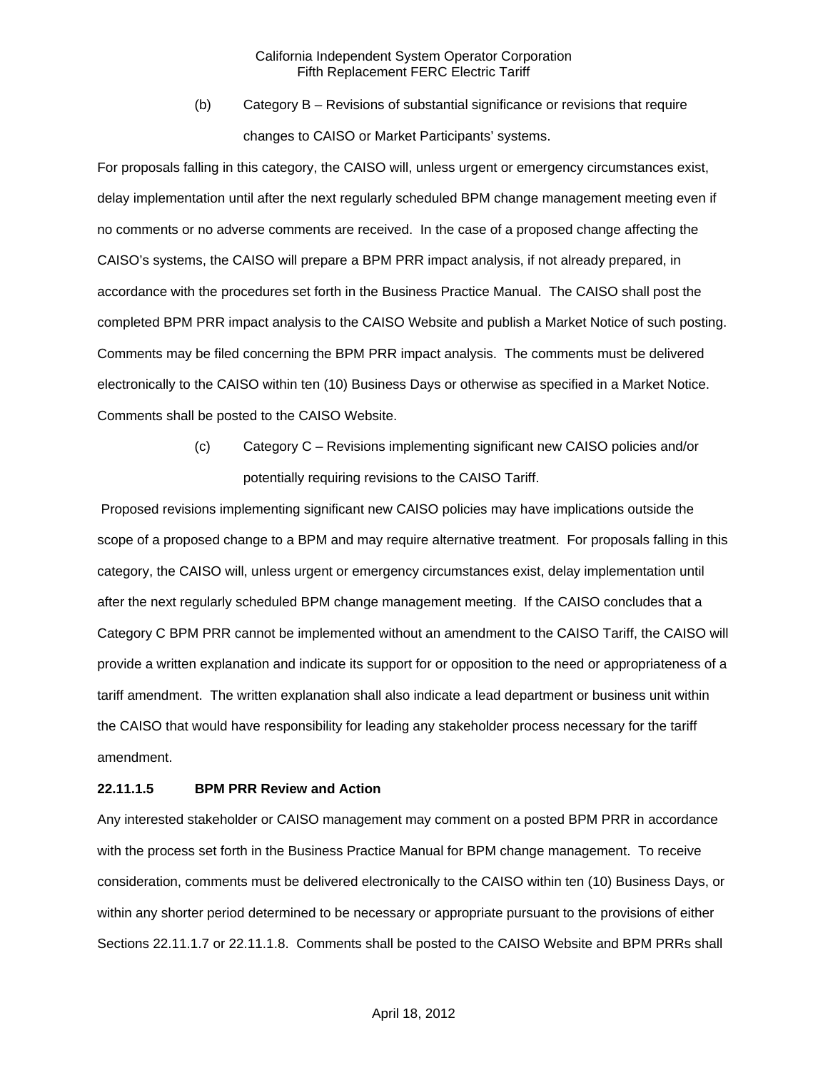(b) Category B – Revisions of substantial significance or revisions that require changes to CAISO or Market Participants' systems.

For proposals falling in this category, the CAISO will, unless urgent or emergency circumstances exist, delay implementation until after the next regularly scheduled BPM change management meeting even if no comments or no adverse comments are received. In the case of a proposed change affecting the CAISO's systems, the CAISO will prepare a BPM PRR impact analysis, if not already prepared, in accordance with the procedures set forth in the Business Practice Manual. The CAISO shall post the completed BPM PRR impact analysis to the CAISO Website and publish a Market Notice of such posting. Comments may be filed concerning the BPM PRR impact analysis. The comments must be delivered electronically to the CAISO within ten (10) Business Days or otherwise as specified in a Market Notice. Comments shall be posted to the CAISO Website.

(c) Category C – Revisions implementing significant new CAISO policies and/or potentially requiring revisions to the CAISO Tariff.

Proposed revisions implementing significant new CAISO policies may have implications outside the scope of a proposed change to a BPM and may require alternative treatment. For proposals falling in this category, the CAISO will, unless urgent or emergency circumstances exist, delay implementation until after the next regularly scheduled BPM change management meeting. If the CAISO concludes that a Category C BPM PRR cannot be implemented without an amendment to the CAISO Tariff, the CAISO will provide a written explanation and indicate its support for or opposition to the need or appropriateness of a tariff amendment. The written explanation shall also indicate a lead department or business unit within the CAISO that would have responsibility for leading any stakeholder process necessary for the tariff amendment.

**22.11.1.5 BPM PRR Review and Action**

Any interested stakeholder or CAISO management may comment on a posted BPM PRR in accordance with the process set forth in the Business Practice Manual for BPM change management. To receive consideration, comments must be delivered electronically to the CAISO within ten (10) Business Days, or within any shorter period determined to be necessary or appropriate pursuant to the provisions of either Sections 22.11.1.7 or 22.11.1.8. Comments shall be posted to the CAISO Website and BPM PRRs shall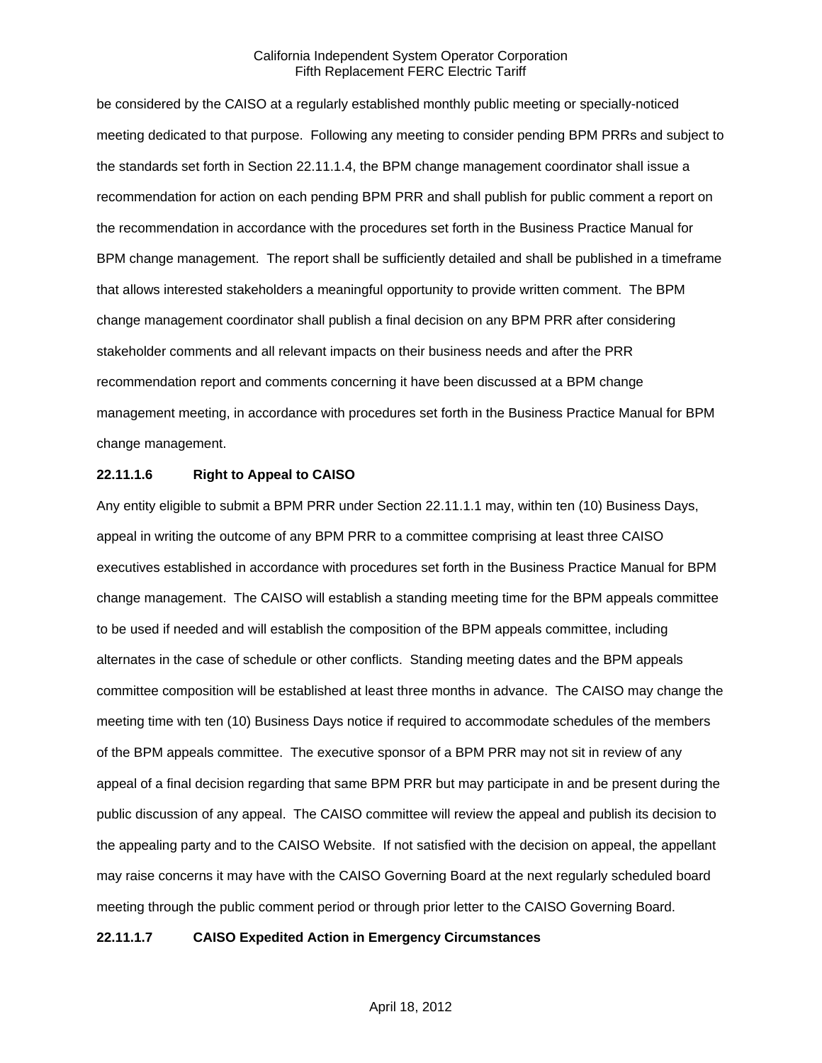be considered by the CAISO at a regularly established monthly public meeting or specially-noticed meeting dedicated to that purpose. Following any meeting to consider pending BPM PRRs and subject to the standards set forth in Section 22.11.1.4, the BPM change management coordinator shall issue a recommendation for action on each pending BPM PRR and shall publish for public comment a report on the recommendation in accordance with the procedures set forth in the Business Practice Manual for BPM change management. The report shall be sufficiently detailed and shall be published in a timeframe that allows interested stakeholders a meaningful opportunity to provide written comment. The BPM change management coordinator shall publish a final decision on any BPM PRR after considering stakeholder comments and all relevant impacts on their business needs and after the PRR recommendation report and comments concerning it have been discussed at a BPM change management meeting, in accordance with procedures set forth in the Business Practice Manual for BPM change management.

**22.11.1.6 Right to Appeal to CAISO**

Any entity eligible to submit a BPM PRR under Section 22.11.1.1 may, within ten (10) Business Days, appeal in writing the outcome of any BPM PRR to a committee comprising at least three CAISO executives established in accordance with procedures set forth in the Business Practice Manual for BPM change management. The CAISO will establish a standing meeting time for the BPM appeals committee to be used if needed and will establish the composition of the BPM appeals committee, including alternates in the case of schedule or other conflicts. Standing meeting dates and the BPM appeals committee composition will be established at least three months in advance. The CAISO may change the meeting time with ten (10) Business Days notice if required to accommodate schedules of the members of the BPM appeals committee. The executive sponsor of a BPM PRR may not sit in review of any appeal of a final decision regarding that same BPM PRR but may participate in and be present during the public discussion of any appeal. The CAISO committee will review the appeal and publish its decision to the appealing party and to the CAISO Website. If not satisfied with the decision on appeal, the appellant may raise concerns it may have with the CAISO Governing Board at the next regularly scheduled board meeting through the public comment period or through prior letter to the CAISO Governing Board.

**22.11.1.7 CAISO Expedited Action in Emergency Circumstances**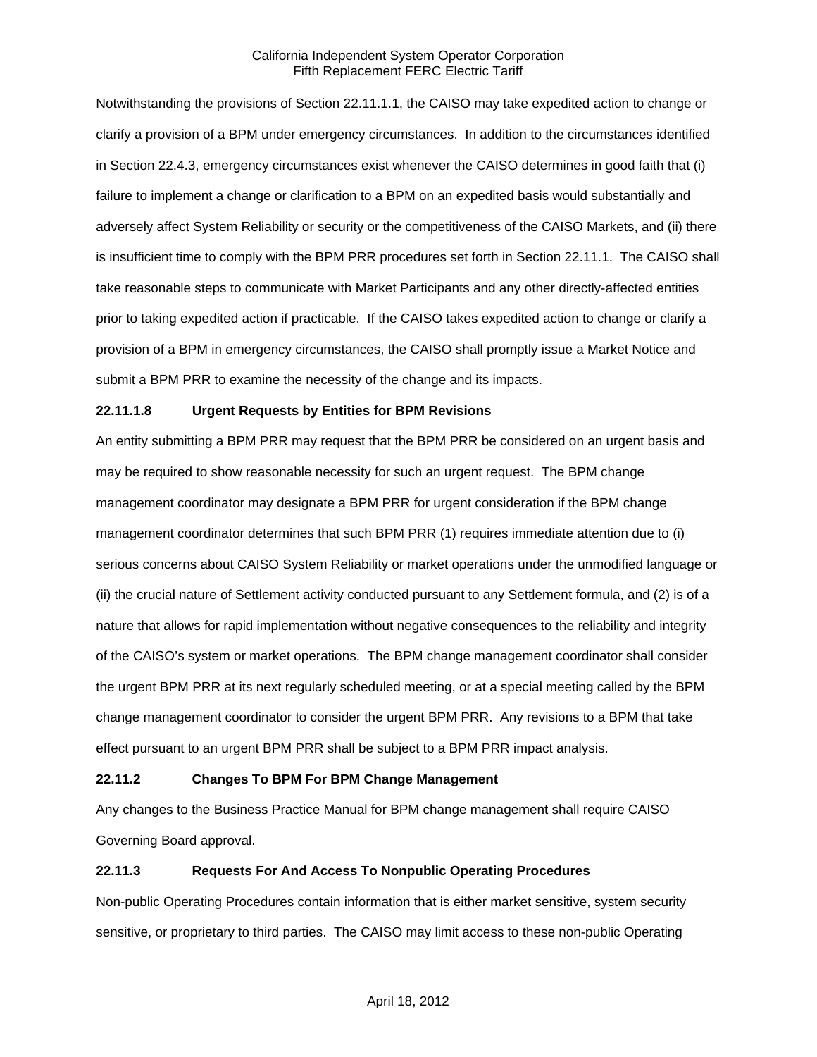Notwithstanding the provisions of Section 22.11.1.1, the CAISO may take expedited action to change or clarify a provision of a BPM under emergency circumstances. In addition to the circumstances identified in Section 22.4.3, emergency circumstances exist whenever the CAISO determines in good faith that (i) failure to implement a change or clarification to a BPM on an expedited basis would substantially and adversely affect System Reliability or security or the competitiveness of the CAISO Markets, and (ii) there is insufficient time to comply with the BPM PRR procedures set forth in Section 22.11.1. The CAISO shall take reasonable steps to communicate with Market Participants and any other directly-affected entities prior to taking expedited action if practicable. If the CAISO takes expedited action to change or clarify a provision of a BPM in emergency circumstances, the CAISO shall promptly issue a Market Notice and submit a BPM PRR to examine the necessity of the change and its impacts.

**22.11.1.8 Urgent Requests by Entities for BPM Revisions**

An entity submitting a BPM PRR may request that the BPM PRR be considered on an urgent basis and may be required to show reasonable necessity for such an urgent request. The BPM change management coordinator may designate a BPM PRR for urgent consideration if the BPM change management coordinator determines that such BPM PRR (1) requires immediate attention due to (i) serious concerns about CAISO System Reliability or market operations under the unmodified language or (ii) the crucial nature of Settlement activity conducted pursuant to any Settlement formula, and (2) is of a nature that allows for rapid implementation without negative consequences to the reliability and integrity of the CAISO's system or market operations. The BPM change management coordinator shall consider the urgent BPM PRR at its next regularly scheduled meeting, or at a special meeting called by the BPM change management coordinator to consider the urgent BPM PRR. Any revisions to a BPM that take effect pursuant to an urgent BPM PRR shall be subject to a BPM PRR impact analysis.

**22.11.2 Changes To BPM For BPM Change Management**

Any changes to the Business Practice Manual for BPM change management shall require CAISO Governing Board approval.

**22.11.3 Requests For And Access To Nonpublic Operating Procedures**

Non-public Operating Procedures contain information that is either market sensitive, system security sensitive, or proprietary to third parties. The CAISO may limit access to these non-public Operating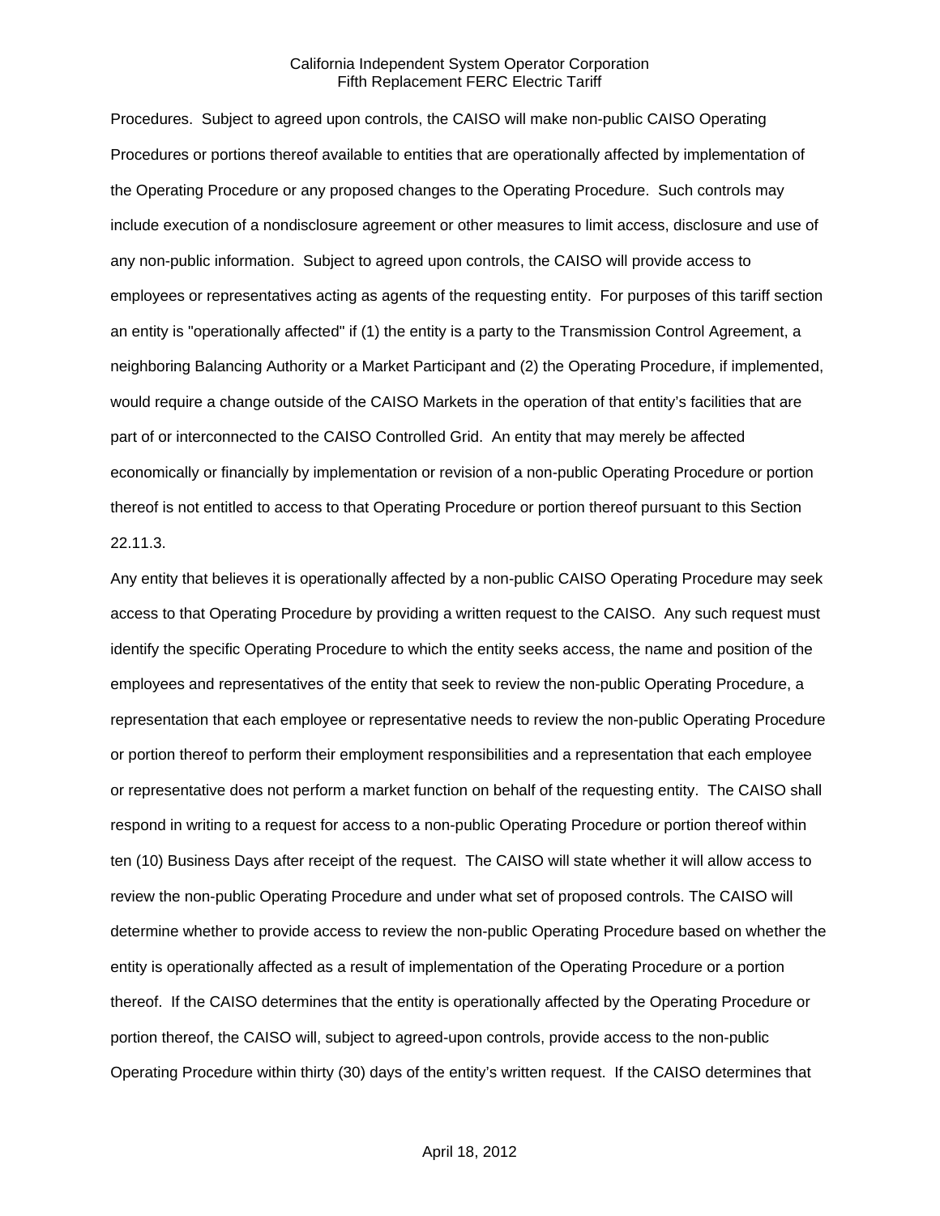Procedures. Subject to agreed upon controls, the CAISO will make non-public CAISO Operating Procedures or portions thereof available to entities that are operationally affected by implementation of the Operating Procedure or any proposed changes to the Operating Procedure. Such controls may include execution of a nondisclosure agreement or other measures to limit access, disclosure and use of any non-public information. Subject to agreed upon controls, the CAISO will provide access to employees or representatives acting as agents of the requesting entity. For purposes of this tariff section an entity is "operationally affected" if (1) the entity is a party to the Transmission Control Agreement, a neighboring Balancing Authority or a Market Participant and (2) the Operating Procedure, if implemented, would require a change outside of the CAISO Markets in the operation of that entity's facilities that are part of or interconnected to the CAISO Controlled Grid. An entity that may merely be affected economically or financially by implementation or revision of a non-public Operating Procedure or portion thereof is not entitled to access to that Operating Procedure or portion thereof pursuant to this Section 22.11.3.

Any entity that believes it is operationally affected by a non-public CAISO Operating Procedure may seek access to that Operating Procedure by providing a written request to the CAISO. Any such request must identify the specific Operating Procedure to which the entity seeks access, the name and position of the employees and representatives of the entity that seek to review the non-public Operating Procedure, a representation that each employee or representative needs to review the non-public Operating Procedure or portion thereof to perform their employment responsibilities and a representation that each employee or representative does not perform a market function on behalf of the requesting entity. The CAISO shall respond in writing to a request for access to a non-public Operating Procedure or portion thereof within ten (10) Business Days after receipt of the request. The CAISO will state whether it will allow access to review the non-public Operating Procedure and under what set of proposed controls. The CAISO will determine whether to provide access to review the non-public Operating Procedure based on whether the entity is operationally affected as a result of implementation of the Operating Procedure or a portion thereof. If the CAISO determines that the entity is operationally affected by the Operating Procedure or portion thereof, the CAISO will, subject to agreed-upon controls, provide access to the non-public Operating Procedure within thirty (30) days of the entity's written request. If the CAISO determines that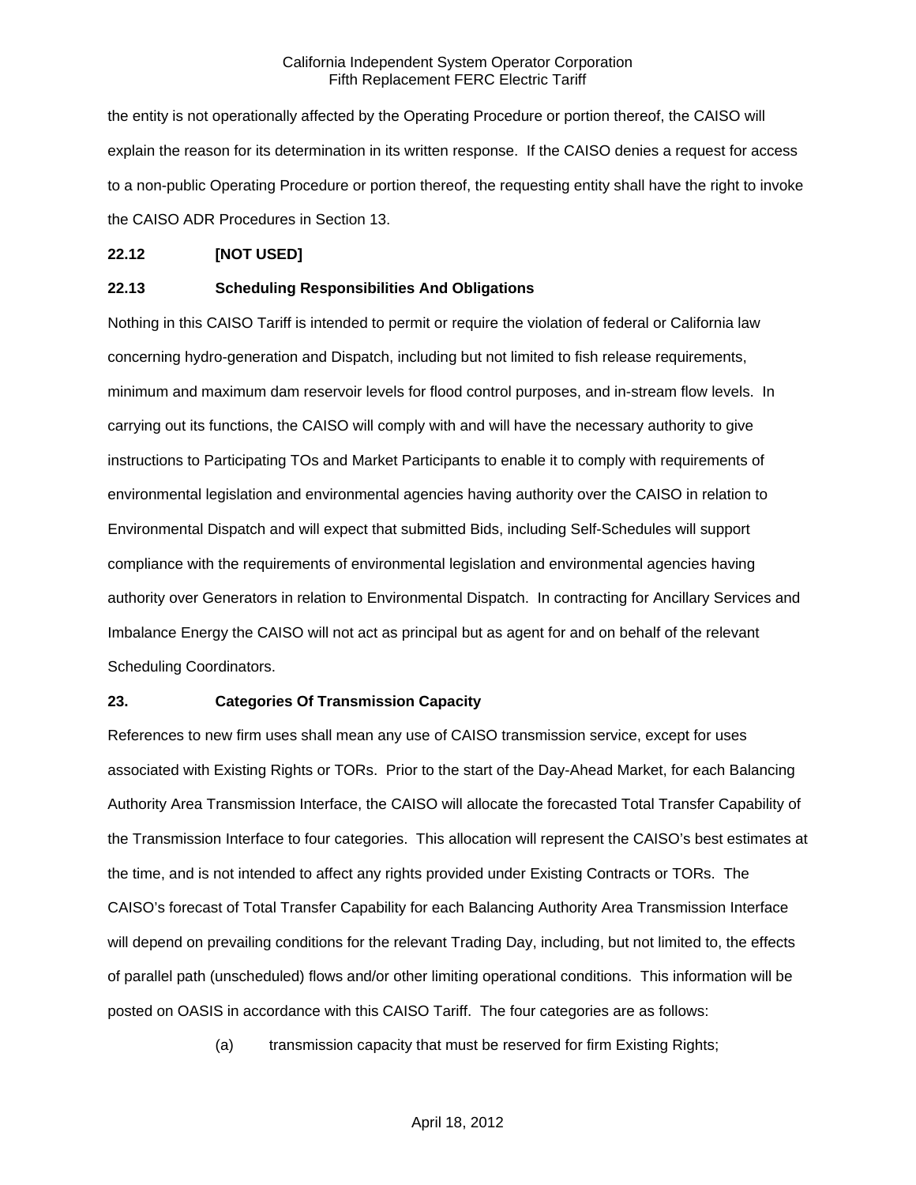the entity is not operationally affected by the Operating Procedure or portion thereof, the CAISO will explain the reason for its determination in its written response. If the CAISO denies a request for access to a non-public Operating Procedure or portion thereof, the requesting entity shall have the right to invoke the CAISO ADR Procedures in Section 13.

### 22.12 [NOT USED]

### 22.13 Scheduling Responsibilities And Obligations

Nothing in this CAISO Tariff is intended to permit or require the violation of federal or California law concerning hydro-generation and Dispatch, including but not limited to fish release requirements, minimum and maximum dam reservoir levels for flood control purposes, and in-stream flow levels. In carrying out its functions, the CAISO will comply with and will have the necessary authority to give instructions to Participating TOs and Market Participants to enable it to comply with requirements of environmental legislation and environmental agencies having authority over the CAISO in relation to Environmental Dispatch and will expect that submitted Bids, including Self-Schedules will support compliance with the requirements of environmental legislation and environmental agencies having authority over Generators in relation to Environmental Dispatch. In contracting for Ancillary Services and Imbalance Energy the CAISO will not act as principal but as agent for and on behalf of the relevant Scheduling Coordinators.

## 23. Categories Of Transmission Capacity

References to new firm uses shall mean any use of CAISO transmission service, except for uses associated with Existing Rights or TORs. Prior to the start of the Day-Ahead Market, for each Balancing Authority Area Transmission Interface, the CAISO will allocate the forecasted Total Transfer Capability of the Transmission Interface to four categories. This allocation will represent the CAISO's best estimates at the time, and is not intended to affect any rights provided under Existing Contracts or TORs. The CAISO's forecast of Total Transfer Capability for each Balancing Authority Area Transmission Interface will depend on prevailing conditions for the relevant Trading Day, including, but not limited to, the effects of parallel path (unscheduled) flows and/or other limiting operational conditions. This information will be posted on OASIS in accordance with this CAISO Tariff. The four categories are as follows:

(a) transmission capacity that must be reserved for firm Existing Rights;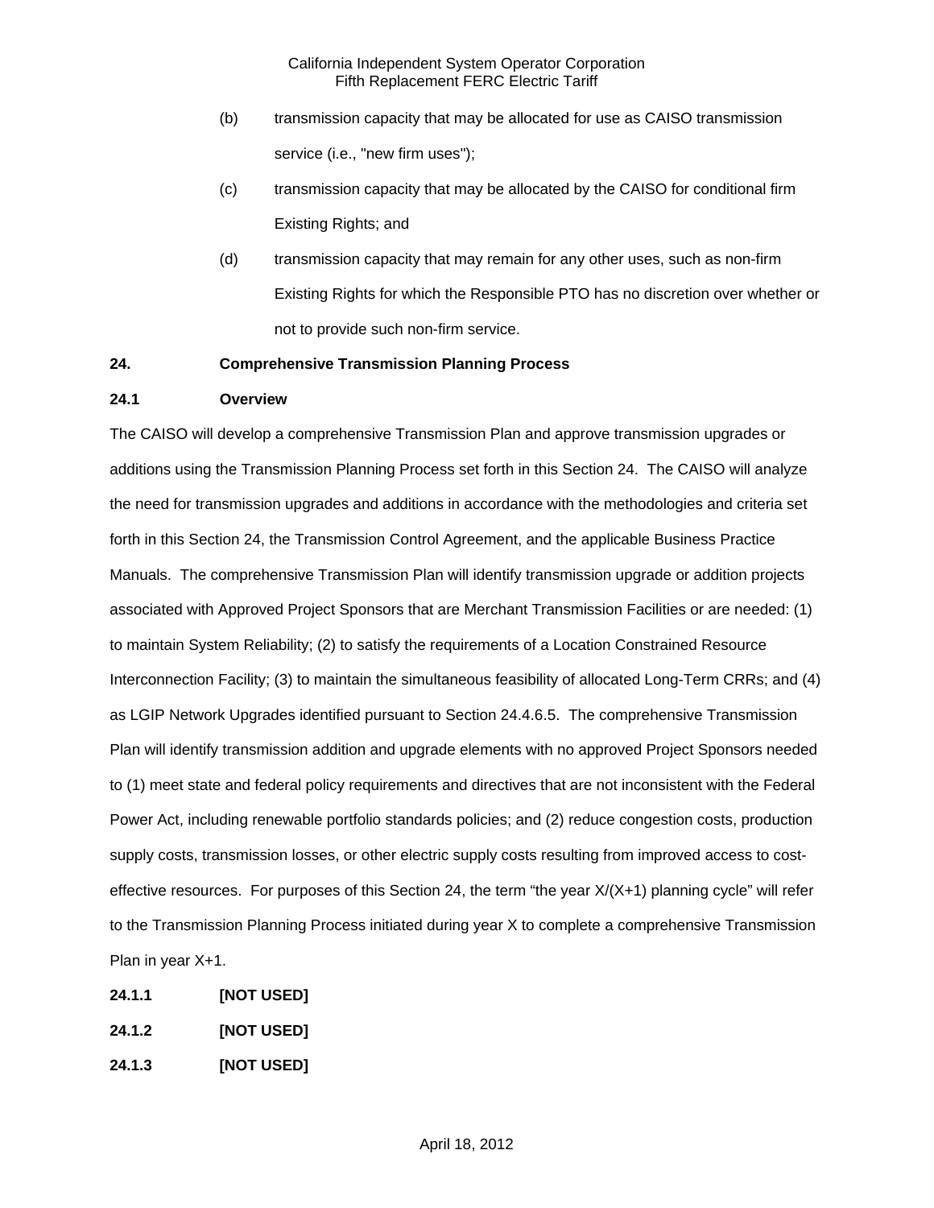(b) transmission capacity that may be allocated for use as CAISO transmission service (i.e., "new firm uses");

(c) transmission capacity that may be allocated by the CAISO for conditional firm Existing Rights; and

(d) transmission capacity that may remain for any other uses, such as non-firm Existing Rights for which the Responsible PTO has no discretion over whether or not to provide such non-firm service.

## 24. Comprehensive Transmission Planning Process

### 24.1 Overview

The CAISO will develop a comprehensive Transmission Plan and approve transmission upgrades or additions using the Transmission Planning Process set forth in this Section 24. The CAISO will analyze the need for transmission upgrades and additions in accordance with the methodologies and criteria set forth in this Section 24, the Transmission Control Agreement, and the applicable Business Practice Manuals. The comprehensive Transmission Plan will identify transmission upgrade or addition projects associated with Approved Project Sponsors that are Merchant Transmission Facilities or are needed: (1) to maintain System Reliability; (2) to satisfy the requirements of a Location Constrained Resource Interconnection Facility; (3) to maintain the simultaneous feasibility of allocated Long-Term CRRs; and (4) as LGIP Network Upgrades identified pursuant to Section 24.4.6.5. The comprehensive Transmission Plan will identify transmission addition and upgrade elements with no approved Project Sponsors needed to (1) meet state and federal policy requirements and directives that are not inconsistent with the Federal Power Act, including renewable portfolio standards policies; and (2) reduce congestion costs, production supply costs, transmission losses, or other electric supply costs resulting from improved access to cost-effective resources. For purposes of this Section 24, the term “the year X/(X+1) planning cycle” will refer to the Transmission Planning Process initiated during year X to complete a comprehensive Transmission Plan in year X+1.

**24.1.1 [NOT USED]**

**24.1.2 [NOT USED]**

**24.1.3 [NOT USED]**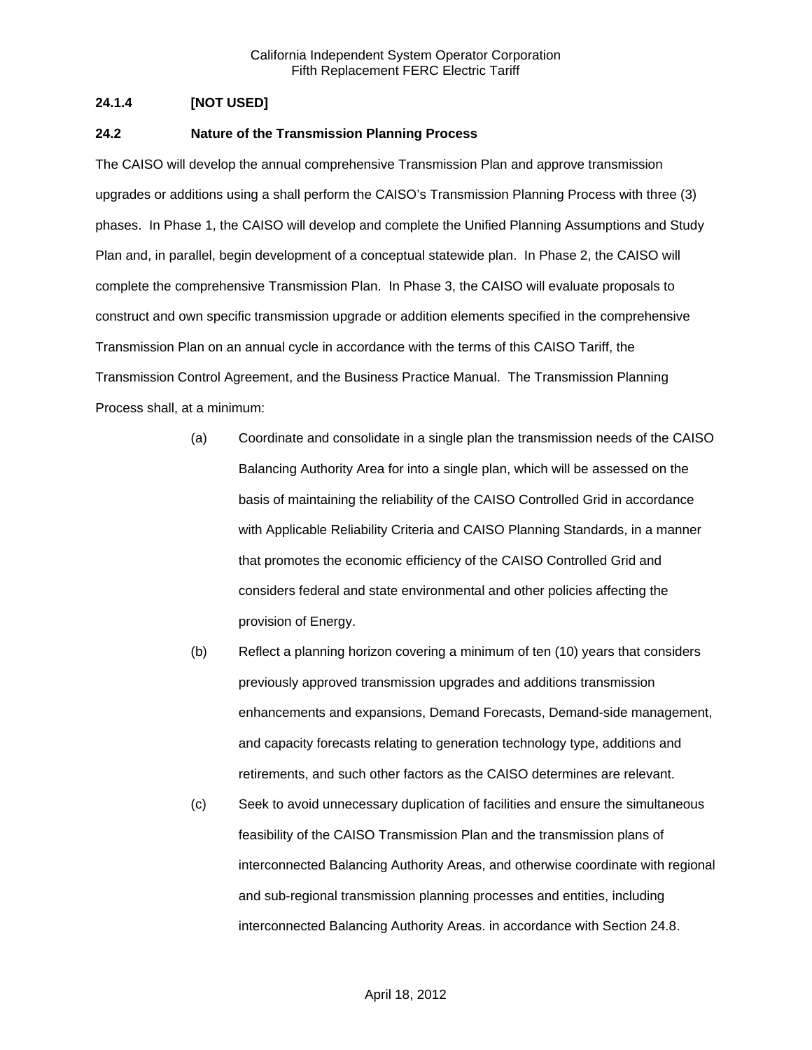**24.1.4 [NOT USED]**

**24.2 Nature of the Transmission Planning Process**

The CAISO will develop the annual comprehensive Transmission Plan and approve transmission upgrades or additions using a shall perform the CAISO's Transmission Planning Process with three (3) phases. In Phase 1, the CAISO will develop and complete the Unified Planning Assumptions and Study Plan and, in parallel, begin development of a conceptual statewide plan. In Phase 2, the CAISO will complete the comprehensive Transmission Plan. In Phase 3, the CAISO will evaluate proposals to construct and own specific transmission upgrade or addition elements specified in the comprehensive Transmission Plan on an annual cycle in accordance with the terms of this CAISO Tariff, the Transmission Control Agreement, and the Business Practice Manual. The Transmission Planning Process shall, at a minimum:

(a) Coordinate and consolidate in a single plan the transmission needs of the CAISO Balancing Authority Area for into a single plan, which will be assessed on the basis of maintaining the reliability of the CAISO Controlled Grid in accordance with Applicable Reliability Criteria and CAISO Planning Standards, in a manner that promotes the economic efficiency of the CAISO Controlled Grid and considers federal and state environmental and other policies affecting the provision of Energy.

(b) Reflect a planning horizon covering a minimum of ten (10) years that considers previously approved transmission upgrades and additions transmission enhancements and expansions, Demand Forecasts, Demand-side management, and capacity forecasts relating to generation technology type, additions and retirements, and such other factors as the CAISO determines are relevant.

(c) Seek to avoid unnecessary duplication of facilities and ensure the simultaneous feasibility of the CAISO Transmission Plan and the transmission plans of interconnected Balancing Authority Areas, and otherwise coordinate with regional and sub-regional transmission planning processes and entities, including interconnected Balancing Authority Areas. in accordance with Section 24.8.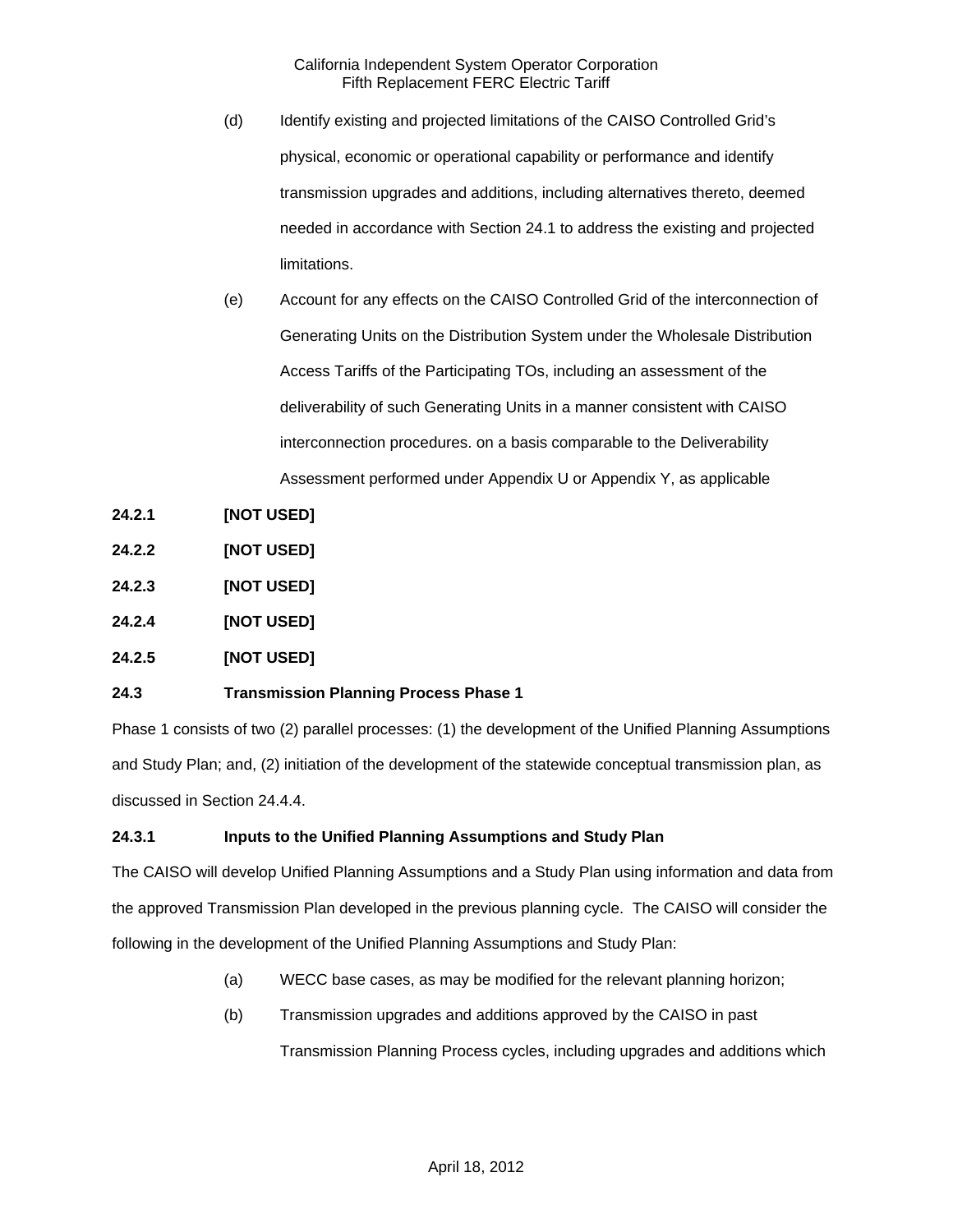(d) Identify existing and projected limitations of the CAISO Controlled Grid's physical, economic or operational capability or performance and identify transmission upgrades and additions, including alternatives thereto, deemed needed in accordance with Section 24.1 to address the existing and projected limitations.

(e) Account for any effects on the CAISO Controlled Grid of the interconnection of Generating Units on the Distribution System under the Wholesale Distribution Access Tariffs of the Participating TOs, including an assessment of the deliverability of such Generating Units in a manner consistent with CAISO interconnection procedures. on a basis comparable to the Deliverability Assessment performed under Appendix U or Appendix Y, as applicable

**24.2.1 [NOT USED]**

**24.2.2 [NOT USED]**

**24.2.3 [NOT USED]**

**24.2.4 [NOT USED]**

**24.2.5 [NOT USED]**

**24.3 Transmission Planning Process Phase 1**

Phase 1 consists of two (2) parallel processes: (1) the development of the Unified Planning Assumptions and Study Plan; and, (2) initiation of the development of the statewide conceptual transmission plan, as discussed in Section 24.4.4.

**24.3.1 Inputs to the Unified Planning Assumptions and Study Plan**

The CAISO will develop Unified Planning Assumptions and a Study Plan using information and data from the approved Transmission Plan developed in the previous planning cycle. The CAISO will consider the following in the development of the Unified Planning Assumptions and Study Plan:

(a) WECC base cases, as may be modified for the relevant planning horizon;

(b) Transmission upgrades and additions approved by the CAISO in past Transmission Planning Process cycles, including upgrades and additions which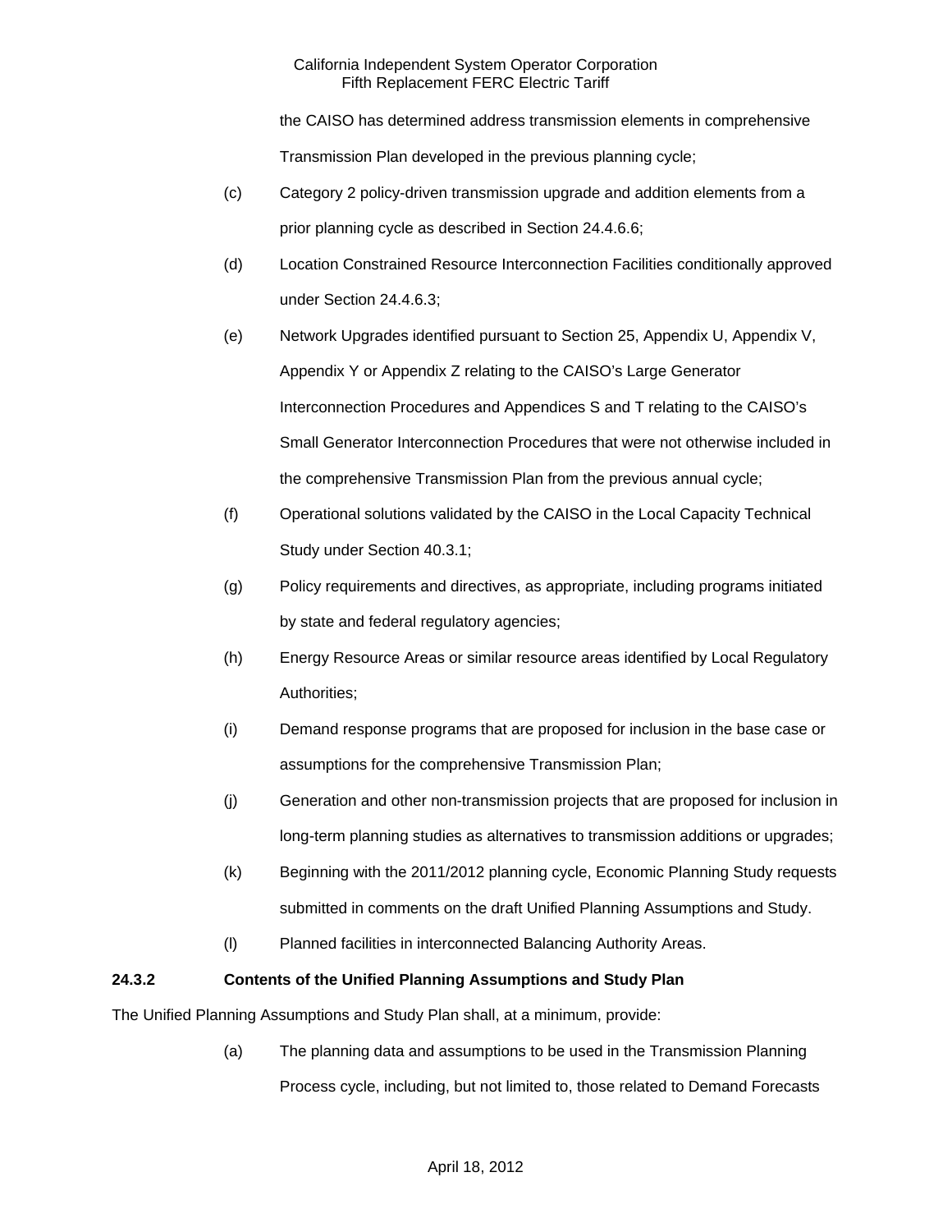the CAISO has determined address transmission elements in comprehensive Transmission Plan developed in the previous planning cycle;

(c) Category 2 policy-driven transmission upgrade and addition elements from a prior planning cycle as described in Section 24.4.6.6;

(d) Location Constrained Resource Interconnection Facilities conditionally approved under Section 24.4.6.3;

(e) Network Upgrades identified pursuant to Section 25, Appendix U, Appendix V, Appendix Y or Appendix Z relating to the CAISO's Large Generator Interconnection Procedures and Appendices S and T relating to the CAISO's Small Generator Interconnection Procedures that were not otherwise included in the comprehensive Transmission Plan from the previous annual cycle;

(f) Operational solutions validated by the CAISO in the Local Capacity Technical Study under Section 40.3.1;

(g) Policy requirements and directives, as appropriate, including programs initiated by state and federal regulatory agencies;

(h) Energy Resource Areas or similar resource areas identified by Local Regulatory Authorities;

(i) Demand response programs that are proposed for inclusion in the base case or assumptions for the comprehensive Transmission Plan;

(j) Generation and other non-transmission projects that are proposed for inclusion in long-term planning studies as alternatives to transmission additions or upgrades;

(k) Beginning with the 2011/2012 planning cycle, Economic Planning Study requests submitted in comments on the draft Unified Planning Assumptions and Study.

(l) Planned facilities in interconnected Balancing Authority Areas.

**24.3.2 Contents of the Unified Planning Assumptions and Study Plan**

The Unified Planning Assumptions and Study Plan shall, at a minimum, provide:

(a) The planning data and assumptions to be used in the Transmission Planning Process cycle, including, but not limited to, those related to Demand Forecasts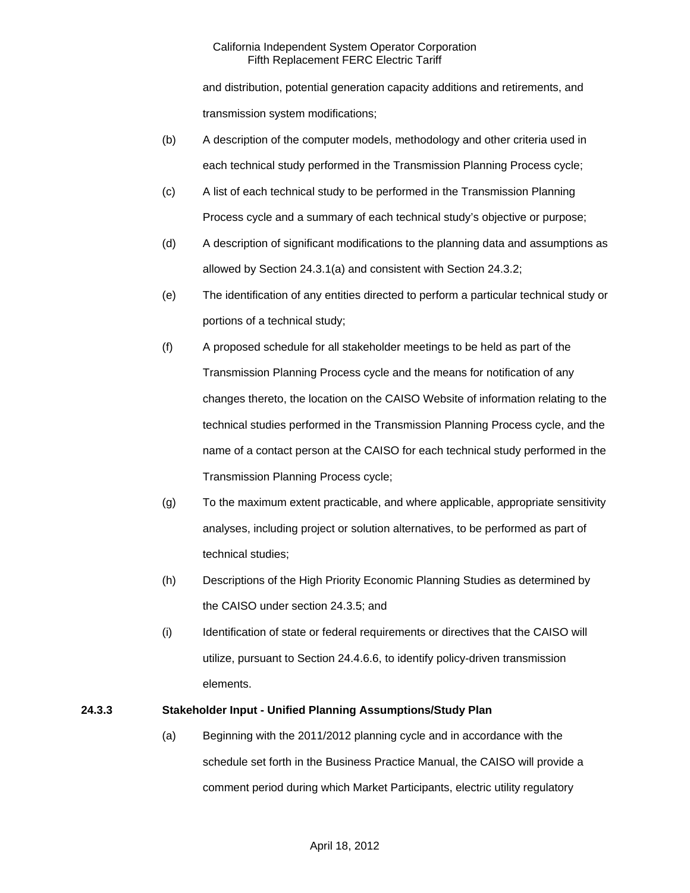and distribution, potential generation capacity additions and retirements, and transmission system modifications;

(b) A description of the computer models, methodology and other criteria used in each technical study performed in the Transmission Planning Process cycle;

(c) A list of each technical study to be performed in the Transmission Planning Process cycle and a summary of each technical study's objective or purpose;

(d) A description of significant modifications to the planning data and assumptions as allowed by Section 24.3.1(a) and consistent with Section 24.3.2;

(e) The identification of any entities directed to perform a particular technical study or portions of a technical study;

(f) A proposed schedule for all stakeholder meetings to be held as part of the Transmission Planning Process cycle and the means for notification of any changes thereto, the location on the CAISO Website of information relating to the technical studies performed in the Transmission Planning Process cycle, and the name of a contact person at the CAISO for each technical study performed in the Transmission Planning Process cycle;

(g) To the maximum extent practicable, and where applicable, appropriate sensitivity analyses, including project or solution alternatives, to be performed as part of technical studies;

(h) Descriptions of the High Priority Economic Planning Studies as determined by the CAISO under section 24.3.5; and

(i) Identification of state or federal requirements or directives that the CAISO will utilize, pursuant to Section 24.4.6.6, to identify policy-driven transmission elements.

**24.3.3 Stakeholder Input - Unified Planning Assumptions/Study Plan**

(a) Beginning with the 2011/2012 planning cycle and in accordance with the schedule set forth in the Business Practice Manual, the CAISO will provide a comment period during which Market Participants, electric utility regulatory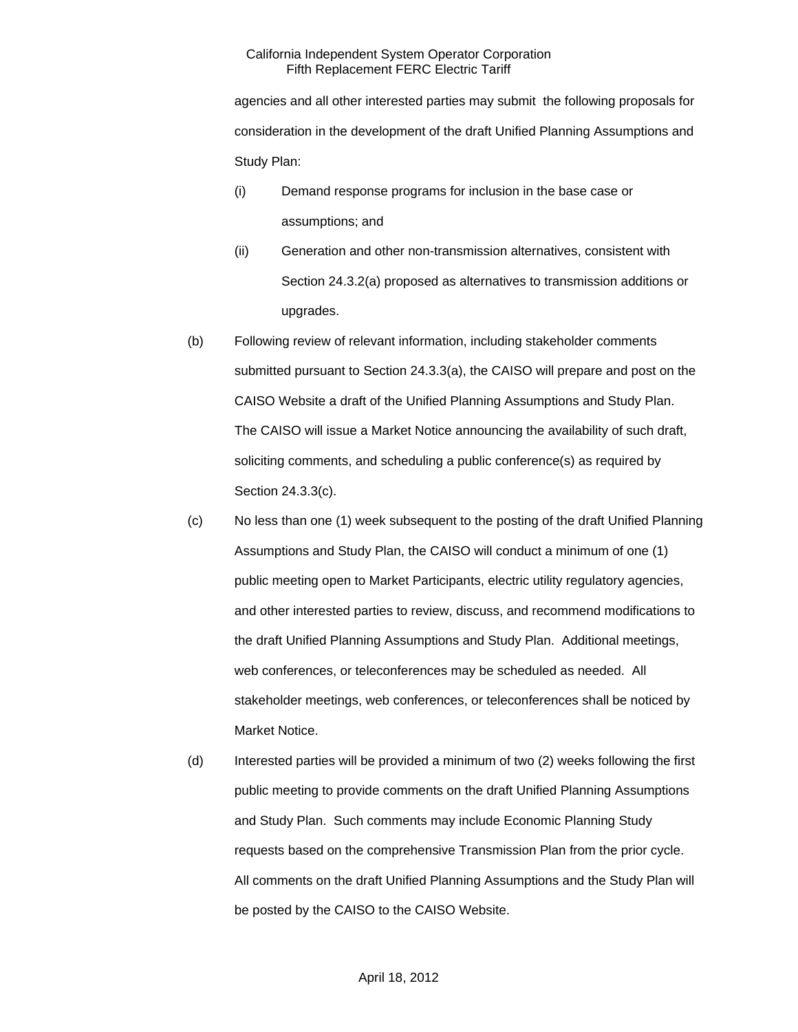agencies and all other interested parties may submit the following proposals for consideration in the development of the draft Unified Planning Assumptions and Study Plan:

(i) Demand response programs for inclusion in the base case or assumptions; and

(ii) Generation and other non-transmission alternatives, consistent with Section 24.3.2(a) proposed as alternatives to transmission additions or upgrades.

(b) Following review of relevant information, including stakeholder comments submitted pursuant to Section 24.3.3(a), the CAISO will prepare and post on the CAISO Website a draft of the Unified Planning Assumptions and Study Plan. The CAISO will issue a Market Notice announcing the availability of such draft, soliciting comments, and scheduling a public conference(s) as required by Section 24.3.3(c).

(c) No less than one (1) week subsequent to the posting of the draft Unified Planning Assumptions and Study Plan, the CAISO will conduct a minimum of one (1) public meeting open to Market Participants, electric utility regulatory agencies, and other interested parties to review, discuss, and recommend modifications to the draft Unified Planning Assumptions and Study Plan. Additional meetings, web conferences, or teleconferences may be scheduled as needed. All stakeholder meetings, web conferences, or teleconferences shall be noticed by Market Notice.

(d) Interested parties will be provided a minimum of two (2) weeks following the first public meeting to provide comments on the draft Unified Planning Assumptions and Study Plan. Such comments may include Economic Planning Study requests based on the comprehensive Transmission Plan from the prior cycle. All comments on the draft Unified Planning Assumptions and the Study Plan will be posted by the CAISO to the CAISO Website.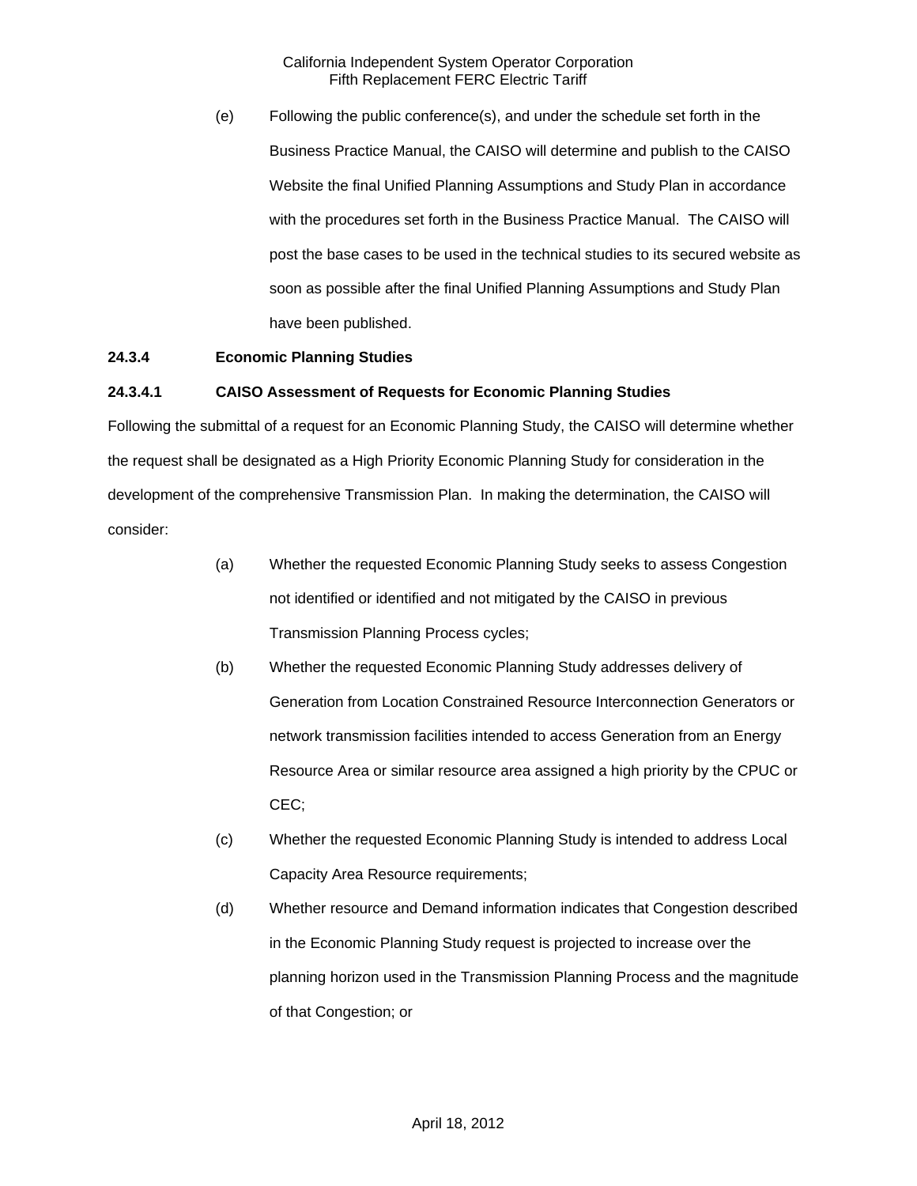(e) Following the public conference(s), and under the schedule set forth in the Business Practice Manual, the CAISO will determine and publish to the CAISO Website the final Unified Planning Assumptions and Study Plan in accordance with the procedures set forth in the Business Practice Manual. The CAISO will post the base cases to be used in the technical studies to its secured website as soon as possible after the final Unified Planning Assumptions and Study Plan have been published.

**24.3.4 Economic Planning Studies**

**24.3.4.1 CAISO Assessment of Requests for Economic Planning Studies**

Following the submittal of a request for an Economic Planning Study, the CAISO will determine whether the request shall be designated as a High Priority Economic Planning Study for consideration in the development of the comprehensive Transmission Plan. In making the determination, the CAISO will consider:

(a) Whether the requested Economic Planning Study seeks to assess Congestion not identified or identified and not mitigated by the CAISO in previous Transmission Planning Process cycles;

(b) Whether the requested Economic Planning Study addresses delivery of Generation from Location Constrained Resource Interconnection Generators or network transmission facilities intended to access Generation from an Energy Resource Area or similar resource area assigned a high priority by the CPUC or CEC;

(c) Whether the requested Economic Planning Study is intended to address Local Capacity Area Resource requirements;

(d) Whether resource and Demand information indicates that Congestion described in the Economic Planning Study request is projected to increase over the planning horizon used in the Transmission Planning Process and the magnitude of that Congestion; or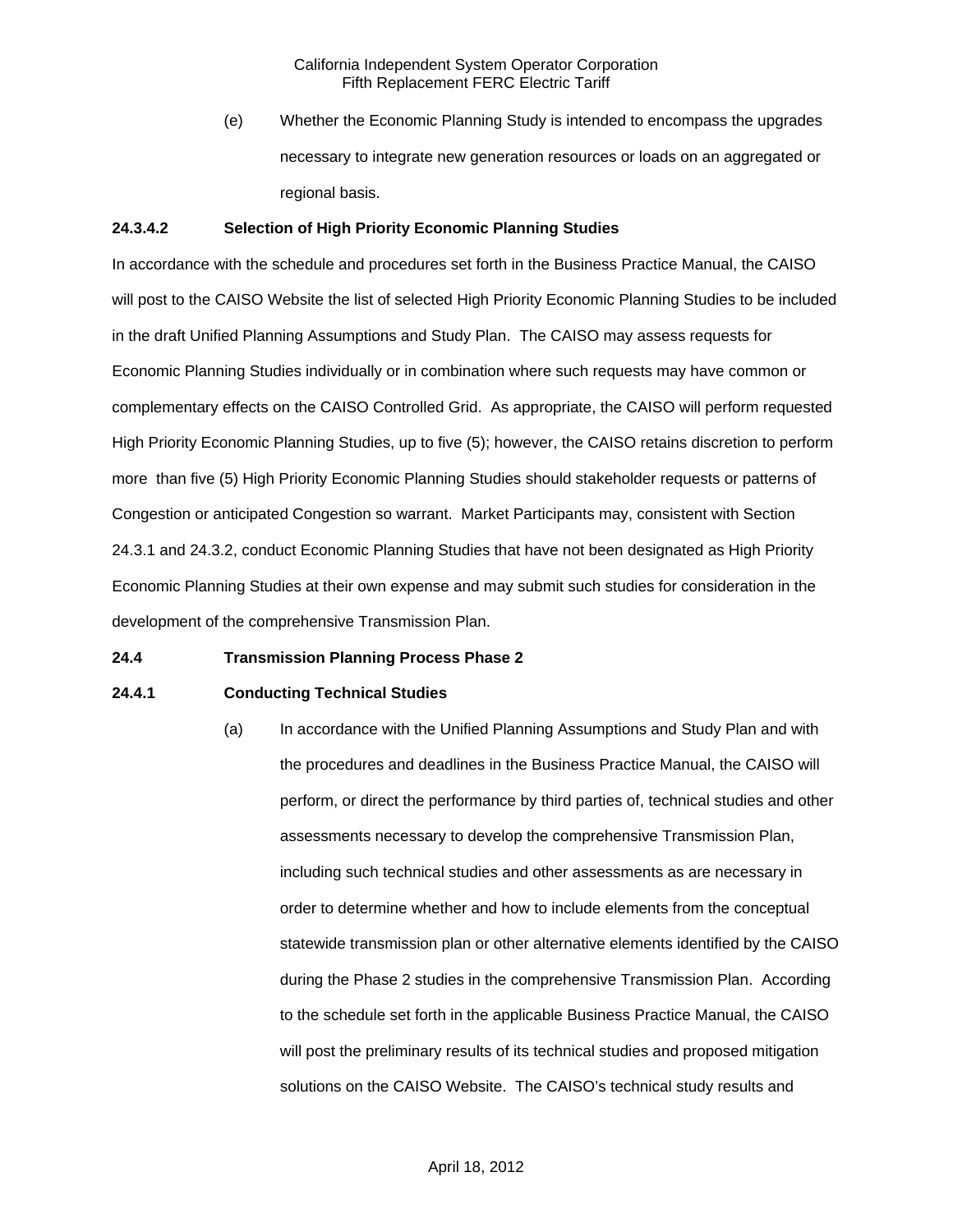(e) Whether the Economic Planning Study is intended to encompass the upgrades necessary to integrate new generation resources or loads on an aggregated or regional basis.

**24.3.4.2 Selection of High Priority Economic Planning Studies**

In accordance with the schedule and procedures set forth in the Business Practice Manual, the CAISO will post to the CAISO Website the list of selected High Priority Economic Planning Studies to be included in the draft Unified Planning Assumptions and Study Plan. The CAISO may assess requests for Economic Planning Studies individually or in combination where such requests may have common or complementary effects on the CAISO Controlled Grid. As appropriate, the CAISO will perform requested High Priority Economic Planning Studies, up to five (5); however, the CAISO retains discretion to perform more than five (5) High Priority Economic Planning Studies should stakeholder requests or patterns of Congestion or anticipated Congestion so warrant. Market Participants may, consistent with Section 24.3.1 and 24.3.2, conduct Economic Planning Studies that have not been designated as High Priority Economic Planning Studies at their own expense and may submit such studies for consideration in the development of the comprehensive Transmission Plan.

**24.4 Transmission Planning Process Phase 2**

**24.4.1 Conducting Technical Studies**

(a) In accordance with the Unified Planning Assumptions and Study Plan and with the procedures and deadlines in the Business Practice Manual, the CAISO will perform, or direct the performance by third parties of, technical studies and other assessments necessary to develop the comprehensive Transmission Plan, including such technical studies and other assessments as are necessary in order to determine whether and how to include elements from the conceptual statewide transmission plan or other alternative elements identified by the CAISO during the Phase 2 studies in the comprehensive Transmission Plan. According to the schedule set forth in the applicable Business Practice Manual, the CAISO will post the preliminary results of its technical studies and proposed mitigation solutions on the CAISO Website. The CAISO's technical study results and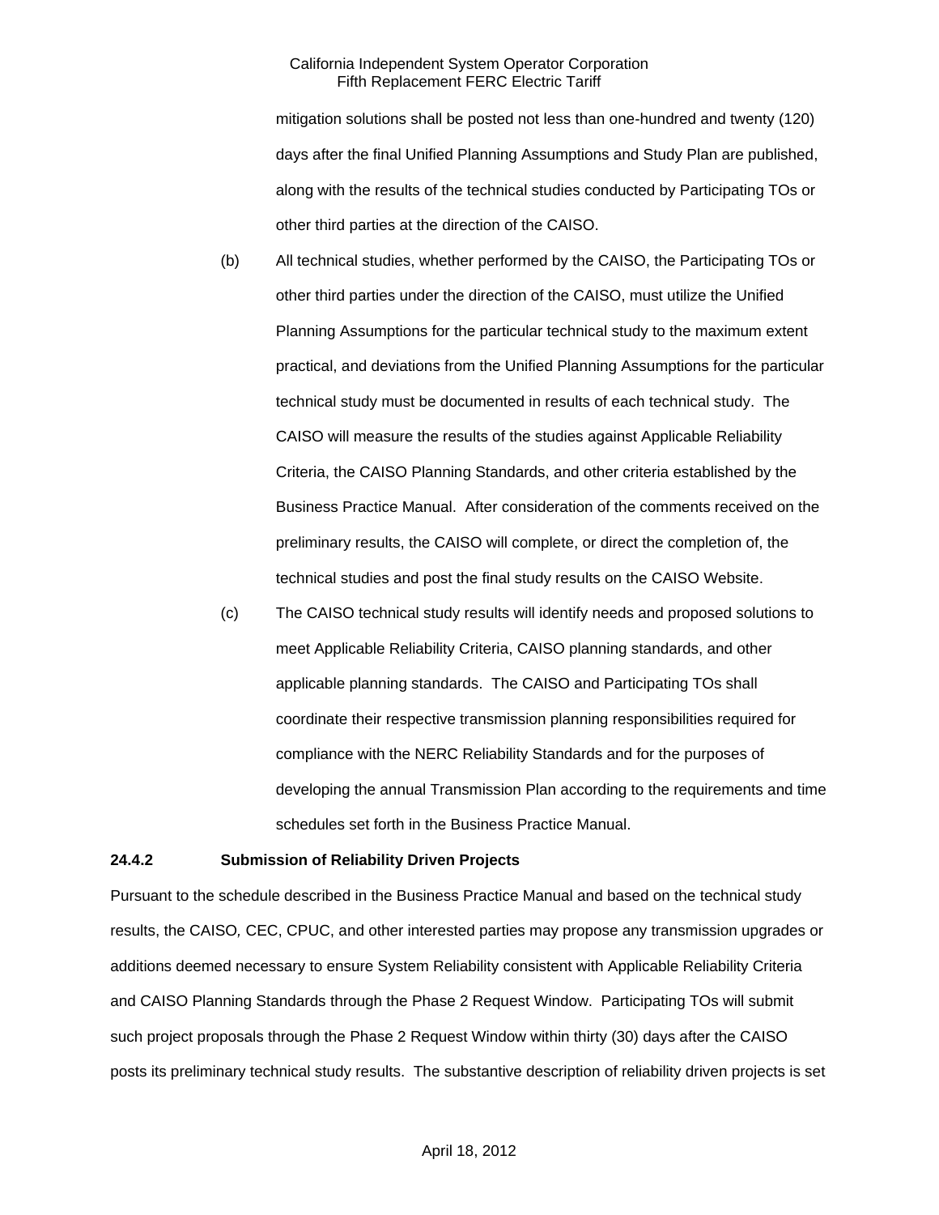mitigation solutions shall be posted not less than one-hundred and twenty (120) days after the final Unified Planning Assumptions and Study Plan are published, along with the results of the technical studies conducted by Participating TOs or other third parties at the direction of the CAISO.

(b) All technical studies, whether performed by the CAISO, the Participating TOs or other third parties under the direction of the CAISO, must utilize the Unified Planning Assumptions for the particular technical study to the maximum extent practical, and deviations from the Unified Planning Assumptions for the particular technical study must be documented in results of each technical study. The CAISO will measure the results of the studies against Applicable Reliability Criteria, the CAISO Planning Standards, and other criteria established by the Business Practice Manual. After consideration of the comments received on the preliminary results, the CAISO will complete, or direct the completion of, the technical studies and post the final study results on the CAISO Website.

(c) The CAISO technical study results will identify needs and proposed solutions to meet Applicable Reliability Criteria, CAISO planning standards, and other applicable planning standards. The CAISO and Participating TOs shall coordinate their respective transmission planning responsibilities required for compliance with the NERC Reliability Standards and for the purposes of developing the annual Transmission Plan according to the requirements and time schedules set forth in the Business Practice Manual.

**24.4.2 Submission of Reliability Driven Projects**

Pursuant to the schedule described in the Business Practice Manual and based on the technical study results, the CAISO, CEC, CPUC, and other interested parties may propose any transmission upgrades or additions deemed necessary to ensure System Reliability consistent with Applicable Reliability Criteria and CAISO Planning Standards through the Phase 2 Request Window. Participating TOs will submit such project proposals through the Phase 2 Request Window within thirty (30) days after the CAISO posts its preliminary technical study results. The substantive description of reliability driven projects is set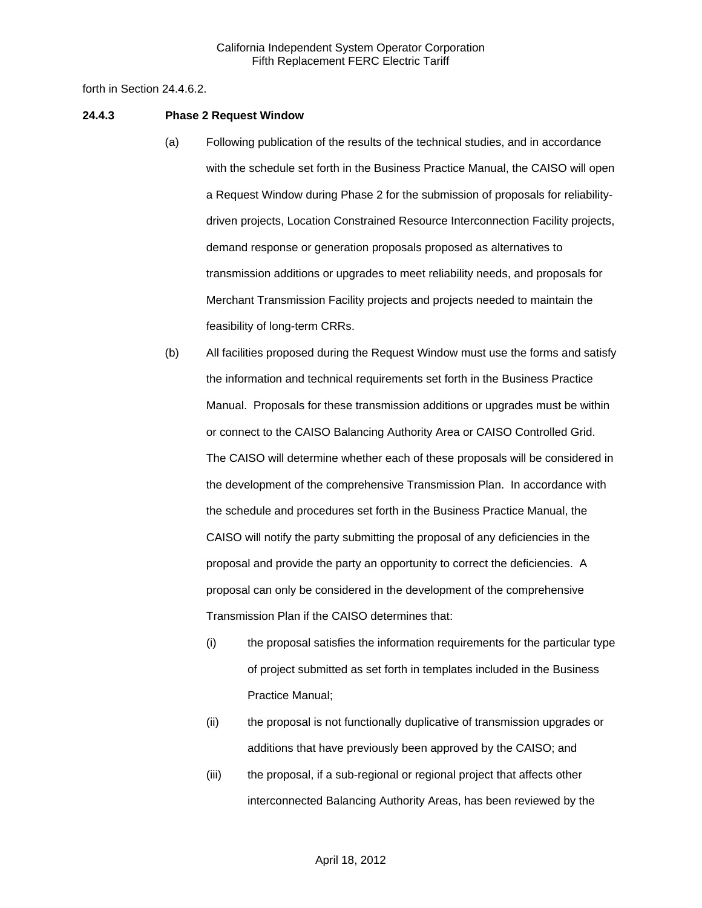forth in Section 24.4.6.2.

**24.4.3 Phase 2 Request Window**

(a) Following publication of the results of the technical studies, and in accordance with the schedule set forth in the Business Practice Manual, the CAISO will open a Request Window during Phase 2 for the submission of proposals for reliability-driven projects, Location Constrained Resource Interconnection Facility projects, demand response or generation proposals proposed as alternatives to transmission additions or upgrades to meet reliability needs, and proposals for Merchant Transmission Facility projects and projects needed to maintain the feasibility of long-term CRRs.

(b) All facilities proposed during the Request Window must use the forms and satisfy the information and technical requirements set forth in the Business Practice Manual. Proposals for these transmission additions or upgrades must be within or connect to the CAISO Balancing Authority Area or CAISO Controlled Grid. The CAISO will determine whether each of these proposals will be considered in the development of the comprehensive Transmission Plan. In accordance with the schedule and procedures set forth in the Business Practice Manual, the CAISO will notify the party submitting the proposal of any deficiencies in the proposal and provide the party an opportunity to correct the deficiencies. A proposal can only be considered in the development of the comprehensive Transmission Plan if the CAISO determines that:

(i) the proposal satisfies the information requirements for the particular type of project submitted as set forth in templates included in the Business Practice Manual;

(ii) the proposal is not functionally duplicative of transmission upgrades or additions that have previously been approved by the CAISO; and

(iii) the proposal, if a sub-regional or regional project that affects other interconnected Balancing Authority Areas, has been reviewed by the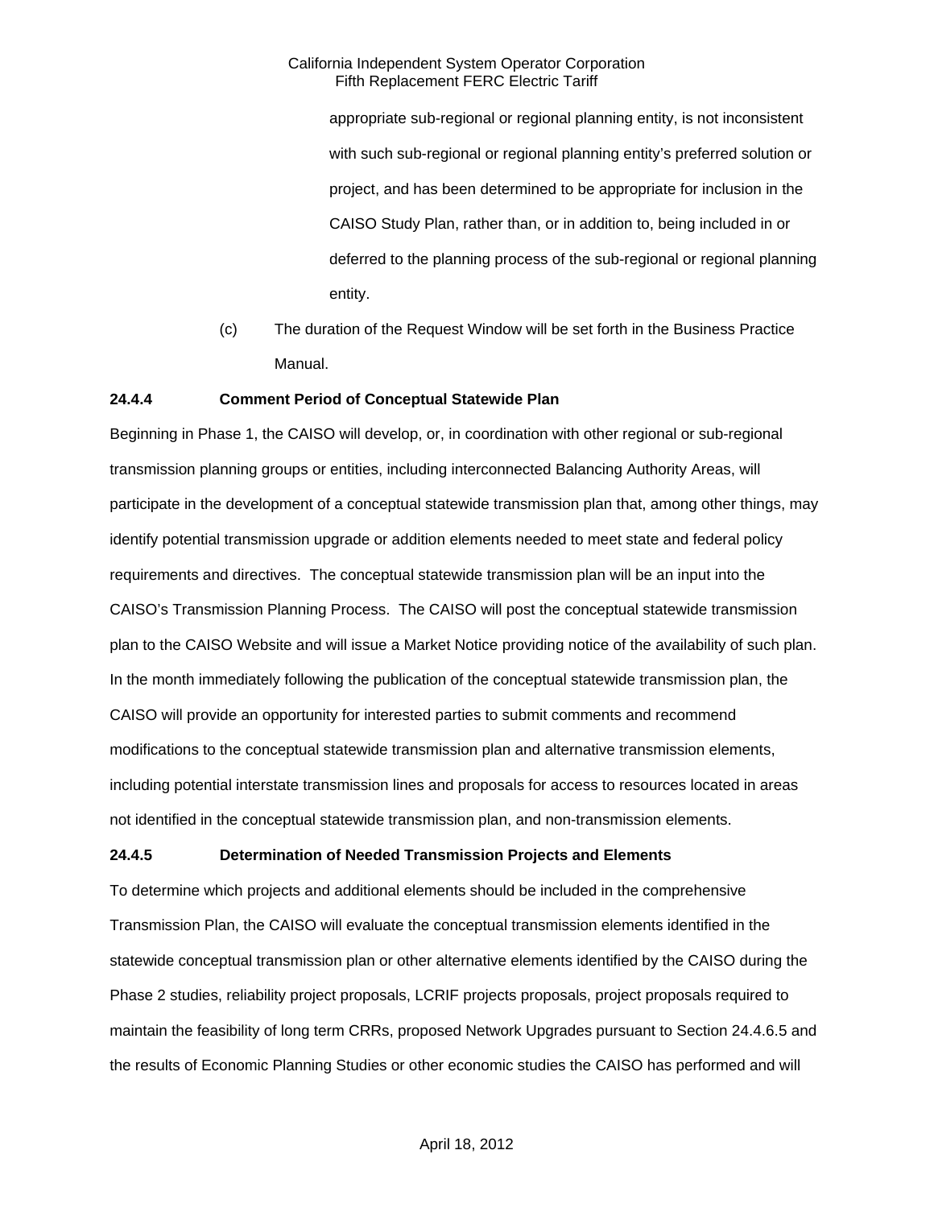appropriate sub-regional or regional planning entity, is not inconsistent with such sub-regional or regional planning entity's preferred solution or project, and has been determined to be appropriate for inclusion in the CAISO Study Plan, rather than, or in addition to, being included in or deferred to the planning process of the sub-regional or regional planning entity.

(c) The duration of the Request Window will be set forth in the Business Practice Manual.

**24.4.4 Comment Period of Conceptual Statewide Plan**

Beginning in Phase 1, the CAISO will develop, or, in coordination with other regional or sub-regional transmission planning groups or entities, including interconnected Balancing Authority Areas, will participate in the development of a conceptual statewide transmission plan that, among other things, may identify potential transmission upgrade or addition elements needed to meet state and federal policy requirements and directives. The conceptual statewide transmission plan will be an input into the CAISO's Transmission Planning Process. The CAISO will post the conceptual statewide transmission plan to the CAISO Website and will issue a Market Notice providing notice of the availability of such plan. In the month immediately following the publication of the conceptual statewide transmission plan, the CAISO will provide an opportunity for interested parties to submit comments and recommend modifications to the conceptual statewide transmission plan and alternative transmission elements, including potential interstate transmission lines and proposals for access to resources located in areas not identified in the conceptual statewide transmission plan, and non-transmission elements.

**24.4.5 Determination of Needed Transmission Projects and Elements**

To determine which projects and additional elements should be included in the comprehensive Transmission Plan, the CAISO will evaluate the conceptual transmission elements identified in the statewide conceptual transmission plan or other alternative elements identified by the CAISO during the Phase 2 studies, reliability project proposals, LCRIF projects proposals, project proposals required to maintain the feasibility of long term CRRs, proposed Network Upgrades pursuant to Section 24.4.6.5 and the results of Economic Planning Studies or other economic studies the CAISO has performed and will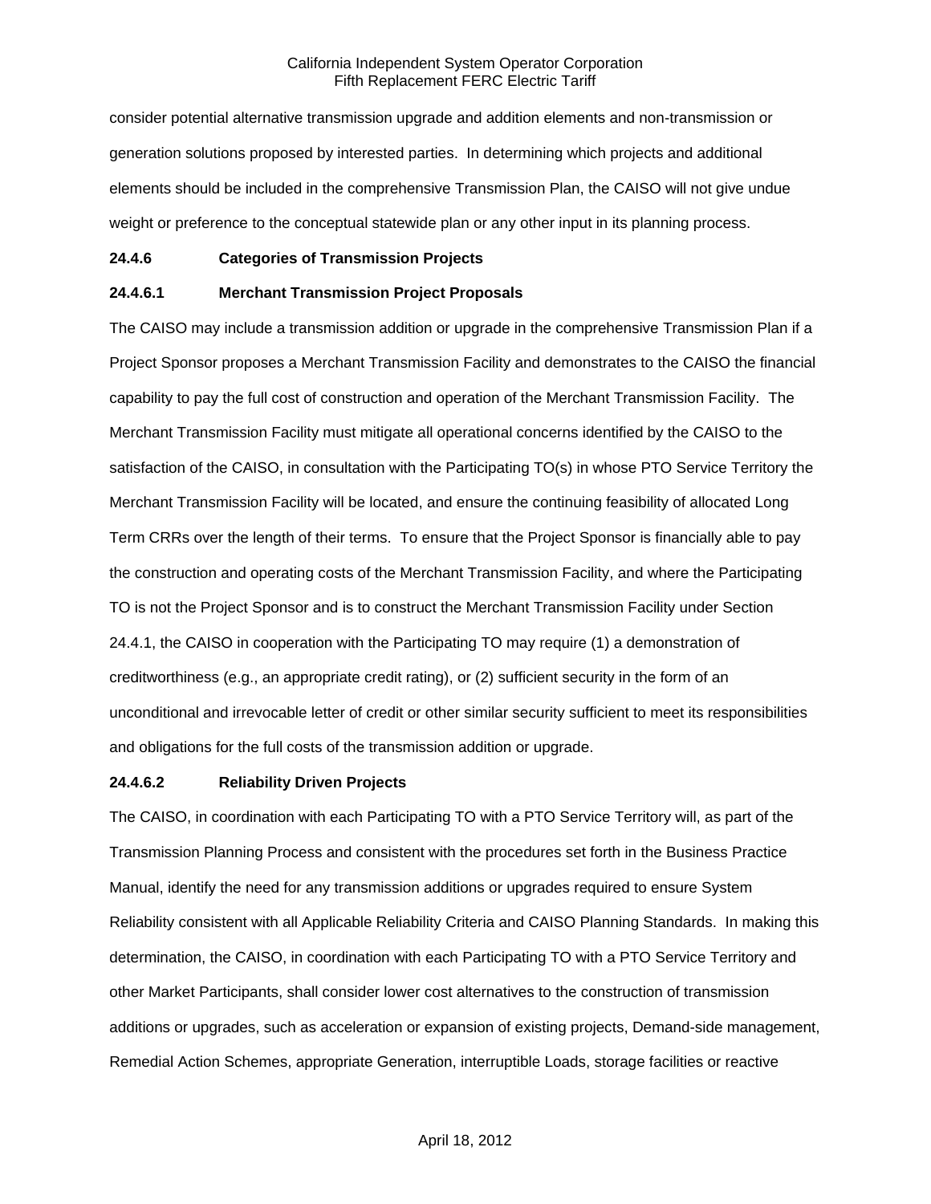consider potential alternative transmission upgrade and addition elements and non-transmission or generation solutions proposed by interested parties. In determining which projects and additional elements should be included in the comprehensive Transmission Plan, the CAISO will not give undue weight or preference to the conceptual statewide plan or any other input in its planning process.

**24.4.6 Categories of Transmission Projects**

**24.4.6.1 Merchant Transmission Project Proposals**

The CAISO may include a transmission addition or upgrade in the comprehensive Transmission Plan if a Project Sponsor proposes a Merchant Transmission Facility and demonstrates to the CAISO the financial capability to pay the full cost of construction and operation of the Merchant Transmission Facility. The Merchant Transmission Facility must mitigate all operational concerns identified by the CAISO to the satisfaction of the CAISO, in consultation with the Participating TO(s) in whose PTO Service Territory the Merchant Transmission Facility will be located, and ensure the continuing feasibility of allocated Long Term CRRs over the length of their terms. To ensure that the Project Sponsor is financially able to pay the construction and operating costs of the Merchant Transmission Facility, and where the Participating TO is not the Project Sponsor and is to construct the Merchant Transmission Facility under Section 24.4.1, the CAISO in cooperation with the Participating TO may require (1) a demonstration of creditworthiness (e.g., an appropriate credit rating), or (2) sufficient security in the form of an unconditional and irrevocable letter of credit or other similar security sufficient to meet its responsibilities and obligations for the full costs of the transmission addition or upgrade.

**24.4.6.2 Reliability Driven Projects**

The CAISO, in coordination with each Participating TO with a PTO Service Territory will, as part of the Transmission Planning Process and consistent with the procedures set forth in the Business Practice Manual, identify the need for any transmission additions or upgrades required to ensure System Reliability consistent with all Applicable Reliability Criteria and CAISO Planning Standards. In making this determination, the CAISO, in coordination with each Participating TO with a PTO Service Territory and other Market Participants, shall consider lower cost alternatives to the construction of transmission additions or upgrades, such as acceleration or expansion of existing projects, Demand-side management, Remedial Action Schemes, appropriate Generation, interruptible Loads, storage facilities or reactive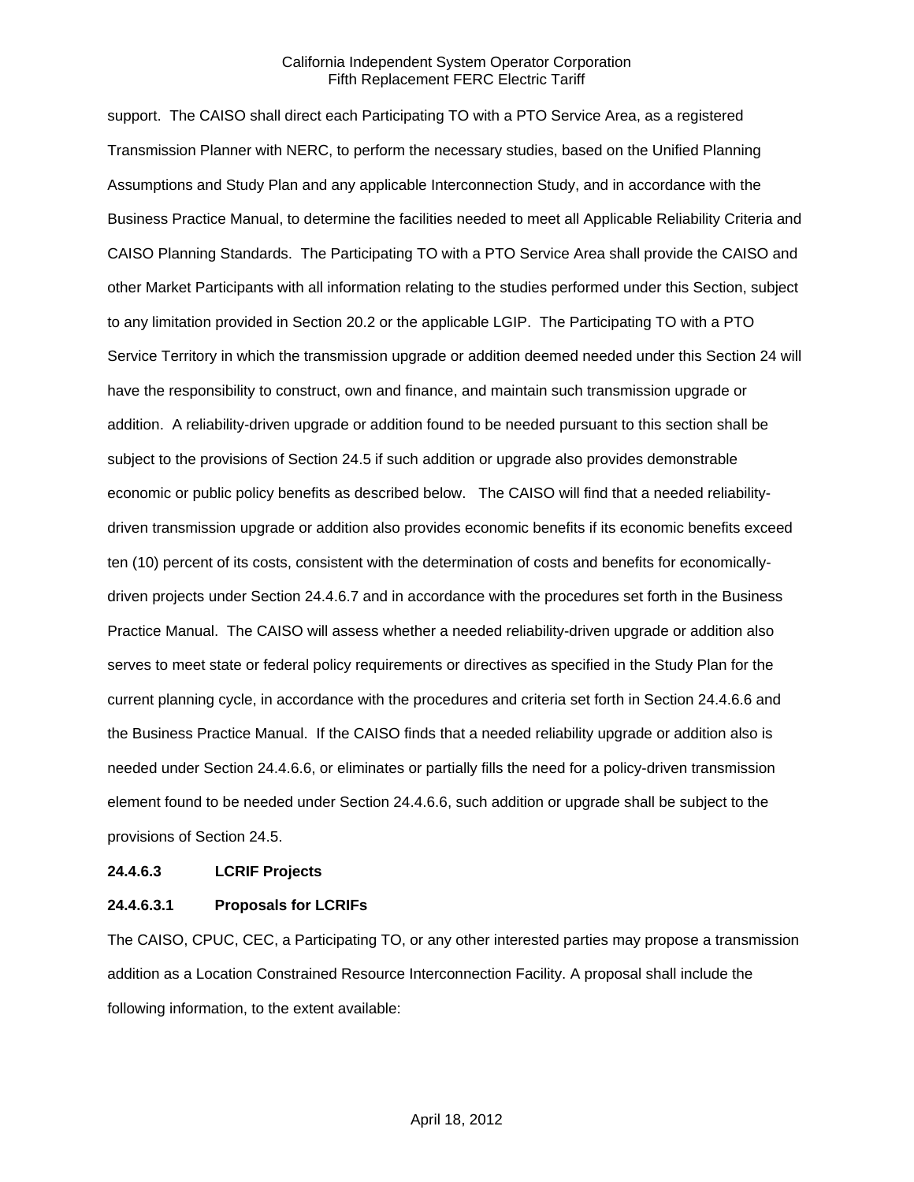support. The CAISO shall direct each Participating TO with a PTO Service Area, as a registered Transmission Planner with NERC, to perform the necessary studies, based on the Unified Planning Assumptions and Study Plan and any applicable Interconnection Study, and in accordance with the Business Practice Manual, to determine the facilities needed to meet all Applicable Reliability Criteria and CAISO Planning Standards. The Participating TO with a PTO Service Area shall provide the CAISO and other Market Participants with all information relating to the studies performed under this Section, subject to any limitation provided in Section 20.2 or the applicable LGIP. The Participating TO with a PTO Service Territory in which the transmission upgrade or addition deemed needed under this Section 24 will have the responsibility to construct, own and finance, and maintain such transmission upgrade or addition. A reliability-driven upgrade or addition found to be needed pursuant to this section shall be subject to the provisions of Section 24.5 if such addition or upgrade also provides demonstrable economic or public policy benefits as described below. The CAISO will find that a needed reliability-driven transmission upgrade or addition also provides economic benefits if its economic benefits exceed ten (10) percent of its costs, consistent with the determination of costs and benefits for economically-driven projects under Section 24.4.6.7 and in accordance with the procedures set forth in the Business Practice Manual. The CAISO will assess whether a needed reliability-driven upgrade or addition also serves to meet state or federal policy requirements or directives as specified in the Study Plan for the current planning cycle, in accordance with the procedures and criteria set forth in Section 24.4.6.6 and the Business Practice Manual. If the CAISO finds that a needed reliability upgrade or addition also is needed under Section 24.4.6.6, or eliminates or partially fills the need for a policy-driven transmission element found to be needed under Section 24.4.6.6, such addition or upgrade shall be subject to the provisions of Section 24.5.

**24.4.6.3 LCRIF Projects**

**24.4.6.3.1 Proposals for LCRIFs**

The CAISO, CPUC, CEC, a Participating TO, or any other interested parties may propose a transmission addition as a Location Constrained Resource Interconnection Facility. A proposal shall include the following information, to the extent available: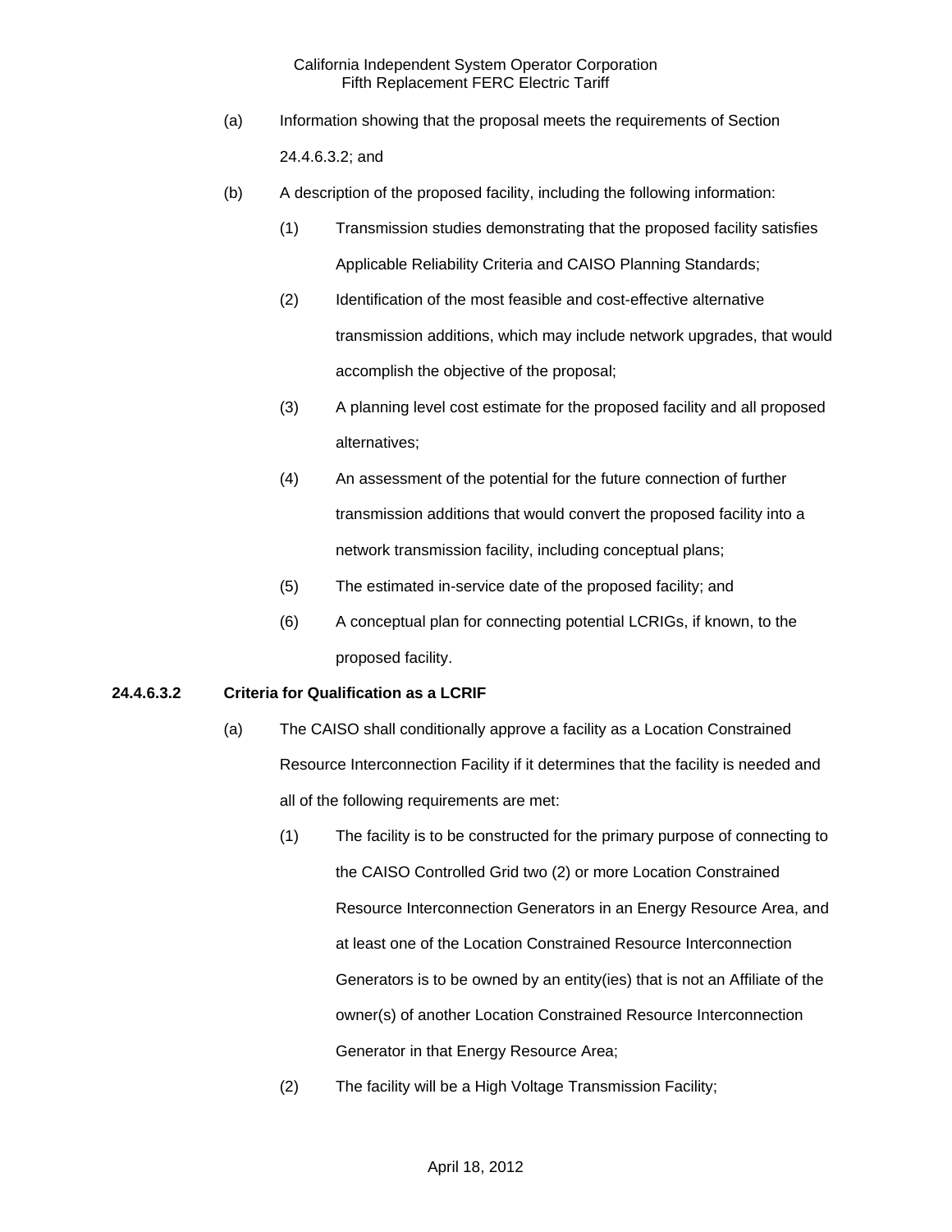(a) Information showing that the proposal meets the requirements of Section 24.4.6.3.2; and

(b) A description of the proposed facility, including the following information:

  (1) Transmission studies demonstrating that the proposed facility satisfies Applicable Reliability Criteria and CAISO Planning Standards;

  (2) Identification of the most feasible and cost-effective alternative transmission additions, which may include network upgrades, that would accomplish the objective of the proposal;

  (3) A planning level cost estimate for the proposed facility and all proposed alternatives;

  (4) An assessment of the potential for the future connection of further transmission additions that would convert the proposed facility into a network transmission facility, including conceptual plans;

  (5) The estimated in-service date of the proposed facility; and

  (6) A conceptual plan for connecting potential LCRIGs, if known, to the proposed facility.

**24.4.6.3.2 Criteria for Qualification as a LCRIF**

(a) The CAISO shall conditionally approve a facility as a Location Constrained Resource Interconnection Facility if it determines that the facility is needed and all of the following requirements are met:

  (1) The facility is to be constructed for the primary purpose of connecting to the CAISO Controlled Grid two (2) or more Location Constrained Resource Interconnection Generators in an Energy Resource Area, and at least one of the Location Constrained Resource Interconnection Generators is to be owned by an entity(ies) that is not an Affiliate of the owner(s) of another Location Constrained Resource Interconnection Generator in that Energy Resource Area;

  (2) The facility will be a High Voltage Transmission Facility;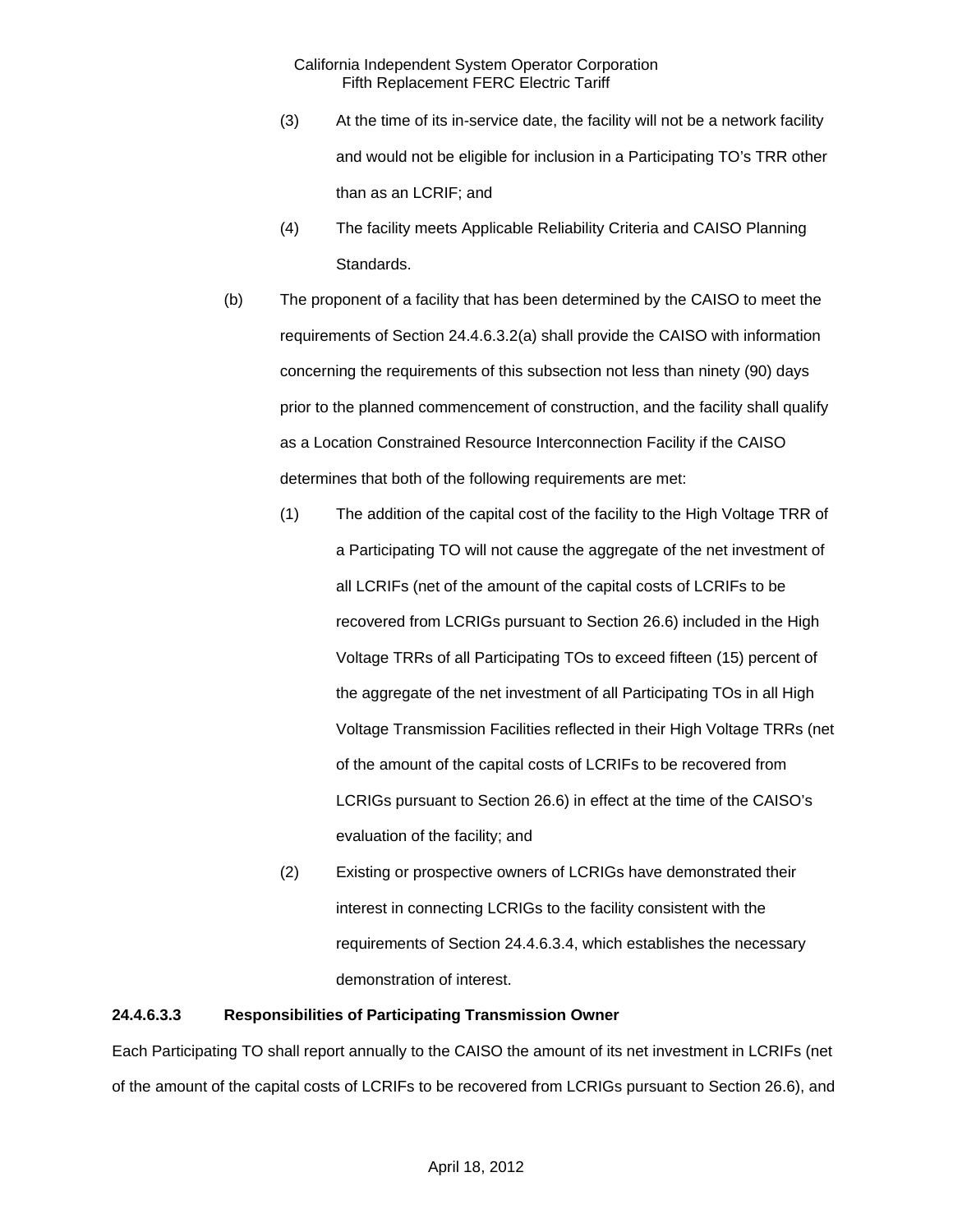(3) At the time of its in-service date, the facility will not be a network facility and would not be eligible for inclusion in a Participating TO's TRR other than as an LCRIF; and

(4) The facility meets Applicable Reliability Criteria and CAISO Planning Standards.

(b) The proponent of a facility that has been determined by the CAISO to meet the requirements of Section 24.4.6.3.2(a) shall provide the CAISO with information concerning the requirements of this subsection not less than ninety (90) days prior to the planned commencement of construction, and the facility shall qualify as a Location Constrained Resource Interconnection Facility if the CAISO determines that both of the following requirements are met:

(1) The addition of the capital cost of the facility to the High Voltage TRR of a Participating TO will not cause the aggregate of the net investment of all LCRIFs (net of the amount of the capital costs of LCRIFs to be recovered from LCRIGs pursuant to Section 26.6) included in the High Voltage TRRs of all Participating TOs to exceed fifteen (15) percent of the aggregate of the net investment of all Participating TOs in all High Voltage Transmission Facilities reflected in their High Voltage TRRs (net of the amount of the capital costs of LCRIFs to be recovered from LCRIGs pursuant to Section 26.6) in effect at the time of the CAISO's evaluation of the facility; and

(2) Existing or prospective owners of LCRIGs have demonstrated their interest in connecting LCRIGs to the facility consistent with the requirements of Section 24.4.6.3.4, which establishes the necessary demonstration of interest.

**24.4.6.3.3 Responsibilities of Participating Transmission Owner**

Each Participating TO shall report annually to the CAISO the amount of its net investment in LCRIFs (net of the amount of the capital costs of LCRIFs to be recovered from LCRIGs pursuant to Section 26.6), and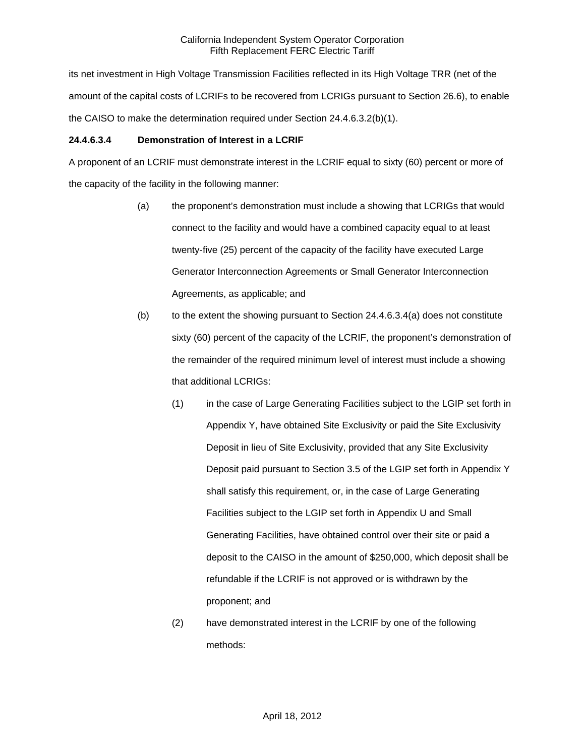its net investment in High Voltage Transmission Facilities reflected in its High Voltage TRR (net of the amount of the capital costs of LCRIFs to be recovered from LCRIGs pursuant to Section 26.6), to enable the CAISO to make the determination required under Section 24.4.6.3.2(b)(1).

**24.4.6.3.4 Demonstration of Interest in a LCRIF**

A proponent of an LCRIF must demonstrate interest in the LCRIF equal to sixty (60) percent or more of the capacity of the facility in the following manner:

(a) the proponent's demonstration must include a showing that LCRIGs that would connect to the facility and would have a combined capacity equal to at least twenty-five (25) percent of the capacity of the facility have executed Large Generator Interconnection Agreements or Small Generator Interconnection Agreements, as applicable; and

(b) to the extent the showing pursuant to Section 24.4.6.3.4(a) does not constitute sixty (60) percent of the capacity of the LCRIF, the proponent's demonstration of the remainder of the required minimum level of interest must include a showing that additional LCRIGs:

(1) in the case of Large Generating Facilities subject to the LGIP set forth in Appendix Y, have obtained Site Exclusivity or paid the Site Exclusivity Deposit in lieu of Site Exclusivity, provided that any Site Exclusivity Deposit paid pursuant to Section 3.5 of the LGIP set forth in Appendix Y shall satisfy this requirement, or, in the case of Large Generating Facilities subject to the LGIP set forth in Appendix U and Small Generating Facilities, have obtained control over their site or paid a deposit to the CAISO in the amount of $250,000, which deposit shall be refundable if the LCRIF is not approved or is withdrawn by the proponent; and

(2) have demonstrated interest in the LCRIF by one of the following methods: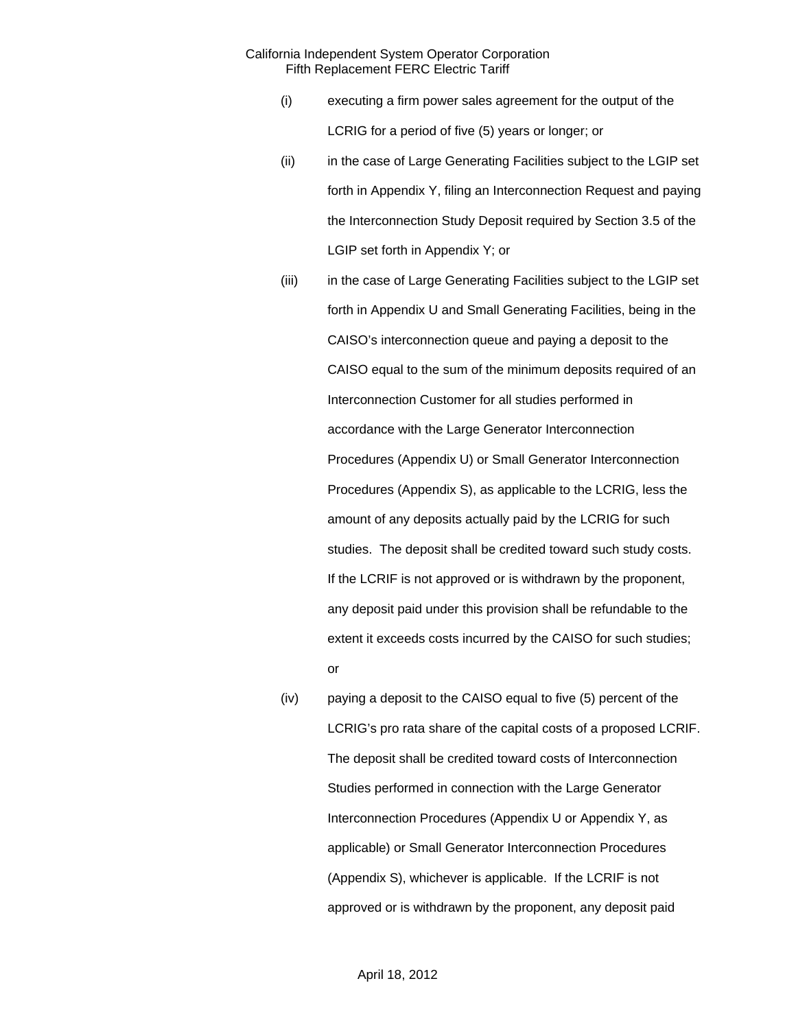(i) executing a firm power sales agreement for the output of the LCRIG for a period of five (5) years or longer; or

(ii) in the case of Large Generating Facilities subject to the LGIP set forth in Appendix Y, filing an Interconnection Request and paying the Interconnection Study Deposit required by Section 3.5 of the LGIP set forth in Appendix Y; or

(iii) in the case of Large Generating Facilities subject to the LGIP set forth in Appendix U and Small Generating Facilities, being in the CAISO's interconnection queue and paying a deposit to the CAISO equal to the sum of the minimum deposits required of an Interconnection Customer for all studies performed in accordance with the Large Generator Interconnection Procedures (Appendix U) or Small Generator Interconnection Procedures (Appendix S), as applicable to the LCRIG, less the amount of any deposits actually paid by the LCRIG for such studies. The deposit shall be credited toward such study costs. If the LCRIF is not approved or is withdrawn by the proponent, any deposit paid under this provision shall be refundable to the extent it exceeds costs incurred by the CAISO for such studies; or

(iv) paying a deposit to the CAISO equal to five (5) percent of the LCRIG's pro rata share of the capital costs of a proposed LCRIF. The deposit shall be credited toward costs of Interconnection Studies performed in connection with the Large Generator Interconnection Procedures (Appendix U or Appendix Y, as applicable) or Small Generator Interconnection Procedures (Appendix S), whichever is applicable. If the LCRIF is not approved or is withdrawn by the proponent, any deposit paid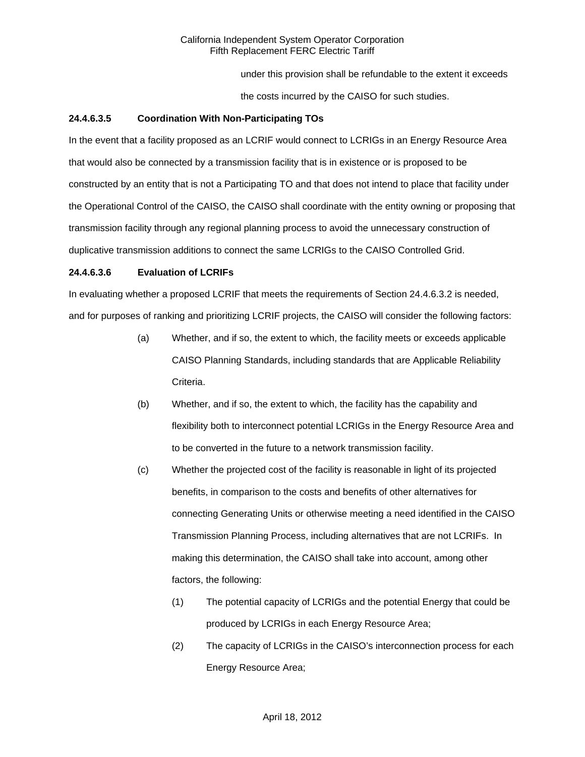under this provision shall be refundable to the extent it exceeds the costs incurred by the CAISO for such studies.

**24.4.6.3.5 Coordination With Non-Participating TOs**

In the event that a facility proposed as an LCRIF would connect to LCRIGs in an Energy Resource Area that would also be connected by a transmission facility that is in existence or is proposed to be constructed by an entity that is not a Participating TO and that does not intend to place that facility under the Operational Control of the CAISO, the CAISO shall coordinate with the entity owning or proposing that transmission facility through any regional planning process to avoid the unnecessary construction of duplicative transmission additions to connect the same LCRIGs to the CAISO Controlled Grid.

**24.4.6.3.6 Evaluation of LCRIFs**

In evaluating whether a proposed LCRIF that meets the requirements of Section 24.4.6.3.2 is needed, and for purposes of ranking and prioritizing LCRIF projects, the CAISO will consider the following factors:

(a) Whether, and if so, the extent to which, the facility meets or exceeds applicable CAISO Planning Standards, including standards that are Applicable Reliability Criteria.

(b) Whether, and if so, the extent to which, the facility has the capability and flexibility both to interconnect potential LCRIGs in the Energy Resource Area and to be converted in the future to a network transmission facility.

(c) Whether the projected cost of the facility is reasonable in light of its projected benefits, in comparison to the costs and benefits of other alternatives for connecting Generating Units or otherwise meeting a need identified in the CAISO Transmission Planning Process, including alternatives that are not LCRIFs. In making this determination, the CAISO shall take into account, among other factors, the following:

(1) The potential capacity of LCRIGs and the potential Energy that could be produced by LCRIGs in each Energy Resource Area;

(2) The capacity of LCRIGs in the CAISO's interconnection process for each Energy Resource Area;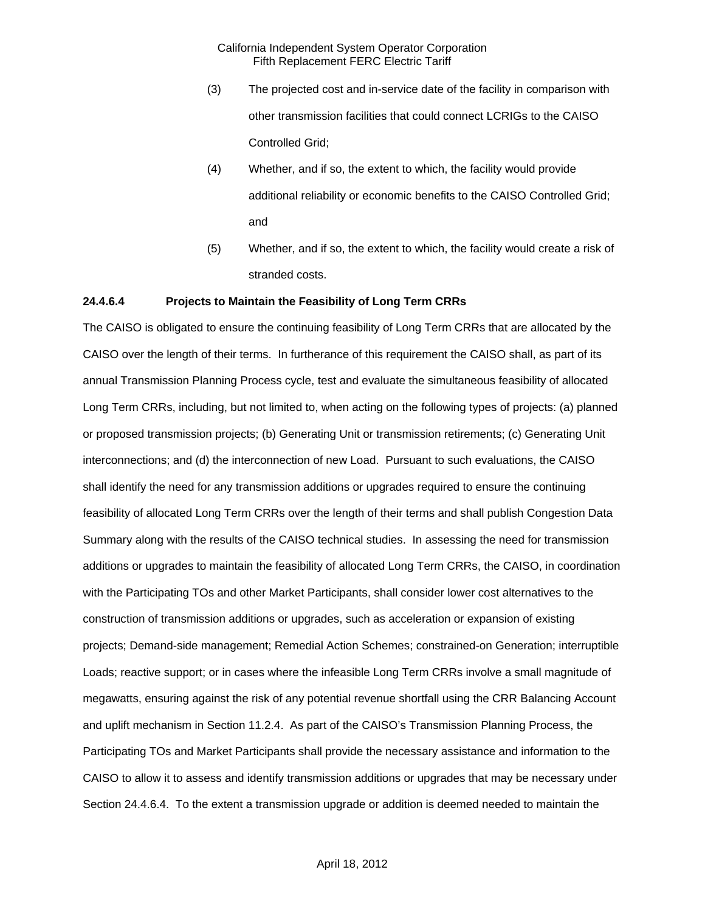(3) The projected cost and in-service date of the facility in comparison with other transmission facilities that could connect LCRIGs to the CAISO Controlled Grid;

(4) Whether, and if so, the extent to which, the facility would provide additional reliability or economic benefits to the CAISO Controlled Grid; and

(5) Whether, and if so, the extent to which, the facility would create a risk of stranded costs.

**24.4.6.4 Projects to Maintain the Feasibility of Long Term CRRs**

The CAISO is obligated to ensure the continuing feasibility of Long Term CRRs that are allocated by the CAISO over the length of their terms. In furtherance of this requirement the CAISO shall, as part of its annual Transmission Planning Process cycle, test and evaluate the simultaneous feasibility of allocated Long Term CRRs, including, but not limited to, when acting on the following types of projects: (a) planned or proposed transmission projects; (b) Generating Unit or transmission retirements; (c) Generating Unit interconnections; and (d) the interconnection of new Load. Pursuant to such evaluations, the CAISO shall identify the need for any transmission additions or upgrades required to ensure the continuing feasibility of allocated Long Term CRRs over the length of their terms and shall publish Congestion Data Summary along with the results of the CAISO technical studies. In assessing the need for transmission additions or upgrades to maintain the feasibility of allocated Long Term CRRs, the CAISO, in coordination with the Participating TOs and other Market Participants, shall consider lower cost alternatives to the construction of transmission additions or upgrades, such as acceleration or expansion of existing projects; Demand-side management; Remedial Action Schemes; constrained-on Generation; interruptible Loads; reactive support; or in cases where the infeasible Long Term CRRs involve a small magnitude of megawatts, ensuring against the risk of any potential revenue shortfall using the CRR Balancing Account and uplift mechanism in Section 11.2.4. As part of the CAISO's Transmission Planning Process, the Participating TOs and Market Participants shall provide the necessary assistance and information to the CAISO to allow it to assess and identify transmission additions or upgrades that may be necessary under Section 24.4.6.4. To the extent a transmission upgrade or addition is deemed needed to maintain the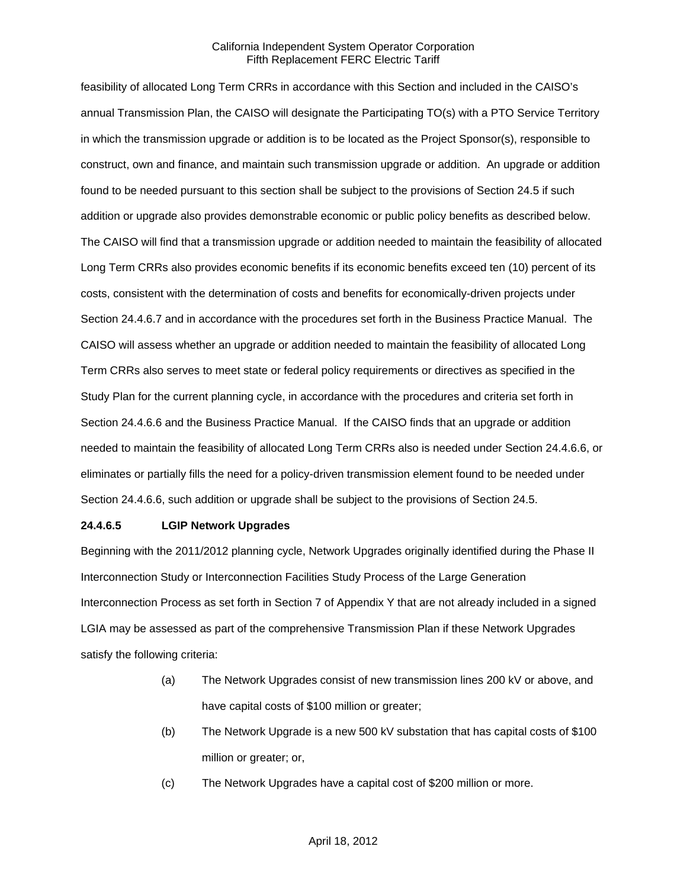feasibility of allocated Long Term CRRs in accordance with this Section and included in the CAISO's annual Transmission Plan, the CAISO will designate the Participating TO(s) with a PTO Service Territory in which the transmission upgrade or addition is to be located as the Project Sponsor(s), responsible to construct, own and finance, and maintain such transmission upgrade or addition. An upgrade or addition found to be needed pursuant to this section shall be subject to the provisions of Section 24.5 if such addition or upgrade also provides demonstrable economic or public policy benefits as described below. The CAISO will find that a transmission upgrade or addition needed to maintain the feasibility of allocated Long Term CRRs also provides economic benefits if its economic benefits exceed ten (10) percent of its costs, consistent with the determination of costs and benefits for economically-driven projects under Section 24.4.6.7 and in accordance with the procedures set forth in the Business Practice Manual. The CAISO will assess whether an upgrade or addition needed to maintain the feasibility of allocated Long Term CRRs also serves to meet state or federal policy requirements or directives as specified in the Study Plan for the current planning cycle, in accordance with the procedures and criteria set forth in Section 24.4.6.6 and the Business Practice Manual. If the CAISO finds that an upgrade or addition needed to maintain the feasibility of allocated Long Term CRRs also is needed under Section 24.4.6.6, or eliminates or partially fills the need for a policy-driven transmission element found to be needed under Section 24.4.6.6, such addition or upgrade shall be subject to the provisions of Section 24.5.

**24.4.6.5 LGIP Network Upgrades**

Beginning with the 2011/2012 planning cycle, Network Upgrades originally identified during the Phase II Interconnection Study or Interconnection Facilities Study Process of the Large Generation Interconnection Process as set forth in Section 7 of Appendix Y that are not already included in a signed LGIA may be assessed as part of the comprehensive Transmission Plan if these Network Upgrades satisfy the following criteria:

(a) The Network Upgrades consist of new transmission lines 200 kV or above, and have capital costs of $100 million or greater;

(b) The Network Upgrade is a new 500 kV substation that has capital costs of $100 million or greater; or,

(c) The Network Upgrades have a capital cost of $200 million or more.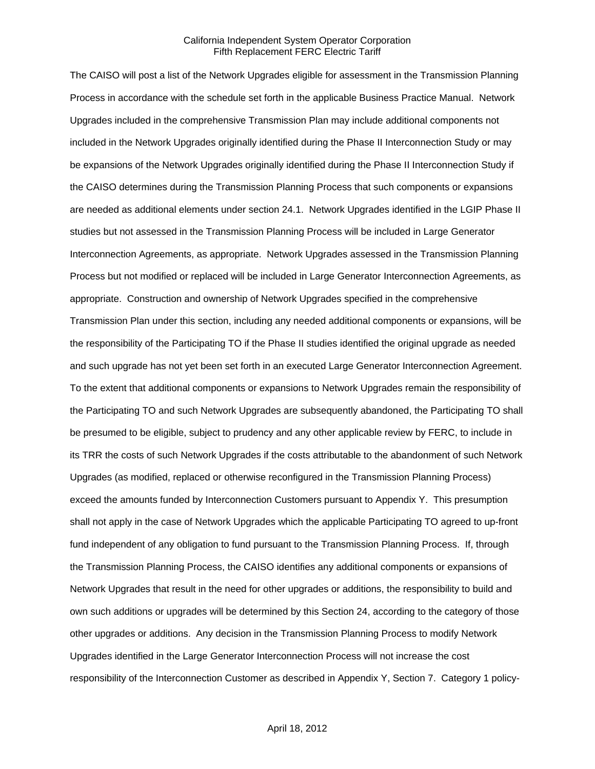The CAISO will post a list of the Network Upgrades eligible for assessment in the Transmission Planning Process in accordance with the schedule set forth in the applicable Business Practice Manual. Network Upgrades included in the comprehensive Transmission Plan may include additional components not included in the Network Upgrades originally identified during the Phase II Interconnection Study or may be expansions of the Network Upgrades originally identified during the Phase II Interconnection Study if the CAISO determines during the Transmission Planning Process that such components or expansions are needed as additional elements under section 24.1. Network Upgrades identified in the LGIP Phase II studies but not assessed in the Transmission Planning Process will be included in Large Generator Interconnection Agreements, as appropriate. Network Upgrades assessed in the Transmission Planning Process but not modified or replaced will be included in Large Generator Interconnection Agreements, as appropriate. Construction and ownership of Network Upgrades specified in the comprehensive Transmission Plan under this section, including any needed additional components or expansions, will be the responsibility of the Participating TO if the Phase II studies identified the original upgrade as needed and such upgrade has not yet been set forth in an executed Large Generator Interconnection Agreement. To the extent that additional components or expansions to Network Upgrades remain the responsibility of the Participating TO and such Network Upgrades are subsequently abandoned, the Participating TO shall be presumed to be eligible, subject to prudency and any other applicable review by FERC, to include in its TRR the costs of such Network Upgrades if the costs attributable to the abandonment of such Network Upgrades (as modified, replaced or otherwise reconfigured in the Transmission Planning Process) exceed the amounts funded by Interconnection Customers pursuant to Appendix Y. This presumption shall not apply in the case of Network Upgrades which the applicable Participating TO agreed to up-front fund independent of any obligation to fund pursuant to the Transmission Planning Process. If, through the Transmission Planning Process, the CAISO identifies any additional components or expansions of Network Upgrades that result in the need for other upgrades or additions, the responsibility to build and own such additions or upgrades will be determined by this Section 24, according to the category of those other upgrades or additions. Any decision in the Transmission Planning Process to modify Network Upgrades identified in the Large Generator Interconnection Process will not increase the cost responsibility of the Interconnection Customer as described in Appendix Y, Section 7. Category 1 policy-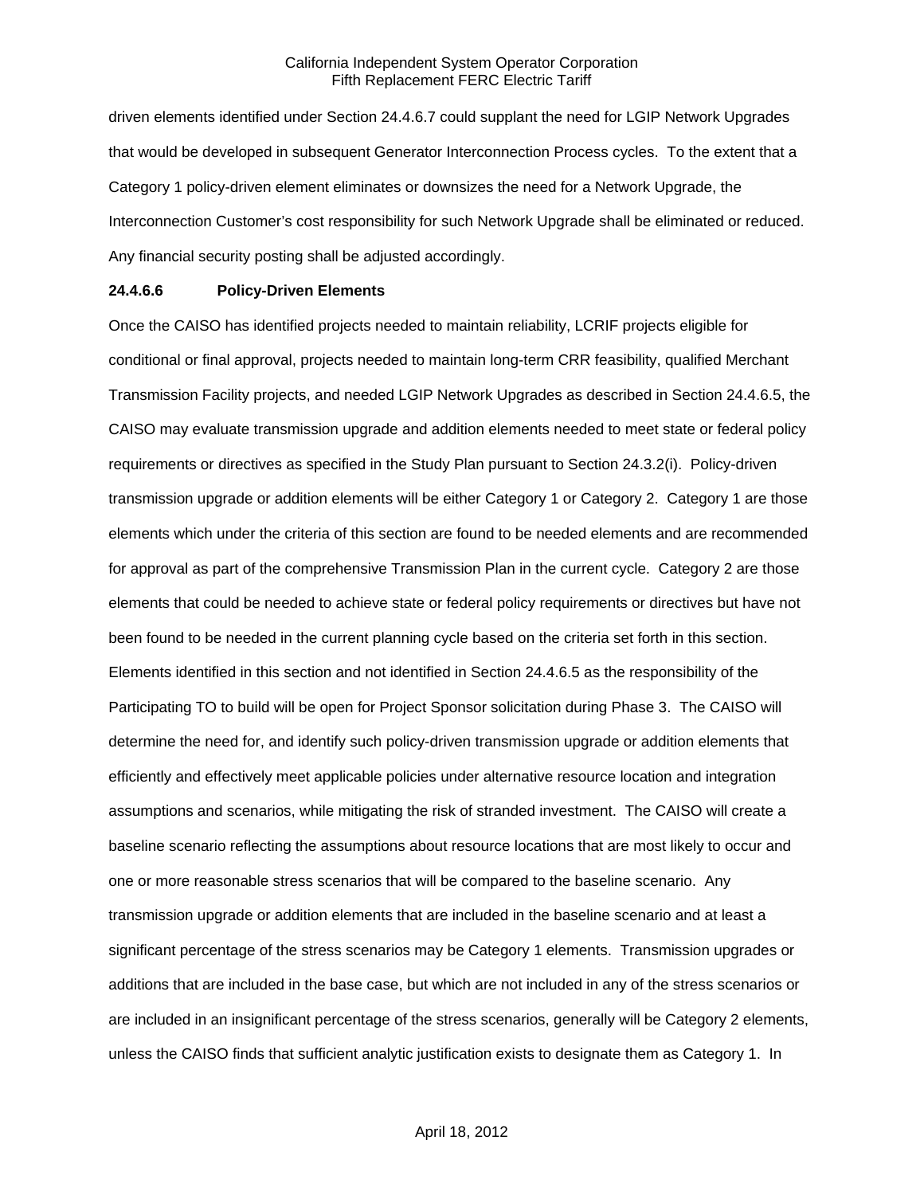driven elements identified under Section 24.4.6.7 could supplant the need for LGIP Network Upgrades that would be developed in subsequent Generator Interconnection Process cycles. To the extent that a Category 1 policy-driven element eliminates or downsizes the need for a Network Upgrade, the Interconnection Customer's cost responsibility for such Network Upgrade shall be eliminated or reduced. Any financial security posting shall be adjusted accordingly.

**24.4.6.6 Policy-Driven Elements**

Once the CAISO has identified projects needed to maintain reliability, LCRIF projects eligible for conditional or final approval, projects needed to maintain long-term CRR feasibility, qualified Merchant Transmission Facility projects, and needed LGIP Network Upgrades as described in Section 24.4.6.5, the CAISO may evaluate transmission upgrade and addition elements needed to meet state or federal policy requirements or directives as specified in the Study Plan pursuant to Section 24.3.2(i). Policy-driven transmission upgrade or addition elements will be either Category 1 or Category 2. Category 1 are those elements which under the criteria of this section are found to be needed elements and are recommended for approval as part of the comprehensive Transmission Plan in the current cycle. Category 2 are those elements that could be needed to achieve state or federal policy requirements or directives but have not been found to be needed in the current planning cycle based on the criteria set forth in this section. Elements identified in this section and not identified in Section 24.4.6.5 as the responsibility of the Participating TO to build will be open for Project Sponsor solicitation during Phase 3. The CAISO will determine the need for, and identify such policy-driven transmission upgrade or addition elements that efficiently and effectively meet applicable policies under alternative resource location and integration assumptions and scenarios, while mitigating the risk of stranded investment. The CAISO will create a baseline scenario reflecting the assumptions about resource locations that are most likely to occur and one or more reasonable stress scenarios that will be compared to the baseline scenario. Any transmission upgrade or addition elements that are included in the baseline scenario and at least a significant percentage of the stress scenarios may be Category 1 elements. Transmission upgrades or additions that are included in the base case, but which are not included in any of the stress scenarios or are included in an insignificant percentage of the stress scenarios, generally will be Category 2 elements, unless the CAISO finds that sufficient analytic justification exists to designate them as Category 1. In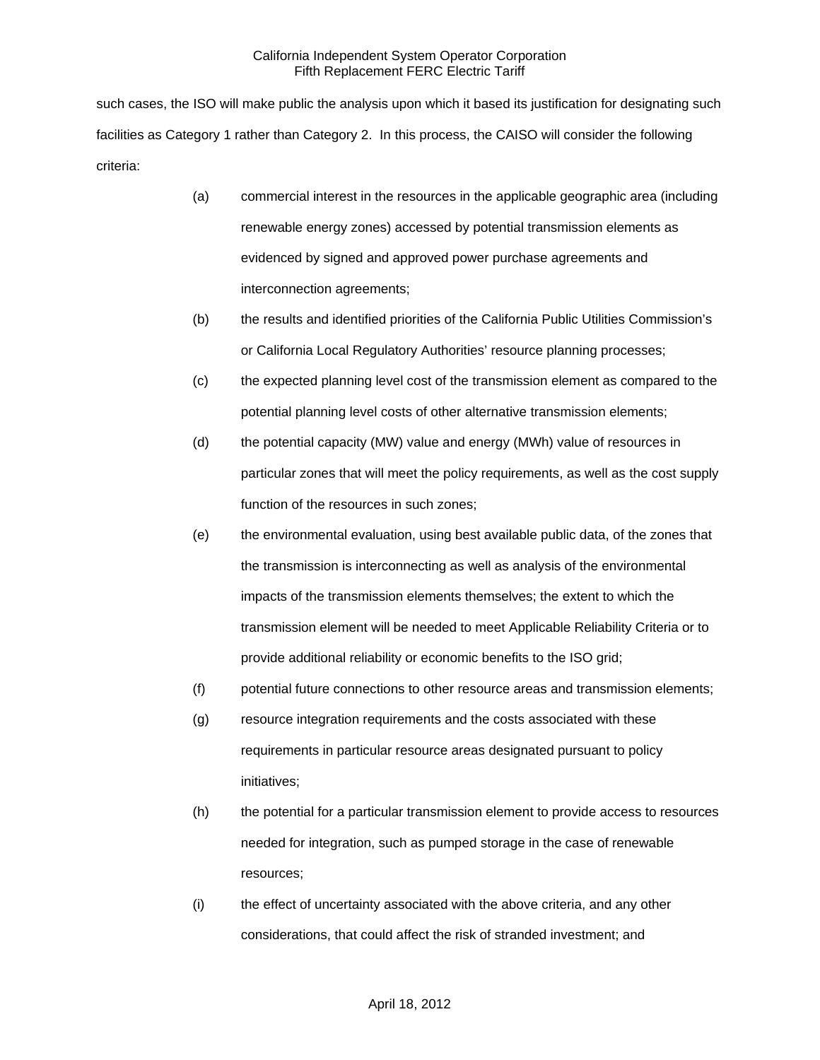such cases, the ISO will make public the analysis upon which it based its justification for designating such facilities as Category 1 rather than Category 2. In this process, the CAISO will consider the following criteria:

(a) commercial interest in the resources in the applicable geographic area (including renewable energy zones) accessed by potential transmission elements as evidenced by signed and approved power purchase agreements and interconnection agreements;

(b) the results and identified priorities of the California Public Utilities Commission's or California Local Regulatory Authorities' resource planning processes;

(c) the expected planning level cost of the transmission element as compared to the potential planning level costs of other alternative transmission elements;

(d) the potential capacity (MW) value and energy (MWh) value of resources in particular zones that will meet the policy requirements, as well as the cost supply function of the resources in such zones;

(e) the environmental evaluation, using best available public data, of the zones that the transmission is interconnecting as well as analysis of the environmental impacts of the transmission elements themselves; the extent to which the transmission element will be needed to meet Applicable Reliability Criteria or to provide additional reliability or economic benefits to the ISO grid;

(f) potential future connections to other resource areas and transmission elements;

(g) resource integration requirements and the costs associated with these requirements in particular resource areas designated pursuant to policy initiatives;

(h) the potential for a particular transmission element to provide access to resources needed for integration, such as pumped storage in the case of renewable resources;

(i) the effect of uncertainty associated with the above criteria, and any other considerations, that could affect the risk of stranded investment; and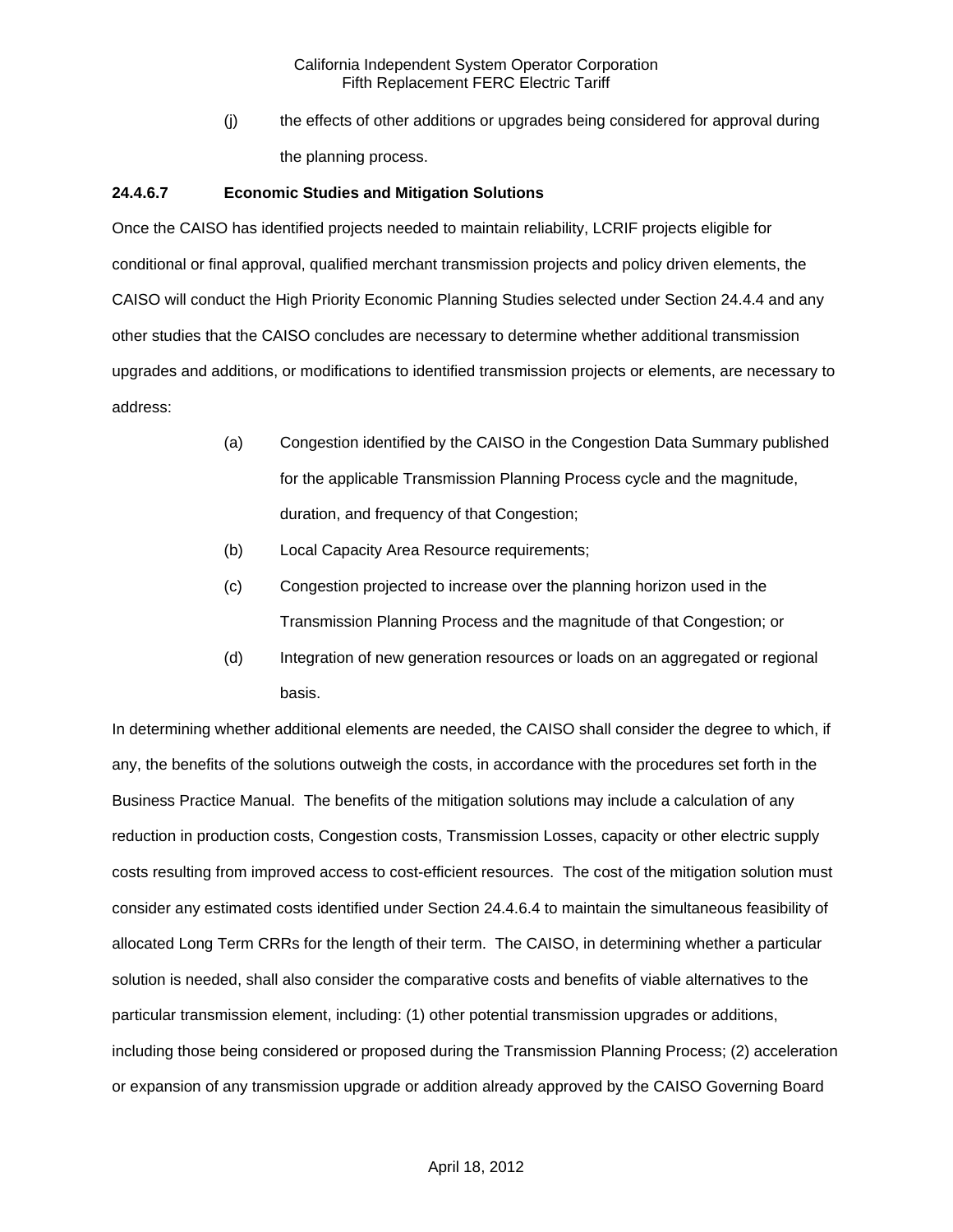(j) the effects of other additions or upgrades being considered for approval during the planning process.

**24.4.6.7 Economic Studies and Mitigation Solutions**

Once the CAISO has identified projects needed to maintain reliability, LCRIF projects eligible for conditional or final approval, qualified merchant transmission projects and policy driven elements, the CAISO will conduct the High Priority Economic Planning Studies selected under Section 24.4.4 and any other studies that the CAISO concludes are necessary to determine whether additional transmission upgrades and additions, or modifications to identified transmission projects or elements, are necessary to address:

(a) Congestion identified by the CAISO in the Congestion Data Summary published for the applicable Transmission Planning Process cycle and the magnitude, duration, and frequency of that Congestion;

(b) Local Capacity Area Resource requirements;

(c) Congestion projected to increase over the planning horizon used in the Transmission Planning Process and the magnitude of that Congestion; or

(d) Integration of new generation resources or loads on an aggregated or regional basis.

In determining whether additional elements are needed, the CAISO shall consider the degree to which, if any, the benefits of the solutions outweigh the costs, in accordance with the procedures set forth in the Business Practice Manual. The benefits of the mitigation solutions may include a calculation of any reduction in production costs, Congestion costs, Transmission Losses, capacity or other electric supply costs resulting from improved access to cost-efficient resources. The cost of the mitigation solution must consider any estimated costs identified under Section 24.4.6.4 to maintain the simultaneous feasibility of allocated Long Term CRRs for the length of their term. The CAISO, in determining whether a particular solution is needed, shall also consider the comparative costs and benefits of viable alternatives to the particular transmission element, including: (1) other potential transmission upgrades or additions, including those being considered or proposed during the Transmission Planning Process; (2) acceleration or expansion of any transmission upgrade or addition already approved by the CAISO Governing Board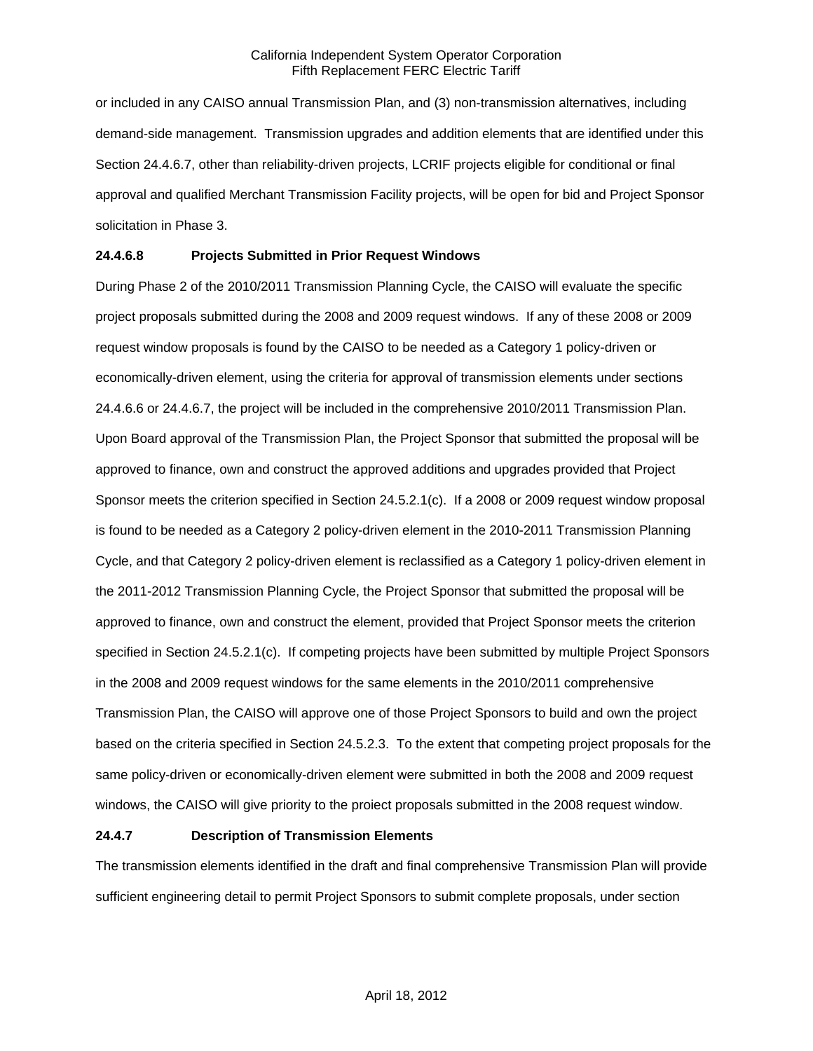or included in any CAISO annual Transmission Plan, and (3) non-transmission alternatives, including demand-side management. Transmission upgrades and addition elements that are identified under this Section 24.4.6.7, other than reliability-driven projects, LCRIF projects eligible for conditional or final approval and qualified Merchant Transmission Facility projects, will be open for bid and Project Sponsor solicitation in Phase 3.

**24.4.6.8 Projects Submitted in Prior Request Windows**

During Phase 2 of the 2010/2011 Transmission Planning Cycle, the CAISO will evaluate the specific project proposals submitted during the 2008 and 2009 request windows. If any of these 2008 or 2009 request window proposals is found by the CAISO to be needed as a Category 1 policy-driven or economically-driven element, using the criteria for approval of transmission elements under sections 24.4.6.6 or 24.4.6.7, the project will be included in the comprehensive 2010/2011 Transmission Plan. Upon Board approval of the Transmission Plan, the Project Sponsor that submitted the proposal will be approved to finance, own and construct the approved additions and upgrades provided that Project Sponsor meets the criterion specified in Section 24.5.2.1(c). If a 2008 or 2009 request window proposal is found to be needed as a Category 2 policy-driven element in the 2010-2011 Transmission Planning Cycle, and that Category 2 policy-driven element is reclassified as a Category 1 policy-driven element in the 2011-2012 Transmission Planning Cycle, the Project Sponsor that submitted the proposal will be approved to finance, own and construct the element, provided that Project Sponsor meets the criterion specified in Section 24.5.2.1(c). If competing projects have been submitted by multiple Project Sponsors in the 2008 and 2009 request windows for the same elements in the 2010/2011 comprehensive Transmission Plan, the CAISO will approve one of those Project Sponsors to build and own the project based on the criteria specified in Section 24.5.2.3. To the extent that competing project proposals for the same policy-driven or economically-driven element were submitted in both the 2008 and 2009 request windows, the CAISO will give priority to the proiect proposals submitted in the 2008 request window.

**24.4.7 Description of Transmission Elements**

The transmission elements identified in the draft and final comprehensive Transmission Plan will provide sufficient engineering detail to permit Project Sponsors to submit complete proposals, under section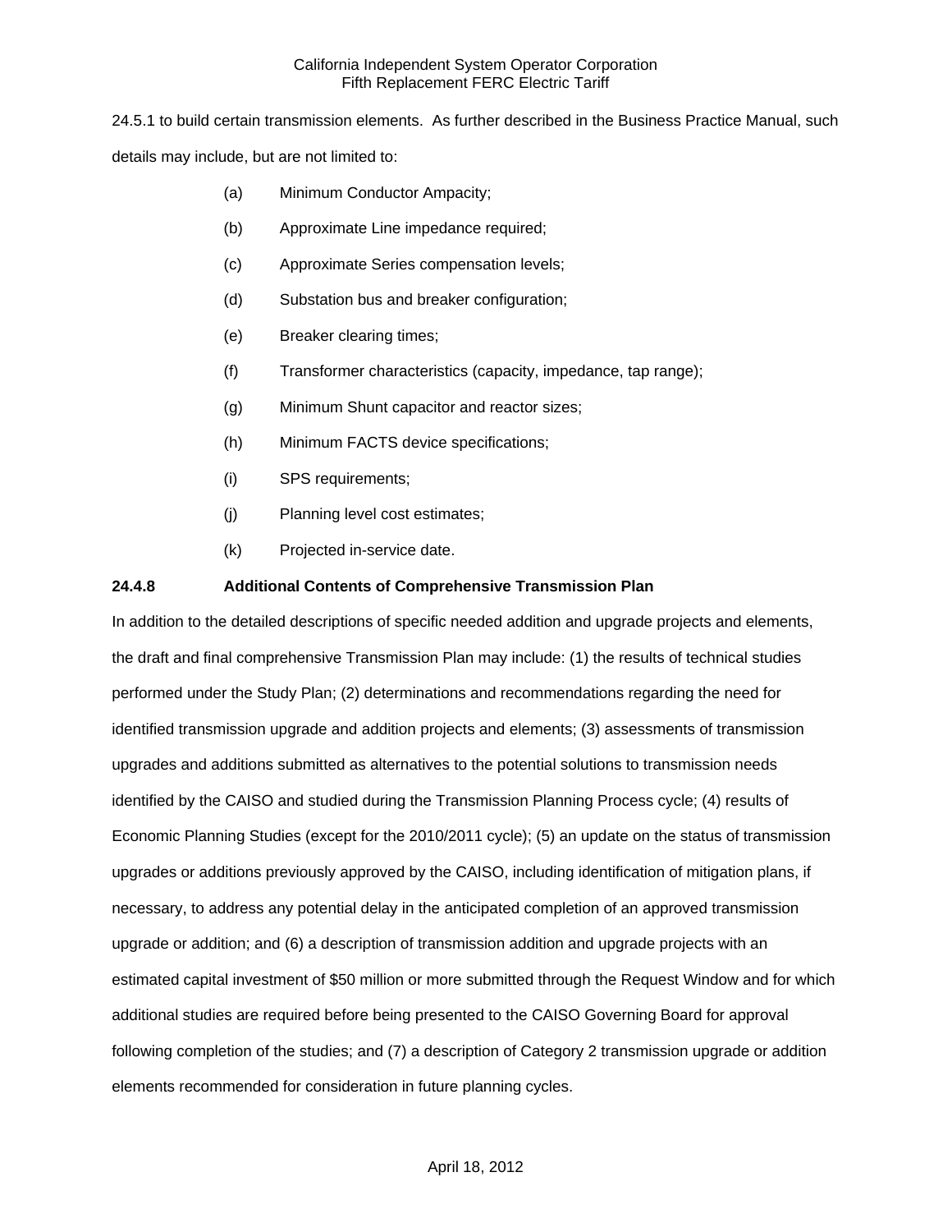24.5.1 to build certain transmission elements. As further described in the Business Practice Manual, such details may include, but are not limited to:

(a) Minimum Conductor Ampacity;

(b) Approximate Line impedance required;

(c) Approximate Series compensation levels;

(d) Substation bus and breaker configuration;

(e) Breaker clearing times;

(f) Transformer characteristics (capacity, impedance, tap range);

(g) Minimum Shunt capacitor and reactor sizes;

(h) Minimum FACTS device specifications;

(i) SPS requirements;

(j) Planning level cost estimates;

(k) Projected in-service date.

**24.4.8 Additional Contents of Comprehensive Transmission Plan**

In addition to the detailed descriptions of specific needed addition and upgrade projects and elements, the draft and final comprehensive Transmission Plan may include: (1) the results of technical studies performed under the Study Plan; (2) determinations and recommendations regarding the need for identified transmission upgrade and addition projects and elements; (3) assessments of transmission upgrades and additions submitted as alternatives to the potential solutions to transmission needs identified by the CAISO and studied during the Transmission Planning Process cycle; (4) results of Economic Planning Studies (except for the 2010/2011 cycle); (5) an update on the status of transmission upgrades or additions previously approved by the CAISO, including identification of mitigation plans, if necessary, to address any potential delay in the anticipated completion of an approved transmission upgrade or addition; and (6) a description of transmission addition and upgrade projects with an estimated capital investment of $50 million or more submitted through the Request Window and for which additional studies are required before being presented to the CAISO Governing Board for approval following completion of the studies; and (7) a description of Category 2 transmission upgrade or addition elements recommended for consideration in future planning cycles.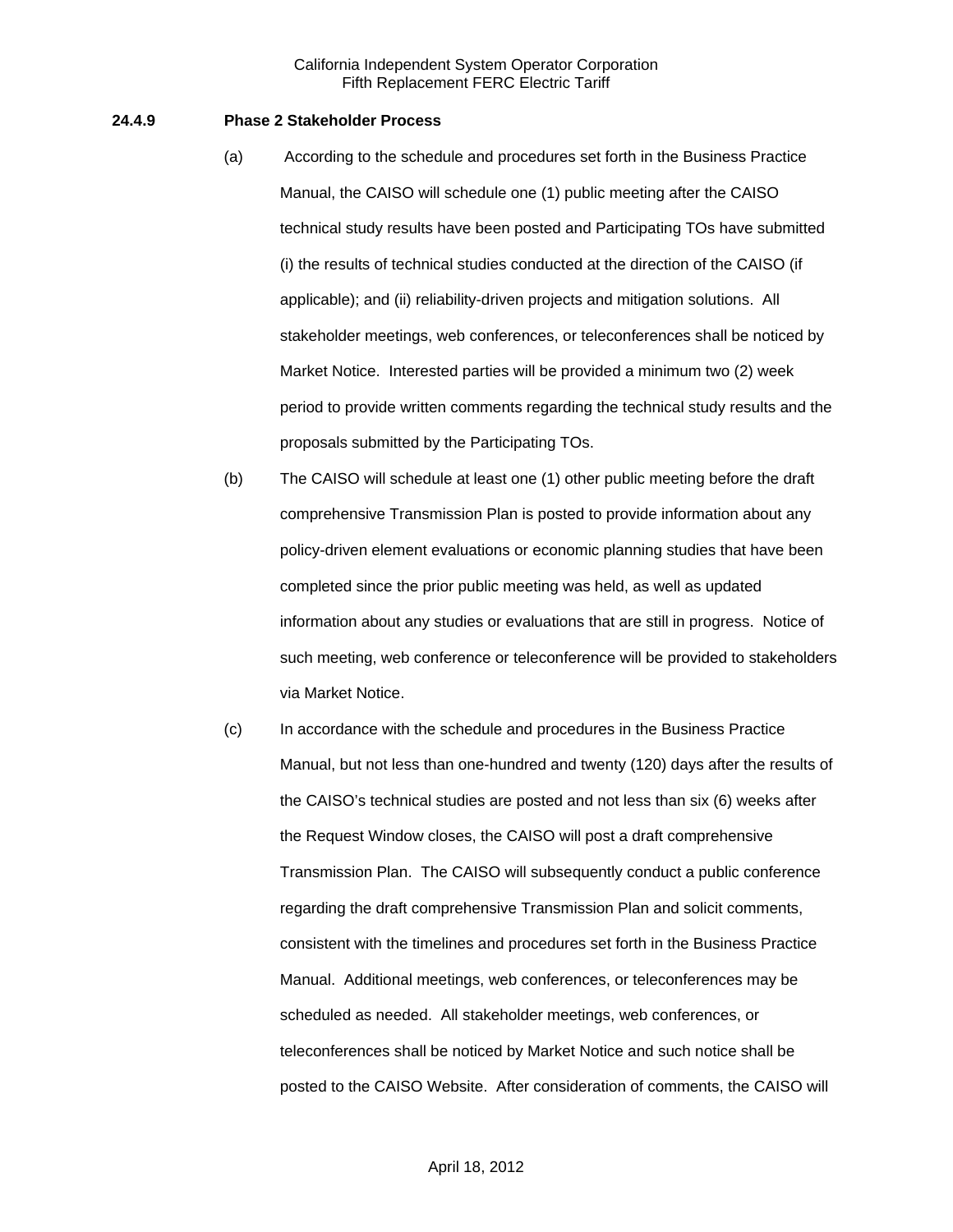### 24.4.9 Phase 2 Stakeholder Process

(a) According to the schedule and procedures set forth in the Business Practice Manual, the CAISO will schedule one (1) public meeting after the CAISO technical study results have been posted and Participating TOs have submitted (i) the results of technical studies conducted at the direction of the CAISO (if applicable); and (ii) reliability-driven projects and mitigation solutions. All stakeholder meetings, web conferences, or teleconferences shall be noticed by Market Notice. Interested parties will be provided a minimum two (2) week period to provide written comments regarding the technical study results and the proposals submitted by the Participating TOs.

(b) The CAISO will schedule at least one (1) other public meeting before the draft comprehensive Transmission Plan is posted to provide information about any policy-driven element evaluations or economic planning studies that have been completed since the prior public meeting was held, as well as updated information about any studies or evaluations that are still in progress. Notice of such meeting, web conference or teleconference will be provided to stakeholders via Market Notice.

(c) In accordance with the schedule and procedures in the Business Practice Manual, but not less than one-hundred and twenty (120) days after the results of the CAISO's technical studies are posted and not less than six (6) weeks after the Request Window closes, the CAISO will post a draft comprehensive Transmission Plan. The CAISO will subsequently conduct a public conference regarding the draft comprehensive Transmission Plan and solicit comments, consistent with the timelines and procedures set forth in the Business Practice Manual. Additional meetings, web conferences, or teleconferences may be scheduled as needed. All stakeholder meetings, web conferences, or teleconferences shall be noticed by Market Notice and such notice shall be posted to the CAISO Website. After consideration of comments, the CAISO will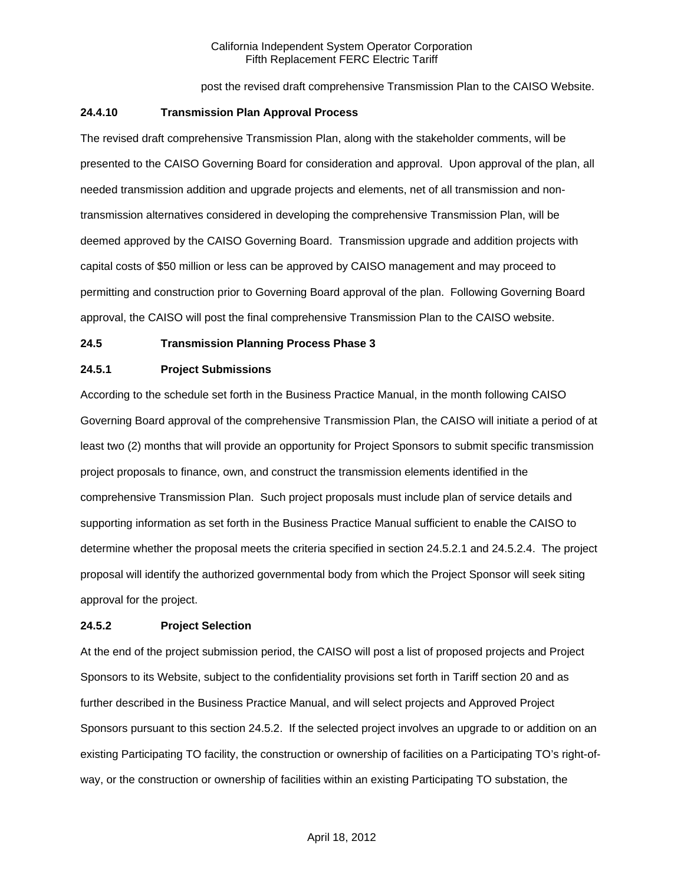post the revised draft comprehensive Transmission Plan to the CAISO Website.

**24.4.10 Transmission Plan Approval Process**

The revised draft comprehensive Transmission Plan, along with the stakeholder comments, will be presented to the CAISO Governing Board for consideration and approval. Upon approval of the plan, all needed transmission addition and upgrade projects and elements, net of all transmission and non-transmission alternatives considered in developing the comprehensive Transmission Plan, will be deemed approved by the CAISO Governing Board. Transmission upgrade and addition projects with capital costs of $50 million or less can be approved by CAISO management and may proceed to permitting and construction prior to Governing Board approval of the plan. Following Governing Board approval, the CAISO will post the final comprehensive Transmission Plan to the CAISO website.

**24.5 Transmission Planning Process Phase 3**

**24.5.1 Project Submissions**

According to the schedule set forth in the Business Practice Manual, in the month following CAISO Governing Board approval of the comprehensive Transmission Plan, the CAISO will initiate a period of at least two (2) months that will provide an opportunity for Project Sponsors to submit specific transmission project proposals to finance, own, and construct the transmission elements identified in the comprehensive Transmission Plan. Such project proposals must include plan of service details and supporting information as set forth in the Business Practice Manual sufficient to enable the CAISO to determine whether the proposal meets the criteria specified in section 24.5.2.1 and 24.5.2.4. The project proposal will identify the authorized governmental body from which the Project Sponsor will seek siting approval for the project.

**24.5.2 Project Selection**

At the end of the project submission period, the CAISO will post a list of proposed projects and Project Sponsors to its Website, subject to the confidentiality provisions set forth in Tariff section 20 and as further described in the Business Practice Manual, and will select projects and Approved Project Sponsors pursuant to this section 24.5.2. If the selected project involves an upgrade to or addition on an existing Participating TO facility, the construction or ownership of facilities on a Participating TO's right-of-way, or the construction or ownership of facilities within an existing Participating TO substation, the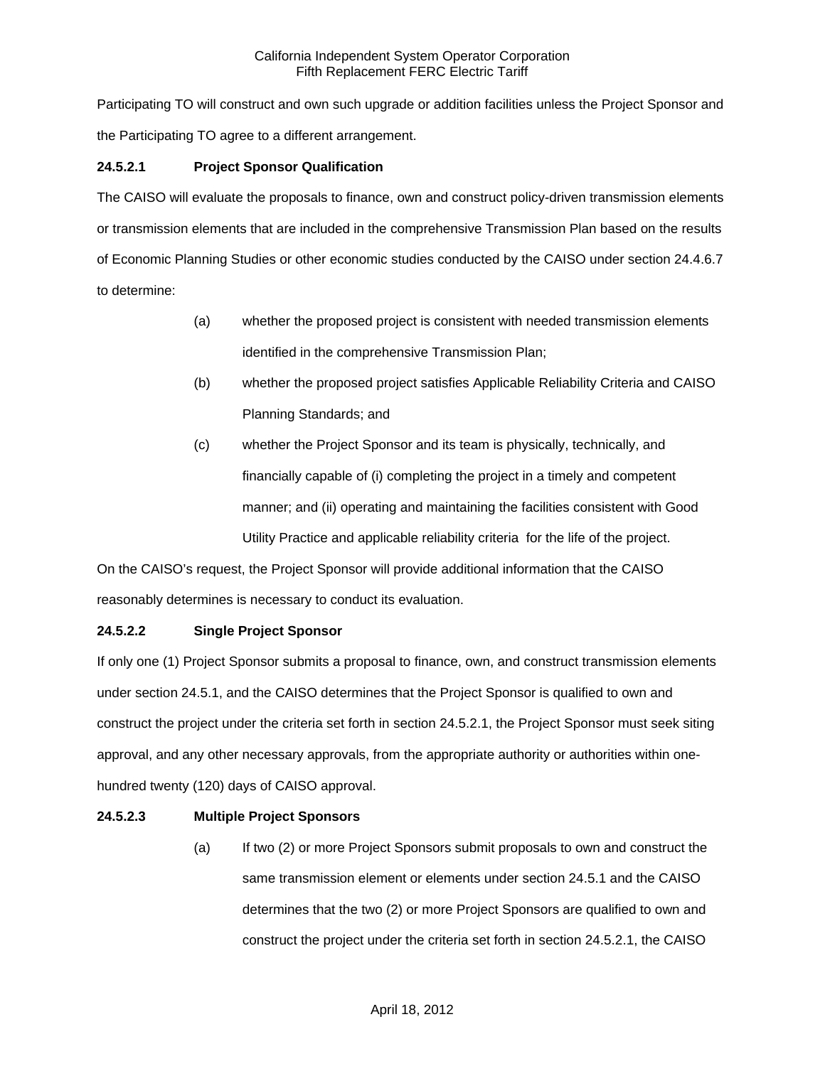Participating TO will construct and own such upgrade or addition facilities unless the Project Sponsor and the Participating TO agree to a different arrangement.

**24.5.2.1 Project Sponsor Qualification**

The CAISO will evaluate the proposals to finance, own and construct policy-driven transmission elements or transmission elements that are included in the comprehensive Transmission Plan based on the results of Economic Planning Studies or other economic studies conducted by the CAISO under section 24.4.6.7 to determine:

(a) whether the proposed project is consistent with needed transmission elements identified in the comprehensive Transmission Plan;

(b) whether the proposed project satisfies Applicable Reliability Criteria and CAISO Planning Standards; and

(c) whether the Project Sponsor and its team is physically, technically, and financially capable of (i) completing the project in a timely and competent manner; and (ii) operating and maintaining the facilities consistent with Good Utility Practice and applicable reliability criteria for the life of the project.

On the CAISO's request, the Project Sponsor will provide additional information that the CAISO reasonably determines is necessary to conduct its evaluation.

**24.5.2.2 Single Project Sponsor**

If only one (1) Project Sponsor submits a proposal to finance, own, and construct transmission elements under section 24.5.1, and the CAISO determines that the Project Sponsor is qualified to own and construct the project under the criteria set forth in section 24.5.2.1, the Project Sponsor must seek siting approval, and any other necessary approvals, from the appropriate authority or authorities within one-hundred twenty (120) days of CAISO approval.

**24.5.2.3 Multiple Project Sponsors**

(a) If two (2) or more Project Sponsors submit proposals to own and construct the same transmission element or elements under section 24.5.1 and the CAISO determines that the two (2) or more Project Sponsors are qualified to own and construct the project under the criteria set forth in section 24.5.2.1, the CAISO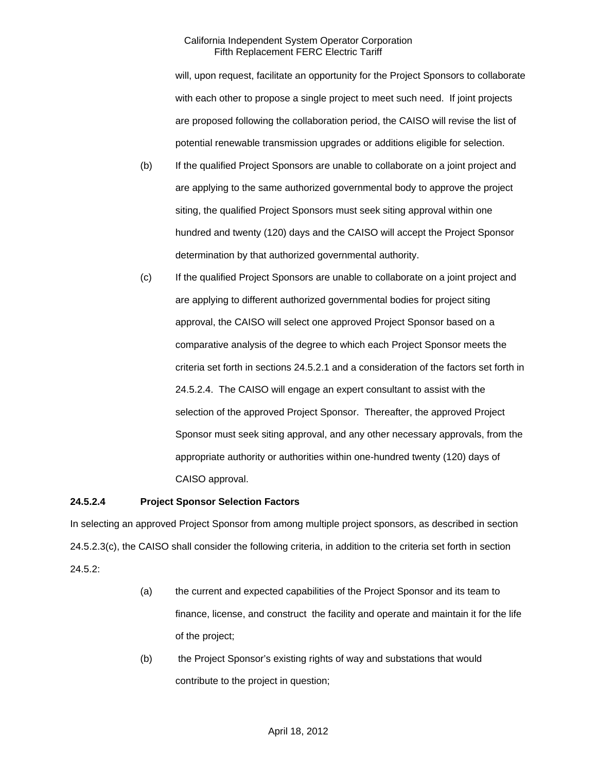will, upon request, facilitate an opportunity for the Project Sponsors to collaborate with each other to propose a single project to meet such need. If joint projects are proposed following the collaboration period, the CAISO will revise the list of potential renewable transmission upgrades or additions eligible for selection.

(b) If the qualified Project Sponsors are unable to collaborate on a joint project and are applying to the same authorized governmental body to approve the project siting, the qualified Project Sponsors must seek siting approval within one hundred and twenty (120) days and the CAISO will accept the Project Sponsor determination by that authorized governmental authority.

(c) If the qualified Project Sponsors are unable to collaborate on a joint project and are applying to different authorized governmental bodies for project siting approval, the CAISO will select one approved Project Sponsor based on a comparative analysis of the degree to which each Project Sponsor meets the criteria set forth in sections 24.5.2.1 and a consideration of the factors set forth in 24.5.2.4. The CAISO will engage an expert consultant to assist with the selection of the approved Project Sponsor. Thereafter, the approved Project Sponsor must seek siting approval, and any other necessary approvals, from the appropriate authority or authorities within one-hundred twenty (120) days of CAISO approval.

**24.5.2.4 Project Sponsor Selection Factors**

In selecting an approved Project Sponsor from among multiple project sponsors, as described in section 24.5.2.3(c), the CAISO shall consider the following criteria, in addition to the criteria set forth in section 24.5.2:

(a) the current and expected capabilities of the Project Sponsor and its team to finance, license, and construct the facility and operate and maintain it for the life of the project;

(b) the Project Sponsor's existing rights of way and substations that would contribute to the project in question;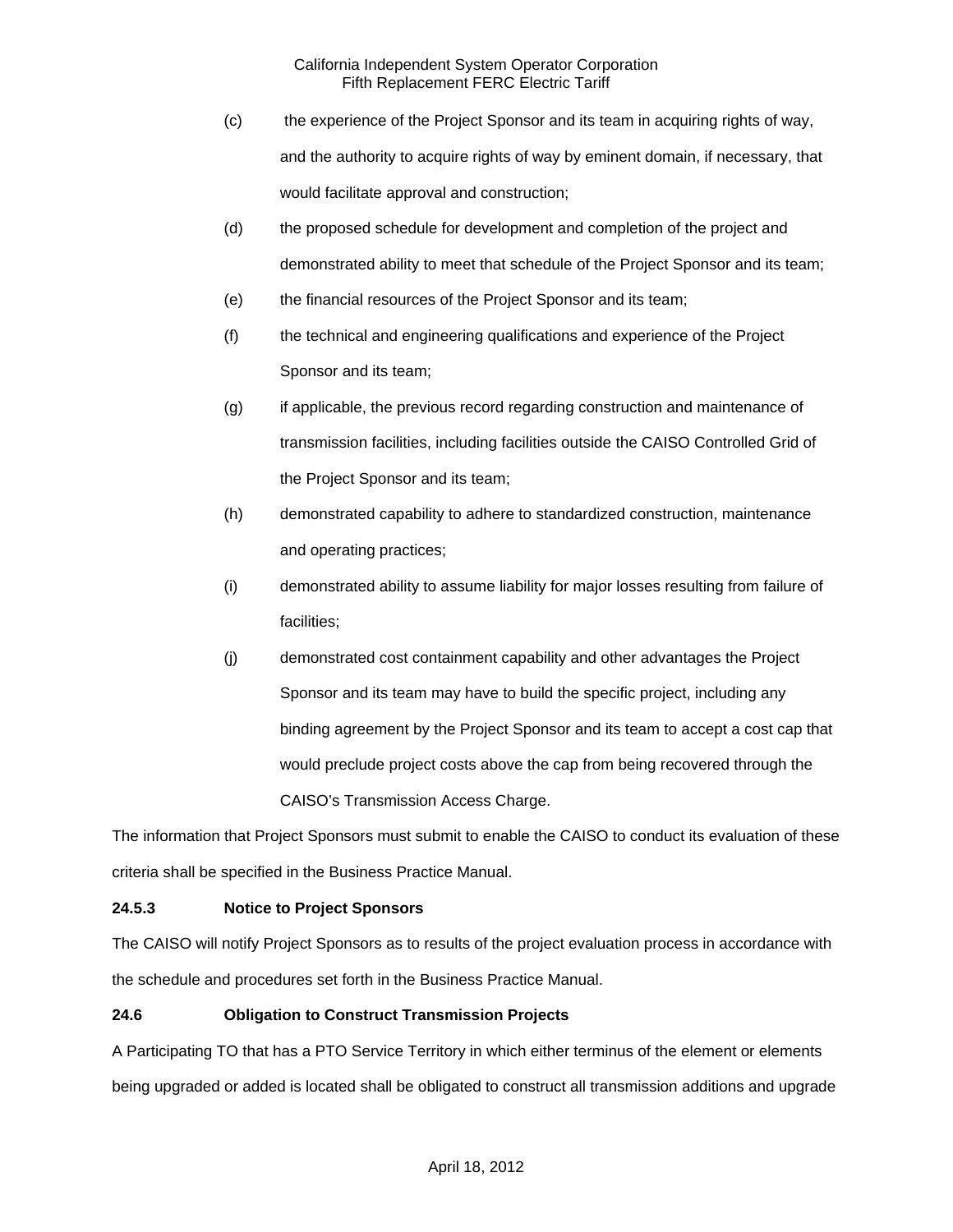(c) the experience of the Project Sponsor and its team in acquiring rights of way, and the authority to acquire rights of way by eminent domain, if necessary, that would facilitate approval and construction;

(d) the proposed schedule for development and completion of the project and demonstrated ability to meet that schedule of the Project Sponsor and its team;

(e) the financial resources of the Project Sponsor and its team;

(f) the technical and engineering qualifications and experience of the Project Sponsor and its team;

(g) if applicable, the previous record regarding construction and maintenance of transmission facilities, including facilities outside the CAISO Controlled Grid of the Project Sponsor and its team;

(h) demonstrated capability to adhere to standardized construction, maintenance and operating practices;

(i) demonstrated ability to assume liability for major losses resulting from failure of facilities;

(j) demonstrated cost containment capability and other advantages the Project Sponsor and its team may have to build the specific project, including any binding agreement by the Project Sponsor and its team to accept a cost cap that would preclude project costs above the cap from being recovered through the CAISO's Transmission Access Charge.

The information that Project Sponsors must submit to enable the CAISO to conduct its evaluation of these criteria shall be specified in the Business Practice Manual.

**24.5.3 Notice to Project Sponsors**

The CAISO will notify Project Sponsors as to results of the project evaluation process in accordance with the schedule and procedures set forth in the Business Practice Manual.

**24.6 Obligation to Construct Transmission Projects**

A Participating TO that has a PTO Service Territory in which either terminus of the element or elements being upgraded or added is located shall be obligated to construct all transmission additions and upgrade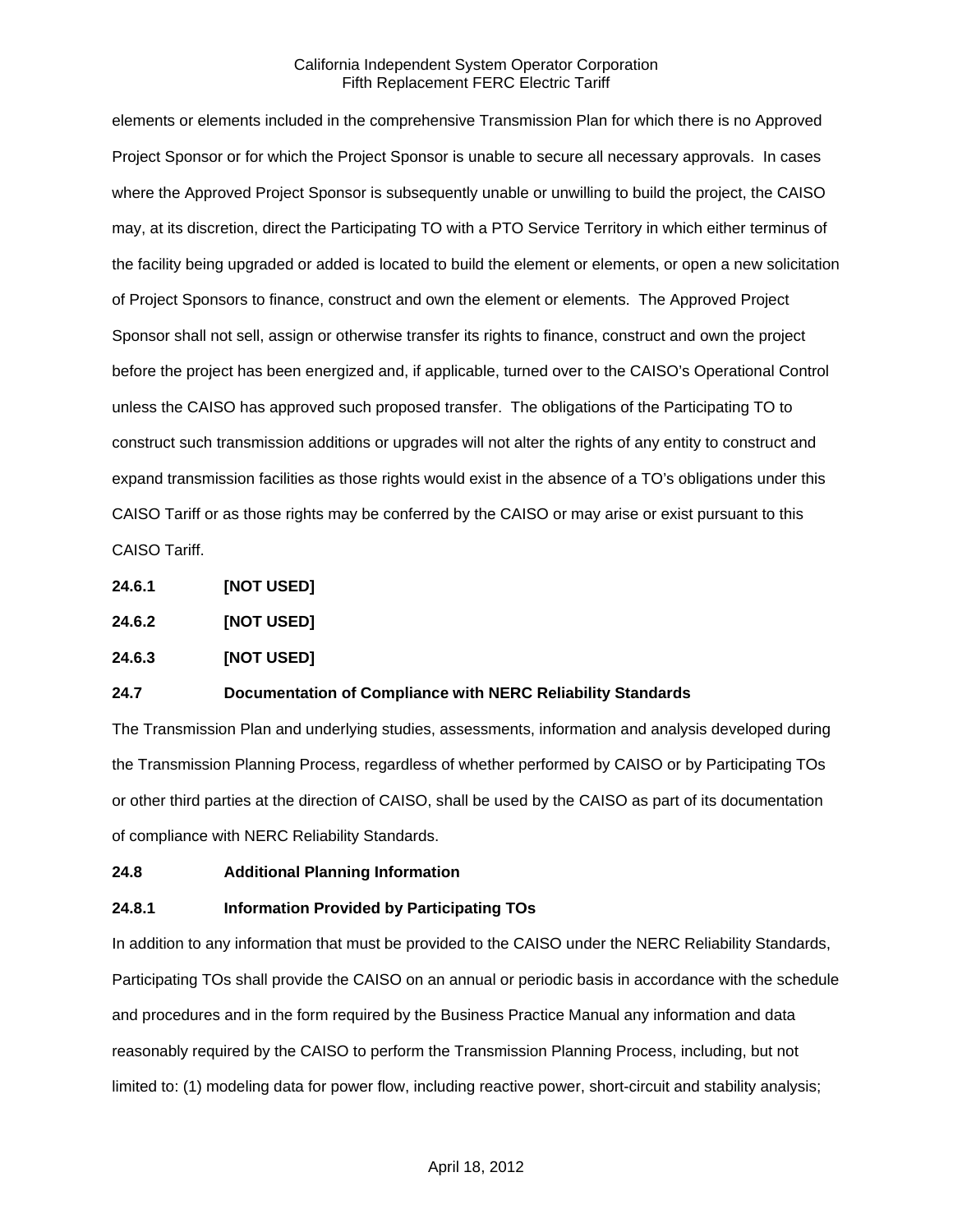elements or elements included in the comprehensive Transmission Plan for which there is no Approved Project Sponsor or for which the Project Sponsor is unable to secure all necessary approvals. In cases where the Approved Project Sponsor is subsequently unable or unwilling to build the project, the CAISO may, at its discretion, direct the Participating TO with a PTO Service Territory in which either terminus of the facility being upgraded or added is located to build the element or elements, or open a new solicitation of Project Sponsors to finance, construct and own the element or elements. The Approved Project Sponsor shall not sell, assign or otherwise transfer its rights to finance, construct and own the project before the project has been energized and, if applicable, turned over to the CAISO's Operational Control unless the CAISO has approved such proposed transfer. The obligations of the Participating TO to construct such transmission additions or upgrades will not alter the rights of any entity to construct and expand transmission facilities as those rights would exist in the absence of a TO's obligations under this CAISO Tariff or as those rights may be conferred by the CAISO or may arise or exist pursuant to this CAISO Tariff.

**24.6.1 [NOT USED]**

**24.6.2 [NOT USED]**

**24.6.3 [NOT USED]**

**24.7 Documentation of Compliance with NERC Reliability Standards**

The Transmission Plan and underlying studies, assessments, information and analysis developed during the Transmission Planning Process, regardless of whether performed by CAISO or by Participating TOs or other third parties at the direction of CAISO, shall be used by the CAISO as part of its documentation of compliance with NERC Reliability Standards.

**24.8 Additional Planning Information**

**24.8.1 Information Provided by Participating TOs**

In addition to any information that must be provided to the CAISO under the NERC Reliability Standards, Participating TOs shall provide the CAISO on an annual or periodic basis in accordance with the schedule and procedures and in the form required by the Business Practice Manual any information and data reasonably required by the CAISO to perform the Transmission Planning Process, including, but not limited to: (1) modeling data for power flow, including reactive power, short-circuit and stability analysis;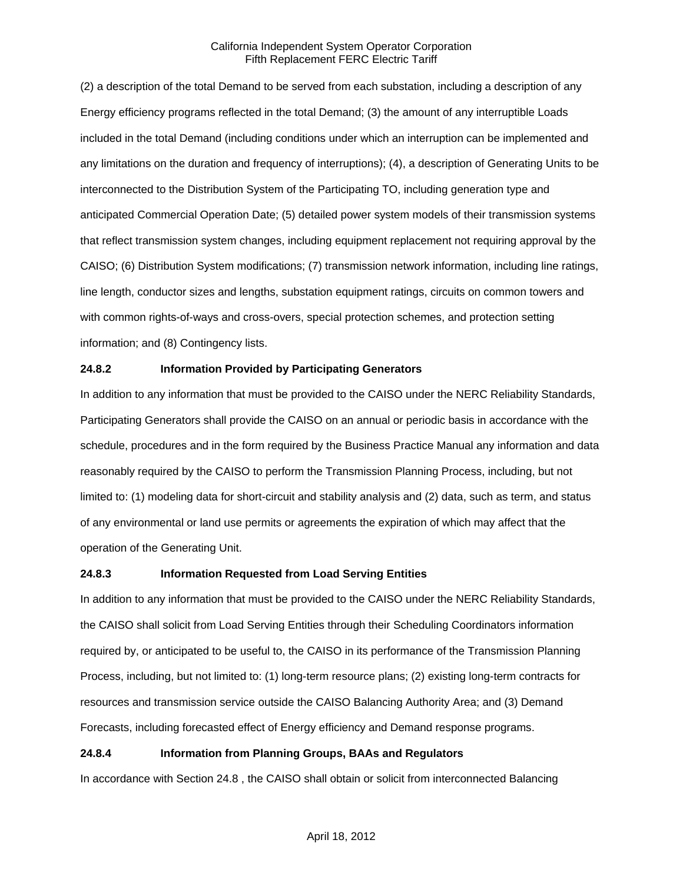(2) a description of the total Demand to be served from each substation, including a description of any Energy efficiency programs reflected in the total Demand; (3) the amount of any interruptible Loads included in the total Demand (including conditions under which an interruption can be implemented and any limitations on the duration and frequency of interruptions); (4), a description of Generating Units to be interconnected to the Distribution System of the Participating TO, including generation type and anticipated Commercial Operation Date; (5) detailed power system models of their transmission systems that reflect transmission system changes, including equipment replacement not requiring approval by the CAISO; (6) Distribution System modifications; (7) transmission network information, including line ratings, line length, conductor sizes and lengths, substation equipment ratings, circuits on common towers and with common rights-of-ways and cross-overs, special protection schemes, and protection setting information; and (8) Contingency lists.

**24.8.2 Information Provided by Participating Generators**

In addition to any information that must be provided to the CAISO under the NERC Reliability Standards, Participating Generators shall provide the CAISO on an annual or periodic basis in accordance with the schedule, procedures and in the form required by the Business Practice Manual any information and data reasonably required by the CAISO to perform the Transmission Planning Process, including, but not limited to: (1) modeling data for short-circuit and stability analysis and (2) data, such as term, and status of any environmental or land use permits or agreements the expiration of which may affect that the operation of the Generating Unit.

**24.8.3 Information Requested from Load Serving Entities**

In addition to any information that must be provided to the CAISO under the NERC Reliability Standards, the CAISO shall solicit from Load Serving Entities through their Scheduling Coordinators information required by, or anticipated to be useful to, the CAISO in its performance of the Transmission Planning Process, including, but not limited to: (1) long-term resource plans; (2) existing long-term contracts for resources and transmission service outside the CAISO Balancing Authority Area; and (3) Demand Forecasts, including forecasted effect of Energy efficiency and Demand response programs.

**24.8.4 Information from Planning Groups, BAAs and Regulators**

In accordance with Section 24.8 , the CAISO shall obtain or solicit from interconnected Balancing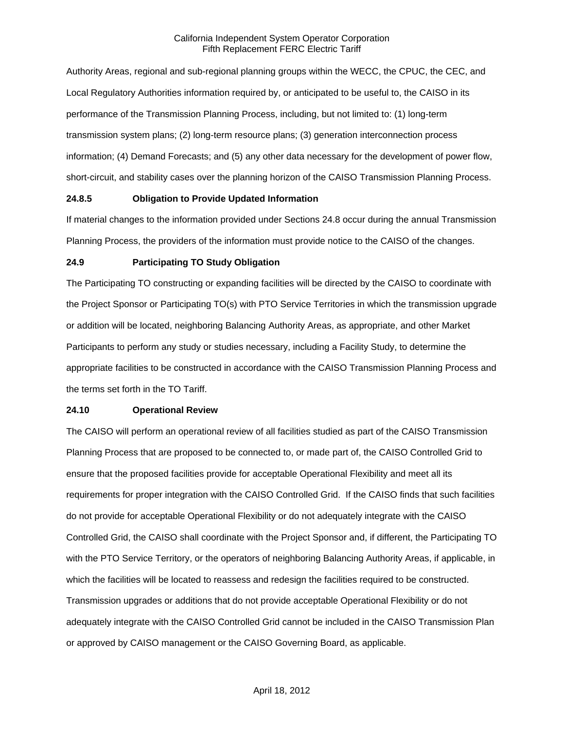Authority Areas, regional and sub-regional planning groups within the WECC, the CPUC, the CEC, and Local Regulatory Authorities information required by, or anticipated to be useful to, the CAISO in its performance of the Transmission Planning Process, including, but not limited to: (1) long-term transmission system plans; (2) long-term resource plans; (3) generation interconnection process information; (4) Demand Forecasts; and (5) any other data necessary for the development of power flow, short-circuit, and stability cases over the planning horizon of the CAISO Transmission Planning Process.

**24.8.5 Obligation to Provide Updated Information**

If material changes to the information provided under Sections 24.8 occur during the annual Transmission Planning Process, the providers of the information must provide notice to the CAISO of the changes.

**24.9 Participating TO Study Obligation**

The Participating TO constructing or expanding facilities will be directed by the CAISO to coordinate with the Project Sponsor or Participating TO(s) with PTO Service Territories in which the transmission upgrade or addition will be located, neighboring Balancing Authority Areas, as appropriate, and other Market Participants to perform any study or studies necessary, including a Facility Study, to determine the appropriate facilities to be constructed in accordance with the CAISO Transmission Planning Process and the terms set forth in the TO Tariff.

**24.10 Operational Review**

The CAISO will perform an operational review of all facilities studied as part of the CAISO Transmission Planning Process that are proposed to be connected to, or made part of, the CAISO Controlled Grid to ensure that the proposed facilities provide for acceptable Operational Flexibility and meet all its requirements for proper integration with the CAISO Controlled Grid. If the CAISO finds that such facilities do not provide for acceptable Operational Flexibility or do not adequately integrate with the CAISO Controlled Grid, the CAISO shall coordinate with the Project Sponsor and, if different, the Participating TO with the PTO Service Territory, or the operators of neighboring Balancing Authority Areas, if applicable, in which the facilities will be located to reassess and redesign the facilities required to be constructed. Transmission upgrades or additions that do not provide acceptable Operational Flexibility or do not adequately integrate with the CAISO Controlled Grid cannot be included in the CAISO Transmission Plan or approved by CAISO management or the CAISO Governing Board, as applicable.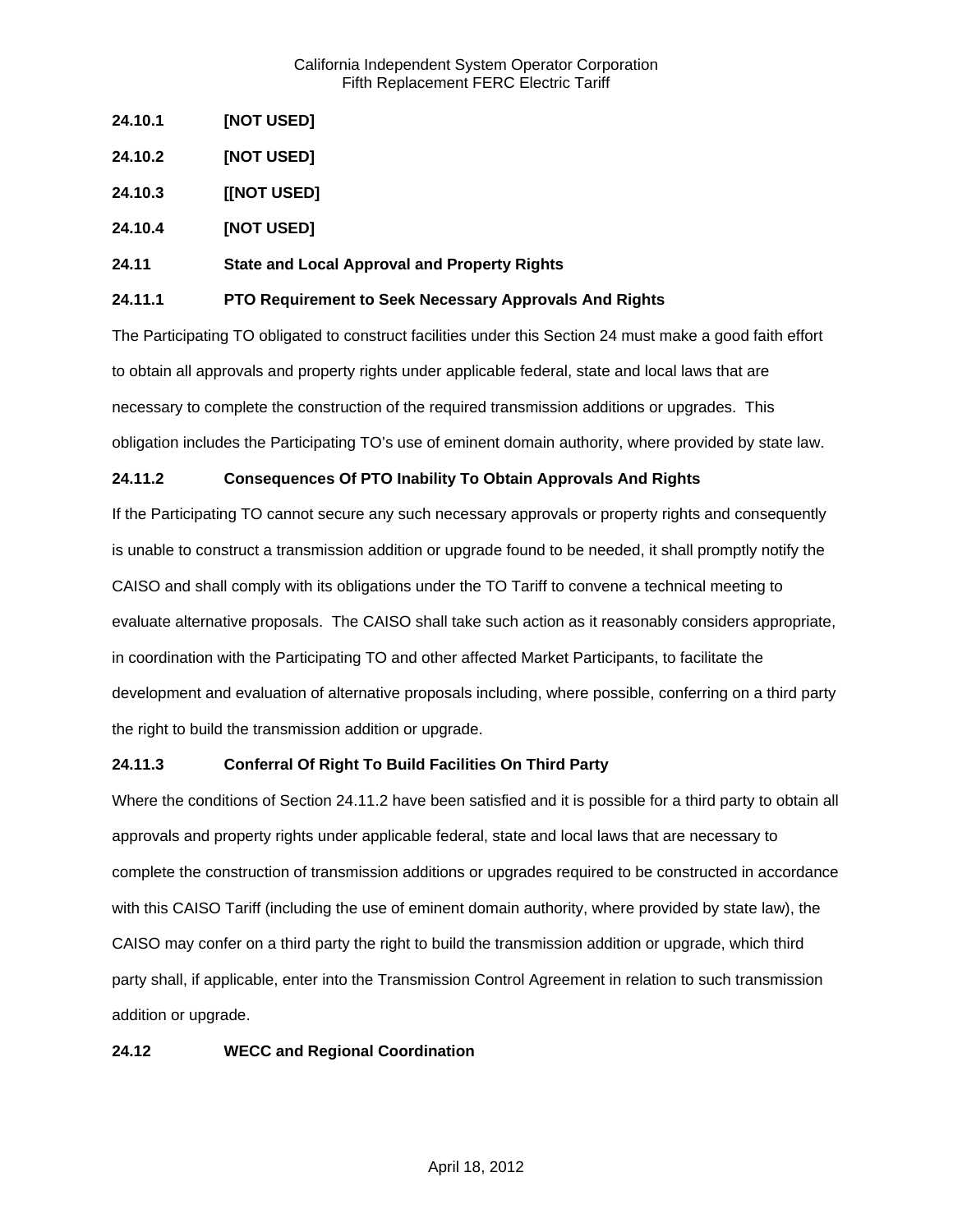**24.10.1 [NOT USED]**

**24.10.2 [NOT USED]**

**24.10.3 [[NOT USED]**

**24.10.4 [NOT USED]**

**24.11 State and Local Approval and Property Rights**

**24.11.1 PTO Requirement to Seek Necessary Approvals And Rights**

The Participating TO obligated to construct facilities under this Section 24 must make a good faith effort to obtain all approvals and property rights under applicable federal, state and local laws that are necessary to complete the construction of the required transmission additions or upgrades. This obligation includes the Participating TO's use of eminent domain authority, where provided by state law.

**24.11.2 Consequences Of PTO Inability To Obtain Approvals And Rights**

If the Participating TO cannot secure any such necessary approvals or property rights and consequently is unable to construct a transmission addition or upgrade found to be needed, it shall promptly notify the CAISO and shall comply with its obligations under the TO Tariff to convene a technical meeting to evaluate alternative proposals. The CAISO shall take such action as it reasonably considers appropriate, in coordination with the Participating TO and other affected Market Participants, to facilitate the development and evaluation of alternative proposals including, where possible, conferring on a third party the right to build the transmission addition or upgrade.

**24.11.3 Conferral Of Right To Build Facilities On Third Party**

Where the conditions of Section 24.11.2 have been satisfied and it is possible for a third party to obtain all approvals and property rights under applicable federal, state and local laws that are necessary to complete the construction of transmission additions or upgrades required to be constructed in accordance with this CAISO Tariff (including the use of eminent domain authority, where provided by state law), the CAISO may confer on a third party the right to build the transmission addition or upgrade, which third party shall, if applicable, enter into the Transmission Control Agreement in relation to such transmission addition or upgrade.

**24.12 WECC and Regional Coordination**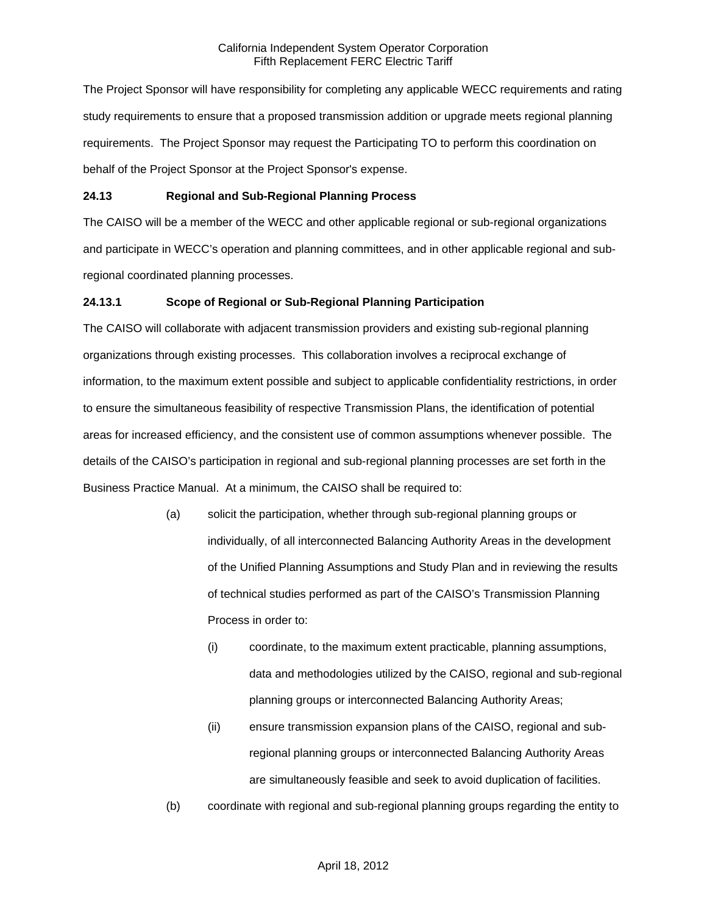The Project Sponsor will have responsibility for completing any applicable WECC requirements and rating study requirements to ensure that a proposed transmission addition or upgrade meets regional planning requirements. The Project Sponsor may request the Participating TO to perform this coordination on behalf of the Project Sponsor at the Project Sponsor's expense.

### 24.13 Regional and Sub-Regional Planning Process

The CAISO will be a member of the WECC and other applicable regional or sub-regional organizations and participate in WECC's operation and planning committees, and in other applicable regional and sub-regional coordinated planning processes.

#### 24.13.1 Scope of Regional or Sub-Regional Planning Participation

The CAISO will collaborate with adjacent transmission providers and existing sub-regional planning organizations through existing processes. This collaboration involves a reciprocal exchange of information, to the maximum extent possible and subject to applicable confidentiality restrictions, in order to ensure the simultaneous feasibility of respective Transmission Plans, the identification of potential areas for increased efficiency, and the consistent use of common assumptions whenever possible. The details of the CAISO's participation in regional and sub-regional planning processes are set forth in the Business Practice Manual. At a minimum, the CAISO shall be required to:

(a) solicit the participation, whether through sub-regional planning groups or individually, of all interconnected Balancing Authority Areas in the development of the Unified Planning Assumptions and Study Plan and in reviewing the results of technical studies performed as part of the CAISO's Transmission Planning Process in order to:

   (i) coordinate, to the maximum extent practicable, planning assumptions, data and methodologies utilized by the CAISO, regional and sub-regional planning groups or interconnected Balancing Authority Areas;

   (ii) ensure transmission expansion plans of the CAISO, regional and sub-regional planning groups or interconnected Balancing Authority Areas are simultaneously feasible and seek to avoid duplication of facilities.

(b) coordinate with regional and sub-regional planning groups regarding the entity to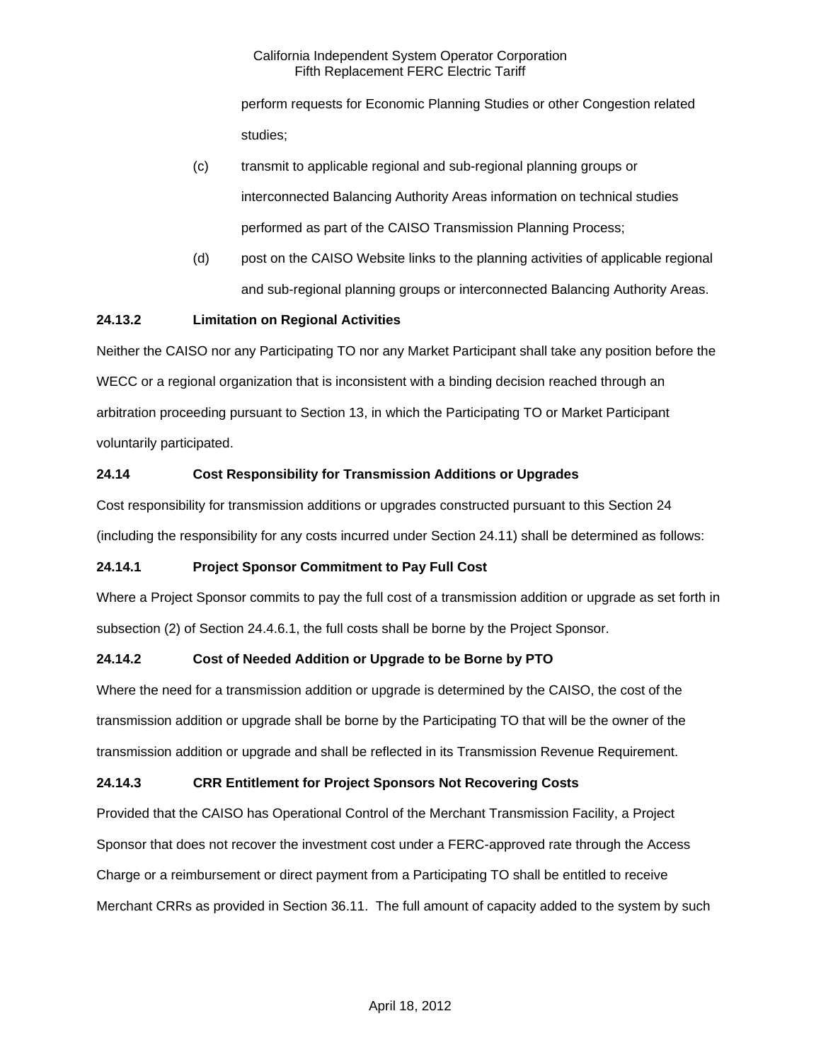perform requests for Economic Planning Studies or other Congestion related studies;

(c) transmit to applicable regional and sub-regional planning groups or interconnected Balancing Authority Areas information on technical studies performed as part of the CAISO Transmission Planning Process;

(d) post on the CAISO Website links to the planning activities of applicable regional and sub-regional planning groups or interconnected Balancing Authority Areas.

**24.13.2 Limitation on Regional Activities**

Neither the CAISO nor any Participating TO nor any Market Participant shall take any position before the WECC or a regional organization that is inconsistent with a binding decision reached through an arbitration proceeding pursuant to Section 13, in which the Participating TO or Market Participant voluntarily participated.

**24.14 Cost Responsibility for Transmission Additions or Upgrades**

Cost responsibility for transmission additions or upgrades constructed pursuant to this Section 24 (including the responsibility for any costs incurred under Section 24.11) shall be determined as follows:

**24.14.1 Project Sponsor Commitment to Pay Full Cost**

Where a Project Sponsor commits to pay the full cost of a transmission addition or upgrade as set forth in subsection (2) of Section 24.4.6.1, the full costs shall be borne by the Project Sponsor.

**24.14.2 Cost of Needed Addition or Upgrade to be Borne by PTO**

Where the need for a transmission addition or upgrade is determined by the CAISO, the cost of the transmission addition or upgrade shall be borne by the Participating TO that will be the owner of the transmission addition or upgrade and shall be reflected in its Transmission Revenue Requirement.

**24.14.3 CRR Entitlement for Project Sponsors Not Recovering Costs**

Provided that the CAISO has Operational Control of the Merchant Transmission Facility, a Project Sponsor that does not recover the investment cost under a FERC-approved rate through the Access Charge or a reimbursement or direct payment from a Participating TO shall be entitled to receive Merchant CRRs as provided in Section 36.11. The full amount of capacity added to the system by such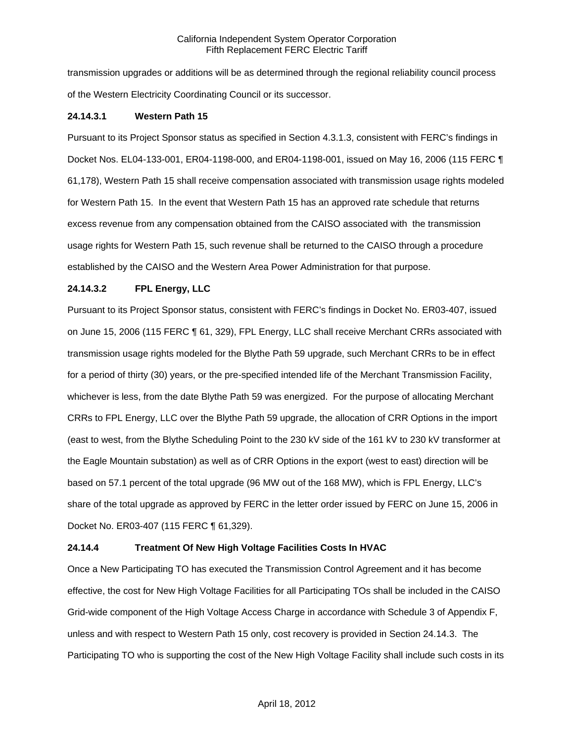transmission upgrades or additions will be as determined through the regional reliability council process of the Western Electricity Coordinating Council or its successor.

#### 24.14.3.1 Western Path 15

Pursuant to its Project Sponsor status as specified in Section 4.3.1.3, consistent with FERC's findings in Docket Nos. EL04-133-001, ER04-1198-000, and ER04-1198-001, issued on May 16, 2006 (115 FERC ¶ 61,178), Western Path 15 shall receive compensation associated with transmission usage rights modeled for Western Path 15. In the event that Western Path 15 has an approved rate schedule that returns excess revenue from any compensation obtained from the CAISO associated with the transmission usage rights for Western Path 15, such revenue shall be returned to the CAISO through a procedure established by the CAISO and the Western Area Power Administration for that purpose.

#### 24.14.3.2 FPL Energy, LLC

Pursuant to its Project Sponsor status, consistent with FERC's findings in Docket No. ER03-407, issued on June 15, 2006 (115 FERC ¶ 61, 329), FPL Energy, LLC shall receive Merchant CRRs associated with transmission usage rights modeled for the Blythe Path 59 upgrade, such Merchant CRRs to be in effect for a period of thirty (30) years, or the pre-specified intended life of the Merchant Transmission Facility, whichever is less, from the date Blythe Path 59 was energized. For the purpose of allocating Merchant CRRs to FPL Energy, LLC over the Blythe Path 59 upgrade, the allocation of CRR Options in the import (east to west, from the Blythe Scheduling Point to the 230 kV side of the 161 kV to 230 kV transformer at the Eagle Mountain substation) as well as of CRR Options in the export (west to east) direction will be based on 57.1 percent of the total upgrade (96 MW out of the 168 MW), which is FPL Energy, LLC's share of the total upgrade as approved by FERC in the letter order issued by FERC on June 15, 2006 in Docket No. ER03-407 (115 FERC ¶ 61,329).

### 24.14.4 Treatment Of New High Voltage Facilities Costs In HVAC

Once a New Participating TO has executed the Transmission Control Agreement and it has become effective, the cost for New High Voltage Facilities for all Participating TOs shall be included in the CAISO Grid-wide component of the High Voltage Access Charge in accordance with Schedule 3 of Appendix F, unless and with respect to Western Path 15 only, cost recovery is provided in Section 24.14.3. The Participating TO who is supporting the cost of the New High Voltage Facility shall include such costs in its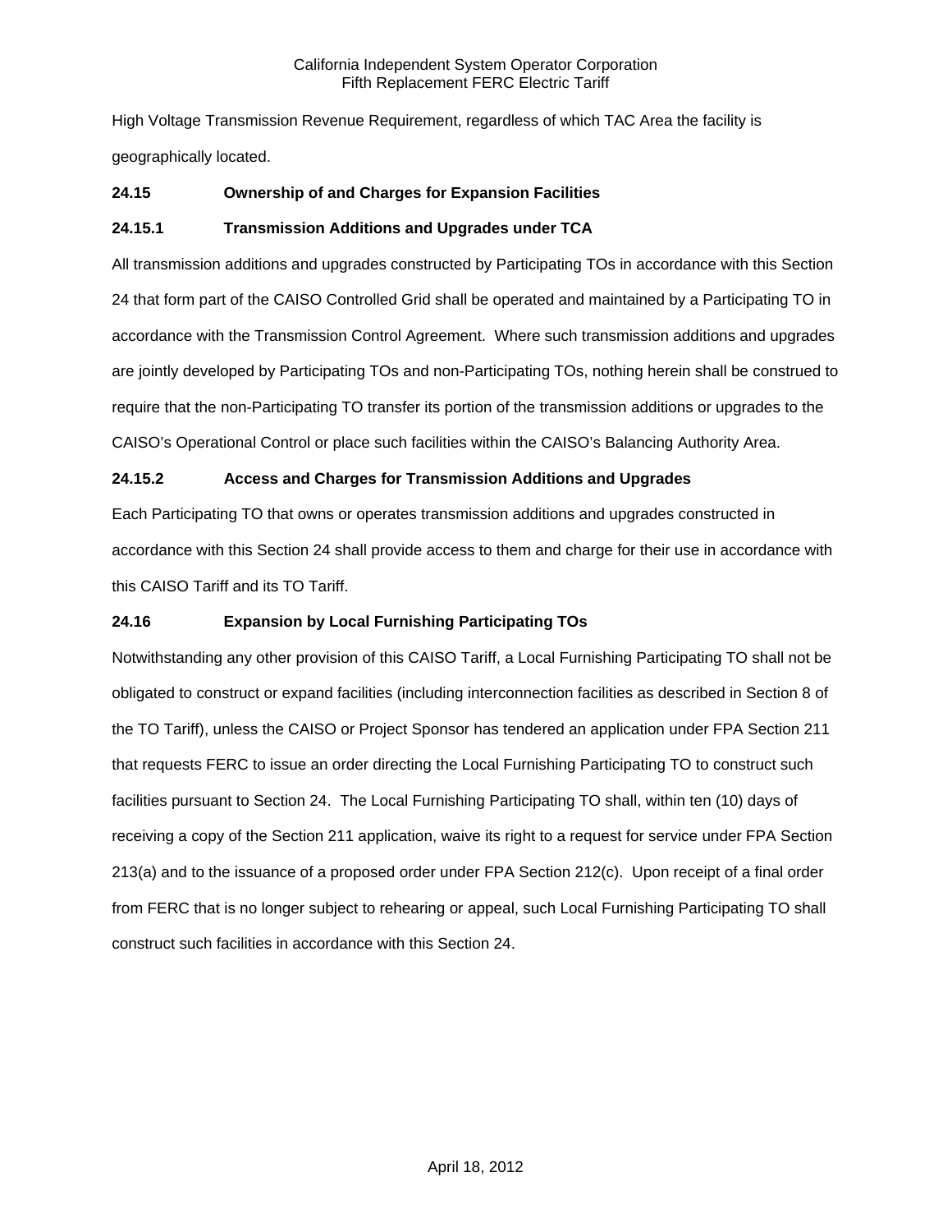High Voltage Transmission Revenue Requirement, regardless of which TAC Area the facility is geographically located.

### 24.15 Ownership of and Charges for Expansion Facilities

### 24.15.1 Transmission Additions and Upgrades under TCA

All transmission additions and upgrades constructed by Participating TOs in accordance with this Section 24 that form part of the CAISO Controlled Grid shall be operated and maintained by a Participating TO in accordance with the Transmission Control Agreement. Where such transmission additions and upgrades are jointly developed by Participating TOs and non-Participating TOs, nothing herein shall be construed to require that the non-Participating TO transfer its portion of the transmission additions or upgrades to the CAISO's Operational Control or place such facilities within the CAISO's Balancing Authority Area.

### 24.15.2 Access and Charges for Transmission Additions and Upgrades

Each Participating TO that owns or operates transmission additions and upgrades constructed in accordance with this Section 24 shall provide access to them and charge for their use in accordance with this CAISO Tariff and its TO Tariff.

### 24.16 Expansion by Local Furnishing Participating TOs

Notwithstanding any other provision of this CAISO Tariff, a Local Furnishing Participating TO shall not be obligated to construct or expand facilities (including interconnection facilities as described in Section 8 of the TO Tariff), unless the CAISO or Project Sponsor has tendered an application under FPA Section 211 that requests FERC to issue an order directing the Local Furnishing Participating TO to construct such facilities pursuant to Section 24. The Local Furnishing Participating TO shall, within ten (10) days of receiving a copy of the Section 211 application, waive its right to a request for service under FPA Section 213(a) and to the issuance of a proposed order under FPA Section 212(c). Upon receipt of a final order from FERC that is no longer subject to rehearing or appeal, such Local Furnishing Participating TO shall construct such facilities in accordance with this Section 24.